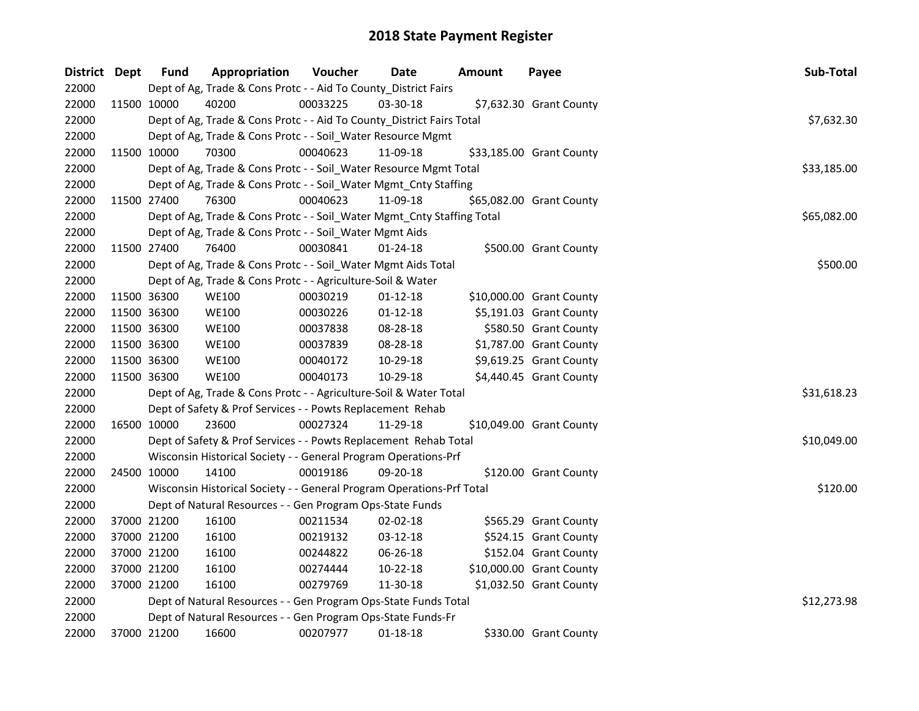# 2018 State Payment Register

| District | Dept | Fund | Appropriation | Voucher | Date | Amount | Payee | Sub-Total |
|---|---|---|---|---|---|---|---|---|
| 22000 | | | Dept of Ag, Trade & Cons Protc - - Aid To County_District Fairs | | | | | |
| 22000 | 11500 | 10000 | 40200 | 00033225 | 03-30-18 | $7,632.30 | Grant County | |
| 22000 | | | Dept of Ag, Trade & Cons Protc - - Aid To County_District Fairs Total | | | | | $7,632.30 |
| 22000 | | | Dept of Ag, Trade & Cons Protc - - Soil_Water Resource Mgmt | | | | | |
| 22000 | 11500 | 10000 | 70300 | 00040623 | 11-09-18 | $33,185.00 | Grant County | |
| 22000 | | | Dept of Ag, Trade & Cons Protc - - Soil_Water Resource Mgmt Total | | | | | $33,185.00 |
| 22000 | | | Dept of Ag, Trade & Cons Protc - - Soil_Water Mgmt_Cnty Staffing | | | | | |
| 22000 | 11500 | 27400 | 76300 | 00040623 | 11-09-18 | $65,082.00 | Grant County | |
| 22000 | | | Dept of Ag, Trade & Cons Protc - - Soil_Water Mgmt_Cnty Staffing Total | | | | | $65,082.00 |
| 22000 | | | Dept of Ag, Trade & Cons Protc - - Soil_Water Mgmt Aids | | | | | |
| 22000 | 11500 | 27400 | 76400 | 00030841 | 01-24-18 | $500.00 | Grant County | |
| 22000 | | | Dept of Ag, Trade & Cons Protc - - Soil_Water Mgmt Aids Total | | | | | $500.00 |
| 22000 | | | Dept of Ag, Trade & Cons Protc - - Agriculture-Soil & Water | | | | | |
| 22000 | 11500 | 36300 | WE100 | 00030219 | 01-12-18 | $10,000.00 | Grant County | |
| 22000 | 11500 | 36300 | WE100 | 00030226 | 01-12-18 | $5,191.03 | Grant County | |
| 22000 | 11500 | 36300 | WE100 | 00037838 | 08-28-18 | $580.50 | Grant County | |
| 22000 | 11500 | 36300 | WE100 | 00037839 | 08-28-18 | $1,787.00 | Grant County | |
| 22000 | 11500 | 36300 | WE100 | 00040172 | 10-29-18 | $9,619.25 | Grant County | |
| 22000 | 11500 | 36300 | WE100 | 00040173 | 10-29-18 | $4,440.45 | Grant County | |
| 22000 | | | Dept of Ag, Trade & Cons Protc - - Agriculture-Soil & Water Total | | | | | $31,618.23 |
| 22000 | | | Dept of Safety & Prof Services - - Powts Replacement Rehab | | | | | |
| 22000 | 16500 | 10000 | 23600 | 00027324 | 11-29-18 | $10,049.00 | Grant County | |
| 22000 | | | Dept of Safety & Prof Services - - Powts Replacement Rehab Total | | | | | $10,049.00 |
| 22000 | | | Wisconsin Historical Society - - General Program Operations-Prf | | | | | |
| 22000 | 24500 | 10000 | 14100 | 00019186 | 09-20-18 | $120.00 | Grant County | |
| 22000 | | | Wisconsin Historical Society - - General Program Operations-Prf Total | | | | | $120.00 |
| 22000 | | | Dept of Natural Resources - - Gen Program Ops-State Funds | | | | | |
| 22000 | 37000 | 21200 | 16100 | 00211534 | 02-02-18 | $565.29 | Grant County | |
| 22000 | 37000 | 21200 | 16100 | 00219132 | 03-12-18 | $524.15 | Grant County | |
| 22000 | 37000 | 21200 | 16100 | 00244822 | 06-26-18 | $152.04 | Grant County | |
| 22000 | 37000 | 21200 | 16100 | 00274444 | 10-22-18 | $10,000.00 | Grant County | |
| 22000 | 37000 | 21200 | 16100 | 00279769 | 11-30-18 | $1,032.50 | Grant County | |
| 22000 | | | Dept of Natural Resources - - Gen Program Ops-State Funds Total | | | | | $12,273.98 |
| 22000 | | | Dept of Natural Resources - - Gen Program Ops-State Funds-Fr | | | | | |
| 22000 | 37000 | 21200 | 16600 | 00207977 | 01-18-18 | $330.00 | Grant County | |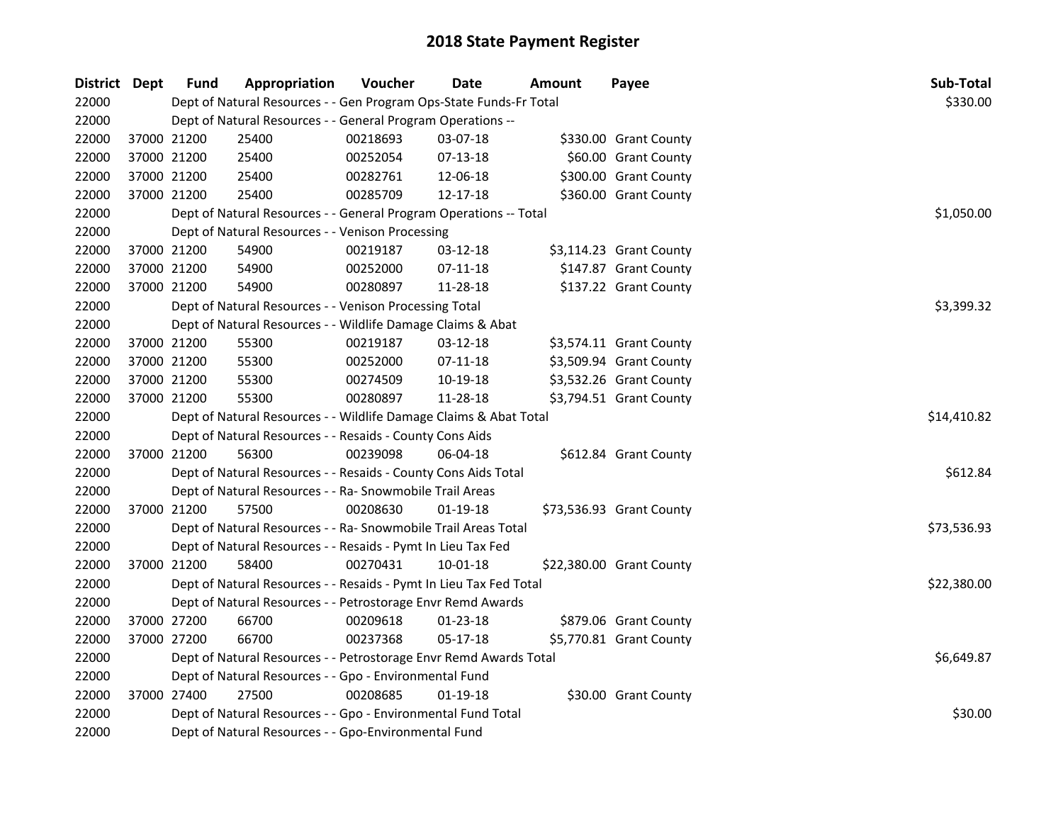# 2018 State Payment Register

| District | Dept | Fund | Appropriation | Voucher | Date | Amount | Payee | Sub-Total |
|---|---|---|---|---|---|---|---|---|
| 22000 | | Dept of Natural Resources - - Gen Program Ops-State Funds-Fr Total | | | | | | $330.00 |
| 22000 | | Dept of Natural Resources - - General Program Operations -- | | | | | | |
| 22000 | 37000 | 21200 | 25400 | 00218693 | 03-07-18 | $330.00 | Grant County | |
| 22000 | 37000 | 21200 | 25400 | 00252054 | 07-13-18 | $60.00 | Grant County | |
| 22000 | 37000 | 21200 | 25400 | 00282761 | 12-06-18 | $300.00 | Grant County | |
| 22000 | 37000 | 21200 | 25400 | 00285709 | 12-17-18 | $360.00 | Grant County | |
| 22000 | | Dept of Natural Resources - - General Program Operations -- Total | | | | | | $1,050.00 |
| 22000 | | Dept of Natural Resources - - Venison Processing | | | | | | |
| 22000 | 37000 | 21200 | 54900 | 00219187 | 03-12-18 | $3,114.23 | Grant County | |
| 22000 | 37000 | 21200 | 54900 | 00252000 | 07-11-18 | $147.87 | Grant County | |
| 22000 | 37000 | 21200 | 54900 | 00280897 | 11-28-18 | $137.22 | Grant County | |
| 22000 | | Dept of Natural Resources - - Venison Processing Total | | | | | | $3,399.32 |
| 22000 | | Dept of Natural Resources - - Wildlife Damage Claims & Abat | | | | | | |
| 22000 | 37000 | 21200 | 55300 | 00219187 | 03-12-18 | $3,574.11 | Grant County | |
| 22000 | 37000 | 21200 | 55300 | 00252000 | 07-11-18 | $3,509.94 | Grant County | |
| 22000 | 37000 | 21200 | 55300 | 00274509 | 10-19-18 | $3,532.26 | Grant County | |
| 22000 | 37000 | 21200 | 55300 | 00280897 | 11-28-18 | $3,794.51 | Grant County | |
| 22000 | | Dept of Natural Resources - - Wildlife Damage Claims & Abat Total | | | | | | $14,410.82 |
| 22000 | | Dept of Natural Resources - - Resaids - County Cons Aids | | | | | | |
| 22000 | 37000 | 21200 | 56300 | 00239098 | 06-04-18 | $612.84 | Grant County | |
| 22000 | | Dept of Natural Resources - - Resaids - County Cons Aids Total | | | | | | $612.84 |
| 22000 | | Dept of Natural Resources - - Ra- Snowmobile Trail Areas | | | | | | |
| 22000 | 37000 | 21200 | 57500 | 00208630 | 01-19-18 | $73,536.93 | Grant County | |
| 22000 | | Dept of Natural Resources - - Ra- Snowmobile Trail Areas Total | | | | | | $73,536.93 |
| 22000 | | Dept of Natural Resources - - Resaids - Pymt In Lieu Tax Fed | | | | | | |
| 22000 | 37000 | 21200 | 58400 | 00270431 | 10-01-18 | $22,380.00 | Grant County | |
| 22000 | | Dept of Natural Resources - - Resaids - Pymt In Lieu Tax Fed Total | | | | | | $22,380.00 |
| 22000 | | Dept of Natural Resources - - Petrostorage Envr Remd Awards | | | | | | |
| 22000 | 37000 | 27200 | 66700 | 00209618 | 01-23-18 | $879.06 | Grant County | |
| 22000 | 37000 | 27200 | 66700 | 00237368 | 05-17-18 | $5,770.81 | Grant County | |
| 22000 | | Dept of Natural Resources - - Petrostorage Envr Remd Awards Total | | | | | | $6,649.87 |
| 22000 | | Dept of Natural Resources - - Gpo - Environmental Fund | | | | | | |
| 22000 | 37000 | 27400 | 27500 | 00208685 | 01-19-18 | $30.00 | Grant County | |
| 22000 | | Dept of Natural Resources - - Gpo - Environmental Fund Total | | | | | | $30.00 |
| 22000 | | Dept of Natural Resources - - Gpo-Environmental Fund | | | | | | |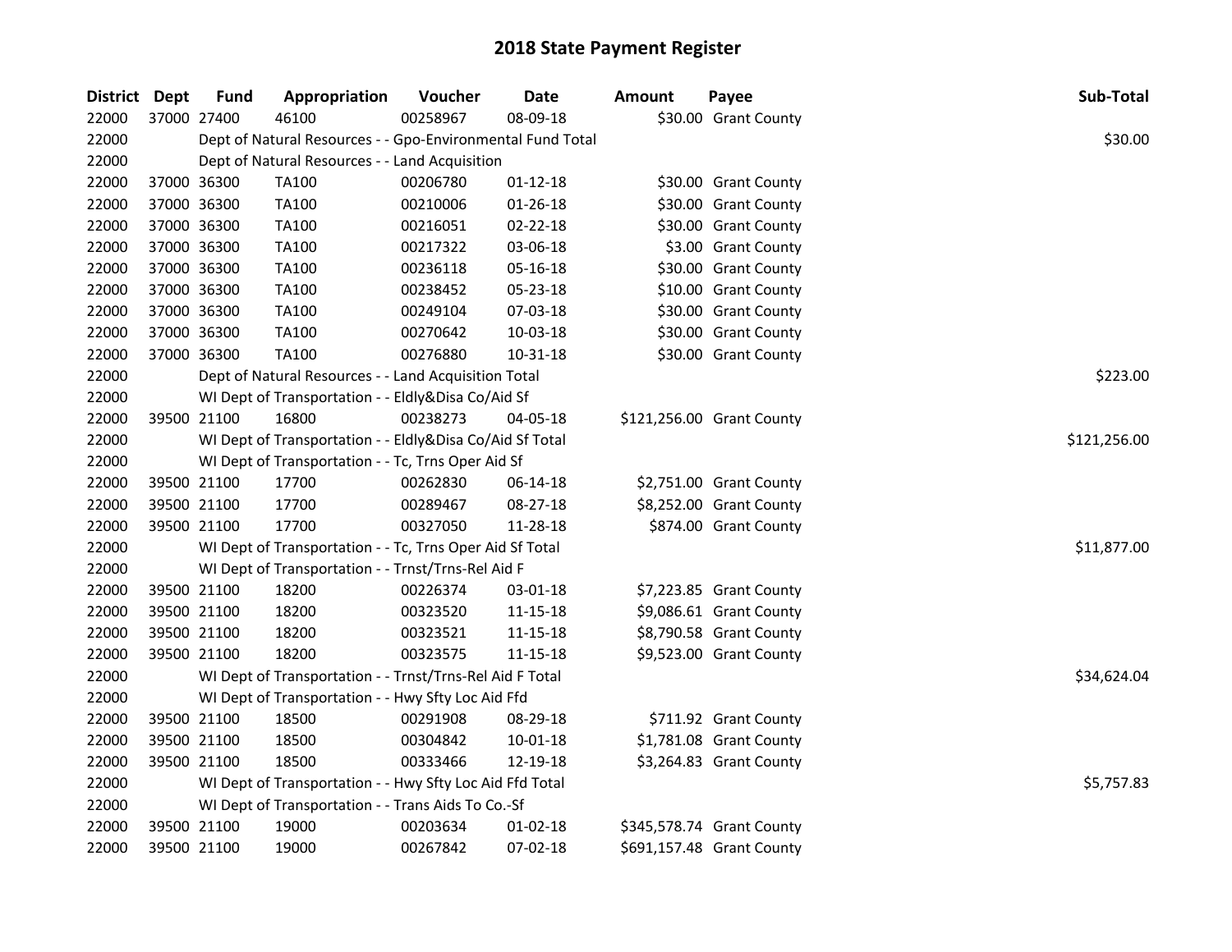# 2018 State Payment Register

| District | Dept | Fund | Appropriation | Voucher | Date | Amount | Payee | Sub-Total |
|---|---|---|---|---|---|---|---|---|
| 22000 | 37000 | 27400 | 46100 | 00258967 | 08-09-18 | $30.00 | Grant County | |
| 22000 | | | Dept of Natural Resources - - Gpo-Environmental Fund Total | | | | | $30.00 |
| 22000 | | | Dept of Natural Resources - - Land Acquisition | | | | | |
| 22000 | 37000 | 36300 | TA100 | 00206780 | 01-12-18 | $30.00 | Grant County | |
| 22000 | 37000 | 36300 | TA100 | 00210006 | 01-26-18 | $30.00 | Grant County | |
| 22000 | 37000 | 36300 | TA100 | 00216051 | 02-22-18 | $30.00 | Grant County | |
| 22000 | 37000 | 36300 | TA100 | 00217322 | 03-06-18 | $3.00 | Grant County | |
| 22000 | 37000 | 36300 | TA100 | 00236118 | 05-16-18 | $30.00 | Grant County | |
| 22000 | 37000 | 36300 | TA100 | 00238452 | 05-23-18 | $10.00 | Grant County | |
| 22000 | 37000 | 36300 | TA100 | 00249104 | 07-03-18 | $30.00 | Grant County | |
| 22000 | 37000 | 36300 | TA100 | 00270642 | 10-03-18 | $30.00 | Grant County | |
| 22000 | 37000 | 36300 | TA100 | 00276880 | 10-31-18 | $30.00 | Grant County | |
| 22000 | | | Dept of Natural Resources - - Land Acquisition Total | | | | | $223.00 |
| 22000 | | | WI Dept of Transportation - - Eldly&Disa Co/Aid Sf | | | | | |
| 22000 | 39500 | 21100 | 16800 | 00238273 | 04-05-18 | $121,256.00 | Grant County | |
| 22000 | | | WI Dept of Transportation - - Eldly&Disa Co/Aid Sf Total | | | | | $121,256.00 |
| 22000 | | | WI Dept of Transportation - - Tc, Trns Oper Aid Sf | | | | | |
| 22000 | 39500 | 21100 | 17700 | 00262830 | 06-14-18 | $2,751.00 | Grant County | |
| 22000 | 39500 | 21100 | 17700 | 00289467 | 08-27-18 | $8,252.00 | Grant County | |
| 22000 | 39500 | 21100 | 17700 | 00327050 | 11-28-18 | $874.00 | Grant County | |
| 22000 | | | WI Dept of Transportation - - Tc, Trns Oper Aid Sf Total | | | | | $11,877.00 |
| 22000 | | | WI Dept of Transportation - - Trnst/Trns-Rel Aid F | | | | | |
| 22000 | 39500 | 21100 | 18200 | 00226374 | 03-01-18 | $7,223.85 | Grant County | |
| 22000 | 39500 | 21100 | 18200 | 00323520 | 11-15-18 | $9,086.61 | Grant County | |
| 22000 | 39500 | 21100 | 18200 | 00323521 | 11-15-18 | $8,790.58 | Grant County | |
| 22000 | 39500 | 21100 | 18200 | 00323575 | 11-15-18 | $9,523.00 | Grant County | |
| 22000 | | | WI Dept of Transportation - - Trnst/Trns-Rel Aid F Total | | | | | $34,624.04 |
| 22000 | | | WI Dept of Transportation - - Hwy Sfty Loc Aid Ffd | | | | | |
| 22000 | 39500 | 21100 | 18500 | 00291908 | 08-29-18 | $711.92 | Grant County | |
| 22000 | 39500 | 21100 | 18500 | 00304842 | 10-01-18 | $1,781.08 | Grant County | |
| 22000 | 39500 | 21100 | 18500 | 00333466 | 12-19-18 | $3,264.83 | Grant County | |
| 22000 | | | WI Dept of Transportation - - Hwy Sfty Loc Aid Ffd Total | | | | | $5,757.83 |
| 22000 | | | WI Dept of Transportation - - Trans Aids To Co.-Sf | | | | | |
| 22000 | 39500 | 21100 | 19000 | 00203634 | 01-02-18 | $345,578.74 | Grant County | |
| 22000 | 39500 | 21100 | 19000 | 00267842 | 07-02-18 | $691,157.48 | Grant County | |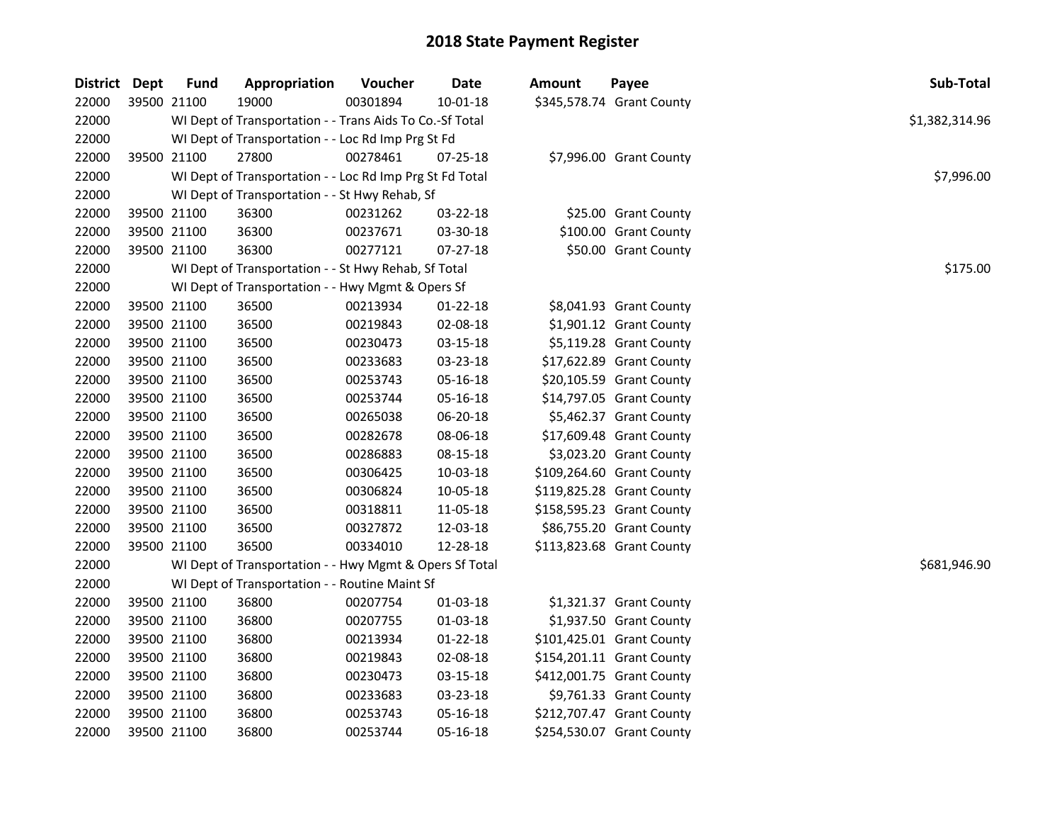# 2018 State Payment Register

| District | Dept | Fund | Appropriation | Voucher | Date | Amount | Payee | Sub-Total |
|---|---|---|---|---|---|---|---|---|
| 22000 | 39500 | 21100 | 19000 | 00301894 | 10-01-18 | $345,578.74 | Grant County | |
| 22000 | | | WI Dept of Transportation - - Trans Aids To Co.-Sf Total | | | | | $1,382,314.96 |
| 22000 | | | WI Dept of Transportation - - Loc Rd Imp Prg St Fd | | | | | |
| 22000 | 39500 | 21100 | 27800 | 00278461 | 07-25-18 | $7,996.00 | Grant County | |
| 22000 | | | WI Dept of Transportation - - Loc Rd Imp Prg St Fd Total | | | | | $7,996.00 |
| 22000 | | | WI Dept of Transportation - - St Hwy Rehab, Sf | | | | | |
| 22000 | 39500 | 21100 | 36300 | 00231262 | 03-22-18 | $25.00 | Grant County | |
| 22000 | 39500 | 21100 | 36300 | 00237671 | 03-30-18 | $100.00 | Grant County | |
| 22000 | 39500 | 21100 | 36300 | 00277121 | 07-27-18 | $50.00 | Grant County | |
| 22000 | | | WI Dept of Transportation - - St Hwy Rehab, Sf Total | | | | | $175.00 |
| 22000 | | | WI Dept of Transportation - - Hwy Mgmt & Opers Sf | | | | | |
| 22000 | 39500 | 21100 | 36500 | 00213934 | 01-22-18 | $8,041.93 | Grant County | |
| 22000 | 39500 | 21100 | 36500 | 00219843 | 02-08-18 | $1,901.12 | Grant County | |
| 22000 | 39500 | 21100 | 36500 | 00230473 | 03-15-18 | $5,119.28 | Grant County | |
| 22000 | 39500 | 21100 | 36500 | 00233683 | 03-23-18 | $17,622.89 | Grant County | |
| 22000 | 39500 | 21100 | 36500 | 00253743 | 05-16-18 | $20,105.59 | Grant County | |
| 22000 | 39500 | 21100 | 36500 | 00253744 | 05-16-18 | $14,797.05 | Grant County | |
| 22000 | 39500 | 21100 | 36500 | 00265038 | 06-20-18 | $5,462.37 | Grant County | |
| 22000 | 39500 | 21100 | 36500 | 00282678 | 08-06-18 | $17,609.48 | Grant County | |
| 22000 | 39500 | 21100 | 36500 | 00286883 | 08-15-18 | $3,023.20 | Grant County | |
| 22000 | 39500 | 21100 | 36500 | 00306425 | 10-03-18 | $109,264.60 | Grant County | |
| 22000 | 39500 | 21100 | 36500 | 00306824 | 10-05-18 | $119,825.28 | Grant County | |
| 22000 | 39500 | 21100 | 36500 | 00318811 | 11-05-18 | $158,595.23 | Grant County | |
| 22000 | 39500 | 21100 | 36500 | 00327872 | 12-03-18 | $86,755.20 | Grant County | |
| 22000 | 39500 | 21100 | 36500 | 00334010 | 12-28-18 | $113,823.68 | Grant County | |
| 22000 | | | WI Dept of Transportation - - Hwy Mgmt & Opers Sf Total | | | | | $681,946.90 |
| 22000 | | | WI Dept of Transportation - - Routine Maint Sf | | | | | |
| 22000 | 39500 | 21100 | 36800 | 00207754 | 01-03-18 | $1,321.37 | Grant County | |
| 22000 | 39500 | 21100 | 36800 | 00207755 | 01-03-18 | $1,937.50 | Grant County | |
| 22000 | 39500 | 21100 | 36800 | 00213934 | 01-22-18 | $101,425.01 | Grant County | |
| 22000 | 39500 | 21100 | 36800 | 00219843 | 02-08-18 | $154,201.11 | Grant County | |
| 22000 | 39500 | 21100 | 36800 | 00230473 | 03-15-18 | $412,001.75 | Grant County | |
| 22000 | 39500 | 21100 | 36800 | 00233683 | 03-23-18 | $9,761.33 | Grant County | |
| 22000 | 39500 | 21100 | 36800 | 00253743 | 05-16-18 | $212,707.47 | Grant County | |
| 22000 | 39500 | 21100 | 36800 | 00253744 | 05-16-18 | $254,530.07 | Grant County | |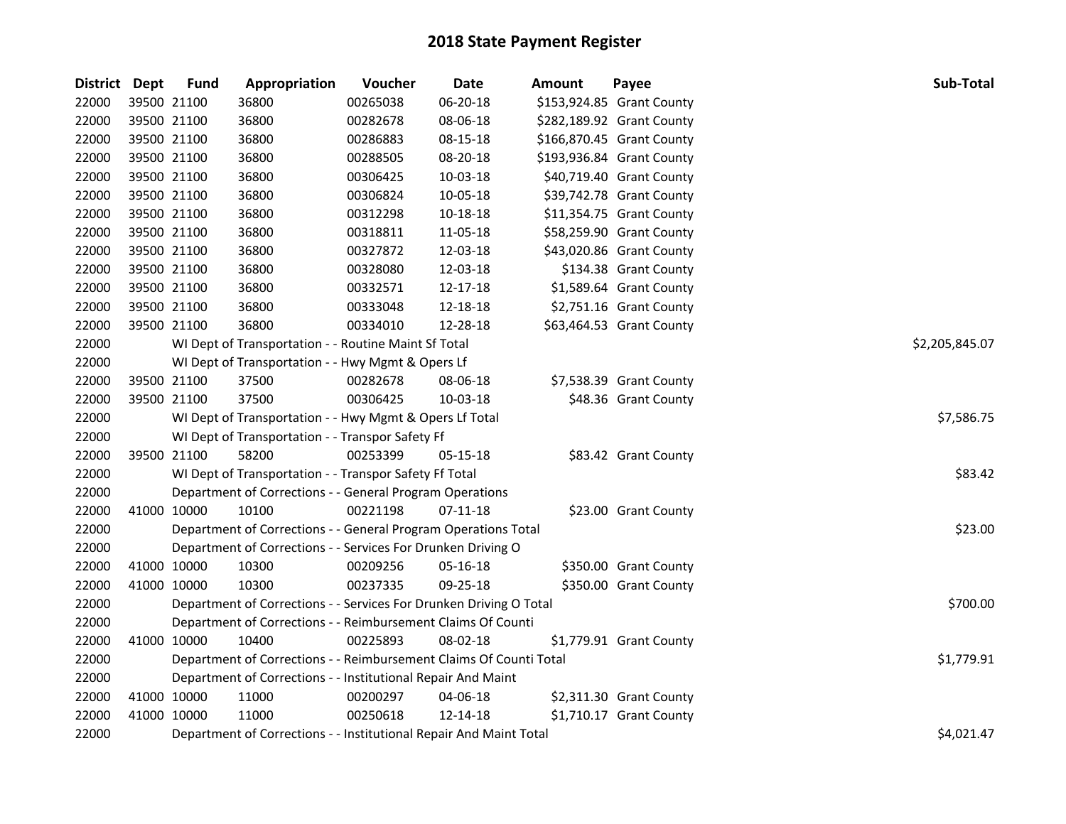# 2018 State Payment Register

| District | Dept | Fund | Appropriation | Voucher | Date | Amount | Payee | Sub-Total |
|---|---|---|---|---|---|---|---|---|
| 22000 | 39500 | 21100 | 36800 | 00265038 | 06-20-18 | $153,924.85 | Grant County | |
| 22000 | 39500 | 21100 | 36800 | 00282678 | 08-06-18 | $282,189.92 | Grant County | |
| 22000 | 39500 | 21100 | 36800 | 00286883 | 08-15-18 | $166,870.45 | Grant County | |
| 22000 | 39500 | 21100 | 36800 | 00288505 | 08-20-18 | $193,936.84 | Grant County | |
| 22000 | 39500 | 21100 | 36800 | 00306425 | 10-03-18 | $40,719.40 | Grant County | |
| 22000 | 39500 | 21100 | 36800 | 00306824 | 10-05-18 | $39,742.78 | Grant County | |
| 22000 | 39500 | 21100 | 36800 | 00312298 | 10-18-18 | $11,354.75 | Grant County | |
| 22000 | 39500 | 21100 | 36800 | 00318811 | 11-05-18 | $58,259.90 | Grant County | |
| 22000 | 39500 | 21100 | 36800 | 00327872 | 12-03-18 | $43,020.86 | Grant County | |
| 22000 | 39500 | 21100 | 36800 | 00328080 | 12-03-18 | $134.38 | Grant County | |
| 22000 | 39500 | 21100 | 36800 | 00332571 | 12-17-18 | $1,589.64 | Grant County | |
| 22000 | 39500 | 21100 | 36800 | 00333048 | 12-18-18 | $2,751.16 | Grant County | |
| 22000 | 39500 | 21100 | 36800 | 00334010 | 12-28-18 | $63,464.53 | Grant County | |
| 22000 | | | WI Dept of Transportation - - Routine Maint Sf Total | | | | | $2,205,845.07 |
| 22000 | | | WI Dept of Transportation - - Hwy Mgmt & Opers Lf | | | | | |
| 22000 | 39500 | 21100 | 37500 | 00282678 | 08-06-18 | $7,538.39 | Grant County | |
| 22000 | 39500 | 21100 | 37500 | 00306425 | 10-03-18 | $48.36 | Grant County | |
| 22000 | | | WI Dept of Transportation - - Hwy Mgmt & Opers Lf Total | | | | | $7,586.75 |
| 22000 | | | WI Dept of Transportation - - Transpor Safety Ff | | | | | |
| 22000 | 39500 | 21100 | 58200 | 00253399 | 05-15-18 | $83.42 | Grant County | |
| 22000 | | | WI Dept of Transportation - - Transpor Safety Ff Total | | | | | $83.42 |
| 22000 | | | Department of Corrections - - General Program Operations | | | | | |
| 22000 | 41000 | 10000 | 10100 | 00221198 | 07-11-18 | $23.00 | Grant County | |
| 22000 | | | Department of Corrections - - General Program Operations Total | | | | | $23.00 |
| 22000 | | | Department of Corrections - - Services For Drunken Driving O | | | | | |
| 22000 | 41000 | 10000 | 10300 | 00209256 | 05-16-18 | $350.00 | Grant County | |
| 22000 | 41000 | 10000 | 10300 | 00237335 | 09-25-18 | $350.00 | Grant County | |
| 22000 | | | Department of Corrections - - Services For Drunken Driving O Total | | | | | $700.00 |
| 22000 | | | Department of Corrections - - Reimbursement Claims Of Counti | | | | | |
| 22000 | 41000 | 10000 | 10400 | 00225893 | 08-02-18 | $1,779.91 | Grant County | |
| 22000 | | | Department of Corrections - - Reimbursement Claims Of Counti Total | | | | | $1,779.91 |
| 22000 | | | Department of Corrections - - Institutional Repair And Maint | | | | | |
| 22000 | 41000 | 10000 | 11000 | 00200297 | 04-06-18 | $2,311.30 | Grant County | |
| 22000 | 41000 | 10000 | 11000 | 00250618 | 12-14-18 | $1,710.17 | Grant County | |
| 22000 | | | Department of Corrections - - Institutional Repair And Maint Total | | | | | $4,021.47 |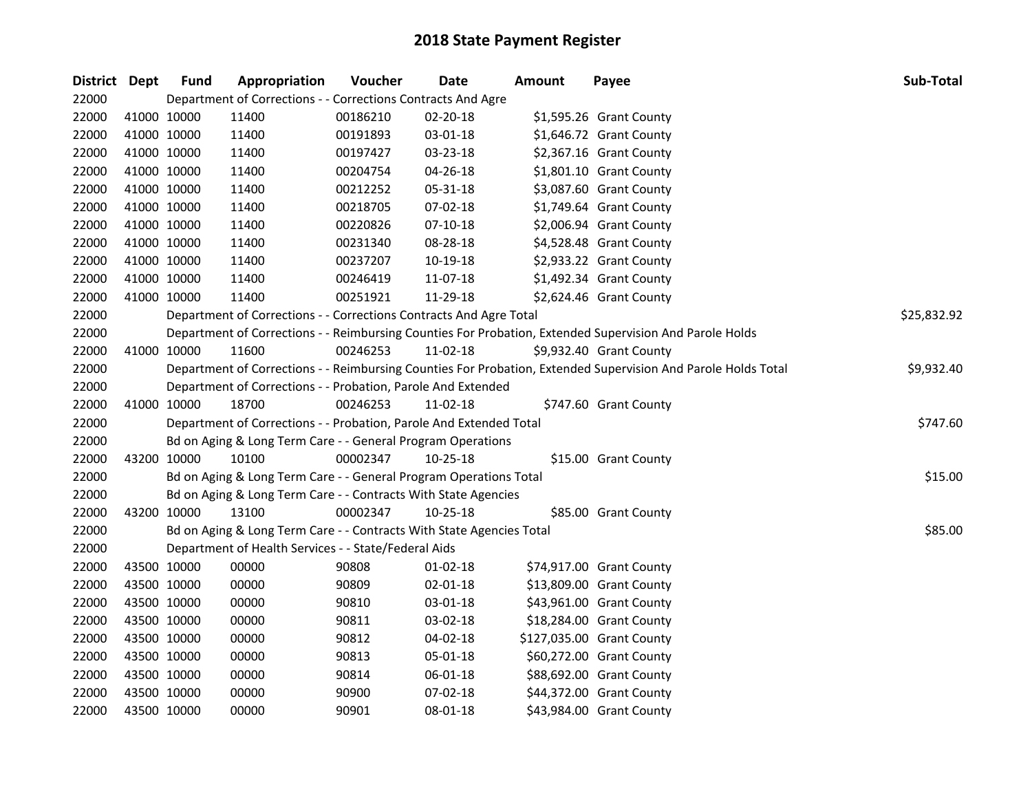# 2018 State Payment Register

| District | Dept | Fund | Appropriation | Voucher | Date | Amount | Payee | Sub-Total |
|---|---|---|---|---|---|---|---|---|
| 22000 | | Department of Corrections - - Corrections Contracts And Agre | | | | | | |
| 22000 | 41000 | 10000 | 11400 | 00186210 | 02-20-18 | $1,595.26 | Grant County | |
| 22000 | 41000 | 10000 | 11400 | 00191893 | 03-01-18 | $1,646.72 | Grant County | |
| 22000 | 41000 | 10000 | 11400 | 00197427 | 03-23-18 | $2,367.16 | Grant County | |
| 22000 | 41000 | 10000 | 11400 | 00204754 | 04-26-18 | $1,801.10 | Grant County | |
| 22000 | 41000 | 10000 | 11400 | 00212252 | 05-31-18 | $3,087.60 | Grant County | |
| 22000 | 41000 | 10000 | 11400 | 00218705 | 07-02-18 | $1,749.64 | Grant County | |
| 22000 | 41000 | 10000 | 11400 | 00220826 | 07-10-18 | $2,006.94 | Grant County | |
| 22000 | 41000 | 10000 | 11400 | 00231340 | 08-28-18 | $4,528.48 | Grant County | |
| 22000 | 41000 | 10000 | 11400 | 00237207 | 10-19-18 | $2,933.22 | Grant County | |
| 22000 | 41000 | 10000 | 11400 | 00246419 | 11-07-18 | $1,492.34 | Grant County | |
| 22000 | 41000 | 10000 | 11400 | 00251921 | 11-29-18 | $2,624.46 | Grant County | |
| 22000 | | Department of Corrections - - Corrections Contracts And Agre Total | | | | | | $25,832.92 |
| 22000 | | Department of Corrections - - Reimbursing Counties For Probation, Extended Supervision And Parole Holds | | | | | | |
| 22000 | 41000 | 10000 | 11600 | 00246253 | 11-02-18 | $9,932.40 | Grant County | |
| 22000 | | Department of Corrections - - Reimbursing Counties For Probation, Extended Supervision And Parole Holds Total | | | | | | $9,932.40 |
| 22000 | | Department of Corrections - - Probation, Parole And Extended | | | | | | |
| 22000 | 41000 | 10000 | 18700 | 00246253 | 11-02-18 | $747.60 | Grant County | |
| 22000 | | Department of Corrections - - Probation, Parole And Extended Total | | | | | | $747.60 |
| 22000 | | Bd on Aging & Long Term Care - - General Program Operations | | | | | | |
| 22000 | 43200 | 10000 | 10100 | 00002347 | 10-25-18 | $15.00 | Grant County | |
| 22000 | | Bd on Aging & Long Term Care - - General Program Operations Total | | | | | | $15.00 |
| 22000 | | Bd on Aging & Long Term Care - - Contracts With State Agencies | | | | | | |
| 22000 | 43200 | 10000 | 13100 | 00002347 | 10-25-18 | $85.00 | Grant County | |
| 22000 | | Bd on Aging & Long Term Care - - Contracts With State Agencies Total | | | | | | $85.00 |
| 22000 | | Department of Health Services - - State/Federal Aids | | | | | | |
| 22000 | 43500 | 10000 | 00000 | 90808 | 01-02-18 | $74,917.00 | Grant County | |
| 22000 | 43500 | 10000 | 00000 | 90809 | 02-01-18 | $13,809.00 | Grant County | |
| 22000 | 43500 | 10000 | 00000 | 90810 | 03-01-18 | $43,961.00 | Grant County | |
| 22000 | 43500 | 10000 | 00000 | 90811 | 03-02-18 | $18,284.00 | Grant County | |
| 22000 | 43500 | 10000 | 00000 | 90812 | 04-02-18 | $127,035.00 | Grant County | |
| 22000 | 43500 | 10000 | 00000 | 90813 | 05-01-18 | $60,272.00 | Grant County | |
| 22000 | 43500 | 10000 | 00000 | 90814 | 06-01-18 | $88,692.00 | Grant County | |
| 22000 | 43500 | 10000 | 00000 | 90900 | 07-02-18 | $44,372.00 | Grant County | |
| 22000 | 43500 | 10000 | 00000 | 90901 | 08-01-18 | $43,984.00 | Grant County | |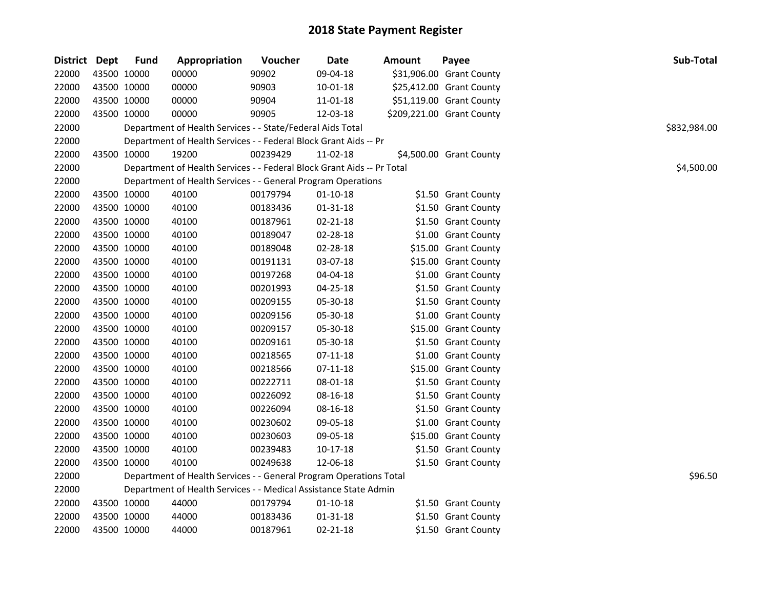# 2018 State Payment Register

| District | Dept | Fund | Appropriation | Voucher | Date | Amount | Payee | Sub-Total |
|---|---|---|---|---|---|---|---|---|
| 22000 | 43500 | 10000 | 00000 | 90902 | 09-04-18 | $31,906.00 | Grant County | |
| 22000 | 43500 | 10000 | 00000 | 90903 | 10-01-18 | $25,412.00 | Grant County | |
| 22000 | 43500 | 10000 | 00000 | 90904 | 11-01-18 | $51,119.00 | Grant County | |
| 22000 | 43500 | 10000 | 00000 | 90905 | 12-03-18 | $209,221.00 | Grant County | |
| 22000 | | Department of Health Services - - State/Federal Aids Total | | | | | | $832,984.00 |
| 22000 | | Department of Health Services - - Federal Block Grant Aids -- Pr | | | | | | |
| 22000 | 43500 | 10000 | 19200 | 00239429 | 11-02-18 | $4,500.00 | Grant County | |
| 22000 | | Department of Health Services - - Federal Block Grant Aids -- Pr Total | | | | | | $4,500.00 |
| 22000 | | Department of Health Services - - General Program Operations | | | | | | |
| 22000 | 43500 | 10000 | 40100 | 00179794 | 01-10-18 | $1.50 | Grant County | |
| 22000 | 43500 | 10000 | 40100 | 00183436 | 01-31-18 | $1.50 | Grant County | |
| 22000 | 43500 | 10000 | 40100 | 00187961 | 02-21-18 | $1.50 | Grant County | |
| 22000 | 43500 | 10000 | 40100 | 00189047 | 02-28-18 | $1.00 | Grant County | |
| 22000 | 43500 | 10000 | 40100 | 00189048 | 02-28-18 | $15.00 | Grant County | |
| 22000 | 43500 | 10000 | 40100 | 00191131 | 03-07-18 | $15.00 | Grant County | |
| 22000 | 43500 | 10000 | 40100 | 00197268 | 04-04-18 | $1.00 | Grant County | |
| 22000 | 43500 | 10000 | 40100 | 00201993 | 04-25-18 | $1.50 | Grant County | |
| 22000 | 43500 | 10000 | 40100 | 00209155 | 05-30-18 | $1.50 | Grant County | |
| 22000 | 43500 | 10000 | 40100 | 00209156 | 05-30-18 | $1.00 | Grant County | |
| 22000 | 43500 | 10000 | 40100 | 00209157 | 05-30-18 | $15.00 | Grant County | |
| 22000 | 43500 | 10000 | 40100 | 00209161 | 05-30-18 | $1.50 | Grant County | |
| 22000 | 43500 | 10000 | 40100 | 00218565 | 07-11-18 | $1.00 | Grant County | |
| 22000 | 43500 | 10000 | 40100 | 00218566 | 07-11-18 | $15.00 | Grant County | |
| 22000 | 43500 | 10000 | 40100 | 00222711 | 08-01-18 | $1.50 | Grant County | |
| 22000 | 43500 | 10000 | 40100 | 00226092 | 08-16-18 | $1.50 | Grant County | |
| 22000 | 43500 | 10000 | 40100 | 00226094 | 08-16-18 | $1.50 | Grant County | |
| 22000 | 43500 | 10000 | 40100 | 00230602 | 09-05-18 | $1.00 | Grant County | |
| 22000 | 43500 | 10000 | 40100 | 00230603 | 09-05-18 | $15.00 | Grant County | |
| 22000 | 43500 | 10000 | 40100 | 00239483 | 10-17-18 | $1.50 | Grant County | |
| 22000 | 43500 | 10000 | 40100 | 00249638 | 12-06-18 | $1.50 | Grant County | |
| 22000 | | Department of Health Services - - General Program Operations Total | | | | | | $96.50 |
| 22000 | | Department of Health Services - - Medical Assistance State Admin | | | | | | |
| 22000 | 43500 | 10000 | 44000 | 00179794 | 01-10-18 | $1.50 | Grant County | |
| 22000 | 43500 | 10000 | 44000 | 00183436 | 01-31-18 | $1.50 | Grant County | |
| 22000 | 43500 | 10000 | 44000 | 00187961 | 02-21-18 | $1.50 | Grant County | |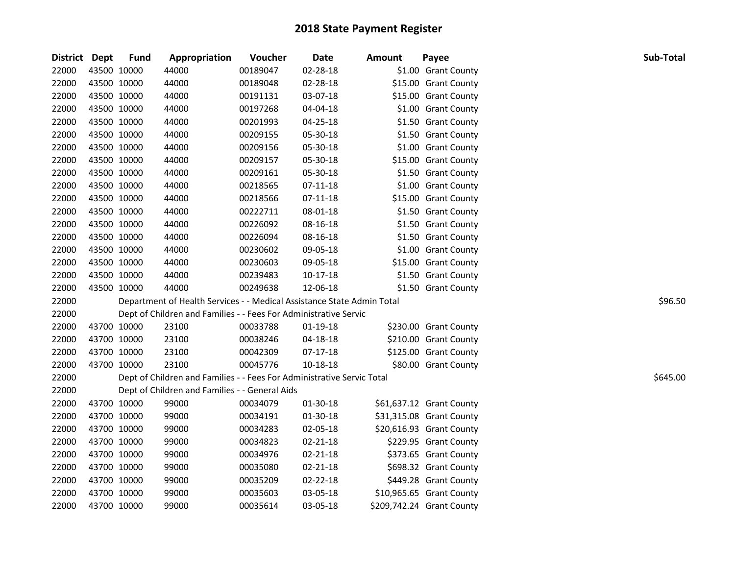# 2018 State Payment Register

| District | Dept | Fund | Appropriation | Voucher | Date | Amount | Payee | Sub-Total |
|---|---|---|---|---|---|---|---|---|
| 22000 | 43500 | 10000 | 44000 | 00189047 | 02-28-18 | $1.00 | Grant County | |
| 22000 | 43500 | 10000 | 44000 | 00189048 | 02-28-18 | $15.00 | Grant County | |
| 22000 | 43500 | 10000 | 44000 | 00191131 | 03-07-18 | $15.00 | Grant County | |
| 22000 | 43500 | 10000 | 44000 | 00197268 | 04-04-18 | $1.00 | Grant County | |
| 22000 | 43500 | 10000 | 44000 | 00201993 | 04-25-18 | $1.50 | Grant County | |
| 22000 | 43500 | 10000 | 44000 | 00209155 | 05-30-18 | $1.50 | Grant County | |
| 22000 | 43500 | 10000 | 44000 | 00209156 | 05-30-18 | $1.00 | Grant County | |
| 22000 | 43500 | 10000 | 44000 | 00209157 | 05-30-18 | $15.00 | Grant County | |
| 22000 | 43500 | 10000 | 44000 | 00209161 | 05-30-18 | $1.50 | Grant County | |
| 22000 | 43500 | 10000 | 44000 | 00218565 | 07-11-18 | $1.00 | Grant County | |
| 22000 | 43500 | 10000 | 44000 | 00218566 | 07-11-18 | $15.00 | Grant County | |
| 22000 | 43500 | 10000 | 44000 | 00222711 | 08-01-18 | $1.50 | Grant County | |
| 22000 | 43500 | 10000 | 44000 | 00226092 | 08-16-18 | $1.50 | Grant County | |
| 22000 | 43500 | 10000 | 44000 | 00226094 | 08-16-18 | $1.50 | Grant County | |
| 22000 | 43500 | 10000 | 44000 | 00230602 | 09-05-18 | $1.00 | Grant County | |
| 22000 | 43500 | 10000 | 44000 | 00230603 | 09-05-18 | $15.00 | Grant County | |
| 22000 | 43500 | 10000 | 44000 | 00239483 | 10-17-18 | $1.50 | Grant County | |
| 22000 | 43500 | 10000 | 44000 | 00249638 | 12-06-18 | $1.50 | Grant County | |
| 22000 | | | Department of Health Services - - Medical Assistance State Admin Total | | | | | $96.50 |
| 22000 | | | Dept of Children and Families - - Fees For Administrative Servic | | | | | |
| 22000 | 43700 | 10000 | 23100 | 00033788 | 01-19-18 | $230.00 | Grant County | |
| 22000 | 43700 | 10000 | 23100 | 00038246 | 04-18-18 | $210.00 | Grant County | |
| 22000 | 43700 | 10000 | 23100 | 00042309 | 07-17-18 | $125.00 | Grant County | |
| 22000 | 43700 | 10000 | 23100 | 00045776 | 10-18-18 | $80.00 | Grant County | |
| 22000 | | | Dept of Children and Families - - Fees For Administrative Servic Total | | | | | $645.00 |
| 22000 | | | Dept of Children and Families - - General Aids | | | | | |
| 22000 | 43700 | 10000 | 99000 | 00034079 | 01-30-18 | $61,637.12 | Grant County | |
| 22000 | 43700 | 10000 | 99000 | 00034191 | 01-30-18 | $31,315.08 | Grant County | |
| 22000 | 43700 | 10000 | 99000 | 00034283 | 02-05-18 | $20,616.93 | Grant County | |
| 22000 | 43700 | 10000 | 99000 | 00034823 | 02-21-18 | $229.95 | Grant County | |
| 22000 | 43700 | 10000 | 99000 | 00034976 | 02-21-18 | $373.65 | Grant County | |
| 22000 | 43700 | 10000 | 99000 | 00035080 | 02-21-18 | $698.32 | Grant County | |
| 22000 | 43700 | 10000 | 99000 | 00035209 | 02-22-18 | $449.28 | Grant County | |
| 22000 | 43700 | 10000 | 99000 | 00035603 | 03-05-18 | $10,965.65 | Grant County | |
| 22000 | 43700 | 10000 | 99000 | 00035614 | 03-05-18 | $209,742.24 | Grant County | |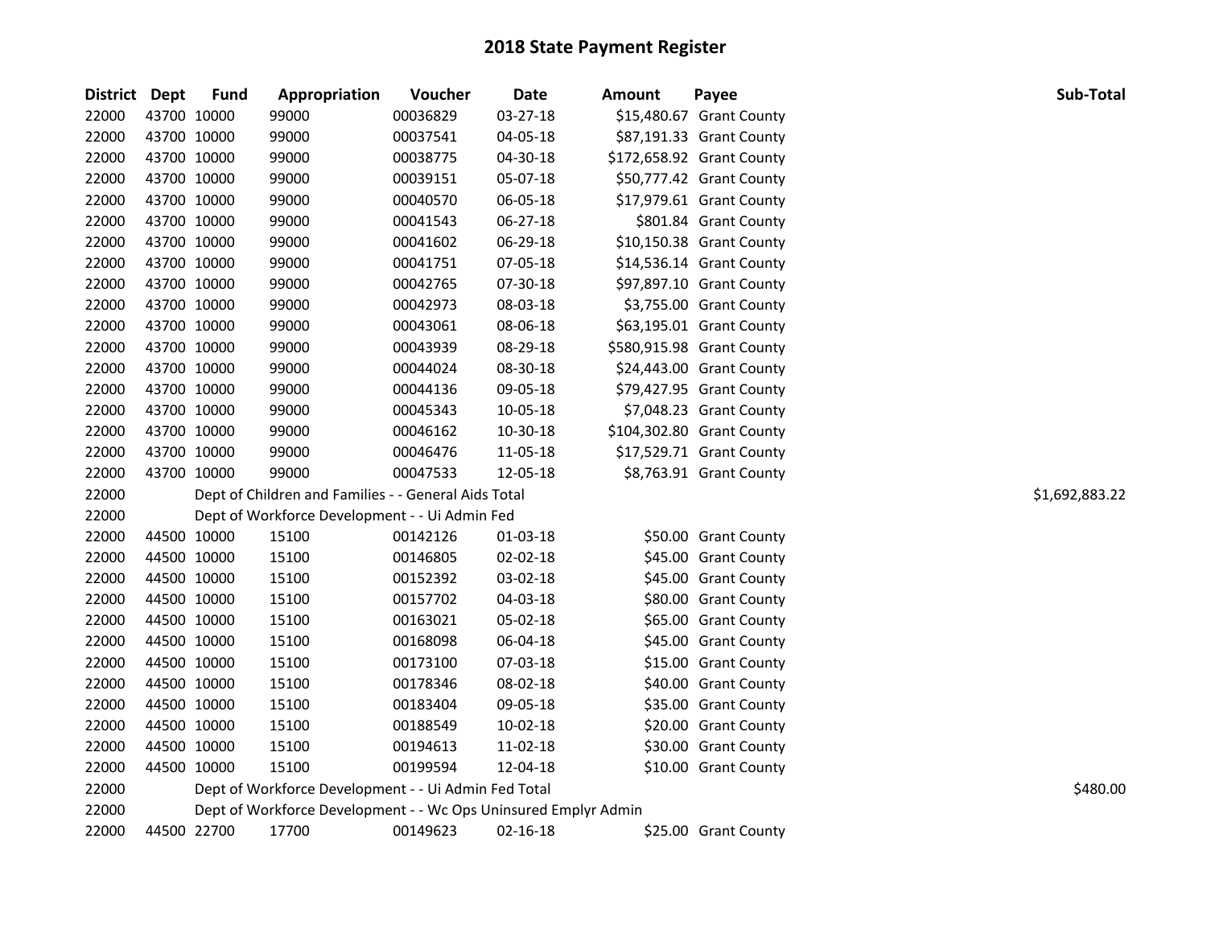# 2018 State Payment Register

| District | Dept | Fund | Appropriation | Voucher | Date | Amount | Payee | Sub-Total |
|---|---|---|---|---|---|---|---|---|
| 22000 | 43700 | 10000 | 99000 | 00036829 | 03-27-18 | $15,480.67 | Grant County | |
| 22000 | 43700 | 10000 | 99000 | 00037541 | 04-05-18 | $87,191.33 | Grant County | |
| 22000 | 43700 | 10000 | 99000 | 00038775 | 04-30-18 | $172,658.92 | Grant County | |
| 22000 | 43700 | 10000 | 99000 | 00039151 | 05-07-18 | $50,777.42 | Grant County | |
| 22000 | 43700 | 10000 | 99000 | 00040570 | 06-05-18 | $17,979.61 | Grant County | |
| 22000 | 43700 | 10000 | 99000 | 00041543 | 06-27-18 | $801.84 | Grant County | |
| 22000 | 43700 | 10000 | 99000 | 00041602 | 06-29-18 | $10,150.38 | Grant County | |
| 22000 | 43700 | 10000 | 99000 | 00041751 | 07-05-18 | $14,536.14 | Grant County | |
| 22000 | 43700 | 10000 | 99000 | 00042765 | 07-30-18 | $97,897.10 | Grant County | |
| 22000 | 43700 | 10000 | 99000 | 00042973 | 08-03-18 | $3,755.00 | Grant County | |
| 22000 | 43700 | 10000 | 99000 | 00043061 | 08-06-18 | $63,195.01 | Grant County | |
| 22000 | 43700 | 10000 | 99000 | 00043939 | 08-29-18 | $580,915.98 | Grant County | |
| 22000 | 43700 | 10000 | 99000 | 00044024 | 08-30-18 | $24,443.00 | Grant County | |
| 22000 | 43700 | 10000 | 99000 | 00044136 | 09-05-18 | $79,427.95 | Grant County | |
| 22000 | 43700 | 10000 | 99000 | 00045343 | 10-05-18 | $7,048.23 | Grant County | |
| 22000 | 43700 | 10000 | 99000 | 00046162 | 10-30-18 | $104,302.80 | Grant County | |
| 22000 | 43700 | 10000 | 99000 | 00046476 | 11-05-18 | $17,529.71 | Grant County | |
| 22000 | 43700 | 10000 | 99000 | 00047533 | 12-05-18 | $8,763.91 | Grant County | |
| 22000 | | Dept of Children and Families - - General Aids Total | | | | | | $1,692,883.22 |
| 22000 | | Dept of Workforce Development - - Ui Admin Fed | | | | | | |
| 22000 | 44500 | 10000 | 15100 | 00142126 | 01-03-18 | $50.00 | Grant County | |
| 22000 | 44500 | 10000 | 15100 | 00146805 | 02-02-18 | $45.00 | Grant County | |
| 22000 | 44500 | 10000 | 15100 | 00152392 | 03-02-18 | $45.00 | Grant County | |
| 22000 | 44500 | 10000 | 15100 | 00157702 | 04-03-18 | $80.00 | Grant County | |
| 22000 | 44500 | 10000 | 15100 | 00163021 | 05-02-18 | $65.00 | Grant County | |
| 22000 | 44500 | 10000 | 15100 | 00168098 | 06-04-18 | $45.00 | Grant County | |
| 22000 | 44500 | 10000 | 15100 | 00173100 | 07-03-18 | $15.00 | Grant County | |
| 22000 | 44500 | 10000 | 15100 | 00178346 | 08-02-18 | $40.00 | Grant County | |
| 22000 | 44500 | 10000 | 15100 | 00183404 | 09-05-18 | $35.00 | Grant County | |
| 22000 | 44500 | 10000 | 15100 | 00188549 | 10-02-18 | $20.00 | Grant County | |
| 22000 | 44500 | 10000 | 15100 | 00194613 | 11-02-18 | $30.00 | Grant County | |
| 22000 | 44500 | 10000 | 15100 | 00199594 | 12-04-18 | $10.00 | Grant County | |
| 22000 | | Dept of Workforce Development - - Ui Admin Fed Total | | | | | | $480.00 |
| 22000 | | Dept of Workforce Development - - Wc Ops Uninsured Emplyr Admin | | | | | | |
| 22000 | 44500 | 22700 | 17700 | 00149623 | 02-16-18 | $25.00 | Grant County | |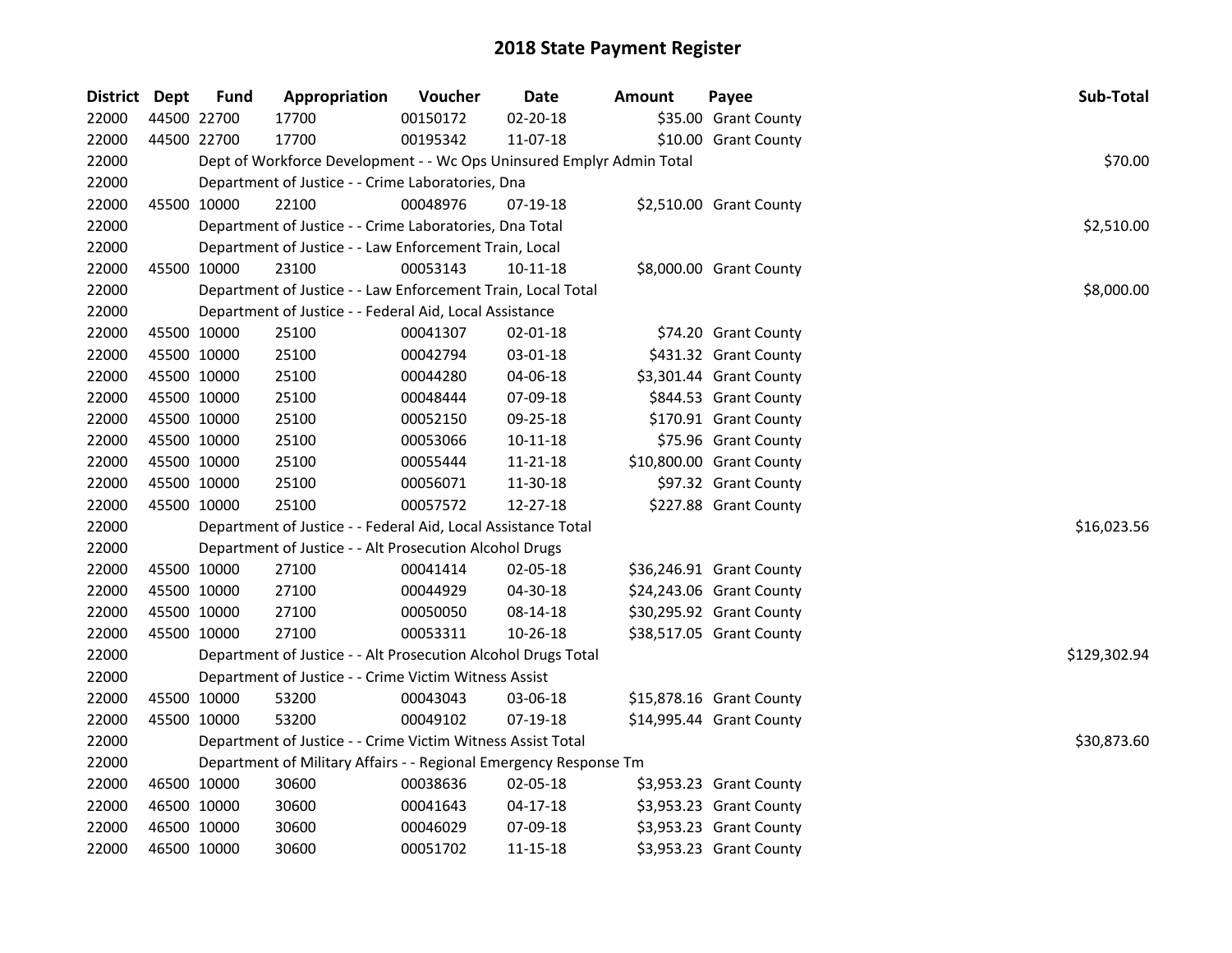# 2018 State Payment Register

| District | Dept | Fund | Appropriation | Voucher | Date | Amount | Payee | Sub-Total |
|---|---|---|---|---|---|---|---|---|
| 22000 | 44500 | 22700 | 17700 | 00150172 | 02-20-18 | $35.00 | Grant County | |
| 22000 | 44500 | 22700 | 17700 | 00195342 | 11-07-18 | $10.00 | Grant County | |
| 22000 | | Dept of Workforce Development - - Wc Ops Uninsured Emplyr Admin Total | | | | | | $70.00 |
| 22000 | | Department of Justice - - Crime Laboratories, Dna | | | | | | |
| 22000 | 45500 | 10000 | 22100 | 00048976 | 07-19-18 | $2,510.00 | Grant County | |
| 22000 | | Department of Justice - - Crime Laboratories, Dna Total | | | | | | $2,510.00 |
| 22000 | | Department of Justice - - Law Enforcement Train, Local | | | | | | |
| 22000 | 45500 | 10000 | 23100 | 00053143 | 10-11-18 | $8,000.00 | Grant County | |
| 22000 | | Department of Justice - - Law Enforcement Train, Local Total | | | | | | $8,000.00 |
| 22000 | | Department of Justice - - Federal Aid, Local Assistance | | | | | | |
| 22000 | 45500 | 10000 | 25100 | 00041307 | 02-01-18 | $74.20 | Grant County | |
| 22000 | 45500 | 10000 | 25100 | 00042794 | 03-01-18 | $431.32 | Grant County | |
| 22000 | 45500 | 10000 | 25100 | 00044280 | 04-06-18 | $3,301.44 | Grant County | |
| 22000 | 45500 | 10000 | 25100 | 00048444 | 07-09-18 | $844.53 | Grant County | |
| 22000 | 45500 | 10000 | 25100 | 00052150 | 09-25-18 | $170.91 | Grant County | |
| 22000 | 45500 | 10000 | 25100 | 00053066 | 10-11-18 | $75.96 | Grant County | |
| 22000 | 45500 | 10000 | 25100 | 00055444 | 11-21-18 | $10,800.00 | Grant County | |
| 22000 | 45500 | 10000 | 25100 | 00056071 | 11-30-18 | $97.32 | Grant County | |
| 22000 | 45500 | 10000 | 25100 | 00057572 | 12-27-18 | $227.88 | Grant County | |
| 22000 | | Department of Justice - - Federal Aid, Local Assistance Total | | | | | | $16,023.56 |
| 22000 | | Department of Justice - - Alt Prosecution Alcohol Drugs | | | | | | |
| 22000 | 45500 | 10000 | 27100 | 00041414 | 02-05-18 | $36,246.91 | Grant County | |
| 22000 | 45500 | 10000 | 27100 | 00044929 | 04-30-18 | $24,243.06 | Grant County | |
| 22000 | 45500 | 10000 | 27100 | 00050050 | 08-14-18 | $30,295.92 | Grant County | |
| 22000 | 45500 | 10000 | 27100 | 00053311 | 10-26-18 | $38,517.05 | Grant County | |
| 22000 | | Department of Justice - - Alt Prosecution Alcohol Drugs Total | | | | | | $129,302.94 |
| 22000 | | Department of Justice - - Crime Victim Witness Assist | | | | | | |
| 22000 | 45500 | 10000 | 53200 | 00043043 | 03-06-18 | $15,878.16 | Grant County | |
| 22000 | 45500 | 10000 | 53200 | 00049102 | 07-19-18 | $14,995.44 | Grant County | |
| 22000 | | Department of Justice - - Crime Victim Witness Assist Total | | | | | | $30,873.60 |
| 22000 | | Department of Military Affairs - - Regional Emergency Response Tm | | | | | | |
| 22000 | 46500 | 10000 | 30600 | 00038636 | 02-05-18 | $3,953.23 | Grant County | |
| 22000 | 46500 | 10000 | 30600 | 00041643 | 04-17-18 | $3,953.23 | Grant County | |
| 22000 | 46500 | 10000 | 30600 | 00046029 | 07-09-18 | $3,953.23 | Grant County | |
| 22000 | 46500 | 10000 | 30600 | 00051702 | 11-15-18 | $3,953.23 | Grant County | |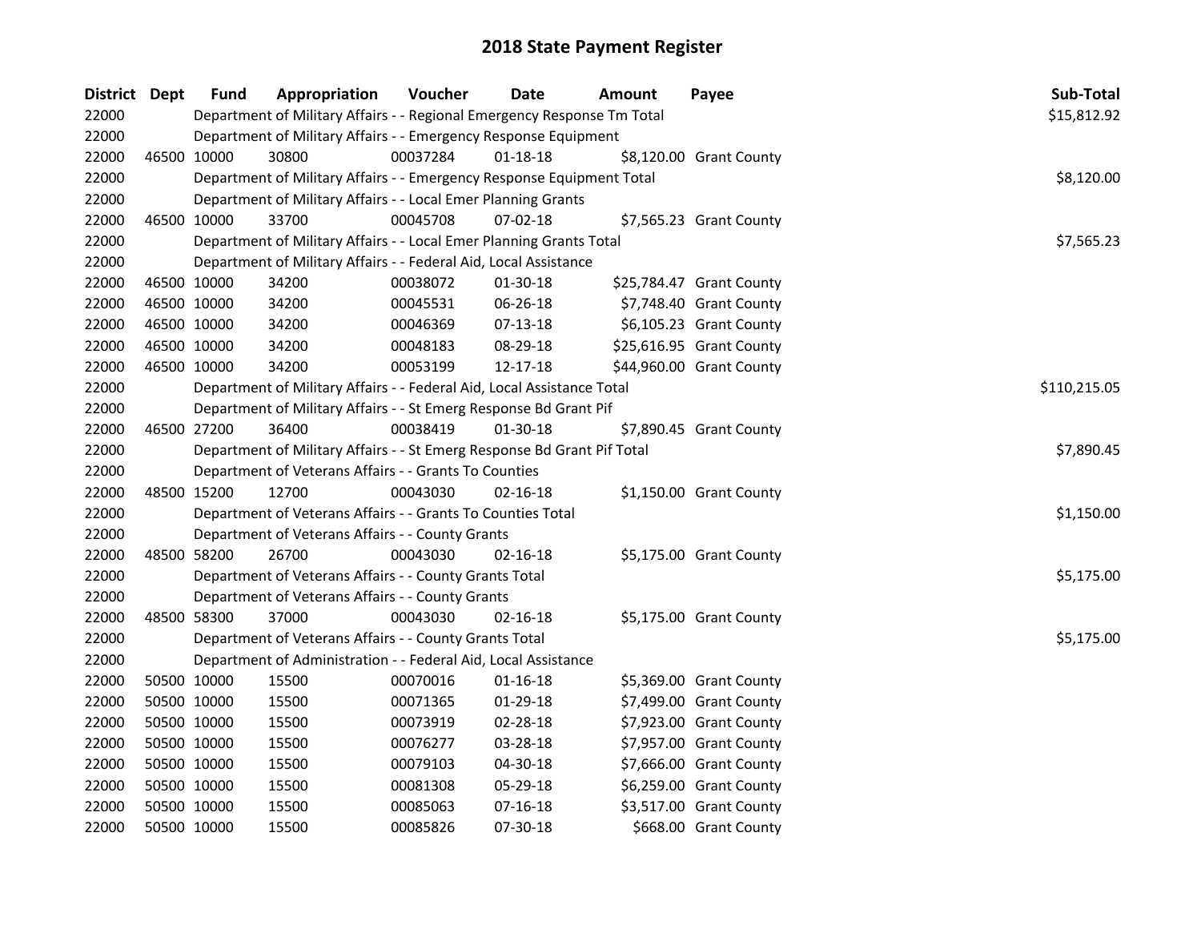# 2018 State Payment Register

| District | Dept | Fund | Appropriation | Voucher | Date | Amount | Payee | Sub-Total |
|---|---|---|---|---|---|---|---|---|
| 22000 | | | Department of Military Affairs - - Regional Emergency Response Tm Total | | | | | $15,812.92 |
| 22000 | | | Department of Military Affairs - - Emergency Response Equipment | | | | | |
| 22000 | 46500 | 10000 | 30800 | 00037284 | 01-18-18 | $8,120.00 | Grant County | |
| 22000 | | | Department of Military Affairs - - Emergency Response Equipment Total | | | | | $8,120.00 |
| 22000 | | | Department of Military Affairs - - Local Emer Planning Grants | | | | | |
| 22000 | 46500 | 10000 | 33700 | 00045708 | 07-02-18 | $7,565.23 | Grant County | |
| 22000 | | | Department of Military Affairs - - Local Emer Planning Grants Total | | | | | $7,565.23 |
| 22000 | | | Department of Military Affairs - - Federal Aid, Local Assistance | | | | | |
| 22000 | 46500 | 10000 | 34200 | 00038072 | 01-30-18 | $25,784.47 | Grant County | |
| 22000 | 46500 | 10000 | 34200 | 00045531 | 06-26-18 | $7,748.40 | Grant County | |
| 22000 | 46500 | 10000 | 34200 | 00046369 | 07-13-18 | $6,105.23 | Grant County | |
| 22000 | 46500 | 10000 | 34200 | 00048183 | 08-29-18 | $25,616.95 | Grant County | |
| 22000 | 46500 | 10000 | 34200 | 00053199 | 12-17-18 | $44,960.00 | Grant County | |
| 22000 | | | Department of Military Affairs - - Federal Aid, Local Assistance Total | | | | | $110,215.05 |
| 22000 | | | Department of Military Affairs - - St Emerg Response Bd Grant Pif | | | | | |
| 22000 | 46500 | 27200 | 36400 | 00038419 | 01-30-18 | $7,890.45 | Grant County | |
| 22000 | | | Department of Military Affairs - - St Emerg Response Bd Grant Pif Total | | | | | $7,890.45 |
| 22000 | | | Department of Veterans Affairs - - Grants To Counties | | | | | |
| 22000 | 48500 | 15200 | 12700 | 00043030 | 02-16-18 | $1,150.00 | Grant County | |
| 22000 | | | Department of Veterans Affairs - - Grants To Counties Total | | | | | $1,150.00 |
| 22000 | | | Department of Veterans Affairs - - County Grants | | | | | |
| 22000 | 48500 | 58200 | 26700 | 00043030 | 02-16-18 | $5,175.00 | Grant County | |
| 22000 | | | Department of Veterans Affairs - - County Grants Total | | | | | $5,175.00 |
| 22000 | | | Department of Veterans Affairs - - County Grants | | | | | |
| 22000 | 48500 | 58300 | 37000 | 00043030 | 02-16-18 | $5,175.00 | Grant County | |
| 22000 | | | Department of Veterans Affairs - - County Grants Total | | | | | $5,175.00 |
| 22000 | | | Department of Administration - - Federal Aid, Local Assistance | | | | | |
| 22000 | 50500 | 10000 | 15500 | 00070016 | 01-16-18 | $5,369.00 | Grant County | |
| 22000 | 50500 | 10000 | 15500 | 00071365 | 01-29-18 | $7,499.00 | Grant County | |
| 22000 | 50500 | 10000 | 15500 | 00073919 | 02-28-18 | $7,923.00 | Grant County | |
| 22000 | 50500 | 10000 | 15500 | 00076277 | 03-28-18 | $7,957.00 | Grant County | |
| 22000 | 50500 | 10000 | 15500 | 00079103 | 04-30-18 | $7,666.00 | Grant County | |
| 22000 | 50500 | 10000 | 15500 | 00081308 | 05-29-18 | $6,259.00 | Grant County | |
| 22000 | 50500 | 10000 | 15500 | 00085063 | 07-16-18 | $3,517.00 | Grant County | |
| 22000 | 50500 | 10000 | 15500 | 00085826 | 07-30-18 | $668.00 | Grant County | |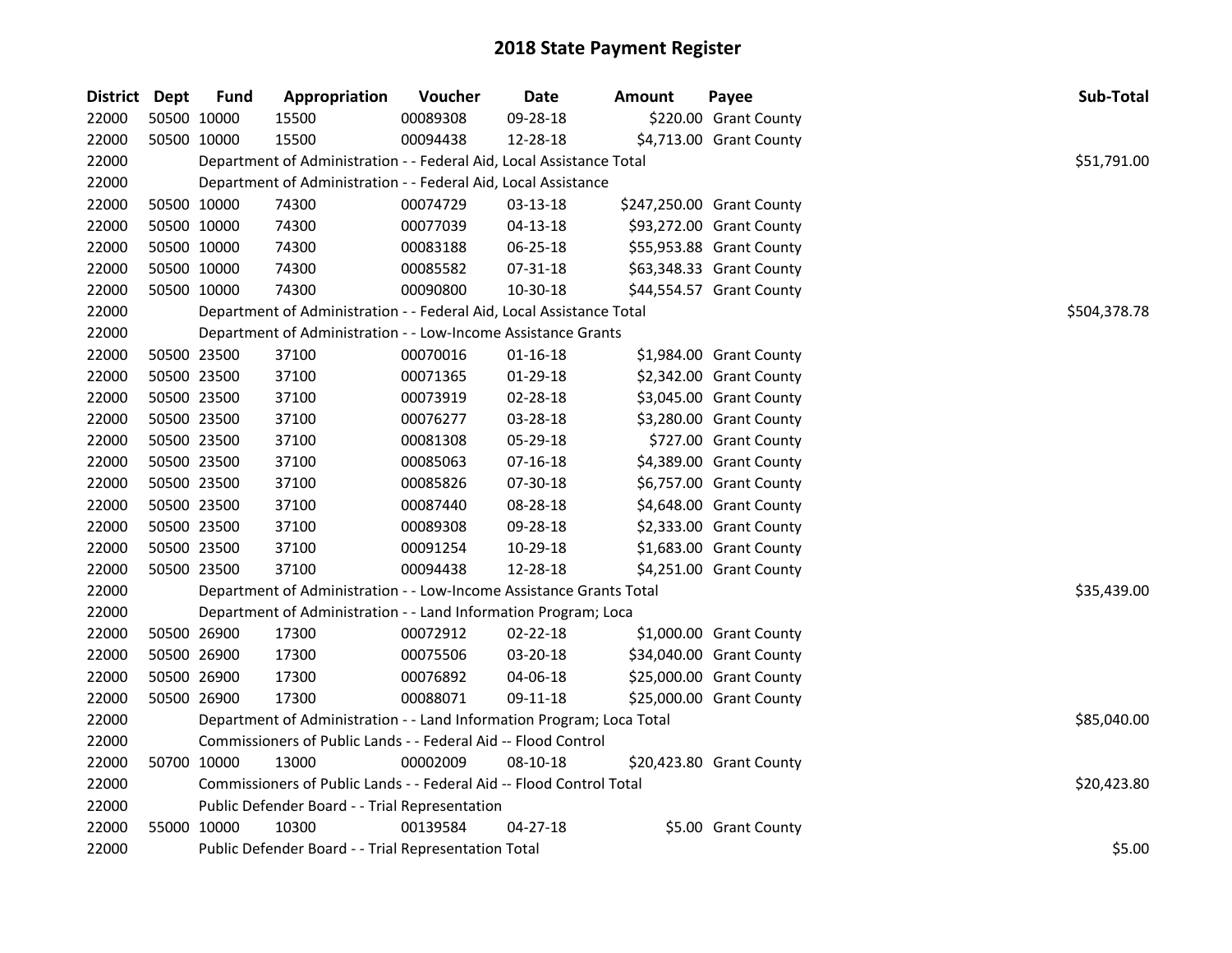# 2018 State Payment Register

| District | Dept | Fund | Appropriation | Voucher | Date | Amount | Payee | Sub-Total |
|---|---|---|---|---|---|---|---|---|
| 22000 | 50500 | 10000 | 15500 | 00089308 | 09-28-18 | $220.00 | Grant County | |
| 22000 | 50500 | 10000 | 15500 | 00094438 | 12-28-18 | $4,713.00 | Grant County | |
| 22000 | | Department of Administration - - Federal Aid, Local Assistance Total | | | | | | $51,791.00 |
| 22000 | | Department of Administration - - Federal Aid, Local Assistance | | | | | | |
| 22000 | 50500 | 10000 | 74300 | 00074729 | 03-13-18 | $247,250.00 | Grant County | |
| 22000 | 50500 | 10000 | 74300 | 00077039 | 04-13-18 | $93,272.00 | Grant County | |
| 22000 | 50500 | 10000 | 74300 | 00083188 | 06-25-18 | $55,953.88 | Grant County | |
| 22000 | 50500 | 10000 | 74300 | 00085582 | 07-31-18 | $63,348.33 | Grant County | |
| 22000 | 50500 | 10000 | 74300 | 00090800 | 10-30-18 | $44,554.57 | Grant County | |
| 22000 | | Department of Administration - - Federal Aid, Local Assistance Total | | | | | | $504,378.78 |
| 22000 | | Department of Administration - - Low-Income Assistance Grants | | | | | | |
| 22000 | 50500 | 23500 | 37100 | 00070016 | 01-16-18 | $1,984.00 | Grant County | |
| 22000 | 50500 | 23500 | 37100 | 00071365 | 01-29-18 | $2,342.00 | Grant County | |
| 22000 | 50500 | 23500 | 37100 | 00073919 | 02-28-18 | $3,045.00 | Grant County | |
| 22000 | 50500 | 23500 | 37100 | 00076277 | 03-28-18 | $3,280.00 | Grant County | |
| 22000 | 50500 | 23500 | 37100 | 00081308 | 05-29-18 | $727.00 | Grant County | |
| 22000 | 50500 | 23500 | 37100 | 00085063 | 07-16-18 | $4,389.00 | Grant County | |
| 22000 | 50500 | 23500 | 37100 | 00085826 | 07-30-18 | $6,757.00 | Grant County | |
| 22000 | 50500 | 23500 | 37100 | 00087440 | 08-28-18 | $4,648.00 | Grant County | |
| 22000 | 50500 | 23500 | 37100 | 00089308 | 09-28-18 | $2,333.00 | Grant County | |
| 22000 | 50500 | 23500 | 37100 | 00091254 | 10-29-18 | $1,683.00 | Grant County | |
| 22000 | 50500 | 23500 | 37100 | 00094438 | 12-28-18 | $4,251.00 | Grant County | |
| 22000 | | Department of Administration - - Low-Income Assistance Grants Total | | | | | | $35,439.00 |
| 22000 | | Department of Administration - - Land Information Program; Loca | | | | | | |
| 22000 | 50500 | 26900 | 17300 | 00072912 | 02-22-18 | $1,000.00 | Grant County | |
| 22000 | 50500 | 26900 | 17300 | 00075506 | 03-20-18 | $34,040.00 | Grant County | |
| 22000 | 50500 | 26900 | 17300 | 00076892 | 04-06-18 | $25,000.00 | Grant County | |
| 22000 | 50500 | 26900 | 17300 | 00088071 | 09-11-18 | $25,000.00 | Grant County | |
| 22000 | | Department of Administration - - Land Information Program; Loca Total | | | | | | $85,040.00 |
| 22000 | | Commissioners of Public Lands - - Federal Aid -- Flood Control | | | | | | |
| 22000 | 50700 | 10000 | 13000 | 00002009 | 08-10-18 | $20,423.80 | Grant County | |
| 22000 | | Commissioners of Public Lands - - Federal Aid -- Flood Control Total | | | | | | $20,423.80 |
| 22000 | | Public Defender Board - - Trial Representation | | | | | | |
| 22000 | 55000 | 10000 | 10300 | 00139584 | 04-27-18 | $5.00 | Grant County | |
| 22000 | | Public Defender Board - - Trial Representation Total | | | | | | $5.00 |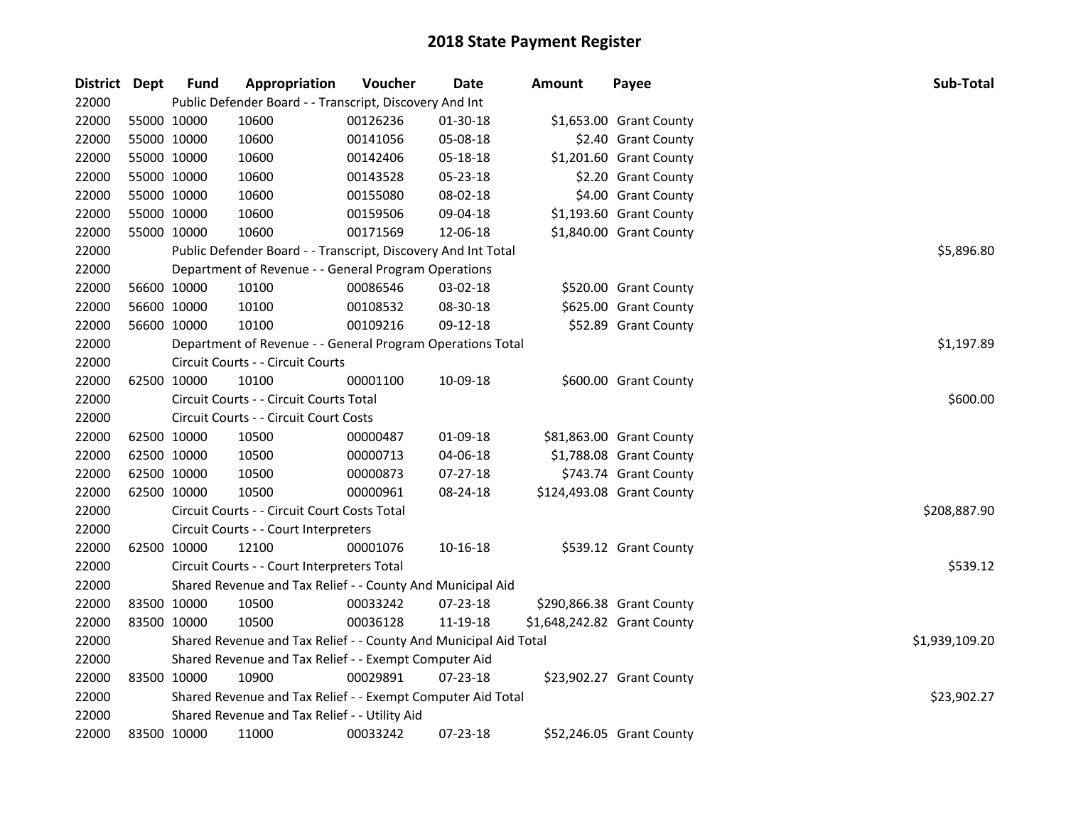# 2018 State Payment Register

| District | Dept | Fund | Appropriation | Voucher | Date | Amount | Payee | Sub-Total |
|---|---|---|---|---|---|---|---|---|
| 22000 | | Public Defender Board - - Transcript, Discovery And Int | | | | | | |
| 22000 | 55000 | 10000 | 10600 | 00126236 | 01-30-18 | $1,653.00 | Grant County | |
| 22000 | 55000 | 10000 | 10600 | 00141056 | 05-08-18 | $2.40 | Grant County | |
| 22000 | 55000 | 10000 | 10600 | 00142406 | 05-18-18 | $1,201.60 | Grant County | |
| 22000 | 55000 | 10000 | 10600 | 00143528 | 05-23-18 | $2.20 | Grant County | |
| 22000 | 55000 | 10000 | 10600 | 00155080 | 08-02-18 | $4.00 | Grant County | |
| 22000 | 55000 | 10000 | 10600 | 00159506 | 09-04-18 | $1,193.60 | Grant County | |
| 22000 | 55000 | 10000 | 10600 | 00171569 | 12-06-18 | $1,840.00 | Grant County | |
| 22000 | | Public Defender Board - - Transcript, Discovery And Int Total | | | | | | $5,896.80 |
| 22000 | | Department of Revenue - - General Program Operations | | | | | | |
| 22000 | 56600 | 10000 | 10100 | 00086546 | 03-02-18 | $520.00 | Grant County | |
| 22000 | 56600 | 10000 | 10100 | 00108532 | 08-30-18 | $625.00 | Grant County | |
| 22000 | 56600 | 10000 | 10100 | 00109216 | 09-12-18 | $52.89 | Grant County | |
| 22000 | | Department of Revenue - - General Program Operations Total | | | | | | $1,197.89 |
| 22000 | | Circuit Courts - - Circuit Courts | | | | | | |
| 22000 | 62500 | 10000 | 10100 | 00001100 | 10-09-18 | $600.00 | Grant County | |
| 22000 | | Circuit Courts - - Circuit Courts Total | | | | | | $600.00 |
| 22000 | | Circuit Courts - - Circuit Court Costs | | | | | | |
| 22000 | 62500 | 10000 | 10500 | 00000487 | 01-09-18 | $81,863.00 | Grant County | |
| 22000 | 62500 | 10000 | 10500 | 00000713 | 04-06-18 | $1,788.08 | Grant County | |
| 22000 | 62500 | 10000 | 10500 | 00000873 | 07-27-18 | $743.74 | Grant County | |
| 22000 | 62500 | 10000 | 10500 | 00000961 | 08-24-18 | $124,493.08 | Grant County | |
| 22000 | | Circuit Courts - - Circuit Court Costs Total | | | | | | $208,887.90 |
| 22000 | | Circuit Courts - - Court Interpreters | | | | | | |
| 22000 | 62500 | 10000 | 12100 | 00001076 | 10-16-18 | $539.12 | Grant County | |
| 22000 | | Circuit Courts - - Court Interpreters Total | | | | | | $539.12 |
| 22000 | | Shared Revenue and Tax Relief - - County And Municipal Aid | | | | | | |
| 22000 | 83500 | 10000 | 10500 | 00033242 | 07-23-18 | $290,866.38 | Grant County | |
| 22000 | 83500 | 10000 | 10500 | 00036128 | 11-19-18 | $1,648,242.82 | Grant County | |
| 22000 | | Shared Revenue and Tax Relief - - County And Municipal Aid Total | | | | | | $1,939,109.20 |
| 22000 | | Shared Revenue and Tax Relief - - Exempt Computer Aid | | | | | | |
| 22000 | 83500 | 10000 | 10900 | 00029891 | 07-23-18 | $23,902.27 | Grant County | |
| 22000 | | Shared Revenue and Tax Relief - - Exempt Computer Aid Total | | | | | | $23,902.27 |
| 22000 | | Shared Revenue and Tax Relief - - Utility Aid | | | | | | |
| 22000 | 83500 | 10000 | 11000 | 00033242 | 07-23-18 | $52,246.05 | Grant County | |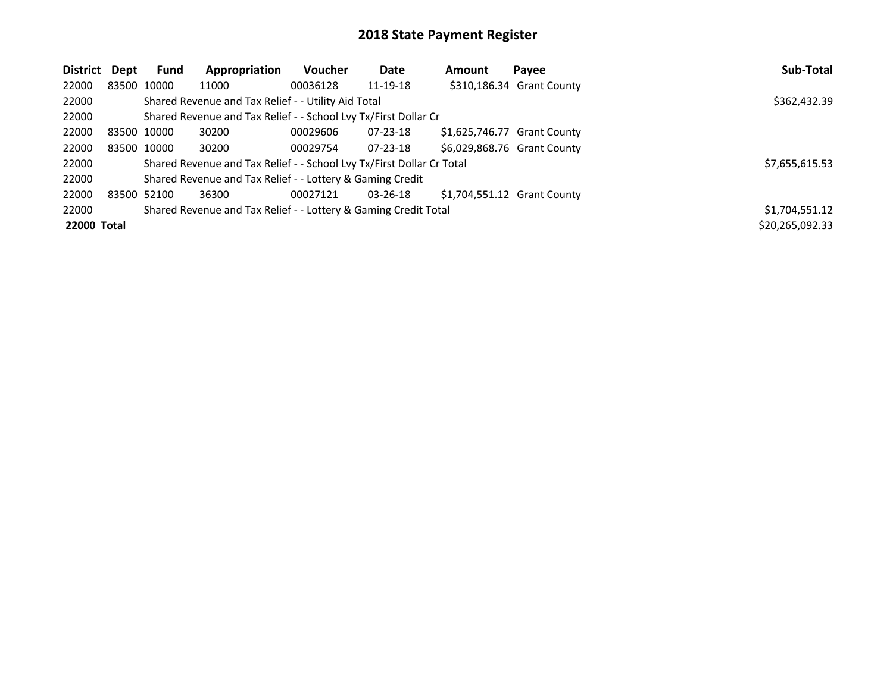# 2018 State Payment Register

| District | Dept | Fund | Appropriation | Voucher | Date | Amount | Payee | Sub-Total |
|---|---|---|---|---|---|---|---|---|
| 22000 | 83500 | 10000 | 11000 | 00036128 | 11-19-18 | $310,186.34 | Grant County | |
| 22000 | | Shared Revenue and Tax Relief - - Utility Aid Total | | | | | | $362,432.39 |
| 22000 | | Shared Revenue and Tax Relief - - School Lvy Tx/First Dollar Cr | | | | | | |
| 22000 | 83500 | 10000 | 30200 | 00029606 | 07-23-18 | $1,625,746.77 | Grant County | |
| 22000 | 83500 | 10000 | 30200 | 00029754 | 07-23-18 | $6,029,868.76 | Grant County | |
| 22000 | | Shared Revenue and Tax Relief - - School Lvy Tx/First Dollar Cr Total | | | | | | $7,655,615.53 |
| 22000 | | Shared Revenue and Tax Relief - - Lottery & Gaming Credit | | | | | | |
| 22000 | 83500 | 52100 | 36300 | 00027121 | 03-26-18 | $1,704,551.12 | Grant County | |
| 22000 | | Shared Revenue and Tax Relief - - Lottery & Gaming Credit Total | | | | | | $1,704,551.12 |
| **22000 Total** | | | | | | | | $20,265,092.33 |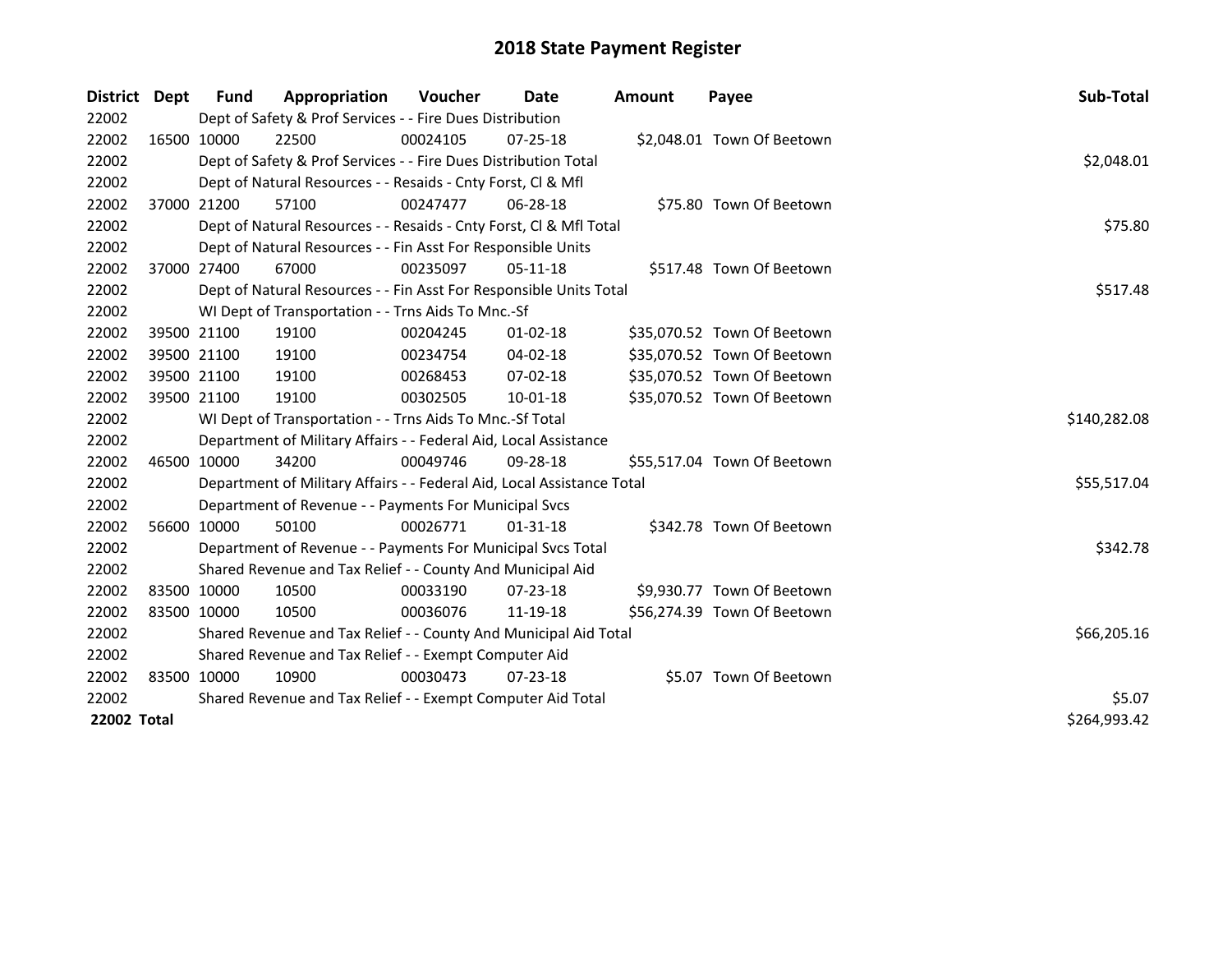# 2018 State Payment Register

| District | Dept | Fund | Appropriation | Voucher | Date | Amount | Payee | Sub-Total |
|---|---|---|---|---|---|---|---|---|
| 22002 | | Dept of Safety & Prof Services - - Fire Dues Distribution | | | | | | |
| 22002 | 16500 | 10000 | 22500 | 00024105 | 07-25-18 | $2,048.01 | Town Of Beetown | |
| 22002 | | Dept of Safety & Prof Services - - Fire Dues Distribution Total | | | | | | $2,048.01 |
| 22002 | | Dept of Natural Resources - - Resaids - Cnty Forst, Cl & Mfl | | | | | | |
| 22002 | 37000 | 21200 | 57100 | 00247477 | 06-28-18 | $75.80 | Town Of Beetown | |
| 22002 | | Dept of Natural Resources - - Resaids - Cnty Forst, Cl & Mfl Total | | | | | | $75.80 |
| 22002 | | Dept of Natural Resources - - Fin Asst For Responsible Units | | | | | | |
| 22002 | 37000 | 27400 | 67000 | 00235097 | 05-11-18 | $517.48 | Town Of Beetown | |
| 22002 | | Dept of Natural Resources - - Fin Asst For Responsible Units Total | | | | | | $517.48 |
| 22002 | | WI Dept of Transportation - - Trns Aids To Mnc.-Sf | | | | | | |
| 22002 | 39500 | 21100 | 19100 | 00204245 | 01-02-18 | $35,070.52 | Town Of Beetown | |
| 22002 | 39500 | 21100 | 19100 | 00234754 | 04-02-18 | $35,070.52 | Town Of Beetown | |
| 22002 | 39500 | 21100 | 19100 | 00268453 | 07-02-18 | $35,070.52 | Town Of Beetown | |
| 22002 | 39500 | 21100 | 19100 | 00302505 | 10-01-18 | $35,070.52 | Town Of Beetown | |
| 22002 | | WI Dept of Transportation - - Trns Aids To Mnc.-Sf Total | | | | | | $140,282.08 |
| 22002 | | Department of Military Affairs - - Federal Aid, Local Assistance | | | | | | |
| 22002 | 46500 | 10000 | 34200 | 00049746 | 09-28-18 | $55,517.04 | Town Of Beetown | |
| 22002 | | Department of Military Affairs - - Federal Aid, Local Assistance Total | | | | | | $55,517.04 |
| 22002 | | Department of Revenue - - Payments For Municipal Svcs | | | | | | |
| 22002 | 56600 | 10000 | 50100 | 00026771 | 01-31-18 | $342.78 | Town Of Beetown | |
| 22002 | | Department of Revenue - - Payments For Municipal Svcs Total | | | | | | $342.78 |
| 22002 | | Shared Revenue and Tax Relief - - County And Municipal Aid | | | | | | |
| 22002 | 83500 | 10000 | 10500 | 00033190 | 07-23-18 | $9,930.77 | Town Of Beetown | |
| 22002 | 83500 | 10000 | 10500 | 00036076 | 11-19-18 | $56,274.39 | Town Of Beetown | |
| 22002 | | Shared Revenue and Tax Relief - - County And Municipal Aid Total | | | | | | $66,205.16 |
| 22002 | | Shared Revenue and Tax Relief - - Exempt Computer Aid | | | | | | |
| 22002 | 83500 | 10000 | 10900 | 00030473 | 07-23-18 | $5.07 | Town Of Beetown | |
| 22002 | | Shared Revenue and Tax Relief - - Exempt Computer Aid Total | | | | | | $5.07 |
| **22002 Total** | | | | | | | | $264,993.42 |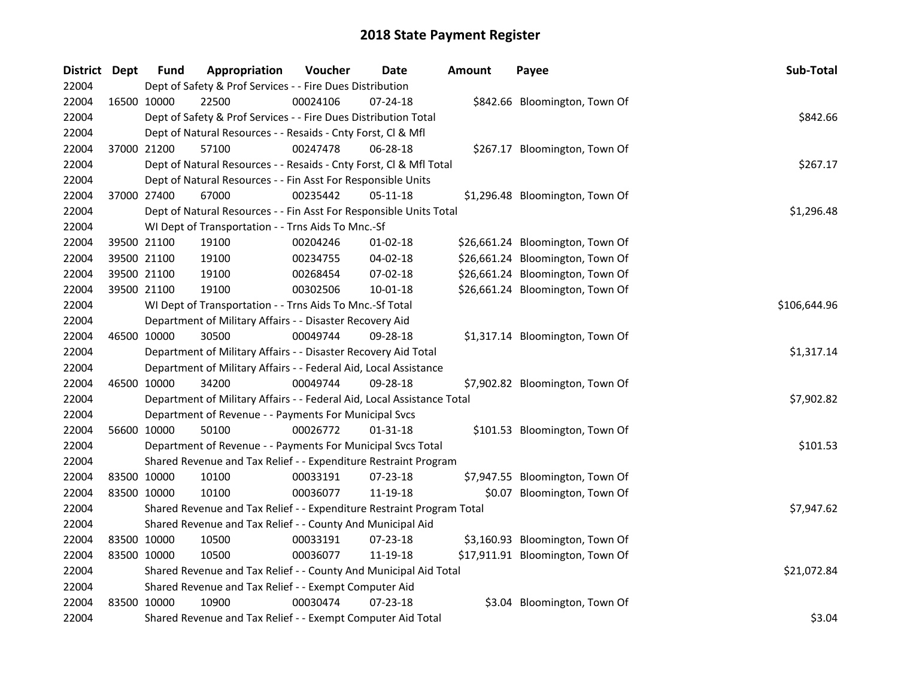# 2018 State Payment Register

| District | Dept | Fund | Appropriation | Voucher | Date | Amount | Payee | Sub-Total |
|---|---|---|---|---|---|---|---|---|
| 22004 | Dept of Safety & Prof Services - - Fire Dues Distribution | | | | | | | |
| 22004 | 16500 | 10000 | 22500 | 00024106 | 07-24-18 | $842.66 | Bloomington, Town Of | |
| 22004 | Dept of Safety & Prof Services - - Fire Dues Distribution Total | | | | | | | $842.66 |
| 22004 | Dept of Natural Resources - - Resaids - Cnty Forst, Cl & Mfl | | | | | | | |
| 22004 | 37000 | 21200 | 57100 | 00247478 | 06-28-18 | $267.17 | Bloomington, Town Of | |
| 22004 | Dept of Natural Resources - - Resaids - Cnty Forst, Cl & Mfl Total | | | | | | | $267.17 |
| 22004 | Dept of Natural Resources - - Fin Asst For Responsible Units | | | | | | | |
| 22004 | 37000 | 27400 | 67000 | 00235442 | 05-11-18 | $1,296.48 | Bloomington, Town Of | |
| 22004 | Dept of Natural Resources - - Fin Asst For Responsible Units Total | | | | | | | $1,296.48 |
| 22004 | WI Dept of Transportation - - Trns Aids To Mnc.-Sf | | | | | | | |
| 22004 | 39500 | 21100 | 19100 | 00204246 | 01-02-18 | $26,661.24 | Bloomington, Town Of | |
| 22004 | 39500 | 21100 | 19100 | 00234755 | 04-02-18 | $26,661.24 | Bloomington, Town Of | |
| 22004 | 39500 | 21100 | 19100 | 00268454 | 07-02-18 | $26,661.24 | Bloomington, Town Of | |
| 22004 | 39500 | 21100 | 19100 | 00302506 | 10-01-18 | $26,661.24 | Bloomington, Town Of | |
| 22004 | WI Dept of Transportation - - Trns Aids To Mnc.-Sf Total | | | | | | | $106,644.96 |
| 22004 | Department of Military Affairs - - Disaster Recovery Aid | | | | | | | |
| 22004 | 46500 | 10000 | 30500 | 00049744 | 09-28-18 | $1,317.14 | Bloomington, Town Of | |
| 22004 | Department of Military Affairs - - Disaster Recovery Aid Total | | | | | | | $1,317.14 |
| 22004 | Department of Military Affairs - - Federal Aid, Local Assistance | | | | | | | |
| 22004 | 46500 | 10000 | 34200 | 00049744 | 09-28-18 | $7,902.82 | Bloomington, Town Of | |
| 22004 | Department of Military Affairs - - Federal Aid, Local Assistance Total | | | | | | | $7,902.82 |
| 22004 | Department of Revenue - - Payments For Municipal Svcs | | | | | | | |
| 22004 | 56600 | 10000 | 50100 | 00026772 | 01-31-18 | $101.53 | Bloomington, Town Of | |
| 22004 | Department of Revenue - - Payments For Municipal Svcs Total | | | | | | | $101.53 |
| 22004 | Shared Revenue and Tax Relief - - Expenditure Restraint Program | | | | | | | |
| 22004 | 83500 | 10000 | 10100 | 00033191 | 07-23-18 | $7,947.55 | Bloomington, Town Of | |
| 22004 | 83500 | 10000 | 10100 | 00036077 | 11-19-18 | $0.07 | Bloomington, Town Of | |
| 22004 | Shared Revenue and Tax Relief - - Expenditure Restraint Program Total | | | | | | | $7,947.62 |
| 22004 | Shared Revenue and Tax Relief - - County And Municipal Aid | | | | | | | |
| 22004 | 83500 | 10000 | 10500 | 00033191 | 07-23-18 | $3,160.93 | Bloomington, Town Of | |
| 22004 | 83500 | 10000 | 10500 | 00036077 | 11-19-18 | $17,911.91 | Bloomington, Town Of | |
| 22004 | Shared Revenue and Tax Relief - - County And Municipal Aid Total | | | | | | | $21,072.84 |
| 22004 | Shared Revenue and Tax Relief - - Exempt Computer Aid | | | | | | | |
| 22004 | 83500 | 10000 | 10900 | 00030474 | 07-23-18 | $3.04 | Bloomington, Town Of | |
| 22004 | Shared Revenue and Tax Relief - - Exempt Computer Aid Total | | | | | | | $3.04 |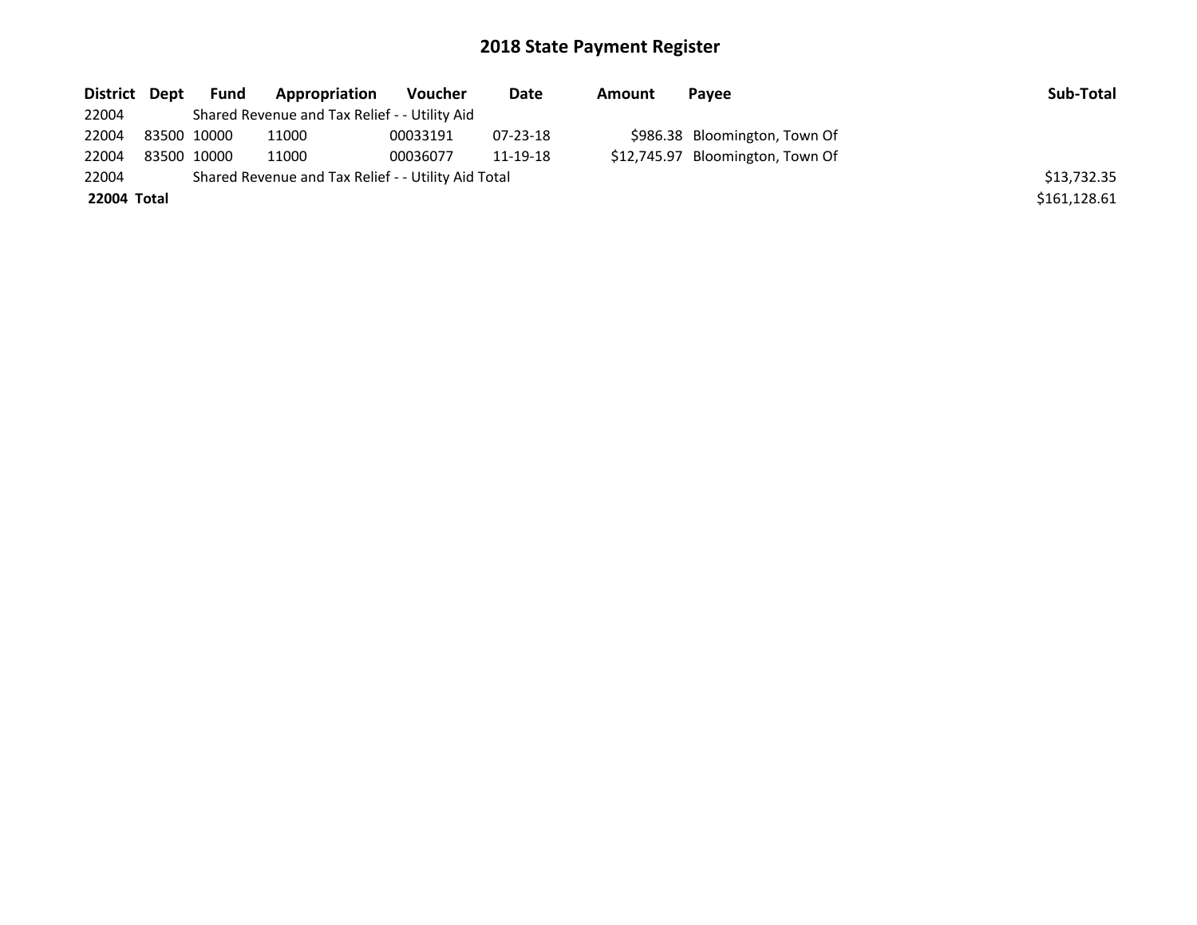# 2018 State Payment Register

| District | Dept | Fund | Appropriation | Voucher | Date | Amount | Payee | Sub-Total |
|---|---|---|---|---|---|---|---|---|
| 22004 | | Shared Revenue and Tax Relief - - Utility Aid | | | | | | |
| 22004 | 83500 | 10000 | 11000 | 00033191 | 07-23-18 | $986.38 | Bloomington, Town Of | |
| 22004 | 83500 | 10000 | 11000 | 00036077 | 11-19-18 | $12,745.97 | Bloomington, Town Of | |
| 22004 | | Shared Revenue and Tax Relief - - Utility Aid Total | | | | | | $13,732.35 |
| **22004** | **Total** | | | | | | | $161,128.61 |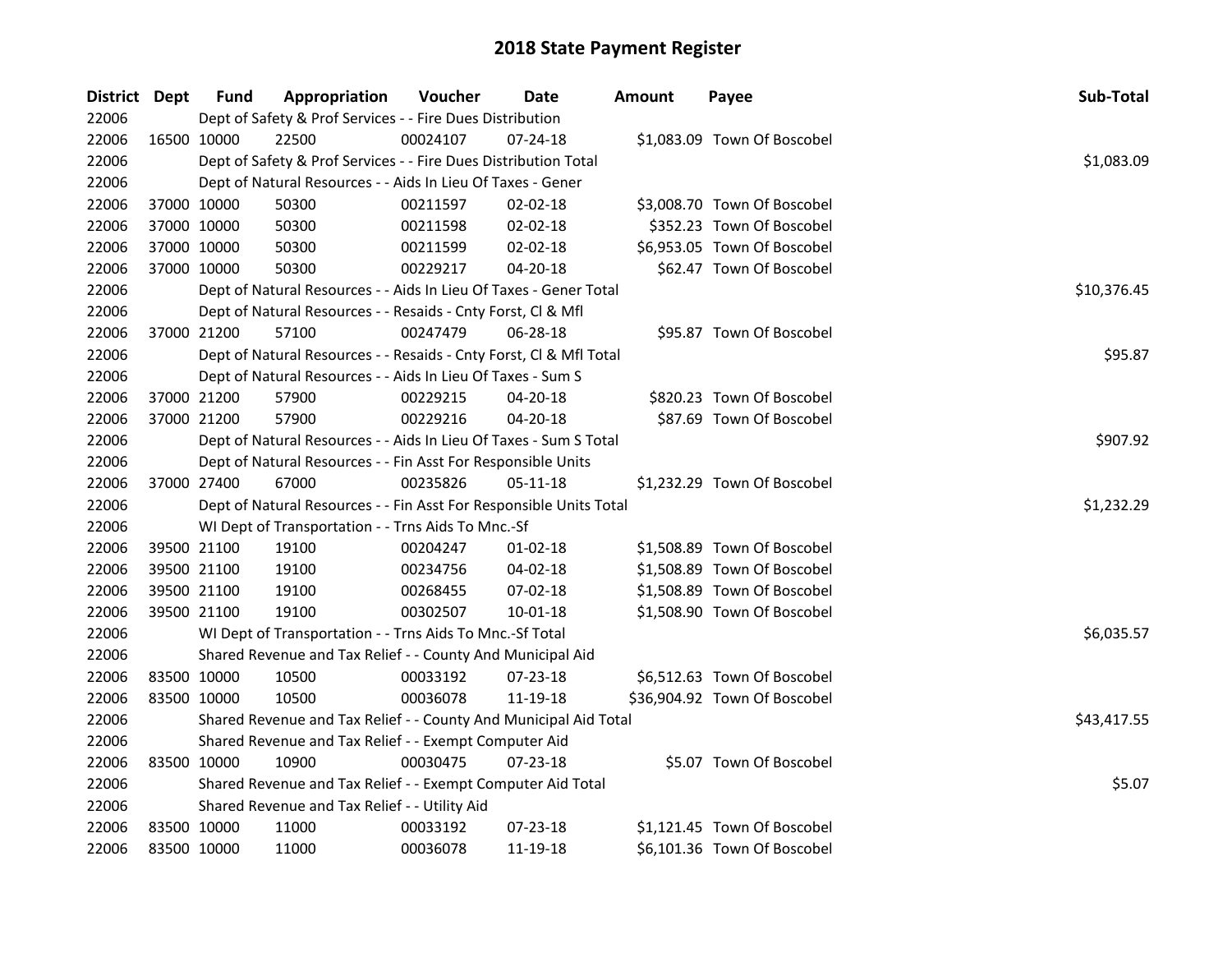# 2018 State Payment Register

| District | Dept | Fund | Appropriation | Voucher | Date | Amount | Payee | Sub-Total |
|---|---|---|---|---|---|---|---|---|
| 22006 | | Dept of Safety & Prof Services - - Fire Dues Distribution | | | | | | |
| 22006 | 16500 | 10000 | 22500 | 00024107 | 07-24-18 | $1,083.09 | Town Of Boscobel | |
| 22006 | | Dept of Safety & Prof Services - - Fire Dues Distribution Total | | | | | | $1,083.09 |
| 22006 | | Dept of Natural Resources - - Aids In Lieu Of Taxes - Gener | | | | | | |
| 22006 | 37000 | 10000 | 50300 | 00211597 | 02-02-18 | $3,008.70 | Town Of Boscobel | |
| 22006 | 37000 | 10000 | 50300 | 00211598 | 02-02-18 | $352.23 | Town Of Boscobel | |
| 22006 | 37000 | 10000 | 50300 | 00211599 | 02-02-18 | $6,953.05 | Town Of Boscobel | |
| 22006 | 37000 | 10000 | 50300 | 00229217 | 04-20-18 | $62.47 | Town Of Boscobel | |
| 22006 | | Dept of Natural Resources - - Aids In Lieu Of Taxes - Gener Total | | | | | | $10,376.45 |
| 22006 | | Dept of Natural Resources - - Resaids - Cnty Forst, Cl & Mfl | | | | | | |
| 22006 | 37000 | 21200 | 57100 | 00247479 | 06-28-18 | $95.87 | Town Of Boscobel | |
| 22006 | | Dept of Natural Resources - - Resaids - Cnty Forst, Cl & Mfl Total | | | | | | $95.87 |
| 22006 | | Dept of Natural Resources - - Aids In Lieu Of Taxes - Sum S | | | | | | |
| 22006 | 37000 | 21200 | 57900 | 00229215 | 04-20-18 | $820.23 | Town Of Boscobel | |
| 22006 | 37000 | 21200 | 57900 | 00229216 | 04-20-18 | $87.69 | Town Of Boscobel | |
| 22006 | | Dept of Natural Resources - - Aids In Lieu Of Taxes - Sum S Total | | | | | | $907.92 |
| 22006 | | Dept of Natural Resources - - Fin Asst For Responsible Units | | | | | | |
| 22006 | 37000 | 27400 | 67000 | 00235826 | 05-11-18 | $1,232.29 | Town Of Boscobel | |
| 22006 | | Dept of Natural Resources - - Fin Asst For Responsible Units Total | | | | | | $1,232.29 |
| 22006 | | WI Dept of Transportation - - Trns Aids To Mnc.-Sf | | | | | | |
| 22006 | 39500 | 21100 | 19100 | 00204247 | 01-02-18 | $1,508.89 | Town Of Boscobel | |
| 22006 | 39500 | 21100 | 19100 | 00234756 | 04-02-18 | $1,508.89 | Town Of Boscobel | |
| 22006 | 39500 | 21100 | 19100 | 00268455 | 07-02-18 | $1,508.89 | Town Of Boscobel | |
| 22006 | 39500 | 21100 | 19100 | 00302507 | 10-01-18 | $1,508.90 | Town Of Boscobel | |
| 22006 | | WI Dept of Transportation - - Trns Aids To Mnc.-Sf Total | | | | | | $6,035.57 |
| 22006 | | Shared Revenue and Tax Relief - - County And Municipal Aid | | | | | | |
| 22006 | 83500 | 10000 | 10500 | 00033192 | 07-23-18 | $6,512.63 | Town Of Boscobel | |
| 22006 | 83500 | 10000 | 10500 | 00036078 | 11-19-18 | $36,904.92 | Town Of Boscobel | |
| 22006 | | Shared Revenue and Tax Relief - - County And Municipal Aid Total | | | | | | $43,417.55 |
| 22006 | | Shared Revenue and Tax Relief - - Exempt Computer Aid | | | | | | |
| 22006 | 83500 | 10000 | 10900 | 00030475 | 07-23-18 | $5.07 | Town Of Boscobel | |
| 22006 | | Shared Revenue and Tax Relief - - Exempt Computer Aid Total | | | | | | $5.07 |
| 22006 | | Shared Revenue and Tax Relief - - Utility Aid | | | | | | |
| 22006 | 83500 | 10000 | 11000 | 00033192 | 07-23-18 | $1,121.45 | Town Of Boscobel | |
| 22006 | 83500 | 10000 | 11000 | 00036078 | 11-19-18 | $6,101.36 | Town Of Boscobel | |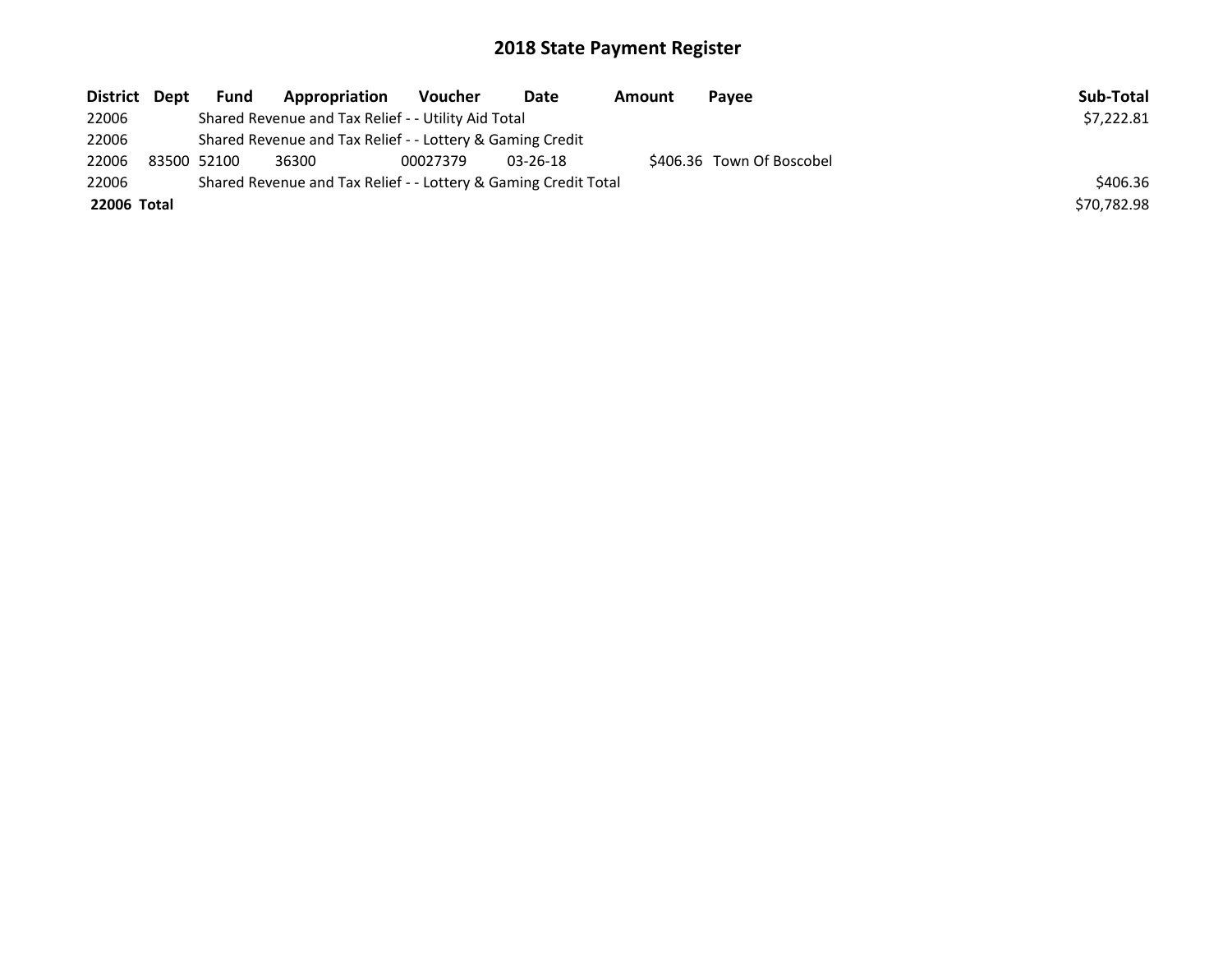# 2018 State Payment Register

| District | Dept | Fund | Appropriation | Voucher | Date | Amount | Payee | Sub-Total |
|---|---|---|---|---|---|---|---|---|
| 22006 | | Shared Revenue and Tax Relief - - Utility Aid Total | | | | | | $7,222.81 |
| 22006 | | Shared Revenue and Tax Relief - - Lottery & Gaming Credit | | | | | | |
| 22006 | 83500 | 52100 | 36300 | 00027379 | 03-26-18 | $406.36 | Town Of Boscobel | |
| 22006 | | Shared Revenue and Tax Relief - - Lottery & Gaming Credit Total | | | | | | $406.36 |
| **22006** | **Total** | | | | | | | $70,782.98 |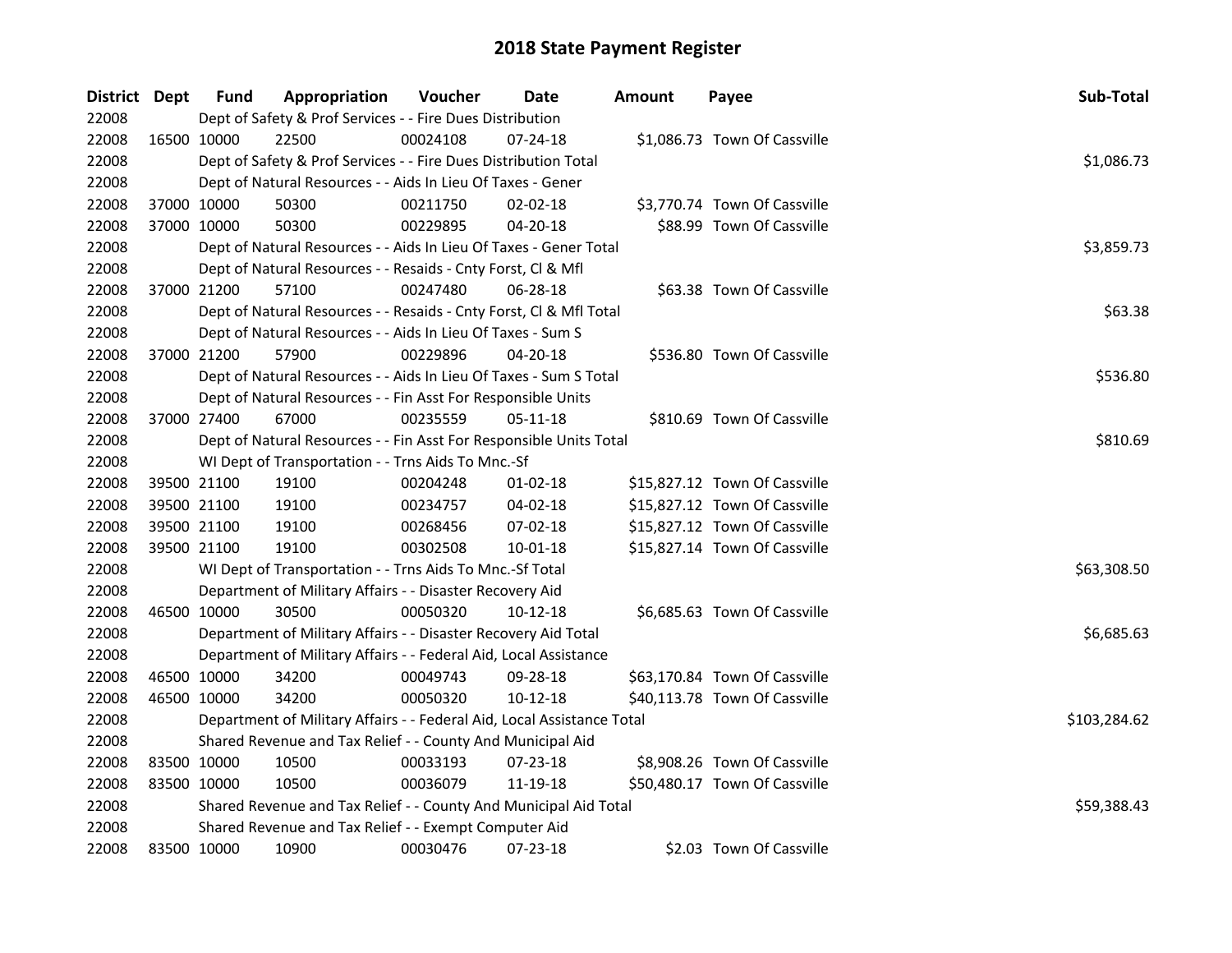# 2018 State Payment Register

| District | Dept | Fund | Appropriation | Voucher | Date | Amount | Payee | Sub-Total |
|---|---|---|---|---|---|---|---|---|
| 22008 | | Dept of Safety & Prof Services - - Fire Dues Distribution | | | | | | |
| 22008 | 16500 | 10000 | 22500 | 00024108 | 07-24-18 | $1,086.73 | Town Of Cassville | |
| 22008 | | Dept of Safety & Prof Services - - Fire Dues Distribution Total | | | | | | $1,086.73 |
| 22008 | | Dept of Natural Resources - - Aids In Lieu Of Taxes - Gener | | | | | | |
| 22008 | 37000 | 10000 | 50300 | 00211750 | 02-02-18 | $3,770.74 | Town Of Cassville | |
| 22008 | 37000 | 10000 | 50300 | 00229895 | 04-20-18 | $88.99 | Town Of Cassville | |
| 22008 | | Dept of Natural Resources - - Aids In Lieu Of Taxes - Gener Total | | | | | | $3,859.73 |
| 22008 | | Dept of Natural Resources - - Resaids - Cnty Forst, Cl & Mfl | | | | | | |
| 22008 | 37000 | 21200 | 57100 | 00247480 | 06-28-18 | $63.38 | Town Of Cassville | |
| 22008 | | Dept of Natural Resources - - Resaids - Cnty Forst, Cl & Mfl Total | | | | | | $63.38 |
| 22008 | | Dept of Natural Resources - - Aids In Lieu Of Taxes - Sum S | | | | | | |
| 22008 | 37000 | 21200 | 57900 | 00229896 | 04-20-18 | $536.80 | Town Of Cassville | |
| 22008 | | Dept of Natural Resources - - Aids In Lieu Of Taxes - Sum S Total | | | | | | $536.80 |
| 22008 | | Dept of Natural Resources - - Fin Asst For Responsible Units | | | | | | |
| 22008 | 37000 | 27400 | 67000 | 00235559 | 05-11-18 | $810.69 | Town Of Cassville | |
| 22008 | | Dept of Natural Resources - - Fin Asst For Responsible Units Total | | | | | | $810.69 |
| 22008 | | WI Dept of Transportation - - Trns Aids To Mnc.-Sf | | | | | | |
| 22008 | 39500 | 21100 | 19100 | 00204248 | 01-02-18 | $15,827.12 | Town Of Cassville | |
| 22008 | 39500 | 21100 | 19100 | 00234757 | 04-02-18 | $15,827.12 | Town Of Cassville | |
| 22008 | 39500 | 21100 | 19100 | 00268456 | 07-02-18 | $15,827.12 | Town Of Cassville | |
| 22008 | 39500 | 21100 | 19100 | 00302508 | 10-01-18 | $15,827.14 | Town Of Cassville | |
| 22008 | | WI Dept of Transportation - - Trns Aids To Mnc.-Sf Total | | | | | | $63,308.50 |
| 22008 | | Department of Military Affairs - - Disaster Recovery Aid | | | | | | |
| 22008 | 46500 | 10000 | 30500 | 00050320 | 10-12-18 | $6,685.63 | Town Of Cassville | |
| 22008 | | Department of Military Affairs - - Disaster Recovery Aid Total | | | | | | $6,685.63 |
| 22008 | | Department of Military Affairs - - Federal Aid, Local Assistance | | | | | | |
| 22008 | 46500 | 10000 | 34200 | 00049743 | 09-28-18 | $63,170.84 | Town Of Cassville | |
| 22008 | 46500 | 10000 | 34200 | 00050320 | 10-12-18 | $40,113.78 | Town Of Cassville | |
| 22008 | | Department of Military Affairs - - Federal Aid, Local Assistance Total | | | | | | $103,284.62 |
| 22008 | | Shared Revenue and Tax Relief - - County And Municipal Aid | | | | | | |
| 22008 | 83500 | 10000 | 10500 | 00033193 | 07-23-18 | $8,908.26 | Town Of Cassville | |
| 22008 | 83500 | 10000 | 10500 | 00036079 | 11-19-18 | $50,480.17 | Town Of Cassville | |
| 22008 | | Shared Revenue and Tax Relief - - County And Municipal Aid Total | | | | | | $59,388.43 |
| 22008 | | Shared Revenue and Tax Relief - - Exempt Computer Aid | | | | | | |
| 22008 | 83500 | 10000 | 10900 | 00030476 | 07-23-18 | $2.03 | Town Of Cassville | |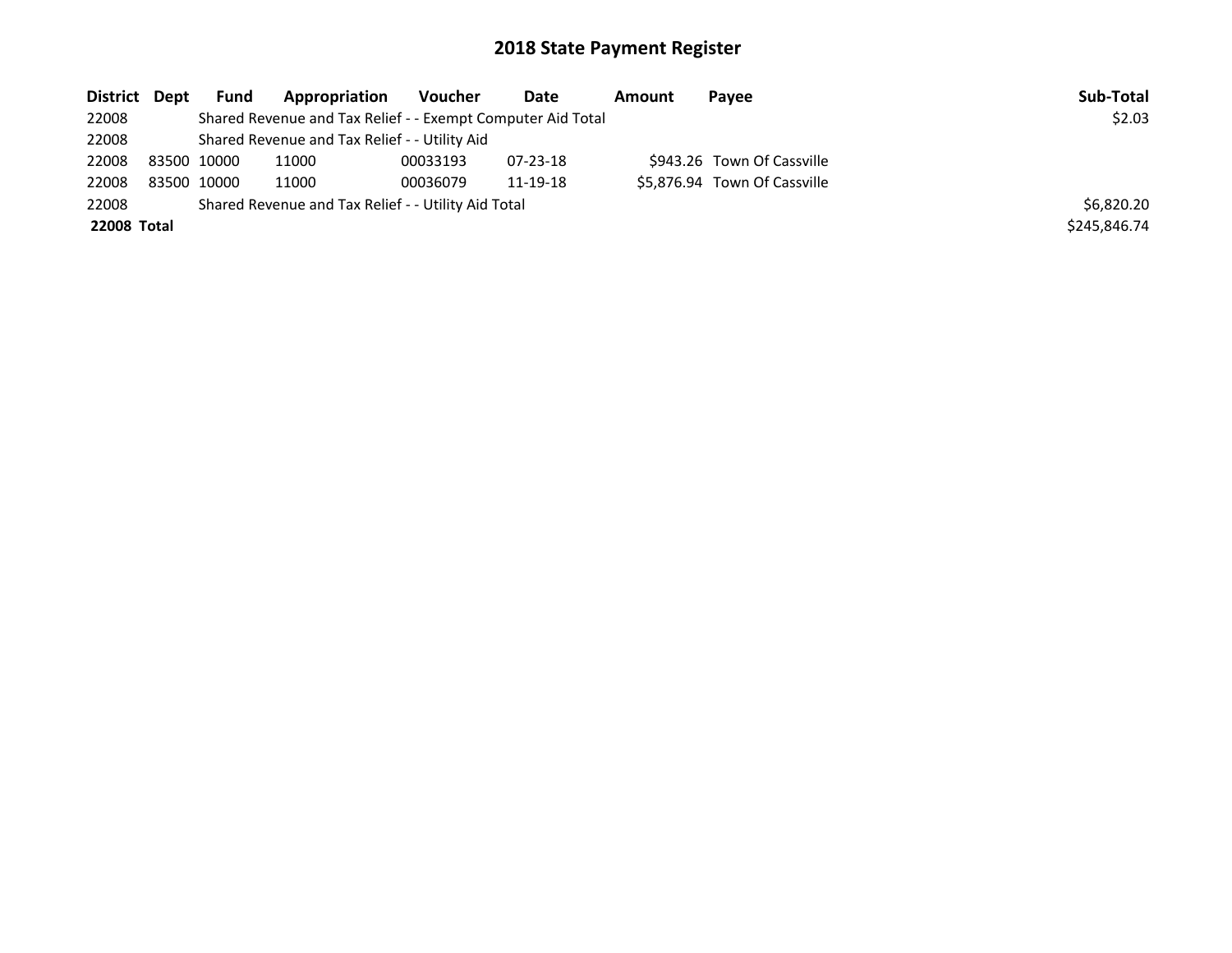# 2018 State Payment Register

| District | Dept | Fund | Appropriation | Voucher | Date | Amount | Payee | Sub-Total |
|---|---|---|---|---|---|---|---|---|
| 22008 | | Shared Revenue and Tax Relief - - Exempt Computer Aid Total | | | | | | $2.03 |
| 22008 | | Shared Revenue and Tax Relief - - Utility Aid | | | | | | |
| 22008 | 83500 | 10000 | 11000 | 00033193 | 07-23-18 | $943.26 | Town Of Cassville | |
| 22008 | 83500 | 10000 | 11000 | 00036079 | 11-19-18 | $5,876.94 | Town Of Cassville | |
| 22008 | | Shared Revenue and Tax Relief - - Utility Aid Total | | | | | | $6,820.20 |
| **22008 Total** | | | | | | | | $245,846.74 |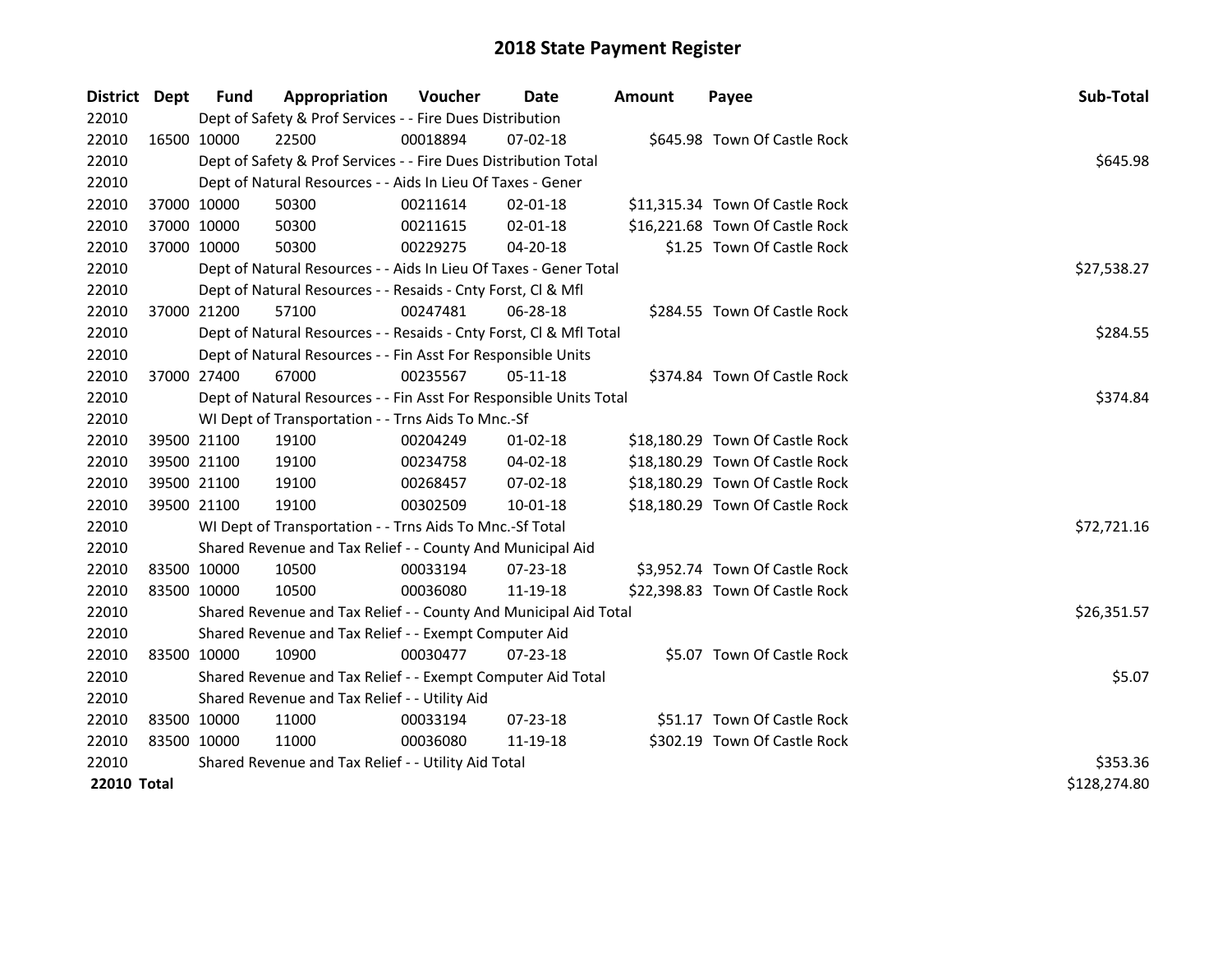# 2018 State Payment Register

| District | Dept | Fund | Appropriation | Voucher | Date | Amount | Payee | Sub-Total |
|---|---|---|---|---|---|---|---|---|
| 22010 | | Dept of Safety & Prof Services - - Fire Dues Distribution | | | | | | |
| 22010 | 16500 | 10000 | 22500 | 00018894 | 07-02-18 | $645.98 | Town Of Castle Rock | |
| 22010 | | Dept of Safety & Prof Services - - Fire Dues Distribution Total | | | | | | $645.98 |
| 22010 | | Dept of Natural Resources - - Aids In Lieu Of Taxes - Gener | | | | | | |
| 22010 | 37000 | 10000 | 50300 | 00211614 | 02-01-18 | $11,315.34 | Town Of Castle Rock | |
| 22010 | 37000 | 10000 | 50300 | 00211615 | 02-01-18 | $16,221.68 | Town Of Castle Rock | |
| 22010 | 37000 | 10000 | 50300 | 00229275 | 04-20-18 | $1.25 | Town Of Castle Rock | |
| 22010 | | Dept of Natural Resources - - Aids In Lieu Of Taxes - Gener Total | | | | | | $27,538.27 |
| 22010 | | Dept of Natural Resources - - Resaids - Cnty Forst, Cl & Mfl | | | | | | |
| 22010 | 37000 | 21200 | 57100 | 00247481 | 06-28-18 | $284.55 | Town Of Castle Rock | |
| 22010 | | Dept of Natural Resources - - Resaids - Cnty Forst, Cl & Mfl Total | | | | | | $284.55 |
| 22010 | | Dept of Natural Resources - - Fin Asst For Responsible Units | | | | | | |
| 22010 | 37000 | 27400 | 67000 | 00235567 | 05-11-18 | $374.84 | Town Of Castle Rock | |
| 22010 | | Dept of Natural Resources - - Fin Asst For Responsible Units Total | | | | | | $374.84 |
| 22010 | | WI Dept of Transportation - - Trns Aids To Mnc.-Sf | | | | | | |
| 22010 | 39500 | 21100 | 19100 | 00204249 | 01-02-18 | $18,180.29 | Town Of Castle Rock | |
| 22010 | 39500 | 21100 | 19100 | 00234758 | 04-02-18 | $18,180.29 | Town Of Castle Rock | |
| 22010 | 39500 | 21100 | 19100 | 00268457 | 07-02-18 | $18,180.29 | Town Of Castle Rock | |
| 22010 | 39500 | 21100 | 19100 | 00302509 | 10-01-18 | $18,180.29 | Town Of Castle Rock | |
| 22010 | | WI Dept of Transportation - - Trns Aids To Mnc.-Sf Total | | | | | | $72,721.16 |
| 22010 | | Shared Revenue and Tax Relief - - County And Municipal Aid | | | | | | |
| 22010 | 83500 | 10000 | 10500 | 00033194 | 07-23-18 | $3,952.74 | Town Of Castle Rock | |
| 22010 | 83500 | 10000 | 10500 | 00036080 | 11-19-18 | $22,398.83 | Town Of Castle Rock | |
| 22010 | | Shared Revenue and Tax Relief - - County And Municipal Aid Total | | | | | | $26,351.57 |
| 22010 | | Shared Revenue and Tax Relief - - Exempt Computer Aid | | | | | | |
| 22010 | 83500 | 10000 | 10900 | 00030477 | 07-23-18 | $5.07 | Town Of Castle Rock | |
| 22010 | | Shared Revenue and Tax Relief - - Exempt Computer Aid Total | | | | | | $5.07 |
| 22010 | | Shared Revenue and Tax Relief - - Utility Aid | | | | | | |
| 22010 | 83500 | 10000 | 11000 | 00033194 | 07-23-18 | $51.17 | Town Of Castle Rock | |
| 22010 | 83500 | 10000 | 11000 | 00036080 | 11-19-18 | $302.19 | Town Of Castle Rock | |
| 22010 | | Shared Revenue and Tax Relief - - Utility Aid Total | | | | | | $353.36 |
| **22010 Total** | | | | | | | | $128,274.80 |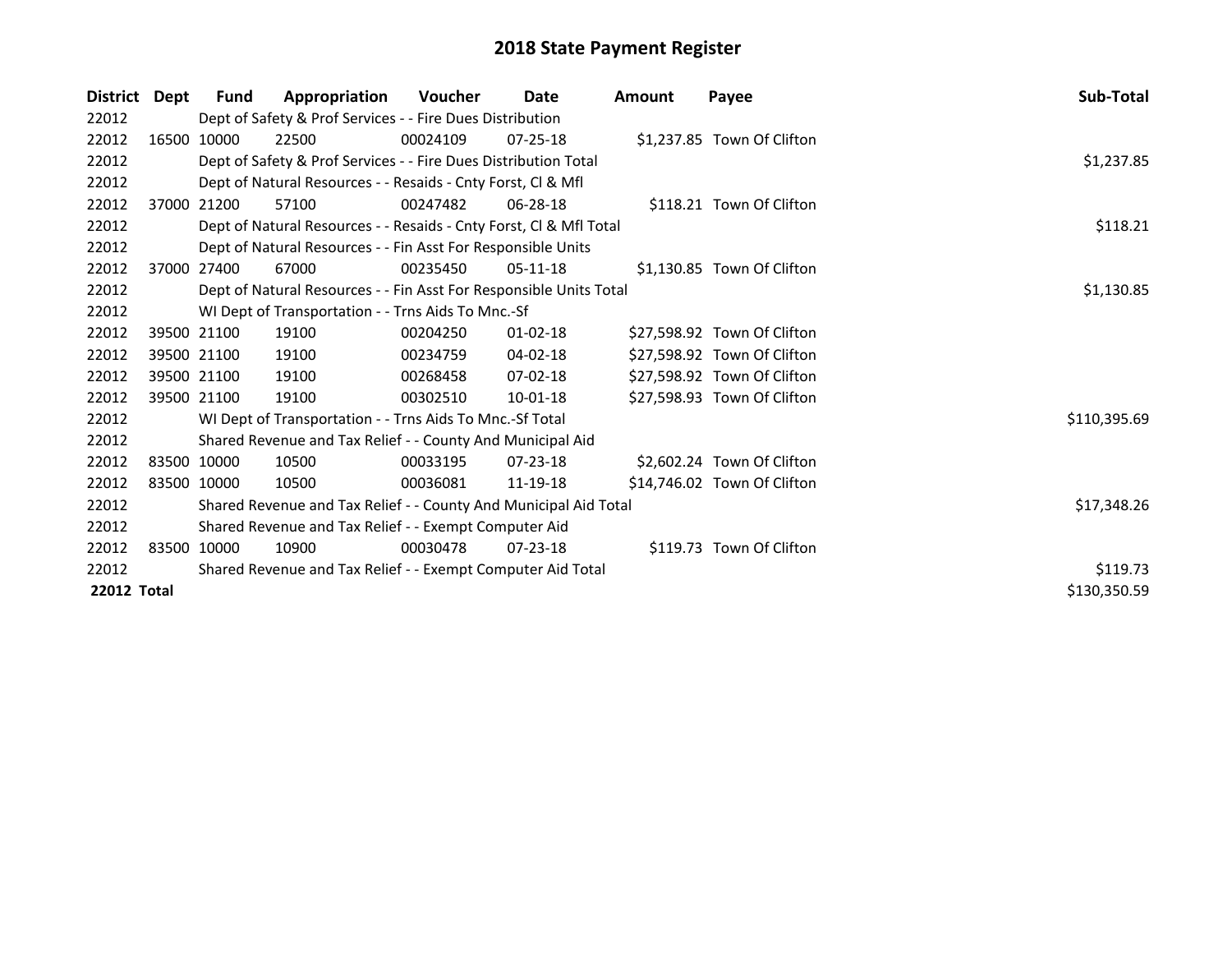# 2018 State Payment Register

| District | Dept | Fund | Appropriation | Voucher | Date | Amount | Payee | Sub-Total |
|---|---|---|---|---|---|---|---|---|
| 22012 | | Dept of Safety & Prof Services - - Fire Dues Distribution | | | | | | |
| 22012 | 16500 | 10000 | 22500 | 00024109 | 07-25-18 | $1,237.85 | Town Of Clifton | |
| 22012 | | Dept of Safety & Prof Services - - Fire Dues Distribution Total | | | | | | $1,237.85 |
| 22012 | | Dept of Natural Resources - - Resaids - Cnty Forst, Cl & Mfl | | | | | | |
| 22012 | 37000 | 21200 | 57100 | 00247482 | 06-28-18 | $118.21 | Town Of Clifton | |
| 22012 | | Dept of Natural Resources - - Resaids - Cnty Forst, Cl & Mfl Total | | | | | | $118.21 |
| 22012 | | Dept of Natural Resources - - Fin Asst For Responsible Units | | | | | | |
| 22012 | 37000 | 27400 | 67000 | 00235450 | 05-11-18 | $1,130.85 | Town Of Clifton | |
| 22012 | | Dept of Natural Resources - - Fin Asst For Responsible Units Total | | | | | | $1,130.85 |
| 22012 | | WI Dept of Transportation - - Trns Aids To Mnc.-Sf | | | | | | |
| 22012 | 39500 | 21100 | 19100 | 00204250 | 01-02-18 | $27,598.92 | Town Of Clifton | |
| 22012 | 39500 | 21100 | 19100 | 00234759 | 04-02-18 | $27,598.92 | Town Of Clifton | |
| 22012 | 39500 | 21100 | 19100 | 00268458 | 07-02-18 | $27,598.92 | Town Of Clifton | |
| 22012 | 39500 | 21100 | 19100 | 00302510 | 10-01-18 | $27,598.93 | Town Of Clifton | |
| 22012 | | WI Dept of Transportation - - Trns Aids To Mnc.-Sf Total | | | | | | $110,395.69 |
| 22012 | | Shared Revenue and Tax Relief - - County And Municipal Aid | | | | | | |
| 22012 | 83500 | 10000 | 10500 | 00033195 | 07-23-18 | $2,602.24 | Town Of Clifton | |
| 22012 | 83500 | 10000 | 10500 | 00036081 | 11-19-18 | $14,746.02 | Town Of Clifton | |
| 22012 | | Shared Revenue and Tax Relief - - County And Municipal Aid Total | | | | | | $17,348.26 |
| 22012 | | Shared Revenue and Tax Relief - - Exempt Computer Aid | | | | | | |
| 22012 | 83500 | 10000 | 10900 | 00030478 | 07-23-18 | $119.73 | Town Of Clifton | |
| 22012 | | Shared Revenue and Tax Relief - - Exempt Computer Aid Total | | | | | | $119.73 |
| **22012 Total** | | | | | | | | $130,350.59 |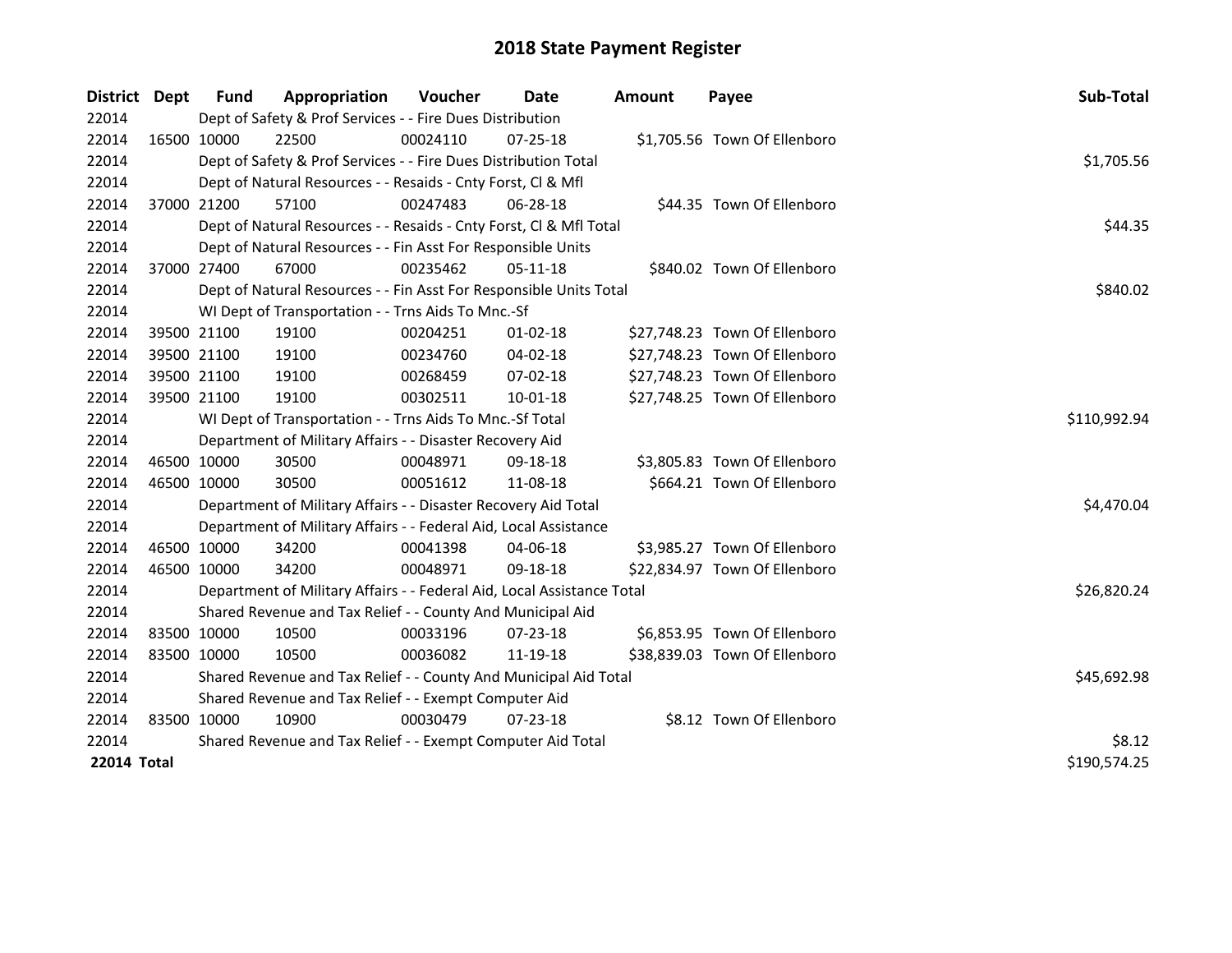# 2018 State Payment Register

| District | Dept | Fund | Appropriation | Voucher | Date | Amount | Payee | Sub-Total |
|---|---|---|---|---|---|---|---|---|
| 22014 | Dept of Safety & Prof Services - - Fire Dues Distribution | | | | | | | |
| 22014 | 16500 | 10000 | 22500 | 00024110 | 07-25-18 | $1,705.56 | Town Of Ellenboro | |
| 22014 | Dept of Safety & Prof Services - - Fire Dues Distribution Total | | | | | | | $1,705.56 |
| 22014 | Dept of Natural Resources - - Resaids - Cnty Forst, Cl & Mfl | | | | | | | |
| 22014 | 37000 | 21200 | 57100 | 00247483 | 06-28-18 | $44.35 | Town Of Ellenboro | |
| 22014 | Dept of Natural Resources - - Resaids - Cnty Forst, Cl & Mfl Total | | | | | | | $44.35 |
| 22014 | Dept of Natural Resources - - Fin Asst For Responsible Units | | | | | | | |
| 22014 | 37000 | 27400 | 67000 | 00235462 | 05-11-18 | $840.02 | Town Of Ellenboro | |
| 22014 | Dept of Natural Resources - - Fin Asst For Responsible Units Total | | | | | | | $840.02 |
| 22014 | WI Dept of Transportation - - Trns Aids To Mnc.-Sf | | | | | | | |
| 22014 | 39500 | 21100 | 19100 | 00204251 | 01-02-18 | $27,748.23 | Town Of Ellenboro | |
| 22014 | 39500 | 21100 | 19100 | 00234760 | 04-02-18 | $27,748.23 | Town Of Ellenboro | |
| 22014 | 39500 | 21100 | 19100 | 00268459 | 07-02-18 | $27,748.23 | Town Of Ellenboro | |
| 22014 | 39500 | 21100 | 19100 | 00302511 | 10-01-18 | $27,748.25 | Town Of Ellenboro | |
| 22014 | WI Dept of Transportation - - Trns Aids To Mnc.-Sf Total | | | | | | | $110,992.94 |
| 22014 | Department of Military Affairs - - Disaster Recovery Aid | | | | | | | |
| 22014 | 46500 | 10000 | 30500 | 00048971 | 09-18-18 | $3,805.83 | Town Of Ellenboro | |
| 22014 | 46500 | 10000 | 30500 | 00051612 | 11-08-18 | $664.21 | Town Of Ellenboro | |
| 22014 | Department of Military Affairs - - Disaster Recovery Aid Total | | | | | | | $4,470.04 |
| 22014 | Department of Military Affairs - - Federal Aid, Local Assistance | | | | | | | |
| 22014 | 46500 | 10000 | 34200 | 00041398 | 04-06-18 | $3,985.27 | Town Of Ellenboro | |
| 22014 | 46500 | 10000 | 34200 | 00048971 | 09-18-18 | $22,834.97 | Town Of Ellenboro | |
| 22014 | Department of Military Affairs - - Federal Aid, Local Assistance Total | | | | | | | $26,820.24 |
| 22014 | Shared Revenue and Tax Relief - - County And Municipal Aid | | | | | | | |
| 22014 | 83500 | 10000 | 10500 | 00033196 | 07-23-18 | $6,853.95 | Town Of Ellenboro | |
| 22014 | 83500 | 10000 | 10500 | 00036082 | 11-19-18 | $38,839.03 | Town Of Ellenboro | |
| 22014 | Shared Revenue and Tax Relief - - County And Municipal Aid Total | | | | | | | $45,692.98 |
| 22014 | Shared Revenue and Tax Relief - - Exempt Computer Aid | | | | | | | |
| 22014 | 83500 | 10000 | 10900 | 00030479 | 07-23-18 | $8.12 | Town Of Ellenboro | |
| 22014 | Shared Revenue and Tax Relief - - Exempt Computer Aid Total | | | | | | | $8.12 |
| **22014 Total** | | | | | | | | $190,574.25 |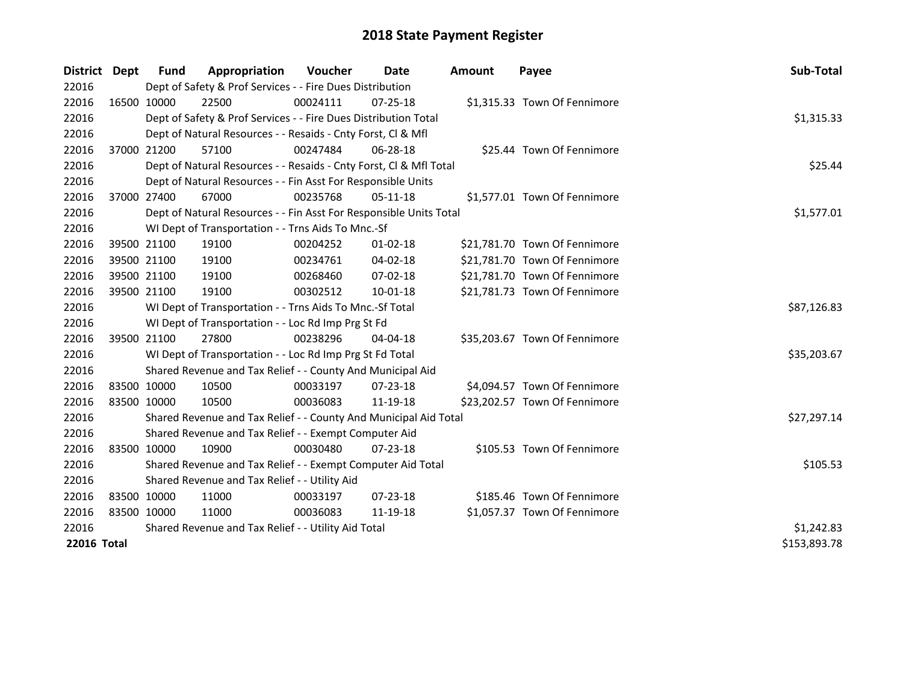# 2018 State Payment Register

| District | Dept | Fund | Appropriation | Voucher | Date | Amount | Payee | Sub-Total |
|---|---|---|---|---|---|---|---|---|
| 22016 | | Dept of Safety & Prof Services - - Fire Dues Distribution | | | | | | |
| 22016 | 16500 | 10000 | 22500 | 00024111 | 07-25-18 | $1,315.33 | Town Of Fennimore | |
| 22016 | | Dept of Safety & Prof Services - - Fire Dues Distribution Total | | | | | | $1,315.33 |
| 22016 | | Dept of Natural Resources - - Resaids - Cnty Forst, Cl & Mfl | | | | | | |
| 22016 | 37000 | 21200 | 57100 | 00247484 | 06-28-18 | $25.44 | Town Of Fennimore | |
| 22016 | | Dept of Natural Resources - - Resaids - Cnty Forst, Cl & Mfl Total | | | | | | $25.44 |
| 22016 | | Dept of Natural Resources - - Fin Asst For Responsible Units | | | | | | |
| 22016 | 37000 | 27400 | 67000 | 00235768 | 05-11-18 | $1,577.01 | Town Of Fennimore | |
| 22016 | | Dept of Natural Resources - - Fin Asst For Responsible Units Total | | | | | | $1,577.01 |
| 22016 | | WI Dept of Transportation - - Trns Aids To Mnc.-Sf | | | | | | |
| 22016 | 39500 | 21100 | 19100 | 00204252 | 01-02-18 | $21,781.70 | Town Of Fennimore | |
| 22016 | 39500 | 21100 | 19100 | 00234761 | 04-02-18 | $21,781.70 | Town Of Fennimore | |
| 22016 | 39500 | 21100 | 19100 | 00268460 | 07-02-18 | $21,781.70 | Town Of Fennimore | |
| 22016 | 39500 | 21100 | 19100 | 00302512 | 10-01-18 | $21,781.73 | Town Of Fennimore | |
| 22016 | | WI Dept of Transportation - - Trns Aids To Mnc.-Sf Total | | | | | | $87,126.83 |
| 22016 | | WI Dept of Transportation - - Loc Rd Imp Prg St Fd | | | | | | |
| 22016 | 39500 | 21100 | 27800 | 00238296 | 04-04-18 | $35,203.67 | Town Of Fennimore | |
| 22016 | | WI Dept of Transportation - - Loc Rd Imp Prg St Fd Total | | | | | | $35,203.67 |
| 22016 | | Shared Revenue and Tax Relief - - County And Municipal Aid | | | | | | |
| 22016 | 83500 | 10000 | 10500 | 00033197 | 07-23-18 | $4,094.57 | Town Of Fennimore | |
| 22016 | 83500 | 10000 | 10500 | 00036083 | 11-19-18 | $23,202.57 | Town Of Fennimore | |
| 22016 | | Shared Revenue and Tax Relief - - County And Municipal Aid Total | | | | | | $27,297.14 |
| 22016 | | Shared Revenue and Tax Relief - - Exempt Computer Aid | | | | | | |
| 22016 | 83500 | 10000 | 10900 | 00030480 | 07-23-18 | $105.53 | Town Of Fennimore | |
| 22016 | | Shared Revenue and Tax Relief - - Exempt Computer Aid Total | | | | | | $105.53 |
| 22016 | | Shared Revenue and Tax Relief - - Utility Aid | | | | | | |
| 22016 | 83500 | 10000 | 11000 | 00033197 | 07-23-18 | $185.46 | Town Of Fennimore | |
| 22016 | 83500 | 10000 | 11000 | 00036083 | 11-19-18 | $1,057.37 | Town Of Fennimore | |
| 22016 | | Shared Revenue and Tax Relief - - Utility Aid Total | | | | | | $1,242.83 |
| **22016 Total** | | | | | | | | $153,893.78 |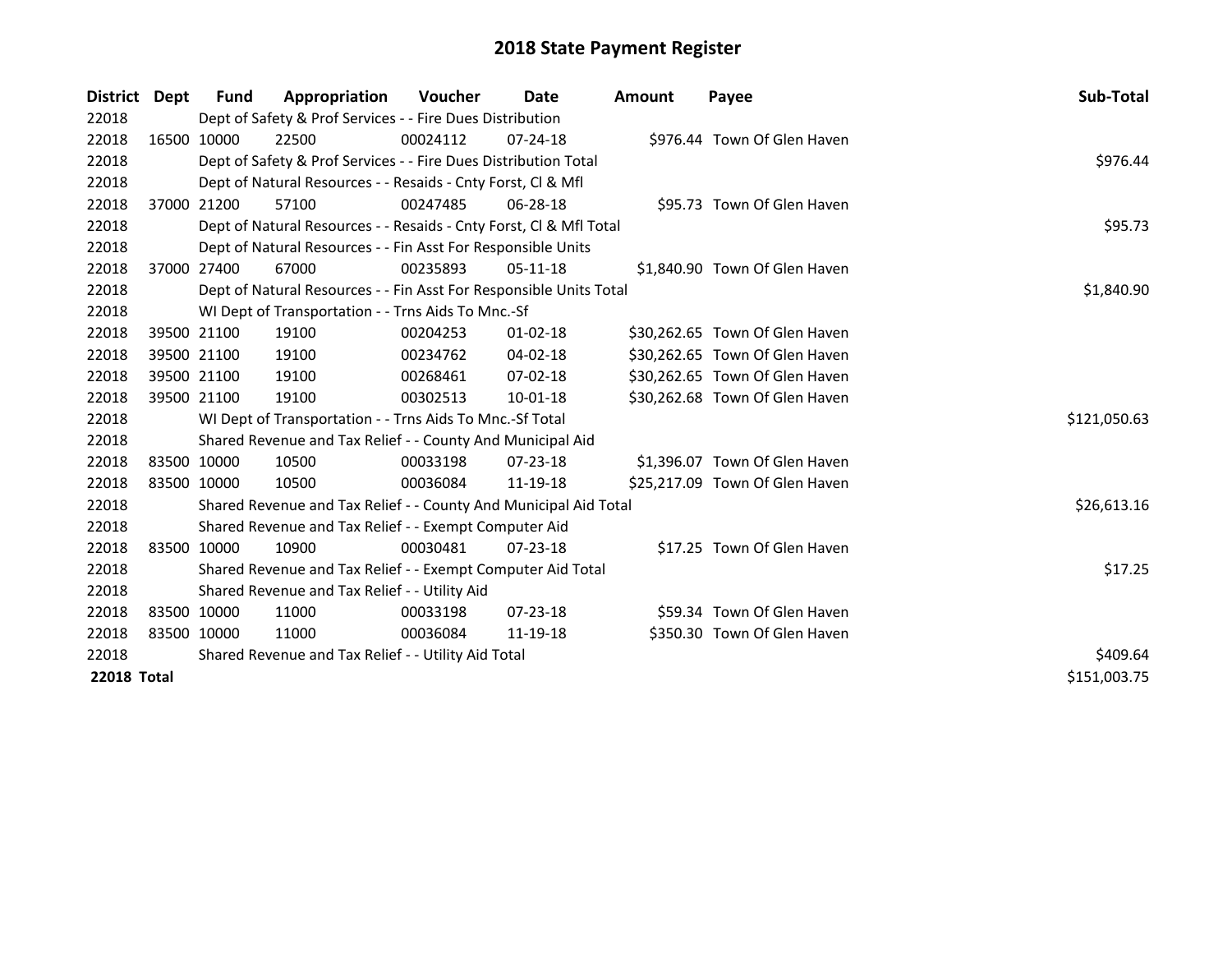# 2018 State Payment Register

| District | Dept | Fund | Appropriation | Voucher | Date | Amount | Payee | Sub-Total |
|---|---|---|---|---|---|---|---|---|
| 22018 | | Dept of Safety & Prof Services - - Fire Dues Distribution | | | | | | |
| 22018 | 16500 | 10000 | 22500 | 00024112 | 07-24-18 | $976.44 | Town Of Glen Haven | |
| 22018 | | Dept of Safety & Prof Services - - Fire Dues Distribution Total | | | | | | $976.44 |
| 22018 | | Dept of Natural Resources - - Resaids - Cnty Forst, Cl & Mfl | | | | | | |
| 22018 | 37000 | 21200 | 57100 | 00247485 | 06-28-18 | $95.73 | Town Of Glen Haven | |
| 22018 | | Dept of Natural Resources - - Resaids - Cnty Forst, Cl & Mfl Total | | | | | | $95.73 |
| 22018 | | Dept of Natural Resources - - Fin Asst For Responsible Units | | | | | | |
| 22018 | 37000 | 27400 | 67000 | 00235893 | 05-11-18 | $1,840.90 | Town Of Glen Haven | |
| 22018 | | Dept of Natural Resources - - Fin Asst For Responsible Units Total | | | | | | $1,840.90 |
| 22018 | | WI Dept of Transportation - - Trns Aids To Mnc.-Sf | | | | | | |
| 22018 | 39500 | 21100 | 19100 | 00204253 | 01-02-18 | $30,262.65 | Town Of Glen Haven | |
| 22018 | 39500 | 21100 | 19100 | 00234762 | 04-02-18 | $30,262.65 | Town Of Glen Haven | |
| 22018 | 39500 | 21100 | 19100 | 00268461 | 07-02-18 | $30,262.65 | Town Of Glen Haven | |
| 22018 | 39500 | 21100 | 19100 | 00302513 | 10-01-18 | $30,262.68 | Town Of Glen Haven | |
| 22018 | | WI Dept of Transportation - - Trns Aids To Mnc.-Sf Total | | | | | | $121,050.63 |
| 22018 | | Shared Revenue and Tax Relief - - County And Municipal Aid | | | | | | |
| 22018 | 83500 | 10000 | 10500 | 00033198 | 07-23-18 | $1,396.07 | Town Of Glen Haven | |
| 22018 | 83500 | 10000 | 10500 | 00036084 | 11-19-18 | $25,217.09 | Town Of Glen Haven | |
| 22018 | | Shared Revenue and Tax Relief - - County And Municipal Aid Total | | | | | | $26,613.16 |
| 22018 | | Shared Revenue and Tax Relief - - Exempt Computer Aid | | | | | | |
| 22018 | 83500 | 10000 | 10900 | 00030481 | 07-23-18 | $17.25 | Town Of Glen Haven | |
| 22018 | | Shared Revenue and Tax Relief - - Exempt Computer Aid Total | | | | | | $17.25 |
| 22018 | | Shared Revenue and Tax Relief - - Utility Aid | | | | | | |
| 22018 | 83500 | 10000 | 11000 | 00033198 | 07-23-18 | $59.34 | Town Of Glen Haven | |
| 22018 | 83500 | 10000 | 11000 | 00036084 | 11-19-18 | $350.30 | Town Of Glen Haven | |
| 22018 | | Shared Revenue and Tax Relief - - Utility Aid Total | | | | | | $409.64 |
| **22018 Total** | | | | | | | | $151,003.75 |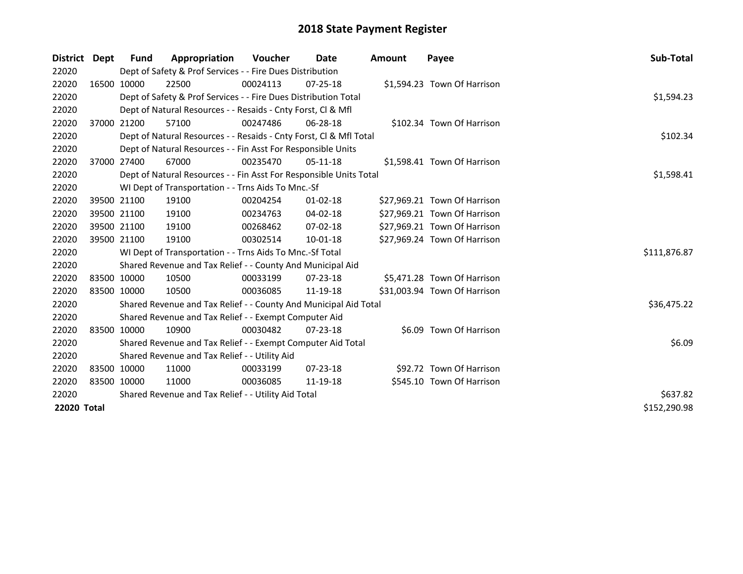# 2018 State Payment Register

| District | Dept | Fund | Appropriation | Voucher | Date | Amount | Payee | Sub-Total |
|---|---|---|---|---|---|---|---|---|
| 22020 | | Dept of Safety & Prof Services - - Fire Dues Distribution | | | | | | |
| 22020 | 16500 | 10000 | 22500 | 00024113 | 07-25-18 | $1,594.23 | Town Of Harrison | |
| 22020 | | Dept of Safety & Prof Services - - Fire Dues Distribution Total | | | | | | $1,594.23 |
| 22020 | | Dept of Natural Resources - - Resaids - Cnty Forst, Cl & Mfl | | | | | | |
| 22020 | 37000 | 21200 | 57100 | 00247486 | 06-28-18 | $102.34 | Town Of Harrison | |
| 22020 | | Dept of Natural Resources - - Resaids - Cnty Forst, Cl & Mfl Total | | | | | | $102.34 |
| 22020 | | Dept of Natural Resources - - Fin Asst For Responsible Units | | | | | | |
| 22020 | 37000 | 27400 | 67000 | 00235470 | 05-11-18 | $1,598.41 | Town Of Harrison | |
| 22020 | | Dept of Natural Resources - - Fin Asst For Responsible Units Total | | | | | | $1,598.41 |
| 22020 | | WI Dept of Transportation - - Trns Aids To Mnc.-Sf | | | | | | |
| 22020 | 39500 | 21100 | 19100 | 00204254 | 01-02-18 | $27,969.21 | Town Of Harrison | |
| 22020 | 39500 | 21100 | 19100 | 00234763 | 04-02-18 | $27,969.21 | Town Of Harrison | |
| 22020 | 39500 | 21100 | 19100 | 00268462 | 07-02-18 | $27,969.21 | Town Of Harrison | |
| 22020 | 39500 | 21100 | 19100 | 00302514 | 10-01-18 | $27,969.24 | Town Of Harrison | |
| 22020 | | WI Dept of Transportation - - Trns Aids To Mnc.-Sf Total | | | | | | $111,876.87 |
| 22020 | | Shared Revenue and Tax Relief - - County And Municipal Aid | | | | | | |
| 22020 | 83500 | 10000 | 10500 | 00033199 | 07-23-18 | $5,471.28 | Town Of Harrison | |
| 22020 | 83500 | 10000 | 10500 | 00036085 | 11-19-18 | $31,003.94 | Town Of Harrison | |
| 22020 | | Shared Revenue and Tax Relief - - County And Municipal Aid Total | | | | | | $36,475.22 |
| 22020 | | Shared Revenue and Tax Relief - - Exempt Computer Aid | | | | | | |
| 22020 | 83500 | 10000 | 10900 | 00030482 | 07-23-18 | $6.09 | Town Of Harrison | |
| 22020 | | Shared Revenue and Tax Relief - - Exempt Computer Aid Total | | | | | | $6.09 |
| 22020 | | Shared Revenue and Tax Relief - - Utility Aid | | | | | | |
| 22020 | 83500 | 10000 | 11000 | 00033199 | 07-23-18 | $92.72 | Town Of Harrison | |
| 22020 | 83500 | 10000 | 11000 | 00036085 | 11-19-18 | $545.10 | Town Of Harrison | |
| 22020 | | Shared Revenue and Tax Relief - - Utility Aid Total | | | | | | $637.82 |
| **22020 Total** | | | | | | | | $152,290.98 |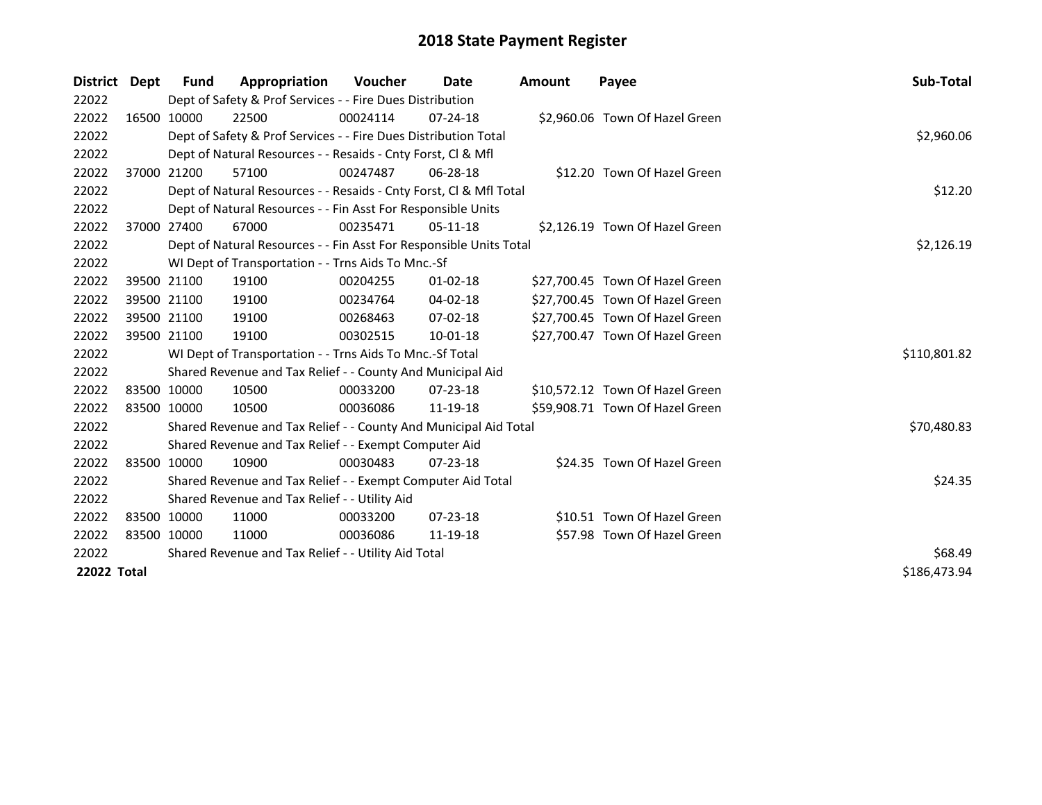# 2018 State Payment Register

| District | Dept | Fund | Appropriation | Voucher | Date | Amount | Payee | Sub-Total |
|---|---|---|---|---|---|---|---|---|
| 22022 | | Dept of Safety & Prof Services - - Fire Dues Distribution | | | | | | |
| 22022 | 16500 | 10000 | 22500 | 00024114 | 07-24-18 | $2,960.06 | Town Of Hazel Green | |
| 22022 | | Dept of Safety & Prof Services - - Fire Dues Distribution Total | | | | | | $2,960.06 |
| 22022 | | Dept of Natural Resources - - Resaids - Cnty Forst, Cl & Mfl | | | | | | |
| 22022 | 37000 | 21200 | 57100 | 00247487 | 06-28-18 | $12.20 | Town Of Hazel Green | |
| 22022 | | Dept of Natural Resources - - Resaids - Cnty Forst, Cl & Mfl Total | | | | | | $12.20 |
| 22022 | | Dept of Natural Resources - - Fin Asst For Responsible Units | | | | | | |
| 22022 | 37000 | 27400 | 67000 | 00235471 | 05-11-18 | $2,126.19 | Town Of Hazel Green | |
| 22022 | | Dept of Natural Resources - - Fin Asst For Responsible Units Total | | | | | | $2,126.19 |
| 22022 | | WI Dept of Transportation - - Trns Aids To Mnc.-Sf | | | | | | |
| 22022 | 39500 | 21100 | 19100 | 00204255 | 01-02-18 | $27,700.45 | Town Of Hazel Green | |
| 22022 | 39500 | 21100 | 19100 | 00234764 | 04-02-18 | $27,700.45 | Town Of Hazel Green | |
| 22022 | 39500 | 21100 | 19100 | 00268463 | 07-02-18 | $27,700.45 | Town Of Hazel Green | |
| 22022 | 39500 | 21100 | 19100 | 00302515 | 10-01-18 | $27,700.47 | Town Of Hazel Green | |
| 22022 | | WI Dept of Transportation - - Trns Aids To Mnc.-Sf Total | | | | | | $110,801.82 |
| 22022 | | Shared Revenue and Tax Relief - - County And Municipal Aid | | | | | | |
| 22022 | 83500 | 10000 | 10500 | 00033200 | 07-23-18 | $10,572.12 | Town Of Hazel Green | |
| 22022 | 83500 | 10000 | 10500 | 00036086 | 11-19-18 | $59,908.71 | Town Of Hazel Green | |
| 22022 | | Shared Revenue and Tax Relief - - County And Municipal Aid Total | | | | | | $70,480.83 |
| 22022 | | Shared Revenue and Tax Relief - - Exempt Computer Aid | | | | | | |
| 22022 | 83500 | 10000 | 10900 | 00030483 | 07-23-18 | $24.35 | Town Of Hazel Green | |
| 22022 | | Shared Revenue and Tax Relief - - Exempt Computer Aid Total | | | | | | $24.35 |
| 22022 | | Shared Revenue and Tax Relief - - Utility Aid | | | | | | |
| 22022 | 83500 | 10000 | 11000 | 00033200 | 07-23-18 | $10.51 | Town Of Hazel Green | |
| 22022 | 83500 | 10000 | 11000 | 00036086 | 11-19-18 | $57.98 | Town Of Hazel Green | |
| 22022 | | Shared Revenue and Tax Relief - - Utility Aid Total | | | | | | $68.49 |
| **22022 Total** | | | | | | | | $186,473.94 |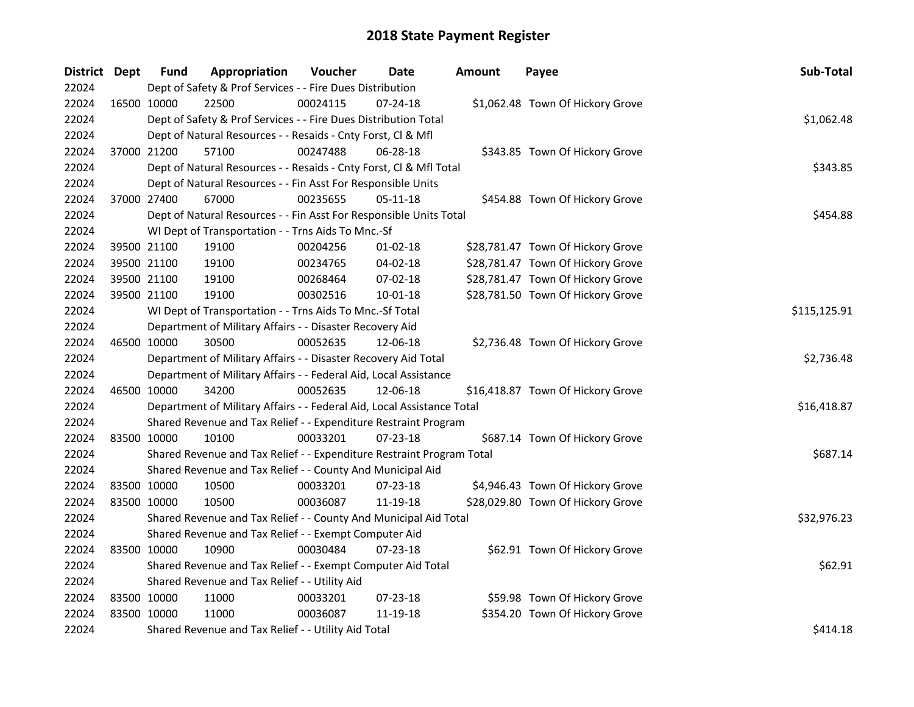# 2018 State Payment Register

| District | Dept | Fund | Appropriation | Voucher | Date | Amount | Payee | Sub-Total |
|---|---|---|---|---|---|---|---|---|
| 22024 | Dept of Safety & Prof Services - - Fire Dues Distribution | | | | | | | |
| 22024 | 16500 | 10000 | 22500 | 00024115 | 07-24-18 | $1,062.48 | Town Of Hickory Grove | |
| 22024 | Dept of Safety & Prof Services - - Fire Dues Distribution Total | | | | | | | $1,062.48 |
| 22024 | Dept of Natural Resources - - Resaids - Cnty Forst, Cl & Mfl | | | | | | | |
| 22024 | 37000 | 21200 | 57100 | 00247488 | 06-28-18 | $343.85 | Town Of Hickory Grove | |
| 22024 | Dept of Natural Resources - - Resaids - Cnty Forst, Cl & Mfl Total | | | | | | | $343.85 |
| 22024 | Dept of Natural Resources - - Fin Asst For Responsible Units | | | | | | | |
| 22024 | 37000 | 27400 | 67000 | 00235655 | 05-11-18 | $454.88 | Town Of Hickory Grove | |
| 22024 | Dept of Natural Resources - - Fin Asst For Responsible Units Total | | | | | | | $454.88 |
| 22024 | WI Dept of Transportation - - Trns Aids To Mnc.-Sf | | | | | | | |
| 22024 | 39500 | 21100 | 19100 | 00204256 | 01-02-18 | $28,781.47 | Town Of Hickory Grove | |
| 22024 | 39500 | 21100 | 19100 | 00234765 | 04-02-18 | $28,781.47 | Town Of Hickory Grove | |
| 22024 | 39500 | 21100 | 19100 | 00268464 | 07-02-18 | $28,781.47 | Town Of Hickory Grove | |
| 22024 | 39500 | 21100 | 19100 | 00302516 | 10-01-18 | $28,781.50 | Town Of Hickory Grove | |
| 22024 | WI Dept of Transportation - - Trns Aids To Mnc.-Sf Total | | | | | | | $115,125.91 |
| 22024 | Department of Military Affairs - - Disaster Recovery Aid | | | | | | | |
| 22024 | 46500 | 10000 | 30500 | 00052635 | 12-06-18 | $2,736.48 | Town Of Hickory Grove | |
| 22024 | Department of Military Affairs - - Disaster Recovery Aid Total | | | | | | | $2,736.48 |
| 22024 | Department of Military Affairs - - Federal Aid, Local Assistance | | | | | | | |
| 22024 | 46500 | 10000 | 34200 | 00052635 | 12-06-18 | $16,418.87 | Town Of Hickory Grove | |
| 22024 | Department of Military Affairs - - Federal Aid, Local Assistance Total | | | | | | | $16,418.87 |
| 22024 | Shared Revenue and Tax Relief - - Expenditure Restraint Program | | | | | | | |
| 22024 | 83500 | 10000 | 10100 | 00033201 | 07-23-18 | $687.14 | Town Of Hickory Grove | |
| 22024 | Shared Revenue and Tax Relief - - Expenditure Restraint Program Total | | | | | | | $687.14 |
| 22024 | Shared Revenue and Tax Relief - - County And Municipal Aid | | | | | | | |
| 22024 | 83500 | 10000 | 10500 | 00033201 | 07-23-18 | $4,946.43 | Town Of Hickory Grove | |
| 22024 | 83500 | 10000 | 10500 | 00036087 | 11-19-18 | $28,029.80 | Town Of Hickory Grove | |
| 22024 | Shared Revenue and Tax Relief - - County And Municipal Aid Total | | | | | | | $32,976.23 |
| 22024 | Shared Revenue and Tax Relief - - Exempt Computer Aid | | | | | | | |
| 22024 | 83500 | 10000 | 10900 | 00030484 | 07-23-18 | $62.91 | Town Of Hickory Grove | |
| 22024 | Shared Revenue and Tax Relief - - Exempt Computer Aid Total | | | | | | | $62.91 |
| 22024 | Shared Revenue and Tax Relief - - Utility Aid | | | | | | | |
| 22024 | 83500 | 10000 | 11000 | 00033201 | 07-23-18 | $59.98 | Town Of Hickory Grove | |
| 22024 | 83500 | 10000 | 11000 | 00036087 | 11-19-18 | $354.20 | Town Of Hickory Grove | |
| 22024 | Shared Revenue and Tax Relief - - Utility Aid Total | | | | | | | $414.18 |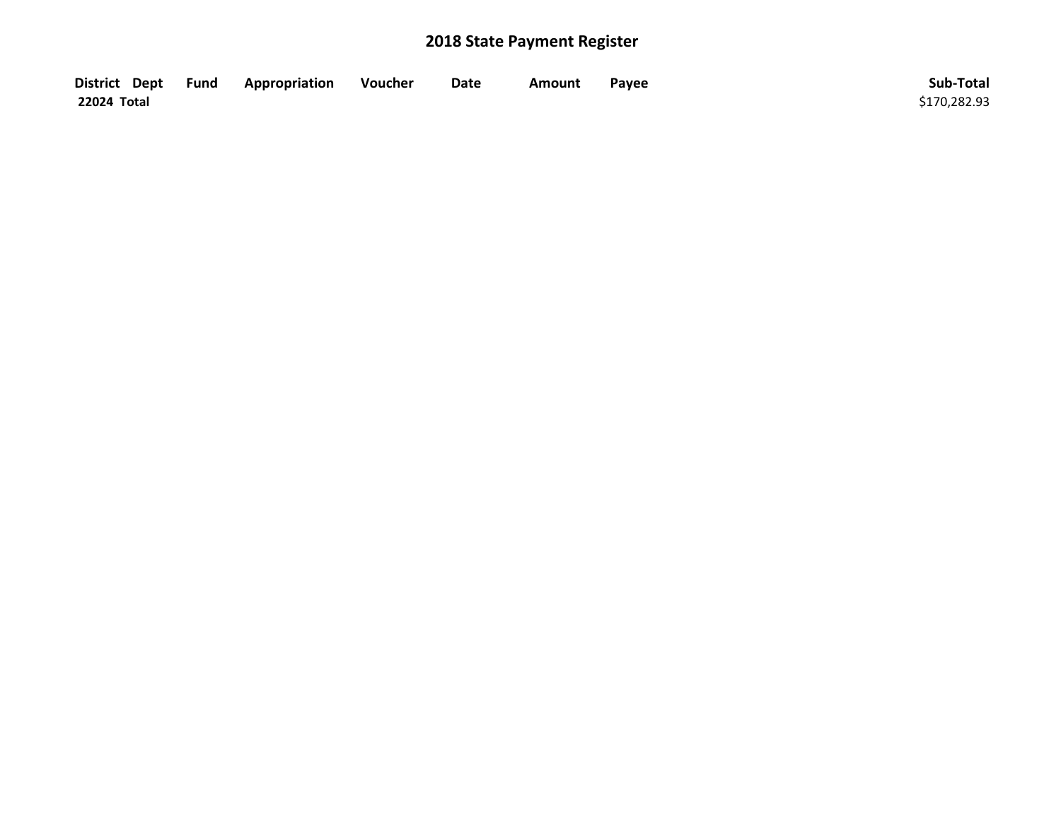## 2018 State Payment Register

| District | Dept | Fund | Appropriation | Voucher | Date | Amount | Payee | Sub-Total |
|---|---|---|---|---|---|---|---|---|
| **22024 Total** | | | | | | | | $170,282.93 |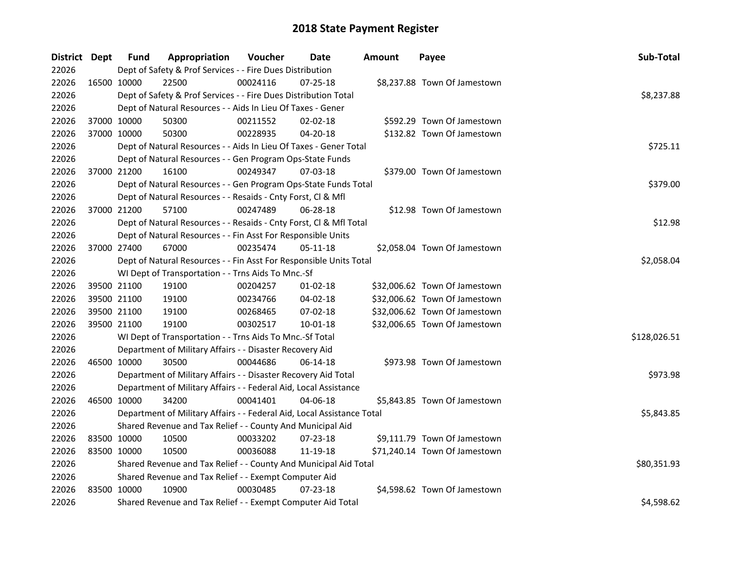# 2018 State Payment Register

| District | Dept | Fund | Appropriation | Voucher | Date | Amount | Payee | Sub-Total |
|---|---|---|---|---|---|---|---|---|
| 22026 | | Dept of Safety & Prof Services - - Fire Dues Distribution | | | | | | |
| 22026 | 16500 | 10000 | 22500 | 00024116 | 07-25-18 | $8,237.88 | Town Of Jamestown | |
| 22026 | | Dept of Safety & Prof Services - - Fire Dues Distribution Total | | | | | | $8,237.88 |
| 22026 | | Dept of Natural Resources - - Aids In Lieu Of Taxes - Gener | | | | | | |
| 22026 | 37000 | 10000 | 50300 | 00211552 | 02-02-18 | $592.29 | Town Of Jamestown | |
| 22026 | 37000 | 10000 | 50300 | 00228935 | 04-20-18 | $132.82 | Town Of Jamestown | |
| 22026 | | Dept of Natural Resources - - Aids In Lieu Of Taxes - Gener Total | | | | | | $725.11 |
| 22026 | | Dept of Natural Resources - - Gen Program Ops-State Funds | | | | | | |
| 22026 | 37000 | 21200 | 16100 | 00249347 | 07-03-18 | $379.00 | Town Of Jamestown | |
| 22026 | | Dept of Natural Resources - - Gen Program Ops-State Funds Total | | | | | | $379.00 |
| 22026 | | Dept of Natural Resources - - Resaids - Cnty Forst, Cl & Mfl | | | | | | |
| 22026 | 37000 | 21200 | 57100 | 00247489 | 06-28-18 | $12.98 | Town Of Jamestown | |
| 22026 | | Dept of Natural Resources - - Resaids - Cnty Forst, Cl & Mfl Total | | | | | | $12.98 |
| 22026 | | Dept of Natural Resources - - Fin Asst For Responsible Units | | | | | | |
| 22026 | 37000 | 27400 | 67000 | 00235474 | 05-11-18 | $2,058.04 | Town Of Jamestown | |
| 22026 | | Dept of Natural Resources - - Fin Asst For Responsible Units Total | | | | | | $2,058.04 |
| 22026 | | WI Dept of Transportation - - Trns Aids To Mnc.-Sf | | | | | | |
| 22026 | 39500 | 21100 | 19100 | 00204257 | 01-02-18 | $32,006.62 | Town Of Jamestown | |
| 22026 | 39500 | 21100 | 19100 | 00234766 | 04-02-18 | $32,006.62 | Town Of Jamestown | |
| 22026 | 39500 | 21100 | 19100 | 00268465 | 07-02-18 | $32,006.62 | Town Of Jamestown | |
| 22026 | 39500 | 21100 | 19100 | 00302517 | 10-01-18 | $32,006.65 | Town Of Jamestown | |
| 22026 | | WI Dept of Transportation - - Trns Aids To Mnc.-Sf Total | | | | | | $128,026.51 |
| 22026 | | Department of Military Affairs - - Disaster Recovery Aid | | | | | | |
| 22026 | 46500 | 10000 | 30500 | 00044686 | 06-14-18 | $973.98 | Town Of Jamestown | |
| 22026 | | Department of Military Affairs - - Disaster Recovery Aid Total | | | | | | $973.98 |
| 22026 | | Department of Military Affairs - - Federal Aid, Local Assistance | | | | | | |
| 22026 | 46500 | 10000 | 34200 | 00041401 | 04-06-18 | $5,843.85 | Town Of Jamestown | |
| 22026 | | Department of Military Affairs - - Federal Aid, Local Assistance Total | | | | | | $5,843.85 |
| 22026 | | Shared Revenue and Tax Relief - - County And Municipal Aid | | | | | | |
| 22026 | 83500 | 10000 | 10500 | 00033202 | 07-23-18 | $9,111.79 | Town Of Jamestown | |
| 22026 | 83500 | 10000 | 10500 | 00036088 | 11-19-18 | $71,240.14 | Town Of Jamestown | |
| 22026 | | Shared Revenue and Tax Relief - - County And Municipal Aid Total | | | | | | $80,351.93 |
| 22026 | | Shared Revenue and Tax Relief - - Exempt Computer Aid | | | | | | |
| 22026 | 83500 | 10000 | 10900 | 00030485 | 07-23-18 | $4,598.62 | Town Of Jamestown | |
| 22026 | | Shared Revenue and Tax Relief - - Exempt Computer Aid Total | | | | | | $4,598.62 |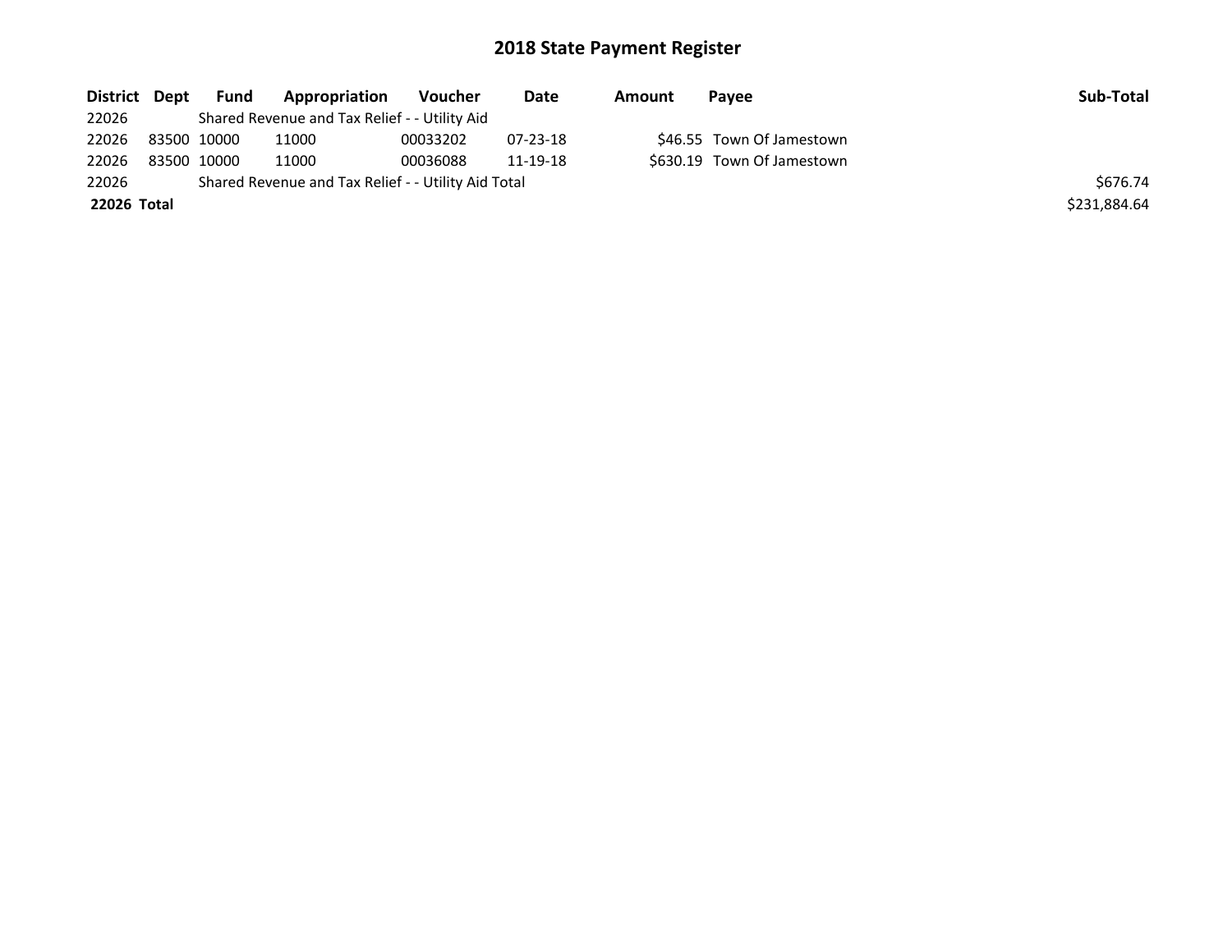# 2018 State Payment Register

| District | Dept | Fund | Appropriation | Voucher | Date | Amount | Payee | Sub-Total |
|---|---|---|---|---|---|---|---|---|
| 22026 | | Shared Revenue and Tax Relief - - Utility Aid | | | | | | |
| 22026 | 83500 | 10000 | 11000 | 00033202 | 07-23-18 | $46.55 | Town Of Jamestown | |
| 22026 | 83500 | 10000 | 11000 | 00036088 | 11-19-18 | $630.19 | Town Of Jamestown | |
| 22026 | | Shared Revenue and Tax Relief - - Utility Aid Total | | | | | | $676.74 |
| **22026 Total** | | | | | | | | $231,884.64 |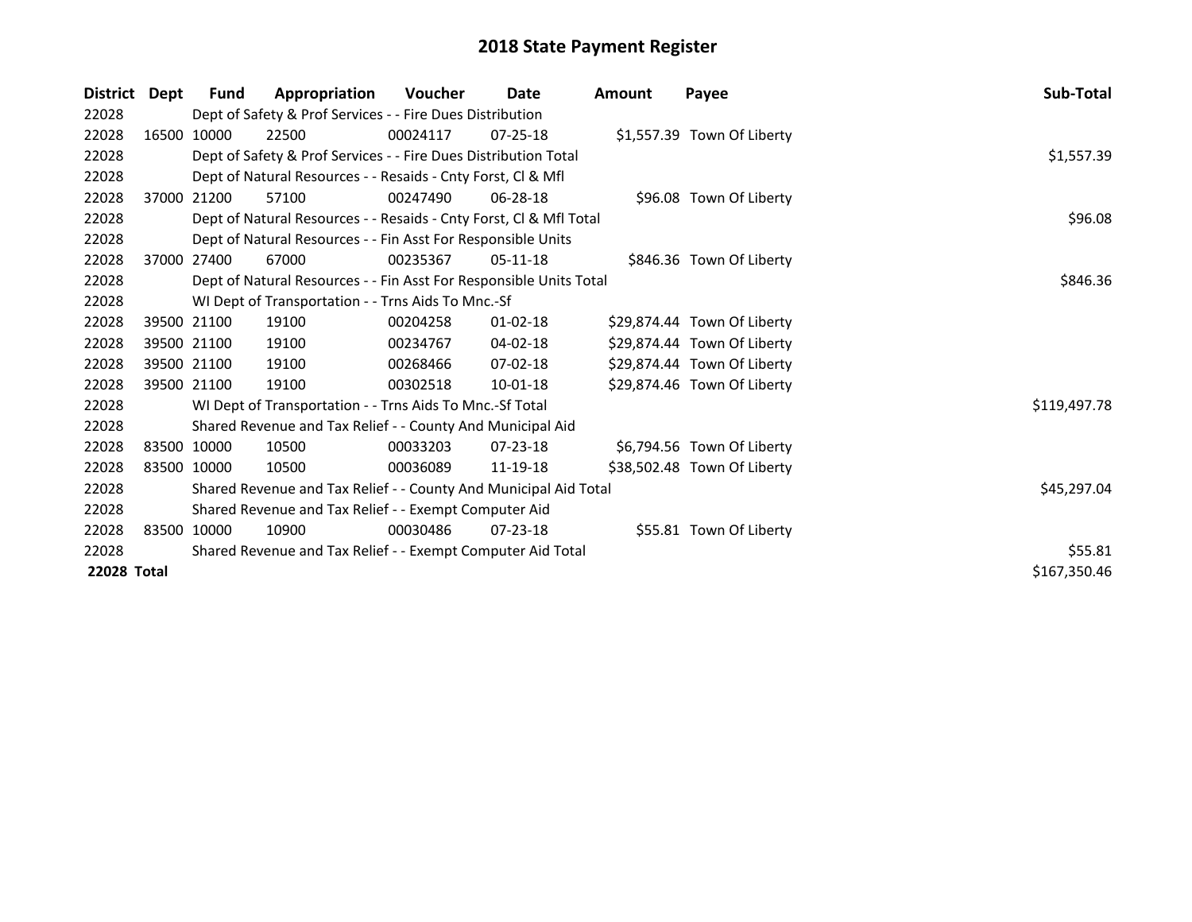# 2018 State Payment Register

| District | Dept | Fund | Appropriation | Voucher | Date | Amount | Payee | Sub-Total |
|---|---|---|---|---|---|---|---|---|
| 22028 | Dept of Safety & Prof Services - - Fire Dues Distribution | | | | | | | |
| 22028 | 16500 | 10000 | 22500 | 00024117 | 07-25-18 | $1,557.39 | Town Of Liberty | |
| 22028 | Dept of Safety & Prof Services - - Fire Dues Distribution Total | | | | | | | $1,557.39 |
| 22028 | Dept of Natural Resources - - Resaids - Cnty Forst, Cl & Mfl | | | | | | | |
| 22028 | 37000 | 21200 | 57100 | 00247490 | 06-28-18 | $96.08 | Town Of Liberty | |
| 22028 | Dept of Natural Resources - - Resaids - Cnty Forst, Cl & Mfl Total | | | | | | | $96.08 |
| 22028 | Dept of Natural Resources - - Fin Asst For Responsible Units | | | | | | | |
| 22028 | 37000 | 27400 | 67000 | 00235367 | 05-11-18 | $846.36 | Town Of Liberty | |
| 22028 | Dept of Natural Resources - - Fin Asst For Responsible Units Total | | | | | | | $846.36 |
| 22028 | WI Dept of Transportation - - Trns Aids To Mnc.-Sf | | | | | | | |
| 22028 | 39500 | 21100 | 19100 | 00204258 | 01-02-18 | $29,874.44 | Town Of Liberty | |
| 22028 | 39500 | 21100 | 19100 | 00234767 | 04-02-18 | $29,874.44 | Town Of Liberty | |
| 22028 | 39500 | 21100 | 19100 | 00268466 | 07-02-18 | $29,874.44 | Town Of Liberty | |
| 22028 | 39500 | 21100 | 19100 | 00302518 | 10-01-18 | $29,874.46 | Town Of Liberty | |
| 22028 | WI Dept of Transportation - - Trns Aids To Mnc.-Sf Total | | | | | | | $119,497.78 |
| 22028 | Shared Revenue and Tax Relief - - County And Municipal Aid | | | | | | | |
| 22028 | 83500 | 10000 | 10500 | 00033203 | 07-23-18 | $6,794.56 | Town Of Liberty | |
| 22028 | 83500 | 10000 | 10500 | 00036089 | 11-19-18 | $38,502.48 | Town Of Liberty | |
| 22028 | Shared Revenue and Tax Relief - - County And Municipal Aid Total | | | | | | | $45,297.04 |
| 22028 | Shared Revenue and Tax Relief - - Exempt Computer Aid | | | | | | | |
| 22028 | 83500 | 10000 | 10900 | 00030486 | 07-23-18 | $55.81 | Town Of Liberty | |
| 22028 | Shared Revenue and Tax Relief - - Exempt Computer Aid Total | | | | | | | $55.81 |
| **22028 Total** | | | | | | | | $167,350.46 |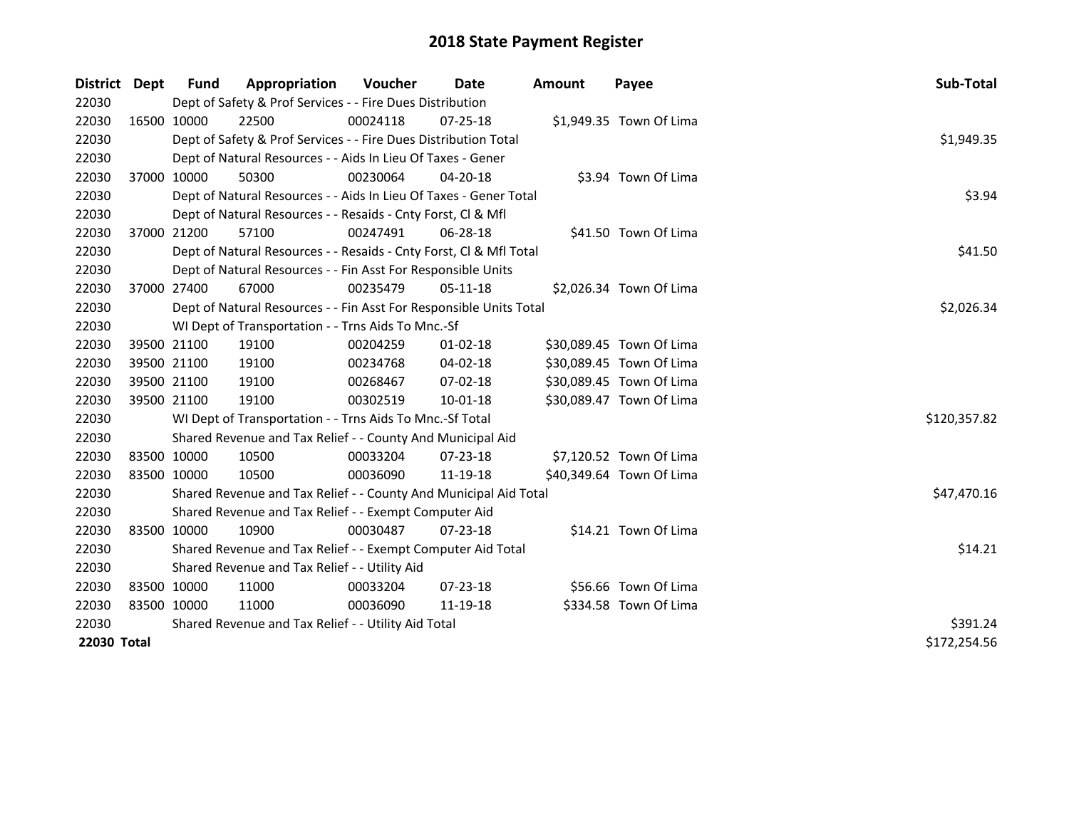# 2018 State Payment Register

| District | Dept | Fund | Appropriation | Voucher | Date | Amount | Payee | Sub-Total |
|---|---|---|---|---|---|---|---|---|
| 22030 | | Dept of Safety & Prof Services - - Fire Dues Distribution | | | | | | |
| 22030 | 16500 | 10000 | 22500 | 00024118 | 07-25-18 | $1,949.35 | Town Of Lima | |
| 22030 | | Dept of Safety & Prof Services - - Fire Dues Distribution Total | | | | | | $1,949.35 |
| 22030 | | Dept of Natural Resources - - Aids In Lieu Of Taxes - Gener | | | | | | |
| 22030 | 37000 | 10000 | 50300 | 00230064 | 04-20-18 | $3.94 | Town Of Lima | |
| 22030 | | Dept of Natural Resources - - Aids In Lieu Of Taxes - Gener Total | | | | | | $3.94 |
| 22030 | | Dept of Natural Resources - - Resaids - Cnty Forst, Cl & Mfl | | | | | | |
| 22030 | 37000 | 21200 | 57100 | 00247491 | 06-28-18 | $41.50 | Town Of Lima | |
| 22030 | | Dept of Natural Resources - - Resaids - Cnty Forst, Cl & Mfl Total | | | | | | $41.50 |
| 22030 | | Dept of Natural Resources - - Fin Asst For Responsible Units | | | | | | |
| 22030 | 37000 | 27400 | 67000 | 00235479 | 05-11-18 | $2,026.34 | Town Of Lima | |
| 22030 | | Dept of Natural Resources - - Fin Asst For Responsible Units Total | | | | | | $2,026.34 |
| 22030 | | WI Dept of Transportation - - Trns Aids To Mnc.-Sf | | | | | | |
| 22030 | 39500 | 21100 | 19100 | 00204259 | 01-02-18 | $30,089.45 | Town Of Lima | |
| 22030 | 39500 | 21100 | 19100 | 00234768 | 04-02-18 | $30,089.45 | Town Of Lima | |
| 22030 | 39500 | 21100 | 19100 | 00268467 | 07-02-18 | $30,089.45 | Town Of Lima | |
| 22030 | 39500 | 21100 | 19100 | 00302519 | 10-01-18 | $30,089.47 | Town Of Lima | |
| 22030 | | WI Dept of Transportation - - Trns Aids To Mnc.-Sf Total | | | | | | $120,357.82 |
| 22030 | | Shared Revenue and Tax Relief - - County And Municipal Aid | | | | | | |
| 22030 | 83500 | 10000 | 10500 | 00033204 | 07-23-18 | $7,120.52 | Town Of Lima | |
| 22030 | 83500 | 10000 | 10500 | 00036090 | 11-19-18 | $40,349.64 | Town Of Lima | |
| 22030 | | Shared Revenue and Tax Relief - - County And Municipal Aid Total | | | | | | $47,470.16 |
| 22030 | | Shared Revenue and Tax Relief - - Exempt Computer Aid | | | | | | |
| 22030 | 83500 | 10000 | 10900 | 00030487 | 07-23-18 | $14.21 | Town Of Lima | |
| 22030 | | Shared Revenue and Tax Relief - - Exempt Computer Aid Total | | | | | | $14.21 |
| 22030 | | Shared Revenue and Tax Relief - - Utility Aid | | | | | | |
| 22030 | 83500 | 10000 | 11000 | 00033204 | 07-23-18 | $56.66 | Town Of Lima | |
| 22030 | 83500 | 10000 | 11000 | 00036090 | 11-19-18 | $334.58 | Town Of Lima | |
| 22030 | | Shared Revenue and Tax Relief - - Utility Aid Total | | | | | | $391.24 |
| **22030 Total** | | | | | | | | $172,254.56 |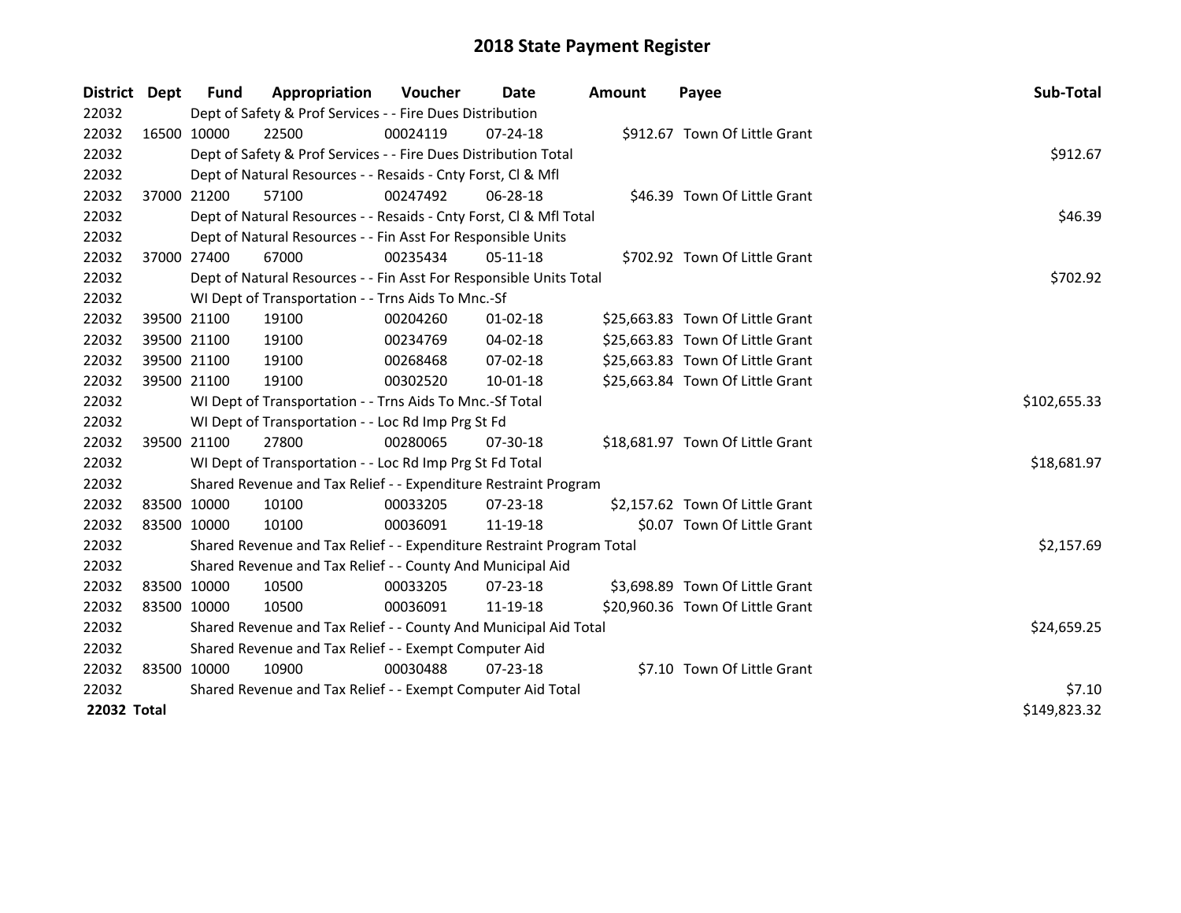# 2018 State Payment Register

| District | Dept | Fund | Appropriation | Voucher | Date | Amount | Payee | Sub-Total |
|---|---|---|---|---|---|---|---|---|
| 22032 | | Dept of Safety & Prof Services - - Fire Dues Distribution | | | | | | |
| 22032 | 16500 | 10000 | 22500 | 00024119 | 07-24-18 | $912.67 | Town Of Little Grant | |
| 22032 | | Dept of Safety & Prof Services - - Fire Dues Distribution Total | | | | | | $912.67 |
| 22032 | | Dept of Natural Resources - - Resaids - Cnty Forst, Cl & Mfl | | | | | | |
| 22032 | 37000 | 21200 | 57100 | 00247492 | 06-28-18 | $46.39 | Town Of Little Grant | |
| 22032 | | Dept of Natural Resources - - Resaids - Cnty Forst, Cl & Mfl Total | | | | | | $46.39 |
| 22032 | | Dept of Natural Resources - - Fin Asst For Responsible Units | | | | | | |
| 22032 | 37000 | 27400 | 67000 | 00235434 | 05-11-18 | $702.92 | Town Of Little Grant | |
| 22032 | | Dept of Natural Resources - - Fin Asst For Responsible Units Total | | | | | | $702.92 |
| 22032 | | WI Dept of Transportation - - Trns Aids To Mnc.-Sf | | | | | | |
| 22032 | 39500 | 21100 | 19100 | 00204260 | 01-02-18 | $25,663.83 | Town Of Little Grant | |
| 22032 | 39500 | 21100 | 19100 | 00234769 | 04-02-18 | $25,663.83 | Town Of Little Grant | |
| 22032 | 39500 | 21100 | 19100 | 00268468 | 07-02-18 | $25,663.83 | Town Of Little Grant | |
| 22032 | 39500 | 21100 | 19100 | 00302520 | 10-01-18 | $25,663.84 | Town Of Little Grant | |
| 22032 | | WI Dept of Transportation - - Trns Aids To Mnc.-Sf Total | | | | | | $102,655.33 |
| 22032 | | WI Dept of Transportation - - Loc Rd Imp Prg St Fd | | | | | | |
| 22032 | 39500 | 21100 | 27800 | 00280065 | 07-30-18 | $18,681.97 | Town Of Little Grant | |
| 22032 | | WI Dept of Transportation - - Loc Rd Imp Prg St Fd Total | | | | | | $18,681.97 |
| 22032 | | Shared Revenue and Tax Relief - - Expenditure Restraint Program | | | | | | |
| 22032 | 83500 | 10000 | 10100 | 00033205 | 07-23-18 | $2,157.62 | Town Of Little Grant | |
| 22032 | 83500 | 10000 | 10100 | 00036091 | 11-19-18 | $0.07 | Town Of Little Grant | |
| 22032 | | Shared Revenue and Tax Relief - - Expenditure Restraint Program Total | | | | | | $2,157.69 |
| 22032 | | Shared Revenue and Tax Relief - - County And Municipal Aid | | | | | | |
| 22032 | 83500 | 10000 | 10500 | 00033205 | 07-23-18 | $3,698.89 | Town Of Little Grant | |
| 22032 | 83500 | 10000 | 10500 | 00036091 | 11-19-18 | $20,960.36 | Town Of Little Grant | |
| 22032 | | Shared Revenue and Tax Relief - - County And Municipal Aid Total | | | | | | $24,659.25 |
| 22032 | | Shared Revenue and Tax Relief - - Exempt Computer Aid | | | | | | |
| 22032 | 83500 | 10000 | 10900 | 00030488 | 07-23-18 | $7.10 | Town Of Little Grant | |
| 22032 | | Shared Revenue and Tax Relief - - Exempt Computer Aid Total | | | | | | $7.10 |
| **22032 Total** | | | | | | | | $149,823.32 |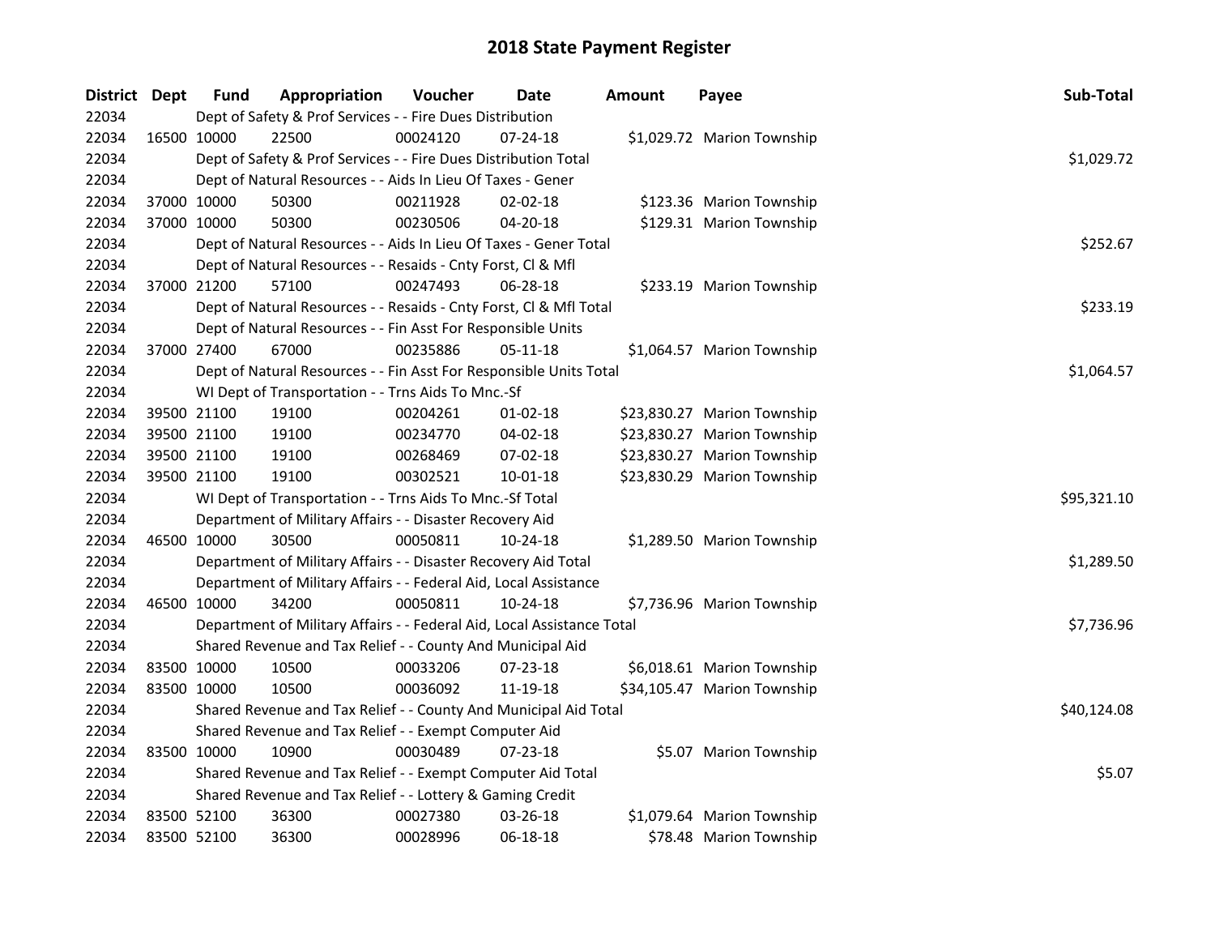# 2018 State Payment Register

| District | Dept | Fund | Appropriation | Voucher | Date | Amount | Payee | Sub-Total |
|---|---|---|---|---|---|---|---|---|
| 22034 | | Dept of Safety & Prof Services - - Fire Dues Distribution | | | | | | |
| 22034 | 16500 | 10000 | 22500 | 00024120 | 07-24-18 | $1,029.72 | Marion Township | |
| 22034 | | Dept of Safety & Prof Services - - Fire Dues Distribution Total | | | | | | $1,029.72 |
| 22034 | | Dept of Natural Resources - - Aids In Lieu Of Taxes - Gener | | | | | | |
| 22034 | 37000 | 10000 | 50300 | 00211928 | 02-02-18 | $123.36 | Marion Township | |
| 22034 | 37000 | 10000 | 50300 | 00230506 | 04-20-18 | $129.31 | Marion Township | |
| 22034 | | Dept of Natural Resources - - Aids In Lieu Of Taxes - Gener Total | | | | | | $252.67 |
| 22034 | | Dept of Natural Resources - - Resaids - Cnty Forst, Cl & Mfl | | | | | | |
| 22034 | 37000 | 21200 | 57100 | 00247493 | 06-28-18 | $233.19 | Marion Township | |
| 22034 | | Dept of Natural Resources - - Resaids - Cnty Forst, Cl & Mfl Total | | | | | | $233.19 |
| 22034 | | Dept of Natural Resources - - Fin Asst For Responsible Units | | | | | | |
| 22034 | 37000 | 27400 | 67000 | 00235886 | 05-11-18 | $1,064.57 | Marion Township | |
| 22034 | | Dept of Natural Resources - - Fin Asst For Responsible Units Total | | | | | | $1,064.57 |
| 22034 | | WI Dept of Transportation - - Trns Aids To Mnc.-Sf | | | | | | |
| 22034 | 39500 | 21100 | 19100 | 00204261 | 01-02-18 | $23,830.27 | Marion Township | |
| 22034 | 39500 | 21100 | 19100 | 00234770 | 04-02-18 | $23,830.27 | Marion Township | |
| 22034 | 39500 | 21100 | 19100 | 00268469 | 07-02-18 | $23,830.27 | Marion Township | |
| 22034 | 39500 | 21100 | 19100 | 00302521 | 10-01-18 | $23,830.29 | Marion Township | |
| 22034 | | WI Dept of Transportation - - Trns Aids To Mnc.-Sf Total | | | | | | $95,321.10 |
| 22034 | | Department of Military Affairs - - Disaster Recovery Aid | | | | | | |
| 22034 | 46500 | 10000 | 30500 | 00050811 | 10-24-18 | $1,289.50 | Marion Township | |
| 22034 | | Department of Military Affairs - - Disaster Recovery Aid Total | | | | | | $1,289.50 |
| 22034 | | Department of Military Affairs - - Federal Aid, Local Assistance | | | | | | |
| 22034 | 46500 | 10000 | 34200 | 00050811 | 10-24-18 | $7,736.96 | Marion Township | |
| 22034 | | Department of Military Affairs - - Federal Aid, Local Assistance Total | | | | | | $7,736.96 |
| 22034 | | Shared Revenue and Tax Relief - - County And Municipal Aid | | | | | | |
| 22034 | 83500 | 10000 | 10500 | 00033206 | 07-23-18 | $6,018.61 | Marion Township | |
| 22034 | 83500 | 10000 | 10500 | 00036092 | 11-19-18 | $34,105.47 | Marion Township | |
| 22034 | | Shared Revenue and Tax Relief - - County And Municipal Aid Total | | | | | | $40,124.08 |
| 22034 | | Shared Revenue and Tax Relief - - Exempt Computer Aid | | | | | | |
| 22034 | 83500 | 10000 | 10900 | 00030489 | 07-23-18 | $5.07 | Marion Township | |
| 22034 | | Shared Revenue and Tax Relief - - Exempt Computer Aid Total | | | | | | $5.07 |
| 22034 | | Shared Revenue and Tax Relief - - Lottery & Gaming Credit | | | | | | |
| 22034 | 83500 | 52100 | 36300 | 00027380 | 03-26-18 | $1,079.64 | Marion Township | |
| 22034 | 83500 | 52100 | 36300 | 00028996 | 06-18-18 | $78.48 | Marion Township | |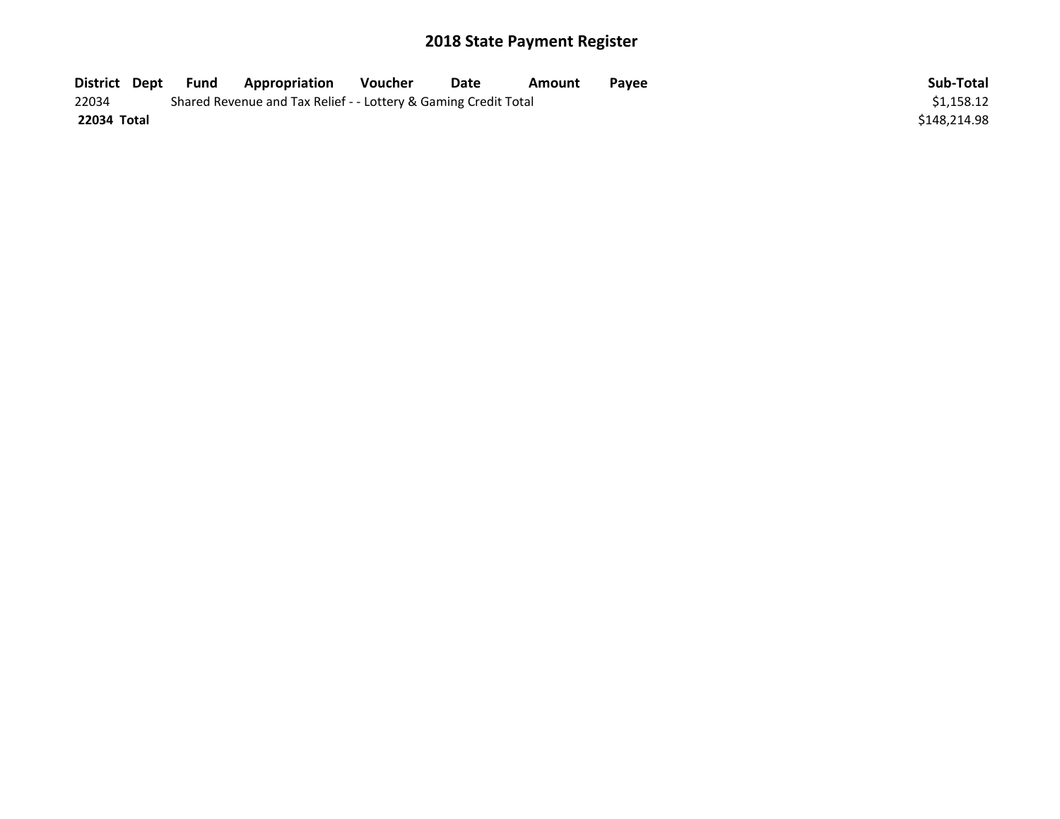## 2018 State Payment Register

| District | Dept | Fund | Appropriation | Voucher | Date | Amount | Payee | Sub-Total |
|---|---|---|---|---|---|---|---|---|
| 22034 | | Shared Revenue and Tax Relief - - Lottery & Gaming Credit Total | | | | | | $1,158.12 |
| **22034 Total** | | | | | | | | $148,214.98 |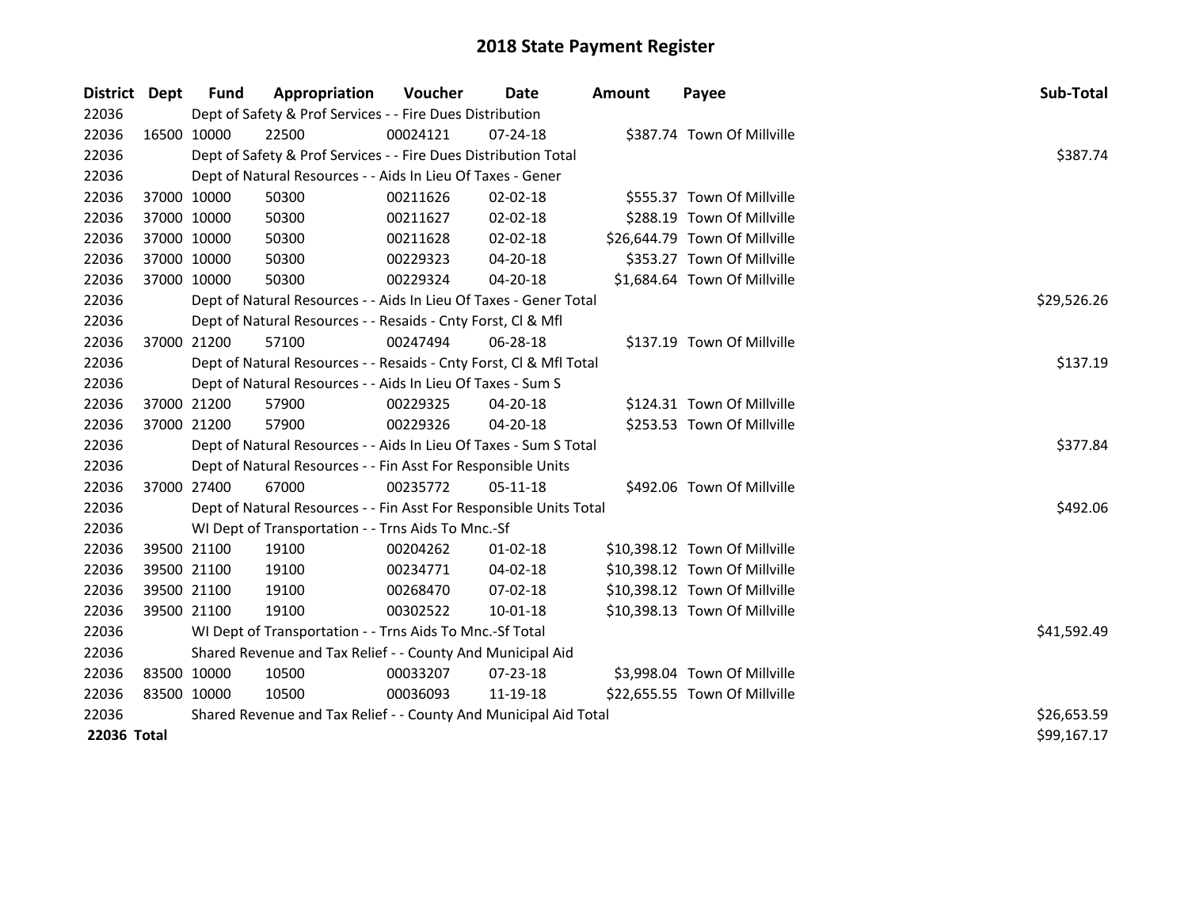# 2018 State Payment Register

| District | Dept | Fund | Appropriation | Voucher | Date | Amount | Payee | Sub-Total |
|---|---|---|---|---|---|---|---|---|
| 22036 | | Dept of Safety & Prof Services - - Fire Dues Distribution | | | | | | |
| 22036 | 16500 | 10000 | 22500 | 00024121 | 07-24-18 | $387.74 | Town Of Millville | |
| 22036 | | Dept of Safety & Prof Services - - Fire Dues Distribution Total | | | | | | $387.74 |
| 22036 | | Dept of Natural Resources - - Aids In Lieu Of Taxes - Gener | | | | | | |
| 22036 | 37000 | 10000 | 50300 | 00211626 | 02-02-18 | $555.37 | Town Of Millville | |
| 22036 | 37000 | 10000 | 50300 | 00211627 | 02-02-18 | $288.19 | Town Of Millville | |
| 22036 | 37000 | 10000 | 50300 | 00211628 | 02-02-18 | $26,644.79 | Town Of Millville | |
| 22036 | 37000 | 10000 | 50300 | 00229323 | 04-20-18 | $353.27 | Town Of Millville | |
| 22036 | 37000 | 10000 | 50300 | 00229324 | 04-20-18 | $1,684.64 | Town Of Millville | |
| 22036 | | Dept of Natural Resources - - Aids In Lieu Of Taxes - Gener Total | | | | | | $29,526.26 |
| 22036 | | Dept of Natural Resources - - Resaids - Cnty Forst, Cl & Mfl | | | | | | |
| 22036 | 37000 | 21200 | 57100 | 00247494 | 06-28-18 | $137.19 | Town Of Millville | |
| 22036 | | Dept of Natural Resources - - Resaids - Cnty Forst, Cl & Mfl Total | | | | | | $137.19 |
| 22036 | | Dept of Natural Resources - - Aids In Lieu Of Taxes - Sum S | | | | | | |
| 22036 | 37000 | 21200 | 57900 | 00229325 | 04-20-18 | $124.31 | Town Of Millville | |
| 22036 | 37000 | 21200 | 57900 | 00229326 | 04-20-18 | $253.53 | Town Of Millville | |
| 22036 | | Dept of Natural Resources - - Aids In Lieu Of Taxes - Sum S Total | | | | | | $377.84 |
| 22036 | | Dept of Natural Resources - - Fin Asst For Responsible Units | | | | | | |
| 22036 | 37000 | 27400 | 67000 | 00235772 | 05-11-18 | $492.06 | Town Of Millville | |
| 22036 | | Dept of Natural Resources - - Fin Asst For Responsible Units Total | | | | | | $492.06 |
| 22036 | | WI Dept of Transportation - - Trns Aids To Mnc.-Sf | | | | | | |
| 22036 | 39500 | 21100 | 19100 | 00204262 | 01-02-18 | $10,398.12 | Town Of Millville | |
| 22036 | 39500 | 21100 | 19100 | 00234771 | 04-02-18 | $10,398.12 | Town Of Millville | |
| 22036 | 39500 | 21100 | 19100 | 00268470 | 07-02-18 | $10,398.12 | Town Of Millville | |
| 22036 | 39500 | 21100 | 19100 | 00302522 | 10-01-18 | $10,398.13 | Town Of Millville | |
| 22036 | | WI Dept of Transportation - - Trns Aids To Mnc.-Sf Total | | | | | | $41,592.49 |
| 22036 | | Shared Revenue and Tax Relief - - County And Municipal Aid | | | | | | |
| 22036 | 83500 | 10000 | 10500 | 00033207 | 07-23-18 | $3,998.04 | Town Of Millville | |
| 22036 | 83500 | 10000 | 10500 | 00036093 | 11-19-18 | $22,655.55 | Town Of Millville | |
| 22036 | | Shared Revenue and Tax Relief - - County And Municipal Aid Total | | | | | | $26,653.59 |
| **22036 Total** | | | | | | | | $99,167.17 |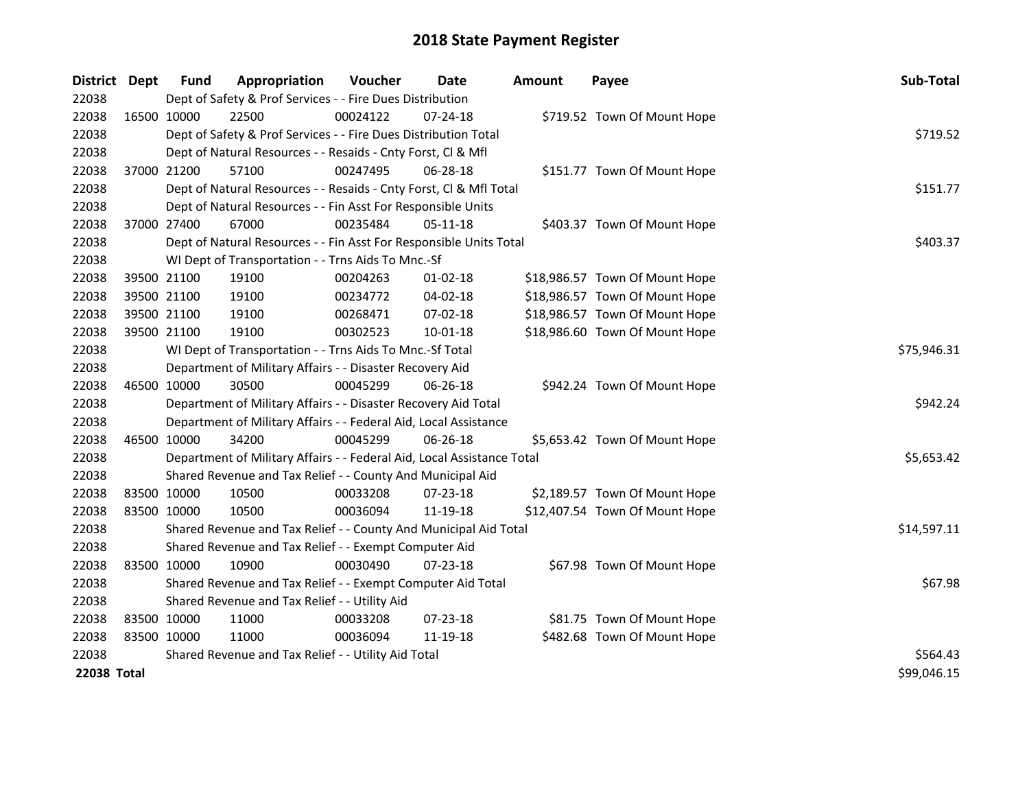# 2018 State Payment Register

| District | Dept | Fund | Appropriation | Voucher | Date | Amount | Payee | Sub-Total |
|---|---|---|---|---|---|---|---|---|
| 22038 | | Dept of Safety & Prof Services - - Fire Dues Distribution | | | | | | |
| 22038 | 16500 | 10000 | 22500 | 00024122 | 07-24-18 | $719.52 | Town Of Mount Hope | |
| 22038 | | Dept of Safety & Prof Services - - Fire Dues Distribution Total | | | | | | $719.52 |
| 22038 | | Dept of Natural Resources - - Resaids - Cnty Forst, Cl & Mfl | | | | | | |
| 22038 | 37000 | 21200 | 57100 | 00247495 | 06-28-18 | $151.77 | Town Of Mount Hope | |
| 22038 | | Dept of Natural Resources - - Resaids - Cnty Forst, Cl & Mfl Total | | | | | | $151.77 |
| 22038 | | Dept of Natural Resources - - Fin Asst For Responsible Units | | | | | | |
| 22038 | 37000 | 27400 | 67000 | 00235484 | 05-11-18 | $403.37 | Town Of Mount Hope | |
| 22038 | | Dept of Natural Resources - - Fin Asst For Responsible Units Total | | | | | | $403.37 |
| 22038 | | WI Dept of Transportation - - Trns Aids To Mnc.-Sf | | | | | | |
| 22038 | 39500 | 21100 | 19100 | 00204263 | 01-02-18 | $18,986.57 | Town Of Mount Hope | |
| 22038 | 39500 | 21100 | 19100 | 00234772 | 04-02-18 | $18,986.57 | Town Of Mount Hope | |
| 22038 | 39500 | 21100 | 19100 | 00268471 | 07-02-18 | $18,986.57 | Town Of Mount Hope | |
| 22038 | 39500 | 21100 | 19100 | 00302523 | 10-01-18 | $18,986.60 | Town Of Mount Hope | |
| 22038 | | WI Dept of Transportation - - Trns Aids To Mnc.-Sf Total | | | | | | $75,946.31 |
| 22038 | | Department of Military Affairs - - Disaster Recovery Aid | | | | | | |
| 22038 | 46500 | 10000 | 30500 | 00045299 | 06-26-18 | $942.24 | Town Of Mount Hope | |
| 22038 | | Department of Military Affairs - - Disaster Recovery Aid Total | | | | | | $942.24 |
| 22038 | | Department of Military Affairs - - Federal Aid, Local Assistance | | | | | | |
| 22038 | 46500 | 10000 | 34200 | 00045299 | 06-26-18 | $5,653.42 | Town Of Mount Hope | |
| 22038 | | Department of Military Affairs - - Federal Aid, Local Assistance Total | | | | | | $5,653.42 |
| 22038 | | Shared Revenue and Tax Relief - - County And Municipal Aid | | | | | | |
| 22038 | 83500 | 10000 | 10500 | 00033208 | 07-23-18 | $2,189.57 | Town Of Mount Hope | |
| 22038 | 83500 | 10000 | 10500 | 00036094 | 11-19-18 | $12,407.54 | Town Of Mount Hope | |
| 22038 | | Shared Revenue and Tax Relief - - County And Municipal Aid Total | | | | | | $14,597.11 |
| 22038 | | Shared Revenue and Tax Relief - - Exempt Computer Aid | | | | | | |
| 22038 | 83500 | 10000 | 10900 | 00030490 | 07-23-18 | $67.98 | Town Of Mount Hope | |
| 22038 | | Shared Revenue and Tax Relief - - Exempt Computer Aid Total | | | | | | $67.98 |
| 22038 | | Shared Revenue and Tax Relief - - Utility Aid | | | | | | |
| 22038 | 83500 | 10000 | 11000 | 00033208 | 07-23-18 | $81.75 | Town Of Mount Hope | |
| 22038 | 83500 | 10000 | 11000 | 00036094 | 11-19-18 | $482.68 | Town Of Mount Hope | |
| 22038 | | Shared Revenue and Tax Relief - - Utility Aid Total | | | | | | $564.43 |
| **22038 Total** | | | | | | | | $99,046.15 |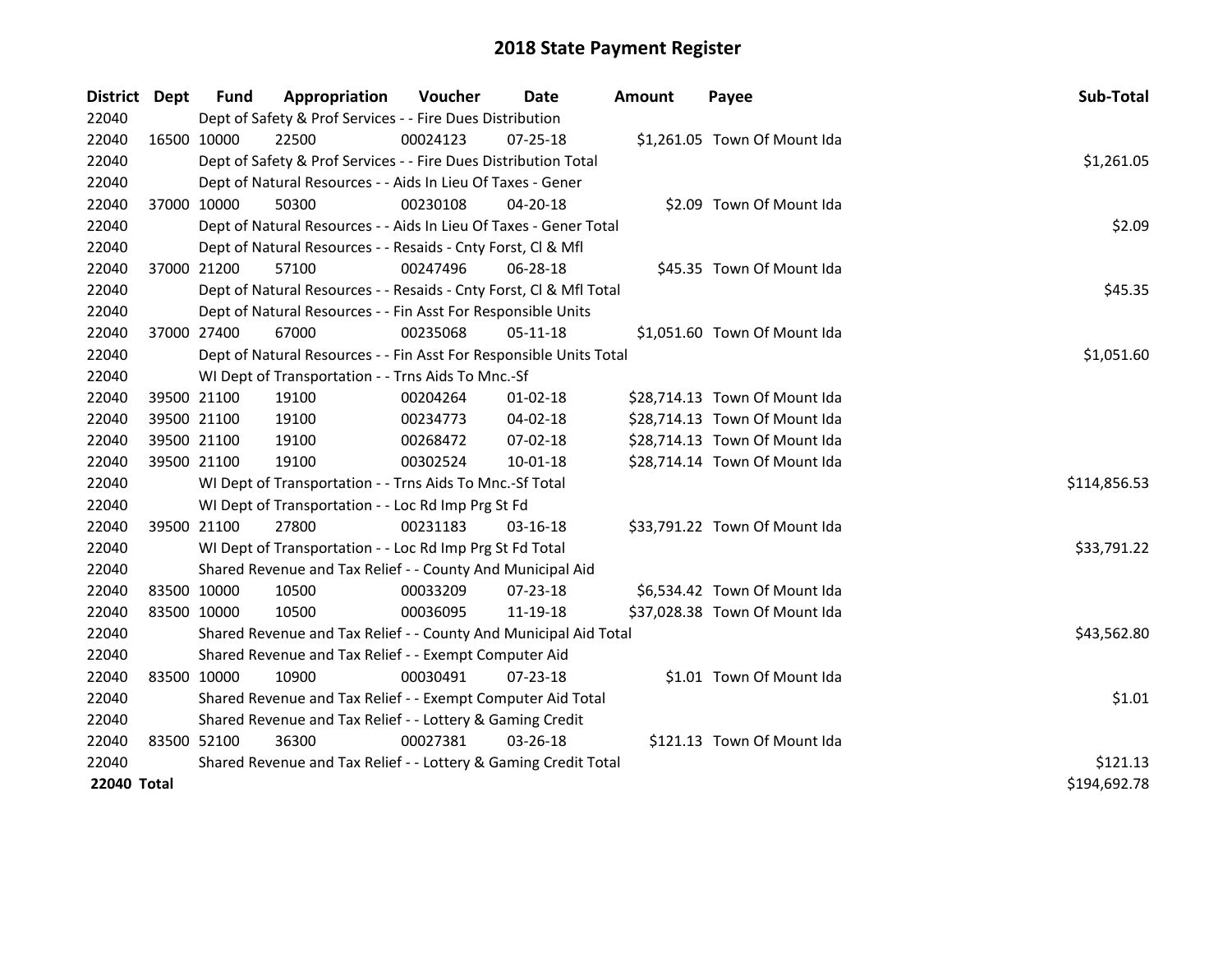# 2018 State Payment Register

| District | Dept | Fund | Appropriation | Voucher | Date | Amount | Payee | Sub-Total |
|---|---|---|---|---|---|---|---|---|
| 22040 | | Dept of Safety & Prof Services - - Fire Dues Distribution | | | | | | |
| 22040 | 16500 | 10000 | 22500 | 00024123 | 07-25-18 | $1,261.05 | Town Of Mount Ida | |
| 22040 | | Dept of Safety & Prof Services - - Fire Dues Distribution Total | | | | | | $1,261.05 |
| 22040 | | Dept of Natural Resources - - Aids In Lieu Of Taxes - Gener | | | | | | |
| 22040 | 37000 | 10000 | 50300 | 00230108 | 04-20-18 | $2.09 | Town Of Mount Ida | |
| 22040 | | Dept of Natural Resources - - Aids In Lieu Of Taxes - Gener Total | | | | | | $2.09 |
| 22040 | | Dept of Natural Resources - - Resaids - Cnty Forst, Cl & Mfl | | | | | | |
| 22040 | 37000 | 21200 | 57100 | 00247496 | 06-28-18 | $45.35 | Town Of Mount Ida | |
| 22040 | | Dept of Natural Resources - - Resaids - Cnty Forst, Cl & Mfl Total | | | | | | $45.35 |
| 22040 | | Dept of Natural Resources - - Fin Asst For Responsible Units | | | | | | |
| 22040 | 37000 | 27400 | 67000 | 00235068 | 05-11-18 | $1,051.60 | Town Of Mount Ida | |
| 22040 | | Dept of Natural Resources - - Fin Asst For Responsible Units Total | | | | | | $1,051.60 |
| 22040 | | WI Dept of Transportation - - Trns Aids To Mnc.-Sf | | | | | | |
| 22040 | 39500 | 21100 | 19100 | 00204264 | 01-02-18 | $28,714.13 | Town Of Mount Ida | |
| 22040 | 39500 | 21100 | 19100 | 00234773 | 04-02-18 | $28,714.13 | Town Of Mount Ida | |
| 22040 | 39500 | 21100 | 19100 | 00268472 | 07-02-18 | $28,714.13 | Town Of Mount Ida | |
| 22040 | 39500 | 21100 | 19100 | 00302524 | 10-01-18 | $28,714.14 | Town Of Mount Ida | |
| 22040 | | WI Dept of Transportation - - Trns Aids To Mnc.-Sf Total | | | | | | $114,856.53 |
| 22040 | | WI Dept of Transportation - - Loc Rd Imp Prg St Fd | | | | | | |
| 22040 | 39500 | 21100 | 27800 | 00231183 | 03-16-18 | $33,791.22 | Town Of Mount Ida | |
| 22040 | | WI Dept of Transportation - - Loc Rd Imp Prg St Fd Total | | | | | | $33,791.22 |
| 22040 | | Shared Revenue and Tax Relief - - County And Municipal Aid | | | | | | |
| 22040 | 83500 | 10000 | 10500 | 00033209 | 07-23-18 | $6,534.42 | Town Of Mount Ida | |
| 22040 | 83500 | 10000 | 10500 | 00036095 | 11-19-18 | $37,028.38 | Town Of Mount Ida | |
| 22040 | | Shared Revenue and Tax Relief - - County And Municipal Aid Total | | | | | | $43,562.80 |
| 22040 | | Shared Revenue and Tax Relief - - Exempt Computer Aid | | | | | | |
| 22040 | 83500 | 10000 | 10900 | 00030491 | 07-23-18 | $1.01 | Town Of Mount Ida | |
| 22040 | | Shared Revenue and Tax Relief - - Exempt Computer Aid Total | | | | | | $1.01 |
| 22040 | | Shared Revenue and Tax Relief - - Lottery & Gaming Credit | | | | | | |
| 22040 | 83500 | 52100 | 36300 | 00027381 | 03-26-18 | $121.13 | Town Of Mount Ida | |
| 22040 | | Shared Revenue and Tax Relief - - Lottery & Gaming Credit Total | | | | | | $121.13 |
| **22040 Total** | | | | | | | | $194,692.78 |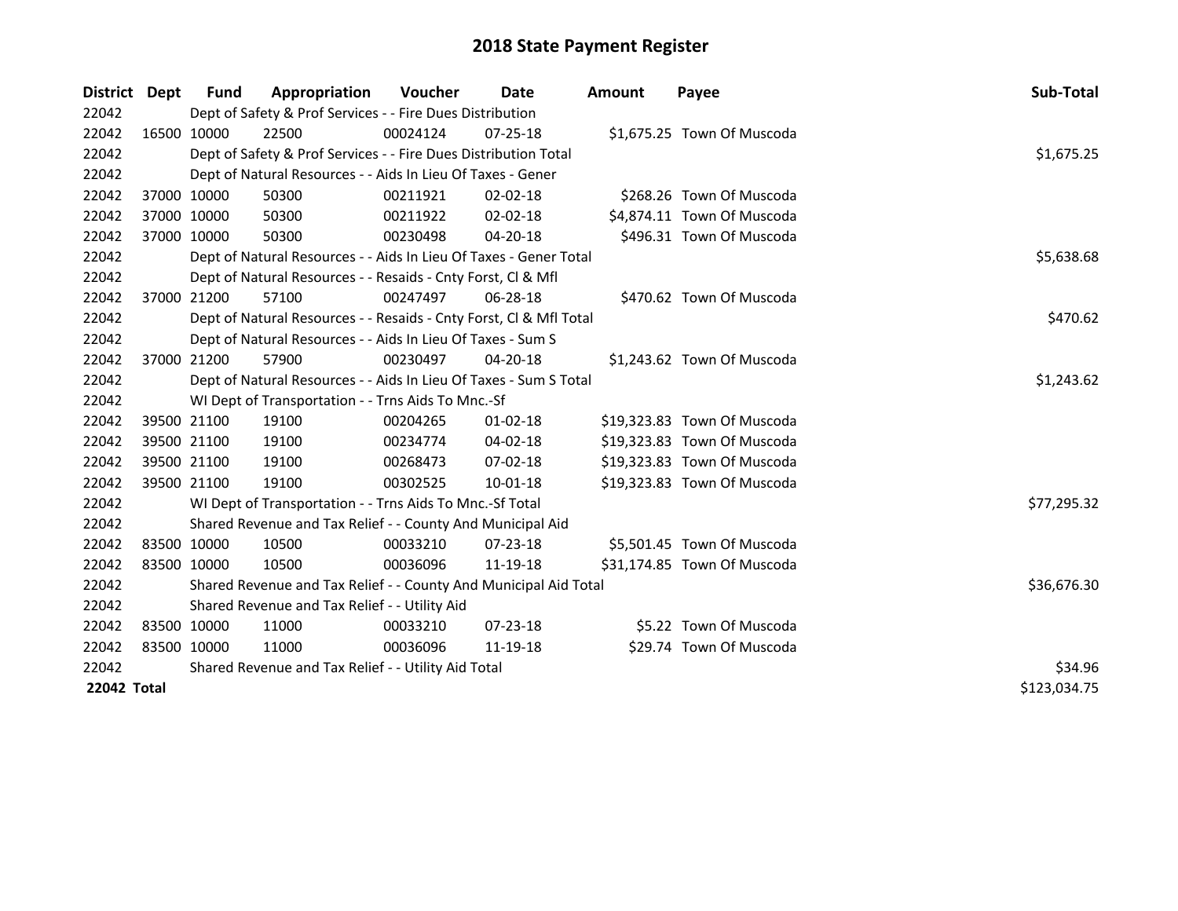# 2018 State Payment Register

| District | Dept | Fund | Appropriation | Voucher | Date | Amount | Payee | Sub-Total |
|---|---|---|---|---|---|---|---|---|
| 22042 | | Dept of Safety & Prof Services - - Fire Dues Distribution | | | | | | |
| 22042 | 16500 | 10000 | 22500 | 00024124 | 07-25-18 | $1,675.25 | Town Of Muscoda | |
| 22042 | | Dept of Safety & Prof Services - - Fire Dues Distribution Total | | | | | | $1,675.25 |
| 22042 | | Dept of Natural Resources - - Aids In Lieu Of Taxes - Gener | | | | | | |
| 22042 | 37000 | 10000 | 50300 | 00211921 | 02-02-18 | $268.26 | Town Of Muscoda | |
| 22042 | 37000 | 10000 | 50300 | 00211922 | 02-02-18 | $4,874.11 | Town Of Muscoda | |
| 22042 | 37000 | 10000 | 50300 | 00230498 | 04-20-18 | $496.31 | Town Of Muscoda | |
| 22042 | | Dept of Natural Resources - - Aids In Lieu Of Taxes - Gener Total | | | | | | $5,638.68 |
| 22042 | | Dept of Natural Resources - - Resaids - Cnty Forst, Cl & Mfl | | | | | | |
| 22042 | 37000 | 21200 | 57100 | 00247497 | 06-28-18 | $470.62 | Town Of Muscoda | |
| 22042 | | Dept of Natural Resources - - Resaids - Cnty Forst, Cl & Mfl Total | | | | | | $470.62 |
| 22042 | | Dept of Natural Resources - - Aids In Lieu Of Taxes - Sum S | | | | | | |
| 22042 | 37000 | 21200 | 57900 | 00230497 | 04-20-18 | $1,243.62 | Town Of Muscoda | |
| 22042 | | Dept of Natural Resources - - Aids In Lieu Of Taxes - Sum S Total | | | | | | $1,243.62 |
| 22042 | | WI Dept of Transportation - - Trns Aids To Mnc.-Sf | | | | | | |
| 22042 | 39500 | 21100 | 19100 | 00204265 | 01-02-18 | $19,323.83 | Town Of Muscoda | |
| 22042 | 39500 | 21100 | 19100 | 00234774 | 04-02-18 | $19,323.83 | Town Of Muscoda | |
| 22042 | 39500 | 21100 | 19100 | 00268473 | 07-02-18 | $19,323.83 | Town Of Muscoda | |
| 22042 | 39500 | 21100 | 19100 | 00302525 | 10-01-18 | $19,323.83 | Town Of Muscoda | |
| 22042 | | WI Dept of Transportation - - Trns Aids To Mnc.-Sf Total | | | | | | $77,295.32 |
| 22042 | | Shared Revenue and Tax Relief - - County And Municipal Aid | | | | | | |
| 22042 | 83500 | 10000 | 10500 | 00033210 | 07-23-18 | $5,501.45 | Town Of Muscoda | |
| 22042 | 83500 | 10000 | 10500 | 00036096 | 11-19-18 | $31,174.85 | Town Of Muscoda | |
| 22042 | | Shared Revenue and Tax Relief - - County And Municipal Aid Total | | | | | | $36,676.30 |
| 22042 | | Shared Revenue and Tax Relief - - Utility Aid | | | | | | |
| 22042 | 83500 | 10000 | 11000 | 00033210 | 07-23-18 | $5.22 | Town Of Muscoda | |
| 22042 | 83500 | 10000 | 11000 | 00036096 | 11-19-18 | $29.74 | Town Of Muscoda | |
| 22042 | | Shared Revenue and Tax Relief - - Utility Aid Total | | | | | | $34.96 |
| **22042 Total** | | | | | | | | $123,034.75 |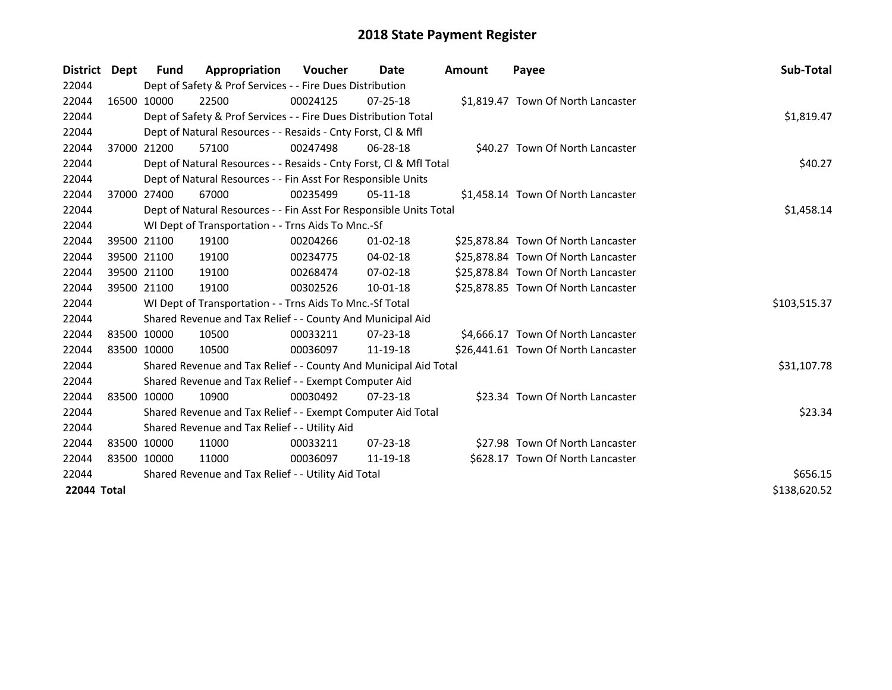# 2018 State Payment Register

| District | Dept | Fund | Appropriation | Voucher | Date | Amount | Payee | Sub-Total |
|---|---|---|---|---|---|---|---|---|
| 22044 | | Dept of Safety & Prof Services - - Fire Dues Distribution | | | | | | |
| 22044 | 16500 | 10000 | 22500 | 00024125 | 07-25-18 | $1,819.47 | Town Of North Lancaster | |
| 22044 | | Dept of Safety & Prof Services - - Fire Dues Distribution Total | | | | | | $1,819.47 |
| 22044 | | Dept of Natural Resources - - Resaids - Cnty Forst, Cl & Mfl | | | | | | |
| 22044 | 37000 | 21200 | 57100 | 00247498 | 06-28-18 | $40.27 | Town Of North Lancaster | |
| 22044 | | Dept of Natural Resources - - Resaids - Cnty Forst, Cl & Mfl Total | | | | | | $40.27 |
| 22044 | | Dept of Natural Resources - - Fin Asst For Responsible Units | | | | | | |
| 22044 | 37000 | 27400 | 67000 | 00235499 | 05-11-18 | $1,458.14 | Town Of North Lancaster | |
| 22044 | | Dept of Natural Resources - - Fin Asst For Responsible Units Total | | | | | | $1,458.14 |
| 22044 | | WI Dept of Transportation - - Trns Aids To Mnc.-Sf | | | | | | |
| 22044 | 39500 | 21100 | 19100 | 00204266 | 01-02-18 | $25,878.84 | Town Of North Lancaster | |
| 22044 | 39500 | 21100 | 19100 | 00234775 | 04-02-18 | $25,878.84 | Town Of North Lancaster | |
| 22044 | 39500 | 21100 | 19100 | 00268474 | 07-02-18 | $25,878.84 | Town Of North Lancaster | |
| 22044 | 39500 | 21100 | 19100 | 00302526 | 10-01-18 | $25,878.85 | Town Of North Lancaster | |
| 22044 | | WI Dept of Transportation - - Trns Aids To Mnc.-Sf Total | | | | | | $103,515.37 |
| 22044 | | Shared Revenue and Tax Relief - - County And Municipal Aid | | | | | | |
| 22044 | 83500 | 10000 | 10500 | 00033211 | 07-23-18 | $4,666.17 | Town Of North Lancaster | |
| 22044 | 83500 | 10000 | 10500 | 00036097 | 11-19-18 | $26,441.61 | Town Of North Lancaster | |
| 22044 | | Shared Revenue and Tax Relief - - County And Municipal Aid Total | | | | | | $31,107.78 |
| 22044 | | Shared Revenue and Tax Relief - - Exempt Computer Aid | | | | | | |
| 22044 | 83500 | 10000 | 10900 | 00030492 | 07-23-18 | $23.34 | Town Of North Lancaster | |
| 22044 | | Shared Revenue and Tax Relief - - Exempt Computer Aid Total | | | | | | $23.34 |
| 22044 | | Shared Revenue and Tax Relief - - Utility Aid | | | | | | |
| 22044 | 83500 | 10000 | 11000 | 00033211 | 07-23-18 | $27.98 | Town Of North Lancaster | |
| 22044 | 83500 | 10000 | 11000 | 00036097 | 11-19-18 | $628.17 | Town Of North Lancaster | |
| 22044 | | Shared Revenue and Tax Relief - - Utility Aid Total | | | | | | $656.15 |
| **22044 Total** | | | | | | | | $138,620.52 |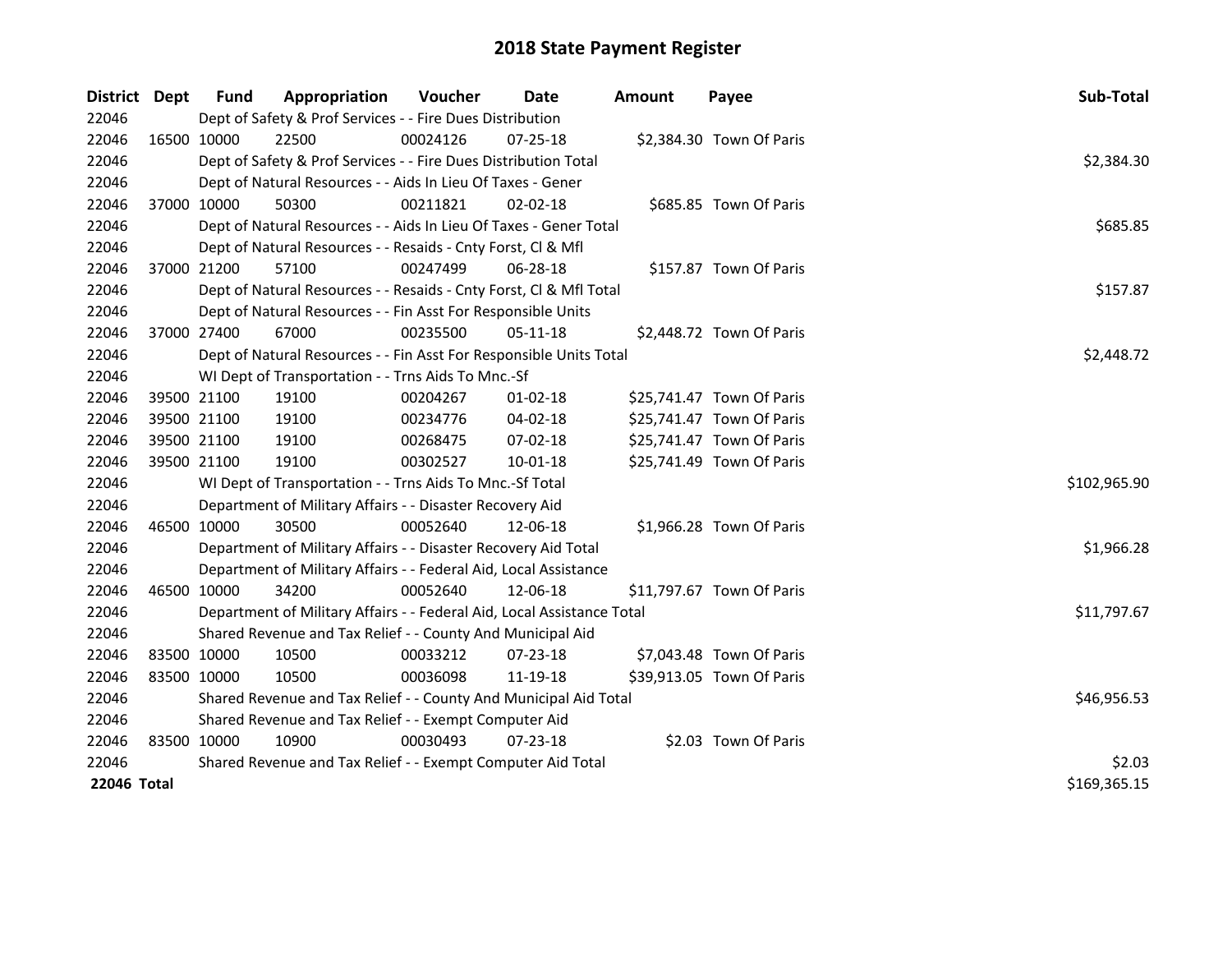# 2018 State Payment Register

| District | Dept | Fund | Appropriation | Voucher | Date | Amount | Payee | Sub-Total |
|---|---|---|---|---|---|---|---|---|
| 22046 | | Dept of Safety & Prof Services - - Fire Dues Distribution | | | | | | |
| 22046 | 16500 | 10000 | 22500 | 00024126 | 07-25-18 | $2,384.30 | Town Of Paris | |
| 22046 | | Dept of Safety & Prof Services - - Fire Dues Distribution Total | | | | | | $2,384.30 |
| 22046 | | Dept of Natural Resources - - Aids In Lieu Of Taxes - Gener | | | | | | |
| 22046 | 37000 | 10000 | 50300 | 00211821 | 02-02-18 | $685.85 | Town Of Paris | |
| 22046 | | Dept of Natural Resources - - Aids In Lieu Of Taxes - Gener Total | | | | | | $685.85 |
| 22046 | | Dept of Natural Resources - - Resaids - Cnty Forst, Cl & Mfl | | | | | | |
| 22046 | 37000 | 21200 | 57100 | 00247499 | 06-28-18 | $157.87 | Town Of Paris | |
| 22046 | | Dept of Natural Resources - - Resaids - Cnty Forst, Cl & Mfl Total | | | | | | $157.87 |
| 22046 | | Dept of Natural Resources - - Fin Asst For Responsible Units | | | | | | |
| 22046 | 37000 | 27400 | 67000 | 00235500 | 05-11-18 | $2,448.72 | Town Of Paris | |
| 22046 | | Dept of Natural Resources - - Fin Asst For Responsible Units Total | | | | | | $2,448.72 |
| 22046 | | WI Dept of Transportation - - Trns Aids To Mnc.-Sf | | | | | | |
| 22046 | 39500 | 21100 | 19100 | 00204267 | 01-02-18 | $25,741.47 | Town Of Paris | |
| 22046 | 39500 | 21100 | 19100 | 00234776 | 04-02-18 | $25,741.47 | Town Of Paris | |
| 22046 | 39500 | 21100 | 19100 | 00268475 | 07-02-18 | $25,741.47 | Town Of Paris | |
| 22046 | 39500 | 21100 | 19100 | 00302527 | 10-01-18 | $25,741.49 | Town Of Paris | |
| 22046 | | WI Dept of Transportation - - Trns Aids To Mnc.-Sf Total | | | | | | $102,965.90 |
| 22046 | | Department of Military Affairs - - Disaster Recovery Aid | | | | | | |
| 22046 | 46500 | 10000 | 30500 | 00052640 | 12-06-18 | $1,966.28 | Town Of Paris | |
| 22046 | | Department of Military Affairs - - Disaster Recovery Aid Total | | | | | | $1,966.28 |
| 22046 | | Department of Military Affairs - - Federal Aid, Local Assistance | | | | | | |
| 22046 | 46500 | 10000 | 34200 | 00052640 | 12-06-18 | $11,797.67 | Town Of Paris | |
| 22046 | | Department of Military Affairs - - Federal Aid, Local Assistance Total | | | | | | $11,797.67 |
| 22046 | | Shared Revenue and Tax Relief - - County And Municipal Aid | | | | | | |
| 22046 | 83500 | 10000 | 10500 | 00033212 | 07-23-18 | $7,043.48 | Town Of Paris | |
| 22046 | 83500 | 10000 | 10500 | 00036098 | 11-19-18 | $39,913.05 | Town Of Paris | |
| 22046 | | Shared Revenue and Tax Relief - - County And Municipal Aid Total | | | | | | $46,956.53 |
| 22046 | | Shared Revenue and Tax Relief - - Exempt Computer Aid | | | | | | |
| 22046 | 83500 | 10000 | 10900 | 00030493 | 07-23-18 | $2.03 | Town Of Paris | |
| 22046 | | Shared Revenue and Tax Relief - - Exempt Computer Aid Total | | | | | | $2.03 |
| **22046 Total** | | | | | | | | $169,365.15 |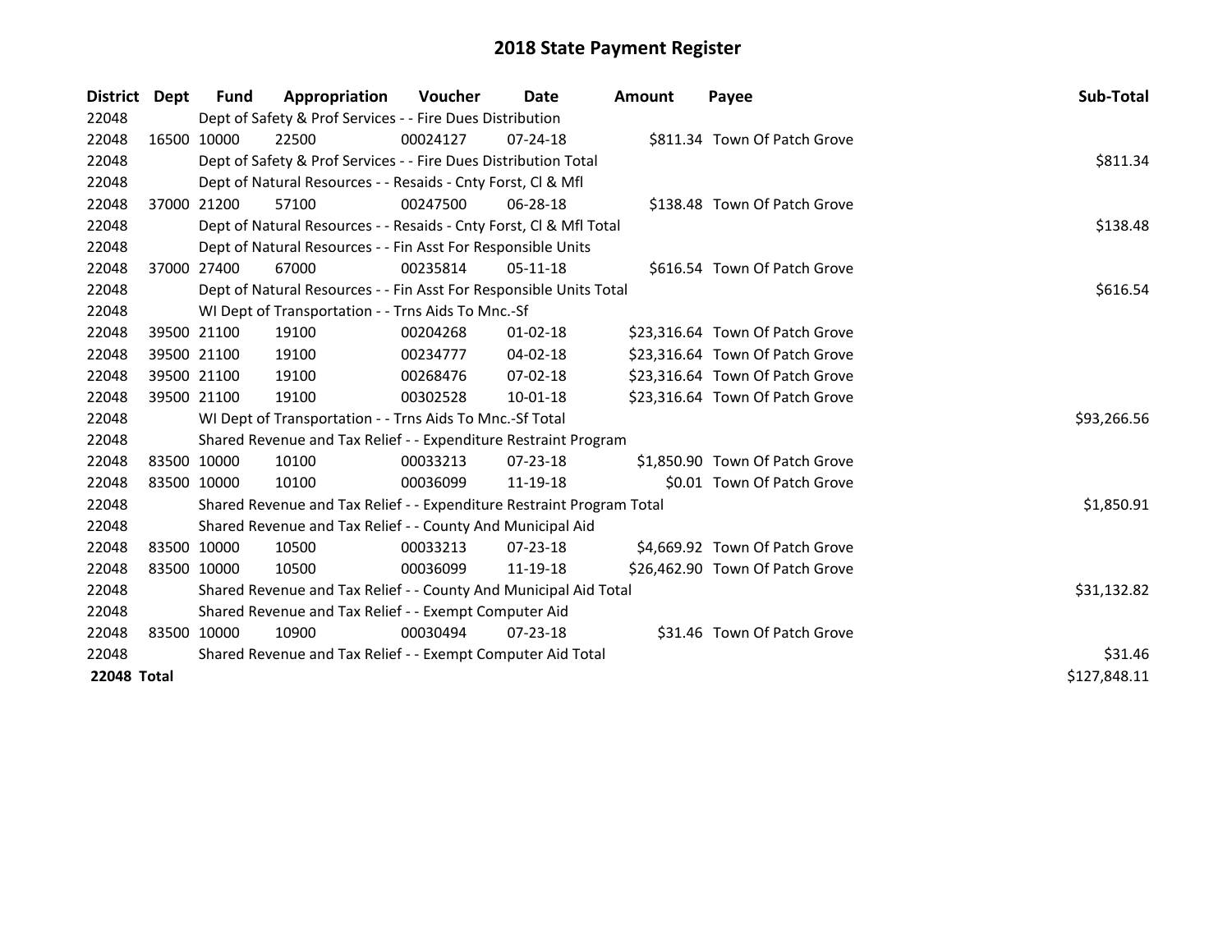# 2018 State Payment Register

| District | Dept | Fund | Appropriation | Voucher | Date | Amount | Payee | Sub-Total |
|---|---|---|---|---|---|---|---|---|
| 22048 | | Dept of Safety & Prof Services - - Fire Dues Distribution | | | | | | |
| 22048 | 16500 | 10000 | 22500 | 00024127 | 07-24-18 | $811.34 | Town Of Patch Grove | |
| 22048 | | Dept of Safety & Prof Services - - Fire Dues Distribution Total | | | | | | $811.34 |
| 22048 | | Dept of Natural Resources - - Resaids - Cnty Forst, Cl & Mfl | | | | | | |
| 22048 | 37000 | 21200 | 57100 | 00247500 | 06-28-18 | $138.48 | Town Of Patch Grove | |
| 22048 | | Dept of Natural Resources - - Resaids - Cnty Forst, Cl & Mfl Total | | | | | | $138.48 |
| 22048 | | Dept of Natural Resources - - Fin Asst For Responsible Units | | | | | | |
| 22048 | 37000 | 27400 | 67000 | 00235814 | 05-11-18 | $616.54 | Town Of Patch Grove | |
| 22048 | | Dept of Natural Resources - - Fin Asst For Responsible Units Total | | | | | | $616.54 |
| 22048 | | WI Dept of Transportation - - Trns Aids To Mnc.-Sf | | | | | | |
| 22048 | 39500 | 21100 | 19100 | 00204268 | 01-02-18 | $23,316.64 | Town Of Patch Grove | |
| 22048 | 39500 | 21100 | 19100 | 00234777 | 04-02-18 | $23,316.64 | Town Of Patch Grove | |
| 22048 | 39500 | 21100 | 19100 | 00268476 | 07-02-18 | $23,316.64 | Town Of Patch Grove | |
| 22048 | 39500 | 21100 | 19100 | 00302528 | 10-01-18 | $23,316.64 | Town Of Patch Grove | |
| 22048 | | WI Dept of Transportation - - Trns Aids To Mnc.-Sf Total | | | | | | $93,266.56 |
| 22048 | | Shared Revenue and Tax Relief - - Expenditure Restraint Program | | | | | | |
| 22048 | 83500 | 10000 | 10100 | 00033213 | 07-23-18 | $1,850.90 | Town Of Patch Grove | |
| 22048 | 83500 | 10000 | 10100 | 00036099 | 11-19-18 | $0.01 | Town Of Patch Grove | |
| 22048 | | Shared Revenue and Tax Relief - - Expenditure Restraint Program Total | | | | | | $1,850.91 |
| 22048 | | Shared Revenue and Tax Relief - - County And Municipal Aid | | | | | | |
| 22048 | 83500 | 10000 | 10500 | 00033213 | 07-23-18 | $4,669.92 | Town Of Patch Grove | |
| 22048 | 83500 | 10000 | 10500 | 00036099 | 11-19-18 | $26,462.90 | Town Of Patch Grove | |
| 22048 | | Shared Revenue and Tax Relief - - County And Municipal Aid Total | | | | | | $31,132.82 |
| 22048 | | Shared Revenue and Tax Relief - - Exempt Computer Aid | | | | | | |
| 22048 | 83500 | 10000 | 10900 | 00030494 | 07-23-18 | $31.46 | Town Of Patch Grove | |
| 22048 | | Shared Revenue and Tax Relief - - Exempt Computer Aid Total | | | | | | $31.46 |
| **22048 Total** | | | | | | | | $127,848.11 |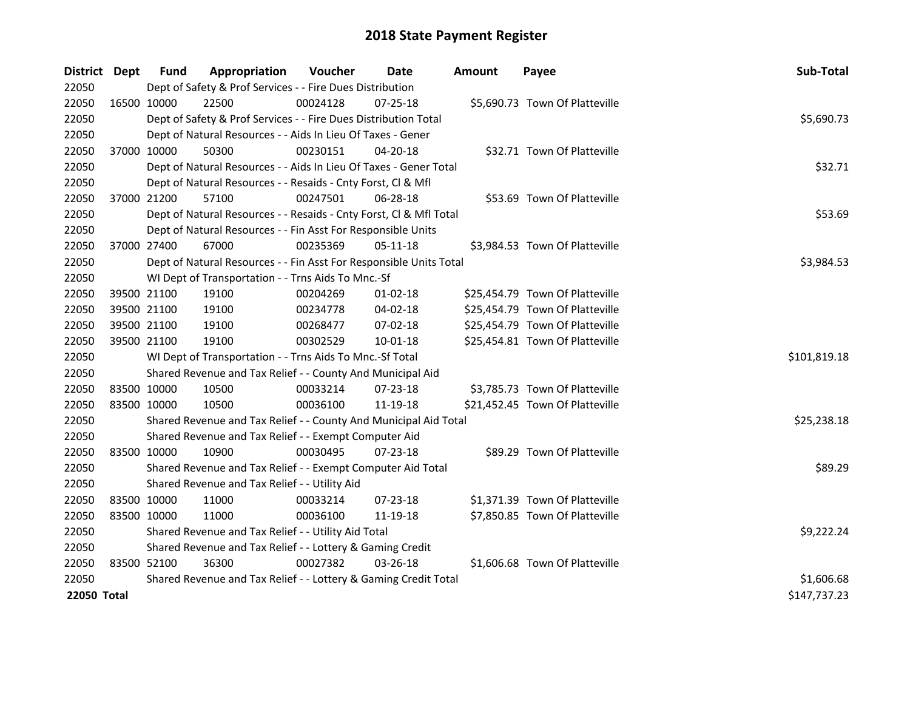# 2018 State Payment Register

| District | Dept | Fund | Appropriation | Voucher | Date | Amount | Payee | Sub-Total |
|---|---|---|---|---|---|---|---|---|
| 22050 | | Dept of Safety & Prof Services - - Fire Dues Distribution | | | | | | |
| 22050 | 16500 | 10000 | 22500 | 00024128 | 07-25-18 | $5,690.73 | Town Of Platteville | |
| 22050 | | Dept of Safety & Prof Services - - Fire Dues Distribution Total | | | | | | $5,690.73 |
| 22050 | | Dept of Natural Resources - - Aids In Lieu Of Taxes - Gener | | | | | | |
| 22050 | 37000 | 10000 | 50300 | 00230151 | 04-20-18 | $32.71 | Town Of Platteville | |
| 22050 | | Dept of Natural Resources - - Aids In Lieu Of Taxes - Gener Total | | | | | | $32.71 |
| 22050 | | Dept of Natural Resources - - Resaids - Cnty Forst, Cl & Mfl | | | | | | |
| 22050 | 37000 | 21200 | 57100 | 00247501 | 06-28-18 | $53.69 | Town Of Platteville | |
| 22050 | | Dept of Natural Resources - - Resaids - Cnty Forst, Cl & Mfl Total | | | | | | $53.69 |
| 22050 | | Dept of Natural Resources - - Fin Asst For Responsible Units | | | | | | |
| 22050 | 37000 | 27400 | 67000 | 00235369 | 05-11-18 | $3,984.53 | Town Of Platteville | |
| 22050 | | Dept of Natural Resources - - Fin Asst For Responsible Units Total | | | | | | $3,984.53 |
| 22050 | | WI Dept of Transportation - - Trns Aids To Mnc.-Sf | | | | | | |
| 22050 | 39500 | 21100 | 19100 | 00204269 | 01-02-18 | $25,454.79 | Town Of Platteville | |
| 22050 | 39500 | 21100 | 19100 | 00234778 | 04-02-18 | $25,454.79 | Town Of Platteville | |
| 22050 | 39500 | 21100 | 19100 | 00268477 | 07-02-18 | $25,454.79 | Town Of Platteville | |
| 22050 | 39500 | 21100 | 19100 | 00302529 | 10-01-18 | $25,454.81 | Town Of Platteville | |
| 22050 | | WI Dept of Transportation - - Trns Aids To Mnc.-Sf Total | | | | | | $101,819.18 |
| 22050 | | Shared Revenue and Tax Relief - - County And Municipal Aid | | | | | | |
| 22050 | 83500 | 10000 | 10500 | 00033214 | 07-23-18 | $3,785.73 | Town Of Platteville | |
| 22050 | 83500 | 10000 | 10500 | 00036100 | 11-19-18 | $21,452.45 | Town Of Platteville | |
| 22050 | | Shared Revenue and Tax Relief - - County And Municipal Aid Total | | | | | | $25,238.18 |
| 22050 | | Shared Revenue and Tax Relief - - Exempt Computer Aid | | | | | | |
| 22050 | 83500 | 10000 | 10900 | 00030495 | 07-23-18 | $89.29 | Town Of Platteville | |
| 22050 | | Shared Revenue and Tax Relief - - Exempt Computer Aid Total | | | | | | $89.29 |
| 22050 | | Shared Revenue and Tax Relief - - Utility Aid | | | | | | |
| 22050 | 83500 | 10000 | 11000 | 00033214 | 07-23-18 | $1,371.39 | Town Of Platteville | |
| 22050 | 83500 | 10000 | 11000 | 00036100 | 11-19-18 | $7,850.85 | Town Of Platteville | |
| 22050 | | Shared Revenue and Tax Relief - - Utility Aid Total | | | | | | $9,222.24 |
| 22050 | | Shared Revenue and Tax Relief - - Lottery & Gaming Credit | | | | | | |
| 22050 | 83500 | 52100 | 36300 | 00027382 | 03-26-18 | $1,606.68 | Town Of Platteville | |
| 22050 | | Shared Revenue and Tax Relief - - Lottery & Gaming Credit Total | | | | | | $1,606.68 |
| **22050 Total** | | | | | | | | $147,737.23 |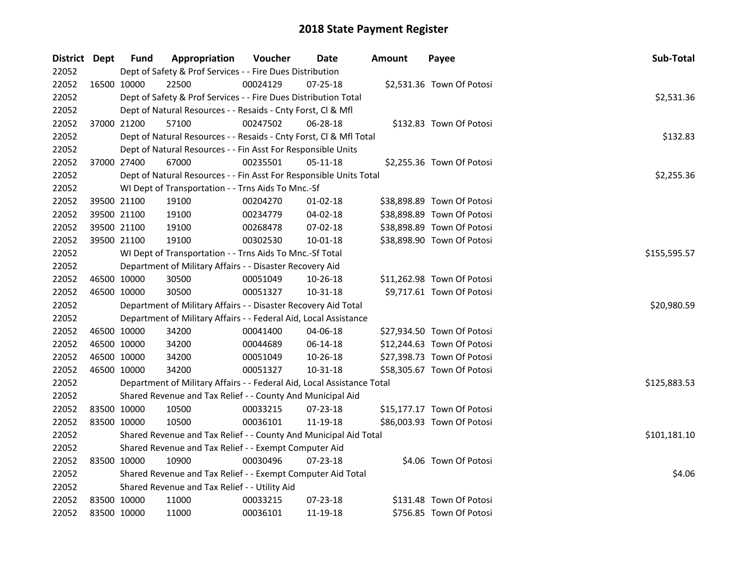# 2018 State Payment Register

| District | Dept | Fund | Appropriation | Voucher | Date | Amount | Payee | Sub-Total |
|---|---|---|---|---|---|---|---|---|
| 22052 | | Dept of Safety & Prof Services - - Fire Dues Distribution | | | | | | |
| 22052 | 16500 | 10000 | 22500 | 00024129 | 07-25-18 | $2,531.36 | Town Of Potosi | |
| 22052 | | Dept of Safety & Prof Services - - Fire Dues Distribution Total | | | | | | $2,531.36 |
| 22052 | | Dept of Natural Resources - - Resaids - Cnty Forst, Cl & Mfl | | | | | | |
| 22052 | 37000 | 21200 | 57100 | 00247502 | 06-28-18 | $132.83 | Town Of Potosi | |
| 22052 | | Dept of Natural Resources - - Resaids - Cnty Forst, Cl & Mfl Total | | | | | | $132.83 |
| 22052 | | Dept of Natural Resources - - Fin Asst For Responsible Units | | | | | | |
| 22052 | 37000 | 27400 | 67000 | 00235501 | 05-11-18 | $2,255.36 | Town Of Potosi | |
| 22052 | | Dept of Natural Resources - - Fin Asst For Responsible Units Total | | | | | | $2,255.36 |
| 22052 | | WI Dept of Transportation - - Trns Aids To Mnc.-Sf | | | | | | |
| 22052 | 39500 | 21100 | 19100 | 00204270 | 01-02-18 | $38,898.89 | Town Of Potosi | |
| 22052 | 39500 | 21100 | 19100 | 00234779 | 04-02-18 | $38,898.89 | Town Of Potosi | |
| 22052 | 39500 | 21100 | 19100 | 00268478 | 07-02-18 | $38,898.89 | Town Of Potosi | |
| 22052 | 39500 | 21100 | 19100 | 00302530 | 10-01-18 | $38,898.90 | Town Of Potosi | |
| 22052 | | WI Dept of Transportation - - Trns Aids To Mnc.-Sf Total | | | | | | $155,595.57 |
| 22052 | | Department of Military Affairs - - Disaster Recovery Aid | | | | | | |
| 22052 | 46500 | 10000 | 30500 | 00051049 | 10-26-18 | $11,262.98 | Town Of Potosi | |
| 22052 | 46500 | 10000 | 30500 | 00051327 | 10-31-18 | $9,717.61 | Town Of Potosi | |
| 22052 | | Department of Military Affairs - - Disaster Recovery Aid Total | | | | | | $20,980.59 |
| 22052 | | Department of Military Affairs - - Federal Aid, Local Assistance | | | | | | |
| 22052 | 46500 | 10000 | 34200 | 00041400 | 04-06-18 | $27,934.50 | Town Of Potosi | |
| 22052 | 46500 | 10000 | 34200 | 00044689 | 06-14-18 | $12,244.63 | Town Of Potosi | |
| 22052 | 46500 | 10000 | 34200 | 00051049 | 10-26-18 | $27,398.73 | Town Of Potosi | |
| 22052 | 46500 | 10000 | 34200 | 00051327 | 10-31-18 | $58,305.67 | Town Of Potosi | |
| 22052 | | Department of Military Affairs - - Federal Aid, Local Assistance Total | | | | | | $125,883.53 |
| 22052 | | Shared Revenue and Tax Relief - - County And Municipal Aid | | | | | | |
| 22052 | 83500 | 10000 | 10500 | 00033215 | 07-23-18 | $15,177.17 | Town Of Potosi | |
| 22052 | 83500 | 10000 | 10500 | 00036101 | 11-19-18 | $86,003.93 | Town Of Potosi | |
| 22052 | | Shared Revenue and Tax Relief - - County And Municipal Aid Total | | | | | | $101,181.10 |
| 22052 | | Shared Revenue and Tax Relief - - Exempt Computer Aid | | | | | | |
| 22052 | 83500 | 10000 | 10900 | 00030496 | 07-23-18 | $4.06 | Town Of Potosi | |
| 22052 | | Shared Revenue and Tax Relief - - Exempt Computer Aid Total | | | | | | $4.06 |
| 22052 | | Shared Revenue and Tax Relief - - Utility Aid | | | | | | |
| 22052 | 83500 | 10000 | 11000 | 00033215 | 07-23-18 | $131.48 | Town Of Potosi | |
| 22052 | 83500 | 10000 | 11000 | 00036101 | 11-19-18 | $756.85 | Town Of Potosi | |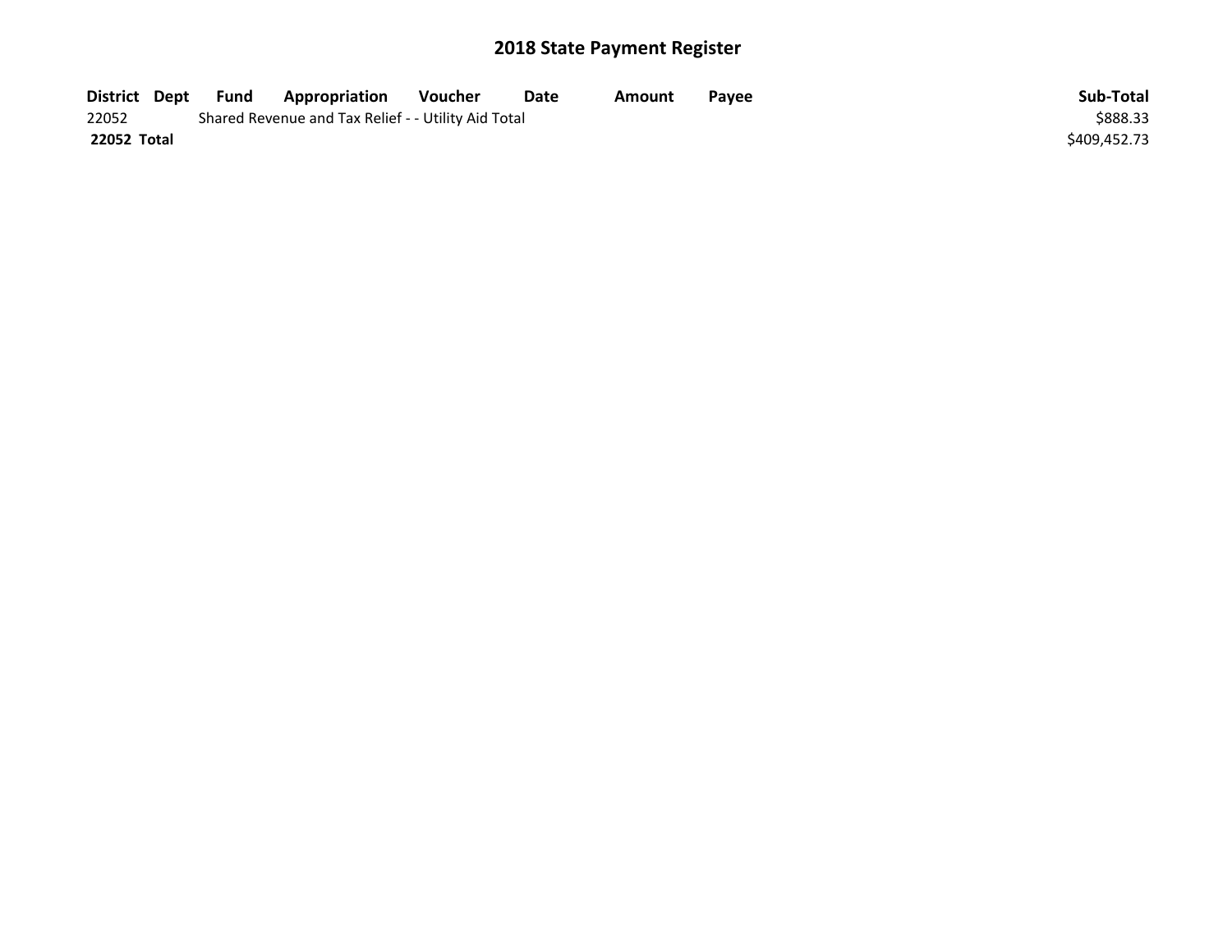# 2018 State Payment Register

| District | Dept | Fund | Appropriation | Voucher | Date | Amount | Payee | Sub-Total |
|---|---|---|---|---|---|---|---|---|
| 22052 | | Shared Revenue and Tax Relief - - Utility Aid Total | | | | | | $888.33 |
| **22052 Total** | | | | | | | | $409,452.73 |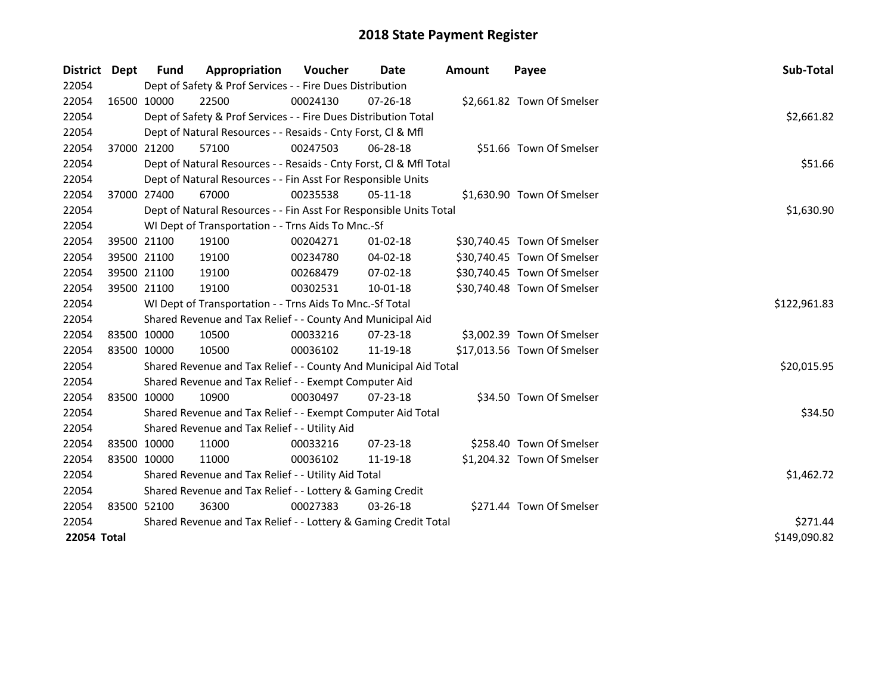# 2018 State Payment Register

| District | Dept | Fund | Appropriation | Voucher | Date | Amount | Payee | Sub-Total |
|---|---|---|---|---|---|---|---|---|
| 22054 | | Dept of Safety & Prof Services - - Fire Dues Distribution | | | | | | |
| 22054 | 16500 | 10000 | 22500 | 00024130 | 07-26-18 | $2,661.82 | Town Of Smelser | |
| 22054 | | Dept of Safety & Prof Services - - Fire Dues Distribution Total | | | | | | $2,661.82 |
| 22054 | | Dept of Natural Resources - - Resaids - Cnty Forst, Cl & Mfl | | | | | | |
| 22054 | 37000 | 21200 | 57100 | 00247503 | 06-28-18 | $51.66 | Town Of Smelser | |
| 22054 | | Dept of Natural Resources - - Resaids - Cnty Forst, Cl & Mfl Total | | | | | | $51.66 |
| 22054 | | Dept of Natural Resources - - Fin Asst For Responsible Units | | | | | | |
| 22054 | 37000 | 27400 | 67000 | 00235538 | 05-11-18 | $1,630.90 | Town Of Smelser | |
| 22054 | | Dept of Natural Resources - - Fin Asst For Responsible Units Total | | | | | | $1,630.90 |
| 22054 | | WI Dept of Transportation - - Trns Aids To Mnc.-Sf | | | | | | |
| 22054 | 39500 | 21100 | 19100 | 00204271 | 01-02-18 | $30,740.45 | Town Of Smelser | |
| 22054 | 39500 | 21100 | 19100 | 00234780 | 04-02-18 | $30,740.45 | Town Of Smelser | |
| 22054 | 39500 | 21100 | 19100 | 00268479 | 07-02-18 | $30,740.45 | Town Of Smelser | |
| 22054 | 39500 | 21100 | 19100 | 00302531 | 10-01-18 | $30,740.48 | Town Of Smelser | |
| 22054 | | WI Dept of Transportation - - Trns Aids To Mnc.-Sf Total | | | | | | $122,961.83 |
| 22054 | | Shared Revenue and Tax Relief - - County And Municipal Aid | | | | | | |
| 22054 | 83500 | 10000 | 10500 | 00033216 | 07-23-18 | $3,002.39 | Town Of Smelser | |
| 22054 | 83500 | 10000 | 10500 | 00036102 | 11-19-18 | $17,013.56 | Town Of Smelser | |
| 22054 | | Shared Revenue and Tax Relief - - County And Municipal Aid Total | | | | | | $20,015.95 |
| 22054 | | Shared Revenue and Tax Relief - - Exempt Computer Aid | | | | | | |
| 22054 | 83500 | 10000 | 10900 | 00030497 | 07-23-18 | $34.50 | Town Of Smelser | |
| 22054 | | Shared Revenue and Tax Relief - - Exempt Computer Aid Total | | | | | | $34.50 |
| 22054 | | Shared Revenue and Tax Relief - - Utility Aid | | | | | | |
| 22054 | 83500 | 10000 | 11000 | 00033216 | 07-23-18 | $258.40 | Town Of Smelser | |
| 22054 | 83500 | 10000 | 11000 | 00036102 | 11-19-18 | $1,204.32 | Town Of Smelser | |
| 22054 | | Shared Revenue and Tax Relief - - Utility Aid Total | | | | | | $1,462.72 |
| 22054 | | Shared Revenue and Tax Relief - - Lottery & Gaming Credit | | | | | | |
| 22054 | 83500 | 52100 | 36300 | 00027383 | 03-26-18 | $271.44 | Town Of Smelser | |
| 22054 | | Shared Revenue and Tax Relief - - Lottery & Gaming Credit Total | | | | | | $271.44 |
| **22054 Total** | | | | | | | | $149,090.82 |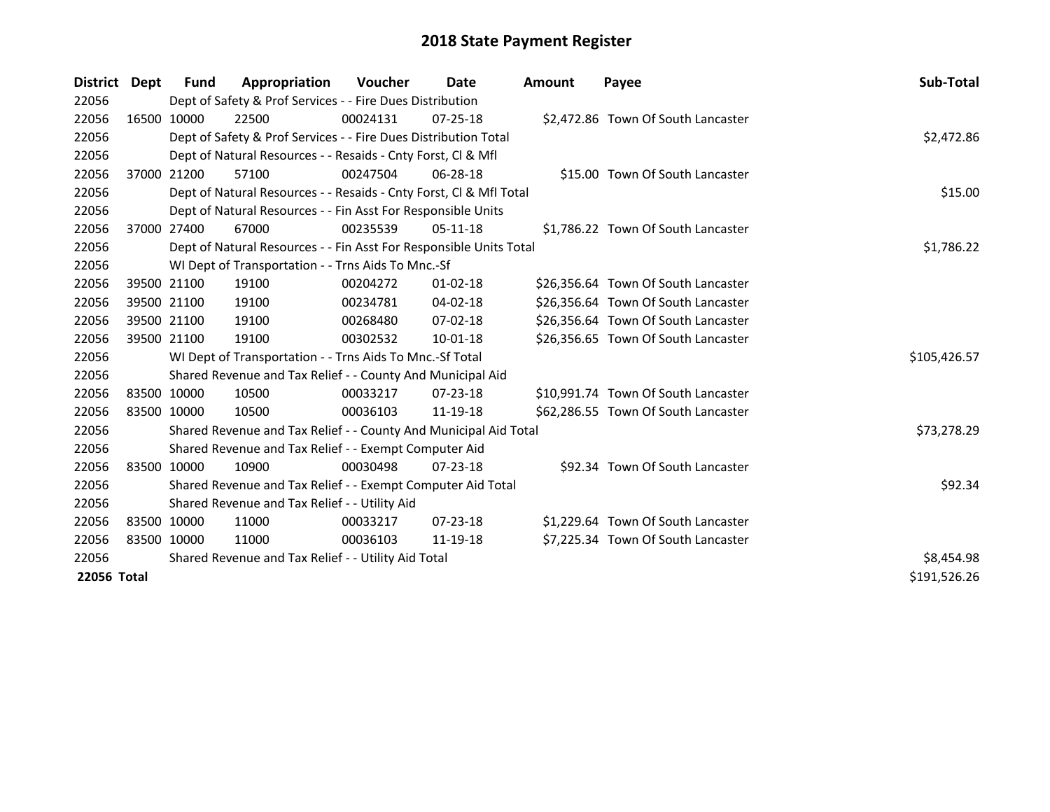# 2018 State Payment Register

| District | Dept | Fund | Appropriation | Voucher | Date | Amount | Payee | Sub-Total |
|---|---|---|---|---|---|---|---|---|
| 22056 | | Dept of Safety & Prof Services - - Fire Dues Distribution | | | | | | |
| 22056 | 16500 | 10000 | 22500 | 00024131 | 07-25-18 | $2,472.86 | Town Of South Lancaster | |
| 22056 | | Dept of Safety & Prof Services - - Fire Dues Distribution Total | | | | | | $2,472.86 |
| 22056 | | Dept of Natural Resources - - Resaids - Cnty Forst, Cl & Mfl | | | | | | |
| 22056 | 37000 | 21200 | 57100 | 00247504 | 06-28-18 | $15.00 | Town Of South Lancaster | |
| 22056 | | Dept of Natural Resources - - Resaids - Cnty Forst, Cl & Mfl Total | | | | | | $15.00 |
| 22056 | | Dept of Natural Resources - - Fin Asst For Responsible Units | | | | | | |
| 22056 | 37000 | 27400 | 67000 | 00235539 | 05-11-18 | $1,786.22 | Town Of South Lancaster | |
| 22056 | | Dept of Natural Resources - - Fin Asst For Responsible Units Total | | | | | | $1,786.22 |
| 22056 | | WI Dept of Transportation - - Trns Aids To Mnc.-Sf | | | | | | |
| 22056 | 39500 | 21100 | 19100 | 00204272 | 01-02-18 | $26,356.64 | Town Of South Lancaster | |
| 22056 | 39500 | 21100 | 19100 | 00234781 | 04-02-18 | $26,356.64 | Town Of South Lancaster | |
| 22056 | 39500 | 21100 | 19100 | 00268480 | 07-02-18 | $26,356.64 | Town Of South Lancaster | |
| 22056 | 39500 | 21100 | 19100 | 00302532 | 10-01-18 | $26,356.65 | Town Of South Lancaster | |
| 22056 | | WI Dept of Transportation - - Trns Aids To Mnc.-Sf Total | | | | | | $105,426.57 |
| 22056 | | Shared Revenue and Tax Relief - - County And Municipal Aid | | | | | | |
| 22056 | 83500 | 10000 | 10500 | 00033217 | 07-23-18 | $10,991.74 | Town Of South Lancaster | |
| 22056 | 83500 | 10000 | 10500 | 00036103 | 11-19-18 | $62,286.55 | Town Of South Lancaster | |
| 22056 | | Shared Revenue and Tax Relief - - County And Municipal Aid Total | | | | | | $73,278.29 |
| 22056 | | Shared Revenue and Tax Relief - - Exempt Computer Aid | | | | | | |
| 22056 | 83500 | 10000 | 10900 | 00030498 | 07-23-18 | $92.34 | Town Of South Lancaster | |
| 22056 | | Shared Revenue and Tax Relief - - Exempt Computer Aid Total | | | | | | $92.34 |
| 22056 | | Shared Revenue and Tax Relief - - Utility Aid | | | | | | |
| 22056 | 83500 | 10000 | 11000 | 00033217 | 07-23-18 | $1,229.64 | Town Of South Lancaster | |
| 22056 | 83500 | 10000 | 11000 | 00036103 | 11-19-18 | $7,225.34 | Town Of South Lancaster | |
| 22056 | | Shared Revenue and Tax Relief - - Utility Aid Total | | | | | | $8,454.98 |
| **22056 Total** | | | | | | | | $191,526.26 |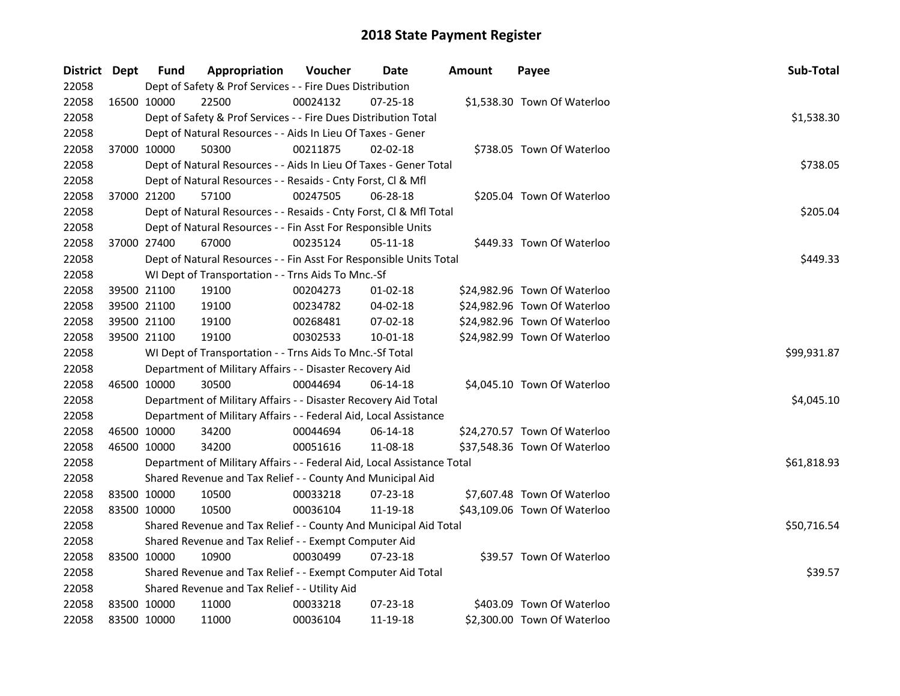# 2018 State Payment Register

| District | Dept | Fund | Appropriation | Voucher | Date | Amount | Payee | Sub-Total |
|---|---|---|---|---|---|---|---|---|
| 22058 | | Dept of Safety & Prof Services - - Fire Dues Distribution | | | | | | |
| 22058 | 16500 | 10000 | 22500 | 00024132 | 07-25-18 | $1,538.30 | Town Of Waterloo | |
| 22058 | | Dept of Safety & Prof Services - - Fire Dues Distribution Total | | | | | | $1,538.30 |
| 22058 | | Dept of Natural Resources - - Aids In Lieu Of Taxes - Gener | | | | | | |
| 22058 | 37000 | 10000 | 50300 | 00211875 | 02-02-18 | $738.05 | Town Of Waterloo | |
| 22058 | | Dept of Natural Resources - - Aids In Lieu Of Taxes - Gener Total | | | | | | $738.05 |
| 22058 | | Dept of Natural Resources - - Resaids - Cnty Forst, Cl & Mfl | | | | | | |
| 22058 | 37000 | 21200 | 57100 | 00247505 | 06-28-18 | $205.04 | Town Of Waterloo | |
| 22058 | | Dept of Natural Resources - - Resaids - Cnty Forst, Cl & Mfl Total | | | | | | $205.04 |
| 22058 | | Dept of Natural Resources - - Fin Asst For Responsible Units | | | | | | |
| 22058 | 37000 | 27400 | 67000 | 00235124 | 05-11-18 | $449.33 | Town Of Waterloo | |
| 22058 | | Dept of Natural Resources - - Fin Asst For Responsible Units Total | | | | | | $449.33 |
| 22058 | | WI Dept of Transportation - - Trns Aids To Mnc.-Sf | | | | | | |
| 22058 | 39500 | 21100 | 19100 | 00204273 | 01-02-18 | $24,982.96 | Town Of Waterloo | |
| 22058 | 39500 | 21100 | 19100 | 00234782 | 04-02-18 | $24,982.96 | Town Of Waterloo | |
| 22058 | 39500 | 21100 | 19100 | 00268481 | 07-02-18 | $24,982.96 | Town Of Waterloo | |
| 22058 | 39500 | 21100 | 19100 | 00302533 | 10-01-18 | $24,982.99 | Town Of Waterloo | |
| 22058 | | WI Dept of Transportation - - Trns Aids To Mnc.-Sf Total | | | | | | $99,931.87 |
| 22058 | | Department of Military Affairs - - Disaster Recovery Aid | | | | | | |
| 22058 | 46500 | 10000 | 30500 | 00044694 | 06-14-18 | $4,045.10 | Town Of Waterloo | |
| 22058 | | Department of Military Affairs - - Disaster Recovery Aid Total | | | | | | $4,045.10 |
| 22058 | | Department of Military Affairs - - Federal Aid, Local Assistance | | | | | | |
| 22058 | 46500 | 10000 | 34200 | 00044694 | 06-14-18 | $24,270.57 | Town Of Waterloo | |
| 22058 | 46500 | 10000 | 34200 | 00051616 | 11-08-18 | $37,548.36 | Town Of Waterloo | |
| 22058 | | Department of Military Affairs - - Federal Aid, Local Assistance Total | | | | | | $61,818.93 |
| 22058 | | Shared Revenue and Tax Relief - - County And Municipal Aid | | | | | | |
| 22058 | 83500 | 10000 | 10500 | 00033218 | 07-23-18 | $7,607.48 | Town Of Waterloo | |
| 22058 | 83500 | 10000 | 10500 | 00036104 | 11-19-18 | $43,109.06 | Town Of Waterloo | |
| 22058 | | Shared Revenue and Tax Relief - - County And Municipal Aid Total | | | | | | $50,716.54 |
| 22058 | | Shared Revenue and Tax Relief - - Exempt Computer Aid | | | | | | |
| 22058 | 83500 | 10000 | 10900 | 00030499 | 07-23-18 | $39.57 | Town Of Waterloo | |
| 22058 | | Shared Revenue and Tax Relief - - Exempt Computer Aid Total | | | | | | $39.57 |
| 22058 | | Shared Revenue and Tax Relief - - Utility Aid | | | | | | |
| 22058 | 83500 | 10000 | 11000 | 00033218 | 07-23-18 | $403.09 | Town Of Waterloo | |
| 22058 | 83500 | 10000 | 11000 | 00036104 | 11-19-18 | $2,300.00 | Town Of Waterloo | |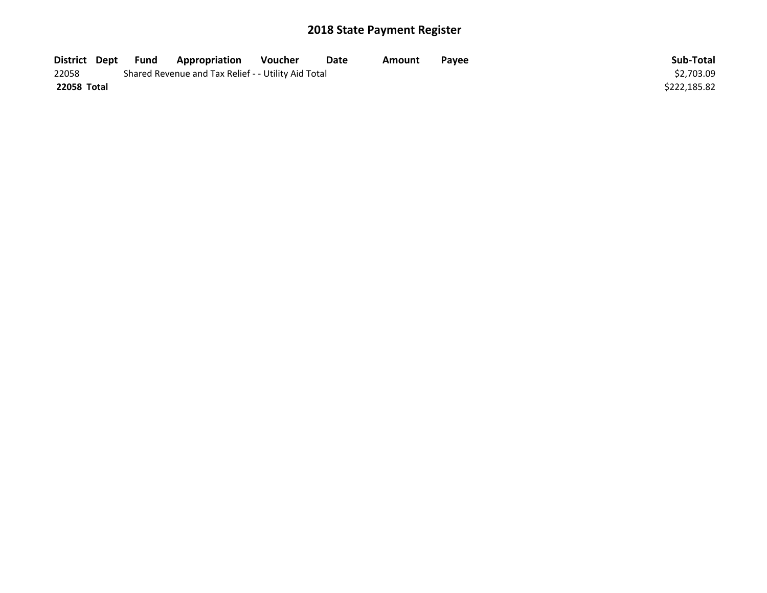# 2018 State Payment Register

| District | Dept | Fund | Appropriation | Voucher | Date | Amount | Payee | Sub-Total |
|---|---|---|---|---|---|---|---|---|
| 22058 | | Shared Revenue and Tax Relief - - Utility Aid Total | | | | | | $2,703.09 |
| **22058 Total** | | | | | | | | $222,185.82 |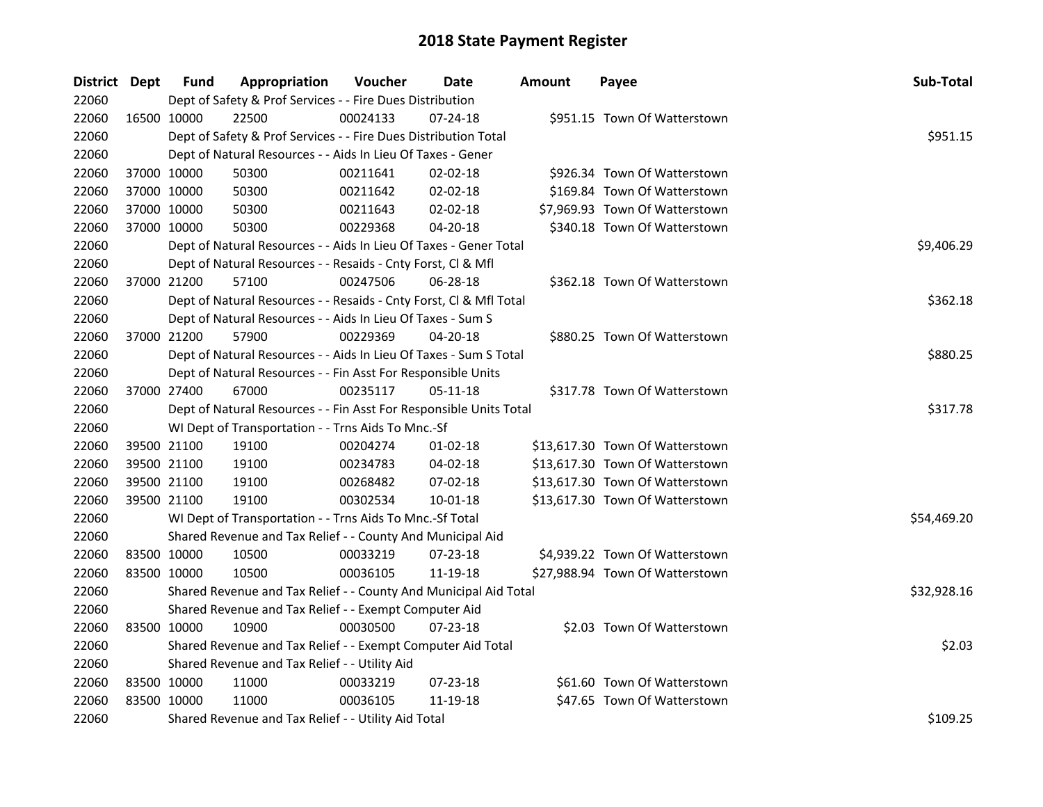# 2018 State Payment Register

| District | Dept | Fund | Appropriation | Voucher | Date | Amount | Payee | Sub-Total |
|---|---|---|---|---|---|---|---|---|
| 22060 | | Dept of Safety & Prof Services - - Fire Dues Distribution | | | | | | |
| 22060 | 16500 | 10000 | 22500 | 00024133 | 07-24-18 | $951.15 | Town Of Watterstown | |
| 22060 | | Dept of Safety & Prof Services - - Fire Dues Distribution Total | | | | | | $951.15 |
| 22060 | | Dept of Natural Resources - - Aids In Lieu Of Taxes - Gener | | | | | | |
| 22060 | 37000 | 10000 | 50300 | 00211641 | 02-02-18 | $926.34 | Town Of Watterstown | |
| 22060 | 37000 | 10000 | 50300 | 00211642 | 02-02-18 | $169.84 | Town Of Watterstown | |
| 22060 | 37000 | 10000 | 50300 | 00211643 | 02-02-18 | $7,969.93 | Town Of Watterstown | |
| 22060 | 37000 | 10000 | 50300 | 00229368 | 04-20-18 | $340.18 | Town Of Watterstown | |
| 22060 | | Dept of Natural Resources - - Aids In Lieu Of Taxes - Gener Total | | | | | | $9,406.29 |
| 22060 | | Dept of Natural Resources - - Resaids - Cnty Forst, Cl & Mfl | | | | | | |
| 22060 | 37000 | 21200 | 57100 | 00247506 | 06-28-18 | $362.18 | Town Of Watterstown | |
| 22060 | | Dept of Natural Resources - - Resaids - Cnty Forst, Cl & Mfl Total | | | | | | $362.18 |
| 22060 | | Dept of Natural Resources - - Aids In Lieu Of Taxes - Sum S | | | | | | |
| 22060 | 37000 | 21200 | 57900 | 00229369 | 04-20-18 | $880.25 | Town Of Watterstown | |
| 22060 | | Dept of Natural Resources - - Aids In Lieu Of Taxes - Sum S Total | | | | | | $880.25 |
| 22060 | | Dept of Natural Resources - - Fin Asst For Responsible Units | | | | | | |
| 22060 | 37000 | 27400 | 67000 | 00235117 | 05-11-18 | $317.78 | Town Of Watterstown | |
| 22060 | | Dept of Natural Resources - - Fin Asst For Responsible Units Total | | | | | | $317.78 |
| 22060 | | WI Dept of Transportation - - Trns Aids To Mnc.-Sf | | | | | | |
| 22060 | 39500 | 21100 | 19100 | 00204274 | 01-02-18 | $13,617.30 | Town Of Watterstown | |
| 22060 | 39500 | 21100 | 19100 | 00234783 | 04-02-18 | $13,617.30 | Town Of Watterstown | |
| 22060 | 39500 | 21100 | 19100 | 00268482 | 07-02-18 | $13,617.30 | Town Of Watterstown | |
| 22060 | 39500 | 21100 | 19100 | 00302534 | 10-01-18 | $13,617.30 | Town Of Watterstown | |
| 22060 | | WI Dept of Transportation - - Trns Aids To Mnc.-Sf Total | | | | | | $54,469.20 |
| 22060 | | Shared Revenue and Tax Relief - - County And Municipal Aid | | | | | | |
| 22060 | 83500 | 10000 | 10500 | 00033219 | 07-23-18 | $4,939.22 | Town Of Watterstown | |
| 22060 | 83500 | 10000 | 10500 | 00036105 | 11-19-18 | $27,988.94 | Town Of Watterstown | |
| 22060 | | Shared Revenue and Tax Relief - - County And Municipal Aid Total | | | | | | $32,928.16 |
| 22060 | | Shared Revenue and Tax Relief - - Exempt Computer Aid | | | | | | |
| 22060 | 83500 | 10000 | 10900 | 00030500 | 07-23-18 | $2.03 | Town Of Watterstown | |
| 22060 | | Shared Revenue and Tax Relief - - Exempt Computer Aid Total | | | | | | $2.03 |
| 22060 | | Shared Revenue and Tax Relief - - Utility Aid | | | | | | |
| 22060 | 83500 | 10000 | 11000 | 00033219 | 07-23-18 | $61.60 | Town Of Watterstown | |
| 22060 | 83500 | 10000 | 11000 | 00036105 | 11-19-18 | $47.65 | Town Of Watterstown | |
| 22060 | | Shared Revenue and Tax Relief - - Utility Aid Total | | | | | | $109.25 |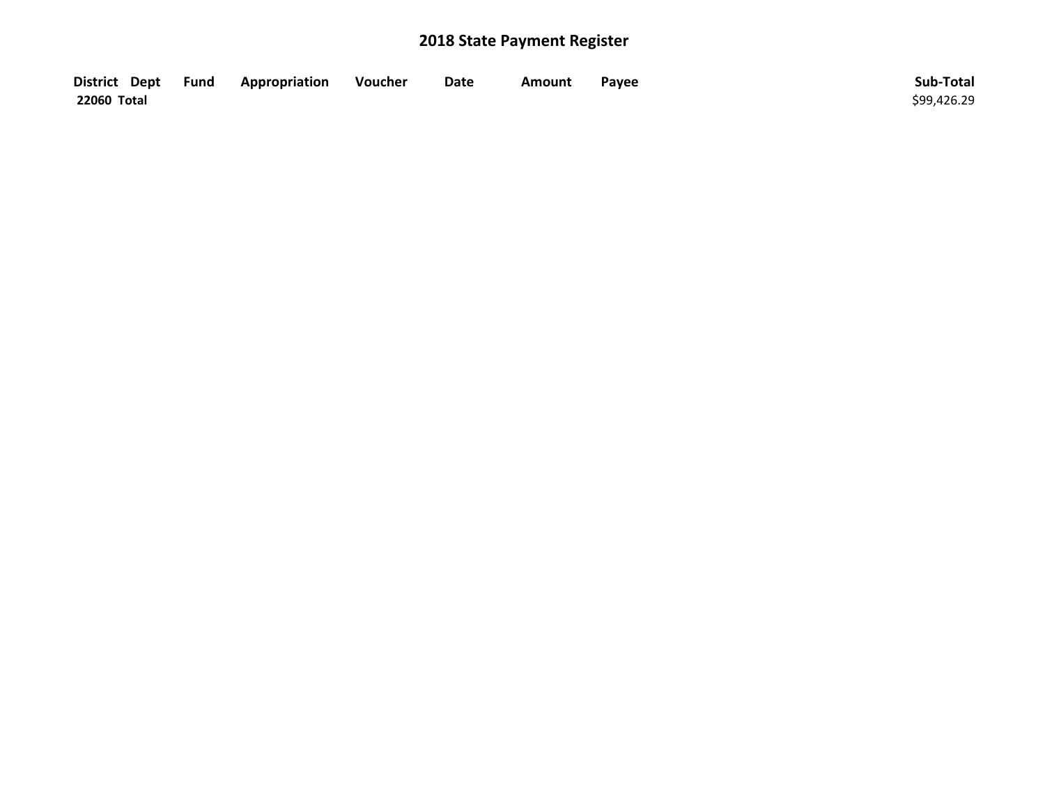# 2018 State Payment Register

| District | Dept | Fund | Appropriation | Voucher | Date | Amount | Payee | Sub-Total |
|---|---|---|---|---|---|---|---|---|
| **22060 Total** | | | | | | | | $99,426.29 |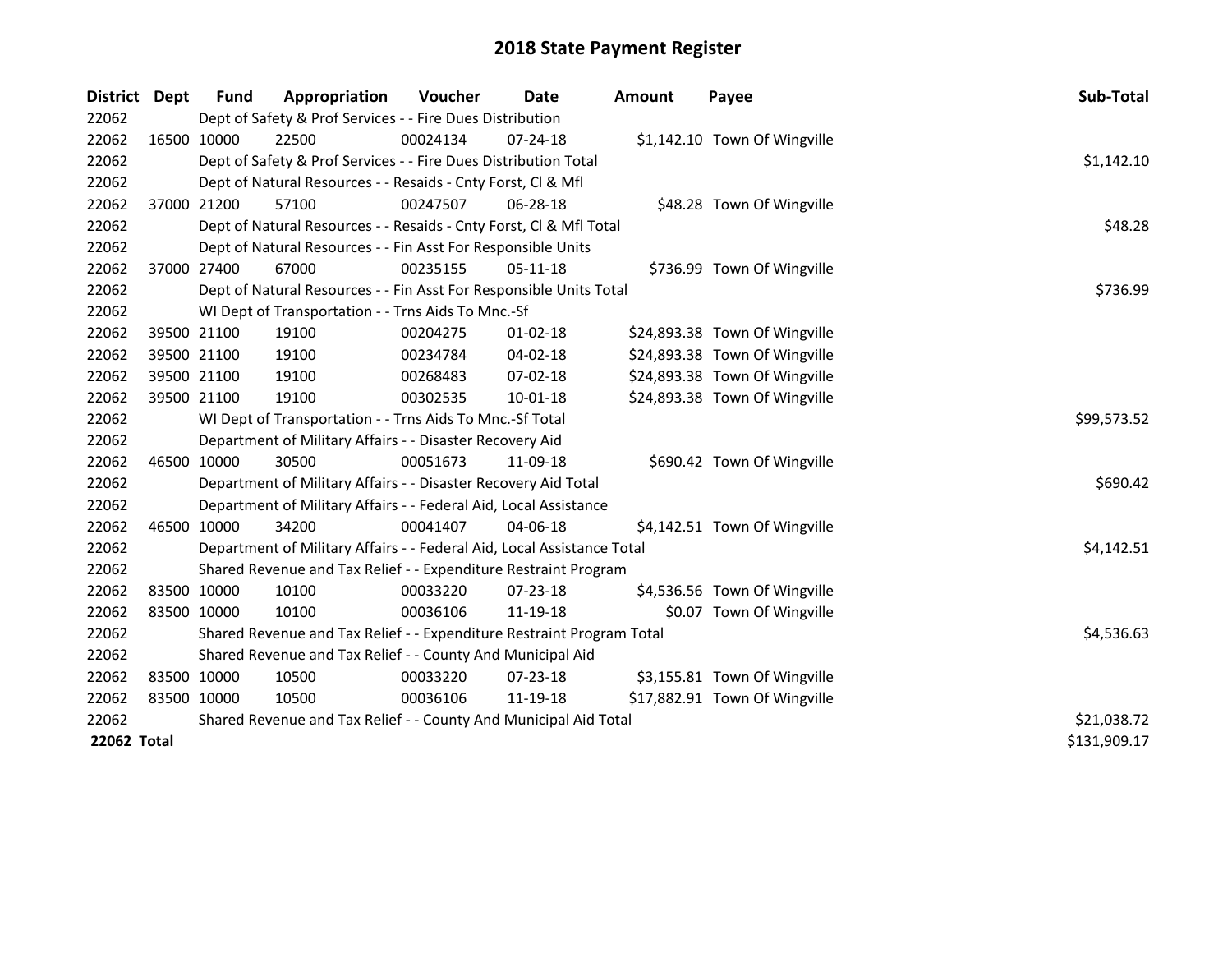# 2018 State Payment Register

| District | Dept | Fund | Appropriation | Voucher | Date | Amount | Payee | Sub-Total |
|---|---|---|---|---|---|---|---|---|
| 22062 | | Dept of Safety & Prof Services - - Fire Dues Distribution | | | | | | |
| 22062 | 16500 | 10000 | 22500 | 00024134 | 07-24-18 | $1,142.10 | Town Of Wingville | |
| 22062 | | Dept of Safety & Prof Services - - Fire Dues Distribution Total | | | | | | $1,142.10 |
| 22062 | | Dept of Natural Resources - - Resaids - Cnty Forst, Cl & Mfl | | | | | | |
| 22062 | 37000 | 21200 | 57100 | 00247507 | 06-28-18 | $48.28 | Town Of Wingville | |
| 22062 | | Dept of Natural Resources - - Resaids - Cnty Forst, Cl & Mfl Total | | | | | | $48.28 |
| 22062 | | Dept of Natural Resources - - Fin Asst For Responsible Units | | | | | | |
| 22062 | 37000 | 27400 | 67000 | 00235155 | 05-11-18 | $736.99 | Town Of Wingville | |
| 22062 | | Dept of Natural Resources - - Fin Asst For Responsible Units Total | | | | | | $736.99 |
| 22062 | | WI Dept of Transportation - - Trns Aids To Mnc.-Sf | | | | | | |
| 22062 | 39500 | 21100 | 19100 | 00204275 | 01-02-18 | $24,893.38 | Town Of Wingville | |
| 22062 | 39500 | 21100 | 19100 | 00234784 | 04-02-18 | $24,893.38 | Town Of Wingville | |
| 22062 | 39500 | 21100 | 19100 | 00268483 | 07-02-18 | $24,893.38 | Town Of Wingville | |
| 22062 | 39500 | 21100 | 19100 | 00302535 | 10-01-18 | $24,893.38 | Town Of Wingville | |
| 22062 | | WI Dept of Transportation - - Trns Aids To Mnc.-Sf Total | | | | | | $99,573.52 |
| 22062 | | Department of Military Affairs - - Disaster Recovery Aid | | | | | | |
| 22062 | 46500 | 10000 | 30500 | 00051673 | 11-09-18 | $690.42 | Town Of Wingville | |
| 22062 | | Department of Military Affairs - - Disaster Recovery Aid Total | | | | | | $690.42 |
| 22062 | | Department of Military Affairs - - Federal Aid, Local Assistance | | | | | | |
| 22062 | 46500 | 10000 | 34200 | 00041407 | 04-06-18 | $4,142.51 | Town Of Wingville | |
| 22062 | | Department of Military Affairs - - Federal Aid, Local Assistance Total | | | | | | $4,142.51 |
| 22062 | | Shared Revenue and Tax Relief - - Expenditure Restraint Program | | | | | | |
| 22062 | 83500 | 10000 | 10100 | 00033220 | 07-23-18 | $4,536.56 | Town Of Wingville | |
| 22062 | 83500 | 10000 | 10100 | 00036106 | 11-19-18 | $0.07 | Town Of Wingville | |
| 22062 | | Shared Revenue and Tax Relief - - Expenditure Restraint Program Total | | | | | | $4,536.63 |
| 22062 | | Shared Revenue and Tax Relief - - County And Municipal Aid | | | | | | |
| 22062 | 83500 | 10000 | 10500 | 00033220 | 07-23-18 | $3,155.81 | Town Of Wingville | |
| 22062 | 83500 | 10000 | 10500 | 00036106 | 11-19-18 | $17,882.91 | Town Of Wingville | |
| 22062 | | Shared Revenue and Tax Relief - - County And Municipal Aid Total | | | | | | $21,038.72 |
| **22062 Total** | | | | | | | | $131,909.17 |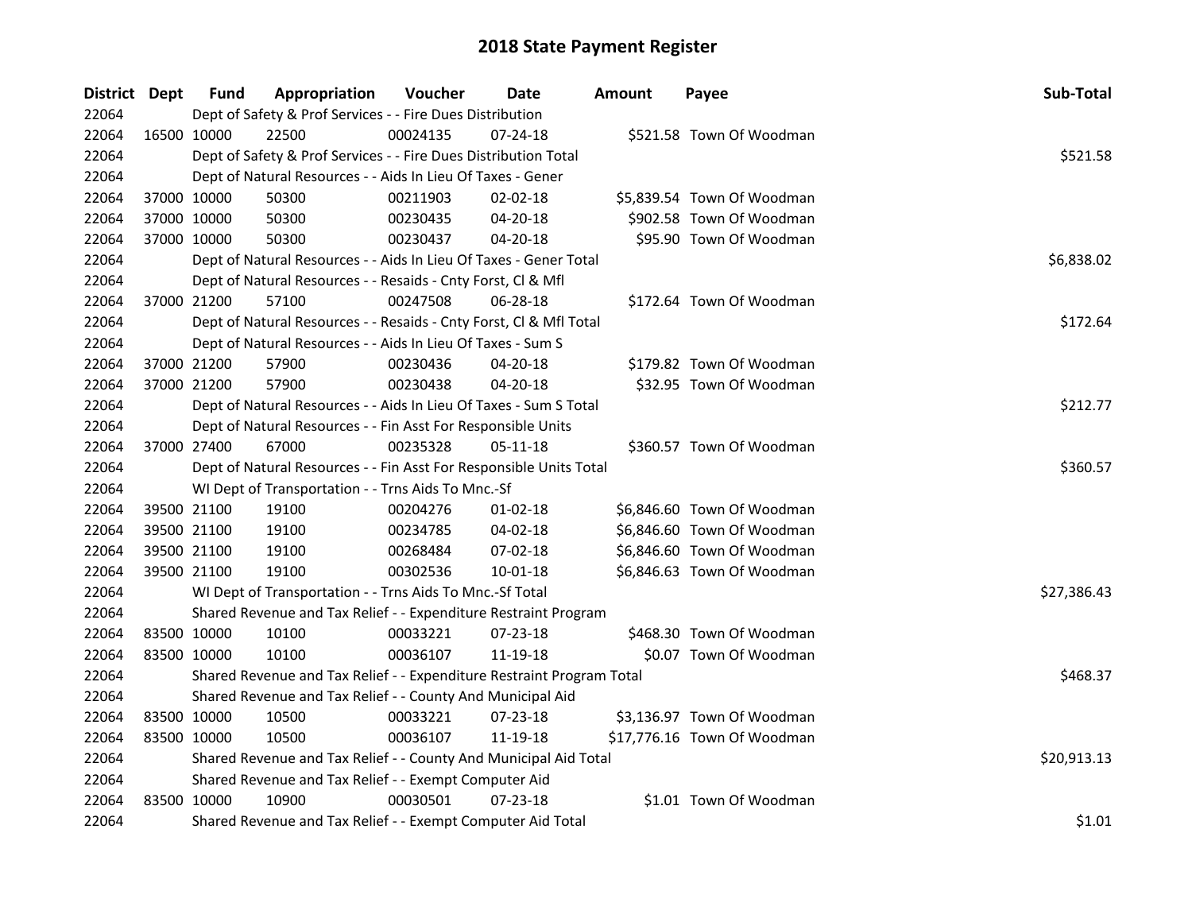# 2018 State Payment Register

| District | Dept | Fund | Appropriation | Voucher | Date | Amount | Payee | Sub-Total |
|---|---|---|---|---|---|---|---|---|
| 22064 | | Dept of Safety & Prof Services - - Fire Dues Distribution | | | | | | |
| 22064 | 16500 | 10000 | 22500 | 00024135 | 07-24-18 | $521.58 | Town Of Woodman | |
| 22064 | | Dept of Safety & Prof Services - - Fire Dues Distribution Total | | | | | | $521.58 |
| 22064 | | Dept of Natural Resources - - Aids In Lieu Of Taxes - Gener | | | | | | |
| 22064 | 37000 | 10000 | 50300 | 00211903 | 02-02-18 | $5,839.54 | Town Of Woodman | |
| 22064 | 37000 | 10000 | 50300 | 00230435 | 04-20-18 | $902.58 | Town Of Woodman | |
| 22064 | 37000 | 10000 | 50300 | 00230437 | 04-20-18 | $95.90 | Town Of Woodman | |
| 22064 | | Dept of Natural Resources - - Aids In Lieu Of Taxes - Gener Total | | | | | | $6,838.02 |
| 22064 | | Dept of Natural Resources - - Resaids - Cnty Forst, Cl & Mfl | | | | | | |
| 22064 | 37000 | 21200 | 57100 | 00247508 | 06-28-18 | $172.64 | Town Of Woodman | |
| 22064 | | Dept of Natural Resources - - Resaids - Cnty Forst, Cl & Mfl Total | | | | | | $172.64 |
| 22064 | | Dept of Natural Resources - - Aids In Lieu Of Taxes - Sum S | | | | | | |
| 22064 | 37000 | 21200 | 57900 | 00230436 | 04-20-18 | $179.82 | Town Of Woodman | |
| 22064 | 37000 | 21200 | 57900 | 00230438 | 04-20-18 | $32.95 | Town Of Woodman | |
| 22064 | | Dept of Natural Resources - - Aids In Lieu Of Taxes - Sum S Total | | | | | | $212.77 |
| 22064 | | Dept of Natural Resources - - Fin Asst For Responsible Units | | | | | | |
| 22064 | 37000 | 27400 | 67000 | 00235328 | 05-11-18 | $360.57 | Town Of Woodman | |
| 22064 | | Dept of Natural Resources - - Fin Asst For Responsible Units Total | | | | | | $360.57 |
| 22064 | | WI Dept of Transportation - - Trns Aids To Mnc.-Sf | | | | | | |
| 22064 | 39500 | 21100 | 19100 | 00204276 | 01-02-18 | $6,846.60 | Town Of Woodman | |
| 22064 | 39500 | 21100 | 19100 | 00234785 | 04-02-18 | $6,846.60 | Town Of Woodman | |
| 22064 | 39500 | 21100 | 19100 | 00268484 | 07-02-18 | $6,846.60 | Town Of Woodman | |
| 22064 | 39500 | 21100 | 19100 | 00302536 | 10-01-18 | $6,846.63 | Town Of Woodman | |
| 22064 | | WI Dept of Transportation - - Trns Aids To Mnc.-Sf Total | | | | | | $27,386.43 |
| 22064 | | Shared Revenue and Tax Relief - - Expenditure Restraint Program | | | | | | |
| 22064 | 83500 | 10000 | 10100 | 00033221 | 07-23-18 | $468.30 | Town Of Woodman | |
| 22064 | 83500 | 10000 | 10100 | 00036107 | 11-19-18 | $0.07 | Town Of Woodman | |
| 22064 | | Shared Revenue and Tax Relief - - Expenditure Restraint Program Total | | | | | | $468.37 |
| 22064 | | Shared Revenue and Tax Relief - - County And Municipal Aid | | | | | | |
| 22064 | 83500 | 10000 | 10500 | 00033221 | 07-23-18 | $3,136.97 | Town Of Woodman | |
| 22064 | 83500 | 10000 | 10500 | 00036107 | 11-19-18 | $17,776.16 | Town Of Woodman | |
| 22064 | | Shared Revenue and Tax Relief - - County And Municipal Aid Total | | | | | | $20,913.13 |
| 22064 | | Shared Revenue and Tax Relief - - Exempt Computer Aid | | | | | | |
| 22064 | 83500 | 10000 | 10900 | 00030501 | 07-23-18 | $1.01 | Town Of Woodman | |
| 22064 | | Shared Revenue and Tax Relief - - Exempt Computer Aid Total | | | | | | $1.01 |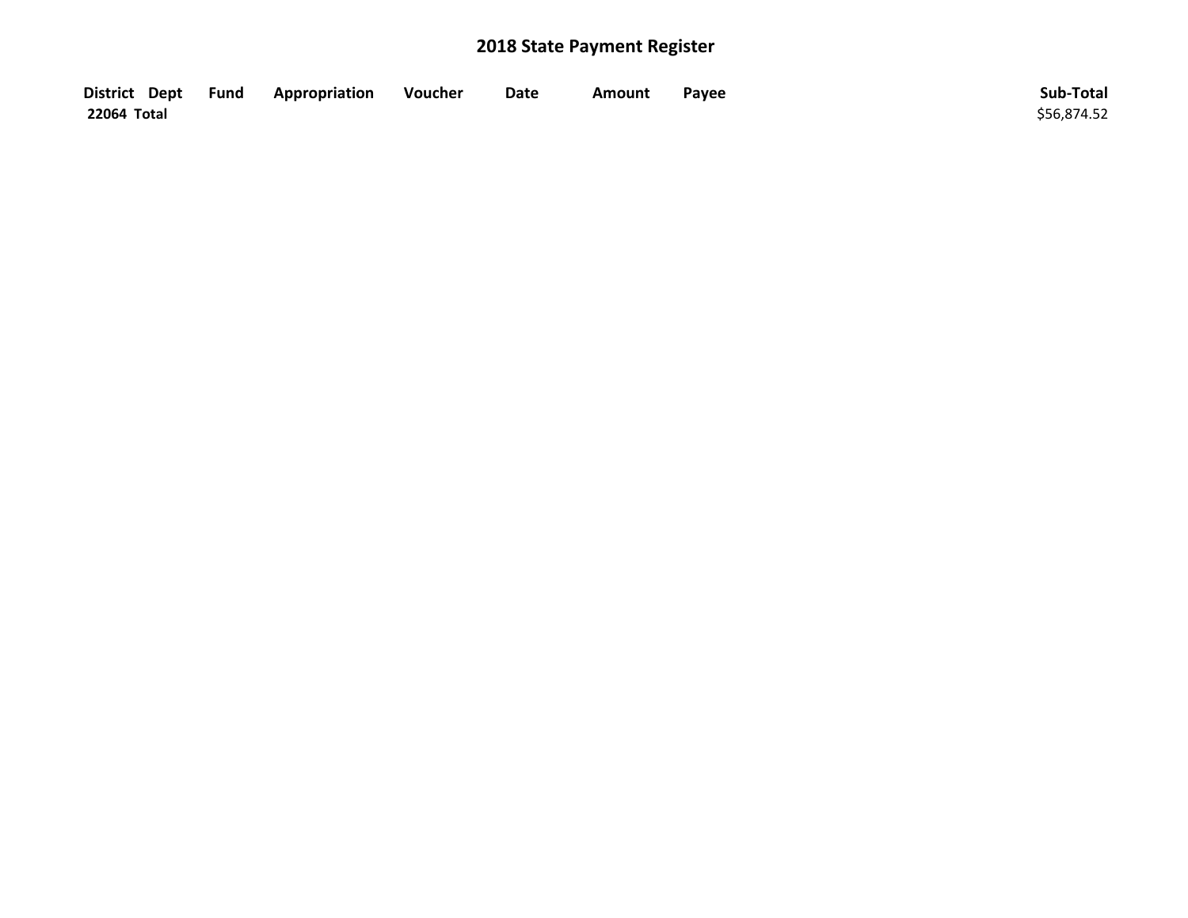# 2018 State Payment Register

| District | Dept | Fund | Appropriation | Voucher | Date | Amount | Payee | Sub-Total |
|---|---|---|---|---|---|---|---|---|
| **22064 Total** | | | | | | | | $56,874.52 |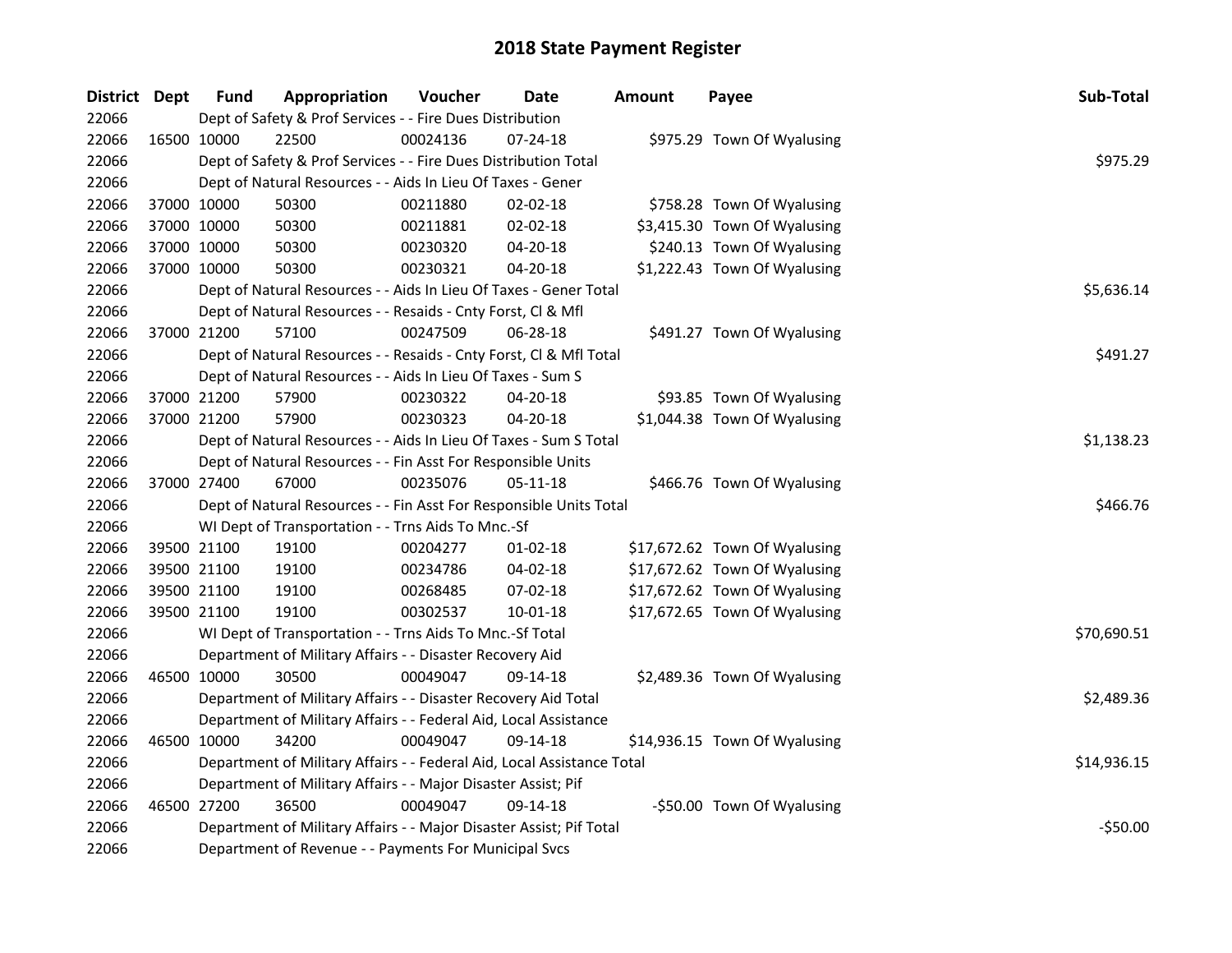# 2018 State Payment Register

| District | Dept | Fund | Appropriation | Voucher | Date | Amount | Payee | Sub-Total |
|---|---|---|---|---|---|---|---|---|
| 22066 | | Dept of Safety & Prof Services - - Fire Dues Distribution | | | | | | |
| 22066 | 16500 | 10000 | 22500 | 00024136 | 07-24-18 | $975.29 | Town Of Wyalusing | |
| 22066 | | Dept of Safety & Prof Services - - Fire Dues Distribution Total | | | | | | $975.29 |
| 22066 | | Dept of Natural Resources - - Aids In Lieu Of Taxes - Gener | | | | | | |
| 22066 | 37000 | 10000 | 50300 | 00211880 | 02-02-18 | $758.28 | Town Of Wyalusing | |
| 22066 | 37000 | 10000 | 50300 | 00211881 | 02-02-18 | $3,415.30 | Town Of Wyalusing | |
| 22066 | 37000 | 10000 | 50300 | 00230320 | 04-20-18 | $240.13 | Town Of Wyalusing | |
| 22066 | 37000 | 10000 | 50300 | 00230321 | 04-20-18 | $1,222.43 | Town Of Wyalusing | |
| 22066 | | Dept of Natural Resources - - Aids In Lieu Of Taxes - Gener Total | | | | | | $5,636.14 |
| 22066 | | Dept of Natural Resources - - Resaids - Cnty Forst, Cl & Mfl | | | | | | |
| 22066 | 37000 | 21200 | 57100 | 00247509 | 06-28-18 | $491.27 | Town Of Wyalusing | |
| 22066 | | Dept of Natural Resources - - Resaids - Cnty Forst, Cl & Mfl Total | | | | | | $491.27 |
| 22066 | | Dept of Natural Resources - - Aids In Lieu Of Taxes - Sum S | | | | | | |
| 22066 | 37000 | 21200 | 57900 | 00230322 | 04-20-18 | $93.85 | Town Of Wyalusing | |
| 22066 | 37000 | 21200 | 57900 | 00230323 | 04-20-18 | $1,044.38 | Town Of Wyalusing | |
| 22066 | | Dept of Natural Resources - - Aids In Lieu Of Taxes - Sum S Total | | | | | | $1,138.23 |
| 22066 | | Dept of Natural Resources - - Fin Asst For Responsible Units | | | | | | |
| 22066 | 37000 | 27400 | 67000 | 00235076 | 05-11-18 | $466.76 | Town Of Wyalusing | |
| 22066 | | Dept of Natural Resources - - Fin Asst For Responsible Units Total | | | | | | $466.76 |
| 22066 | | WI Dept of Transportation - - Trns Aids To Mnc.-Sf | | | | | | |
| 22066 | 39500 | 21100 | 19100 | 00204277 | 01-02-18 | $17,672.62 | Town Of Wyalusing | |
| 22066 | 39500 | 21100 | 19100 | 00234786 | 04-02-18 | $17,672.62 | Town Of Wyalusing | |
| 22066 | 39500 | 21100 | 19100 | 00268485 | 07-02-18 | $17,672.62 | Town Of Wyalusing | |
| 22066 | 39500 | 21100 | 19100 | 00302537 | 10-01-18 | $17,672.65 | Town Of Wyalusing | |
| 22066 | | WI Dept of Transportation - - Trns Aids To Mnc.-Sf Total | | | | | | $70,690.51 |
| 22066 | | Department of Military Affairs - - Disaster Recovery Aid | | | | | | |
| 22066 | 46500 | 10000 | 30500 | 00049047 | 09-14-18 | $2,489.36 | Town Of Wyalusing | |
| 22066 | | Department of Military Affairs - - Disaster Recovery Aid Total | | | | | | $2,489.36 |
| 22066 | | Department of Military Affairs - - Federal Aid, Local Assistance | | | | | | |
| 22066 | 46500 | 10000 | 34200 | 00049047 | 09-14-18 | $14,936.15 | Town Of Wyalusing | |
| 22066 | | Department of Military Affairs - - Federal Aid, Local Assistance Total | | | | | | $14,936.15 |
| 22066 | | Department of Military Affairs - - Major Disaster Assist; Pif | | | | | | |
| 22066 | 46500 | 27200 | 36500 | 00049047 | 09-14-18 | -$50.00 | Town Of Wyalusing | |
| 22066 | | Department of Military Affairs - - Major Disaster Assist; Pif Total | | | | | | -$50.00 |
| 22066 | | Department of Revenue - - Payments For Municipal Svcs | | | | | | |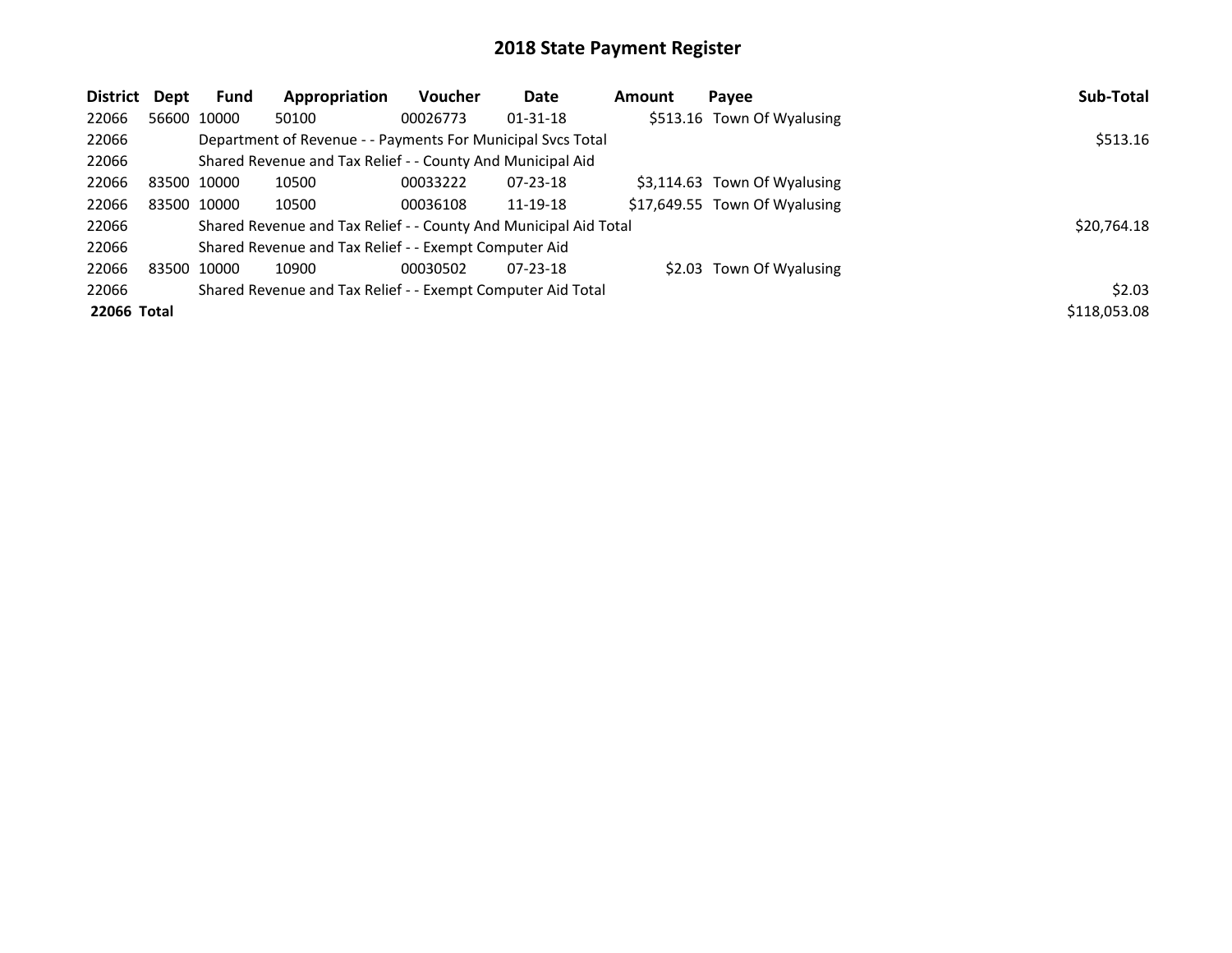# 2018 State Payment Register

| District | Dept | Fund | Appropriation | Voucher | Date | Amount | Payee | Sub-Total |
|---|---|---|---|---|---|---|---|---|
| 22066 | 56600 | 10000 | 50100 | 00026773 | 01-31-18 | $513.16 | Town Of Wyalusing | |
| 22066 | | Department of Revenue - - Payments For Municipal Svcs Total | | | | | | $513.16 |
| 22066 | | Shared Revenue and Tax Relief - - County And Municipal Aid | | | | | | |
| 22066 | 83500 | 10000 | 10500 | 00033222 | 07-23-18 | $3,114.63 | Town Of Wyalusing | |
| 22066 | 83500 | 10000 | 10500 | 00036108 | 11-19-18 | $17,649.55 | Town Of Wyalusing | |
| 22066 | | Shared Revenue and Tax Relief - - County And Municipal Aid Total | | | | | | $20,764.18 |
| 22066 | | Shared Revenue and Tax Relief - - Exempt Computer Aid | | | | | | |
| 22066 | 83500 | 10000 | 10900 | 00030502 | 07-23-18 | $2.03 | Town Of Wyalusing | |
| 22066 | | Shared Revenue and Tax Relief - - Exempt Computer Aid Total | | | | | | $2.03 |
| **22066 Total** | | | | | | | | $118,053.08 |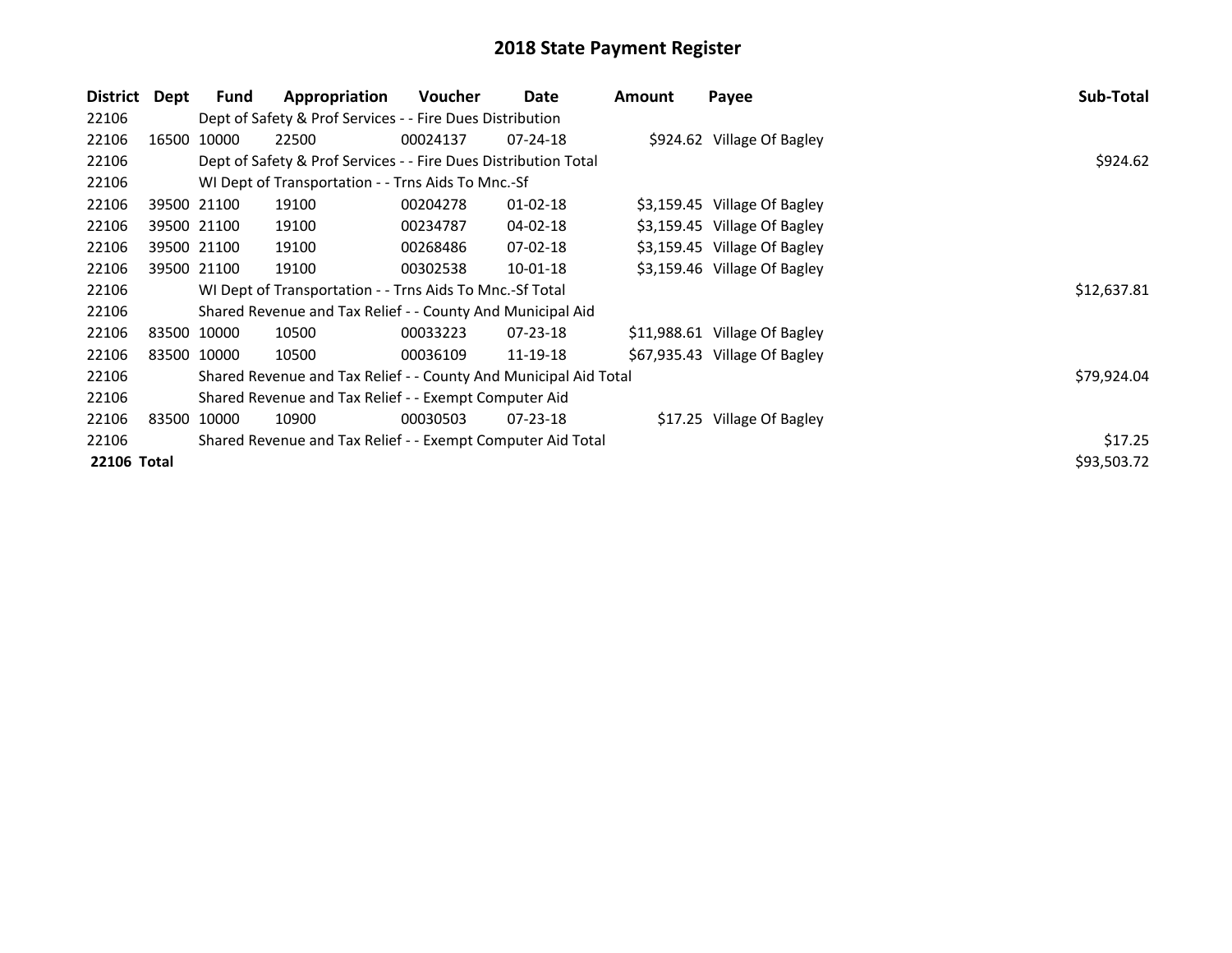# 2018 State Payment Register

| District | Dept | Fund | Appropriation | Voucher | Date | Amount | Payee | Sub-Total |
|---|---|---|---|---|---|---|---|---|
| 22106 | | Dept of Safety & Prof Services - - Fire Dues Distribution | | | | | | |
| 22106 | 16500 | 10000 | 22500 | 00024137 | 07-24-18 | $924.62 | Village Of Bagley | |
| 22106 | | Dept of Safety & Prof Services - - Fire Dues Distribution Total | | | | | | $924.62 |
| 22106 | | WI Dept of Transportation - - Trns Aids To Mnc.-Sf | | | | | | |
| 22106 | 39500 | 21100 | 19100 | 00204278 | 01-02-18 | $3,159.45 | Village Of Bagley | |
| 22106 | 39500 | 21100 | 19100 | 00234787 | 04-02-18 | $3,159.45 | Village Of Bagley | |
| 22106 | 39500 | 21100 | 19100 | 00268486 | 07-02-18 | $3,159.45 | Village Of Bagley | |
| 22106 | 39500 | 21100 | 19100 | 00302538 | 10-01-18 | $3,159.46 | Village Of Bagley | |
| 22106 | | WI Dept of Transportation - - Trns Aids To Mnc.-Sf Total | | | | | | $12,637.81 |
| 22106 | | Shared Revenue and Tax Relief - - County And Municipal Aid | | | | | | |
| 22106 | 83500 | 10000 | 10500 | 00033223 | 07-23-18 | $11,988.61 | Village Of Bagley | |
| 22106 | 83500 | 10000 | 10500 | 00036109 | 11-19-18 | $67,935.43 | Village Of Bagley | |
| 22106 | | Shared Revenue and Tax Relief - - County And Municipal Aid Total | | | | | | $79,924.04 |
| 22106 | | Shared Revenue and Tax Relief - - Exempt Computer Aid | | | | | | |
| 22106 | 83500 | 10000 | 10900 | 00030503 | 07-23-18 | $17.25 | Village Of Bagley | |
| 22106 | | Shared Revenue and Tax Relief - - Exempt Computer Aid Total | | | | | | $17.25 |
| **22106 Total** | | | | | | | | $93,503.72 |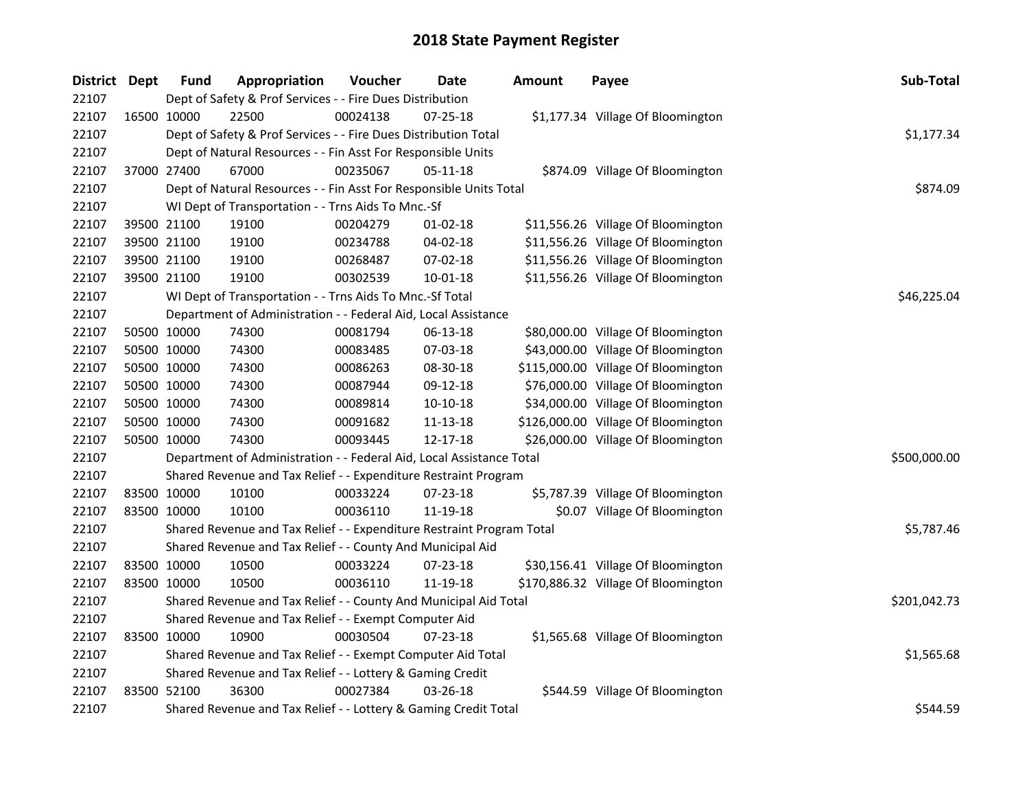# 2018 State Payment Register

| District | Dept | Fund | Appropriation | Voucher | Date | Amount | Payee | Sub-Total |
|---|---|---|---|---|---|---|---|---|
| 22107 | | Dept of Safety & Prof Services - - Fire Dues Distribution | | | | | | |
| 22107 | 16500 | 10000 | 22500 | 00024138 | 07-25-18 | $1,177.34 | Village Of Bloomington | |
| 22107 | | Dept of Safety & Prof Services - - Fire Dues Distribution Total | | | | | | $1,177.34 |
| 22107 | | Dept of Natural Resources - - Fin Asst For Responsible Units | | | | | | |
| 22107 | 37000 | 27400 | 67000 | 00235067 | 05-11-18 | $874.09 | Village Of Bloomington | |
| 22107 | | Dept of Natural Resources - - Fin Asst For Responsible Units Total | | | | | | $874.09 |
| 22107 | | WI Dept of Transportation - - Trns Aids To Mnc.-Sf | | | | | | |
| 22107 | 39500 | 21100 | 19100 | 00204279 | 01-02-18 | $11,556.26 | Village Of Bloomington | |
| 22107 | 39500 | 21100 | 19100 | 00234788 | 04-02-18 | $11,556.26 | Village Of Bloomington | |
| 22107 | 39500 | 21100 | 19100 | 00268487 | 07-02-18 | $11,556.26 | Village Of Bloomington | |
| 22107 | 39500 | 21100 | 19100 | 00302539 | 10-01-18 | $11,556.26 | Village Of Bloomington | |
| 22107 | | WI Dept of Transportation - - Trns Aids To Mnc.-Sf Total | | | | | | $46,225.04 |
| 22107 | | Department of Administration - - Federal Aid, Local Assistance | | | | | | |
| 22107 | 50500 | 10000 | 74300 | 00081794 | 06-13-18 | $80,000.00 | Village Of Bloomington | |
| 22107 | 50500 | 10000 | 74300 | 00083485 | 07-03-18 | $43,000.00 | Village Of Bloomington | |
| 22107 | 50500 | 10000 | 74300 | 00086263 | 08-30-18 | $115,000.00 | Village Of Bloomington | |
| 22107 | 50500 | 10000 | 74300 | 00087944 | 09-12-18 | $76,000.00 | Village Of Bloomington | |
| 22107 | 50500 | 10000 | 74300 | 00089814 | 10-10-18 | $34,000.00 | Village Of Bloomington | |
| 22107 | 50500 | 10000 | 74300 | 00091682 | 11-13-18 | $126,000.00 | Village Of Bloomington | |
| 22107 | 50500 | 10000 | 74300 | 00093445 | 12-17-18 | $26,000.00 | Village Of Bloomington | |
| 22107 | | Department of Administration - - Federal Aid, Local Assistance Total | | | | | | $500,000.00 |
| 22107 | | Shared Revenue and Tax Relief - - Expenditure Restraint Program | | | | | | |
| 22107 | 83500 | 10000 | 10100 | 00033224 | 07-23-18 | $5,787.39 | Village Of Bloomington | |
| 22107 | 83500 | 10000 | 10100 | 00036110 | 11-19-18 | $0.07 | Village Of Bloomington | |
| 22107 | | Shared Revenue and Tax Relief - - Expenditure Restraint Program Total | | | | | | $5,787.46 |
| 22107 | | Shared Revenue and Tax Relief - - County And Municipal Aid | | | | | | |
| 22107 | 83500 | 10000 | 10500 | 00033224 | 07-23-18 | $30,156.41 | Village Of Bloomington | |
| 22107 | 83500 | 10000 | 10500 | 00036110 | 11-19-18 | $170,886.32 | Village Of Bloomington | |
| 22107 | | Shared Revenue and Tax Relief - - County And Municipal Aid Total | | | | | | $201,042.73 |
| 22107 | | Shared Revenue and Tax Relief - - Exempt Computer Aid | | | | | | |
| 22107 | 83500 | 10000 | 10900 | 00030504 | 07-23-18 | $1,565.68 | Village Of Bloomington | |
| 22107 | | Shared Revenue and Tax Relief - - Exempt Computer Aid Total | | | | | | $1,565.68 |
| 22107 | | Shared Revenue and Tax Relief - - Lottery & Gaming Credit | | | | | | |
| 22107 | 83500 | 52100 | 36300 | 00027384 | 03-26-18 | $544.59 | Village Of Bloomington | |
| 22107 | | Shared Revenue and Tax Relief - - Lottery & Gaming Credit Total | | | | | | $544.59 |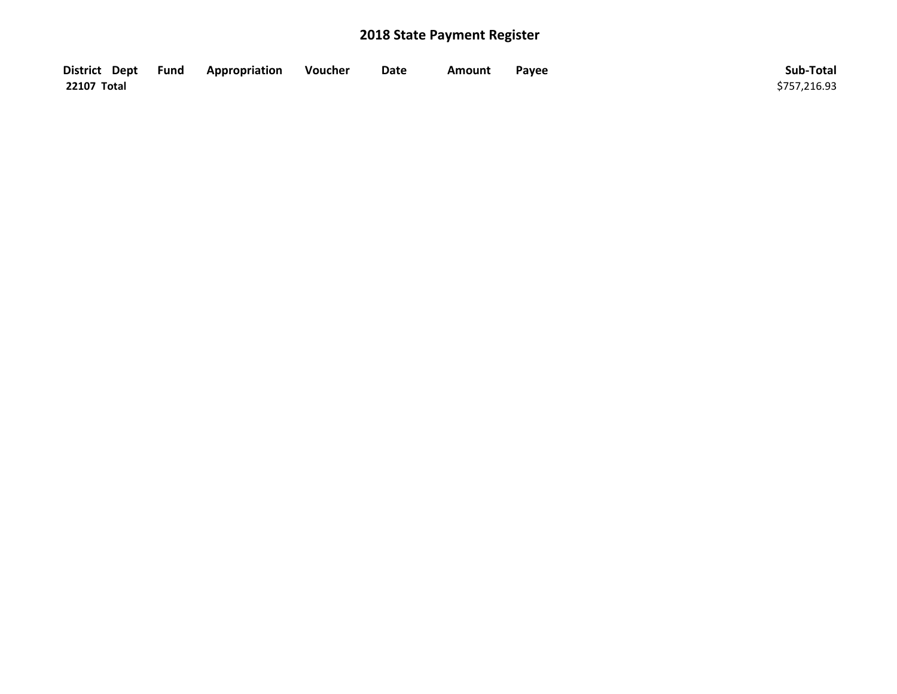## 2018 State Payment Register

| District | Dept | Fund | Appropriation | Voucher | Date | Amount | Payee | Sub-Total |
|---|---|---|---|---|---|---|---|---|
| 22107 Total | | | | | | | | $757,216.93 |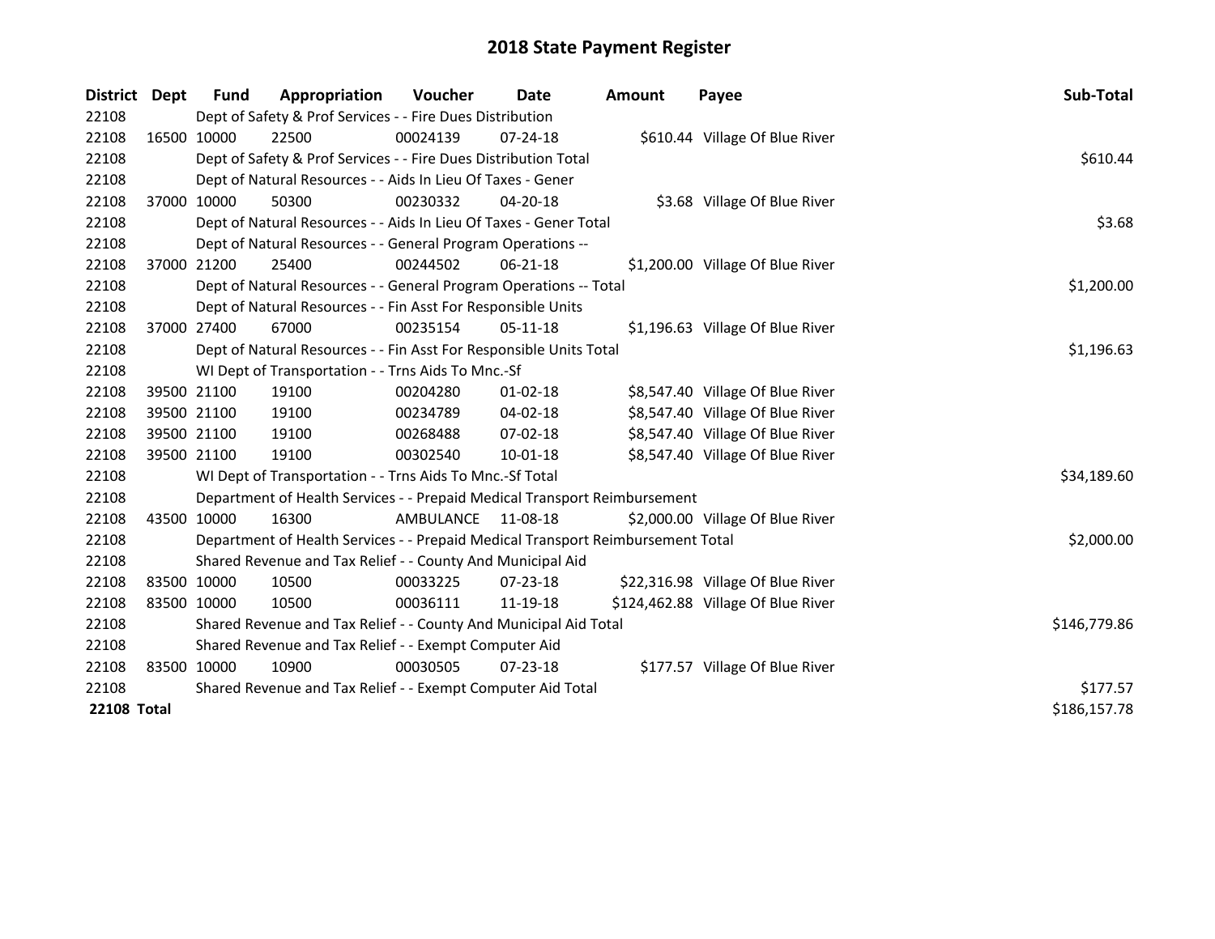# 2018 State Payment Register

| District | Dept | Fund | Appropriation | Voucher | Date | Amount | Payee | Sub-Total |
|---|---|---|---|---|---|---|---|---|
| 22108 | | Dept of Safety & Prof Services - - Fire Dues Distribution | | | | | | |
| 22108 | 16500 | 10000 | 22500 | 00024139 | 07-24-18 | $610.44 | Village Of Blue River | |
| 22108 | | Dept of Safety & Prof Services - - Fire Dues Distribution Total | | | | | | $610.44 |
| 22108 | | Dept of Natural Resources - - Aids In Lieu Of Taxes - Gener | | | | | | |
| 22108 | 37000 | 10000 | 50300 | 00230332 | 04-20-18 | $3.68 | Village Of Blue River | |
| 22108 | | Dept of Natural Resources - - Aids In Lieu Of Taxes - Gener Total | | | | | | $3.68 |
| 22108 | | Dept of Natural Resources - - General Program Operations -- | | | | | | |
| 22108 | 37000 | 21200 | 25400 | 00244502 | 06-21-18 | $1,200.00 | Village Of Blue River | |
| 22108 | | Dept of Natural Resources - - General Program Operations -- Total | | | | | | $1,200.00 |
| 22108 | | Dept of Natural Resources - - Fin Asst For Responsible Units | | | | | | |
| 22108 | 37000 | 27400 | 67000 | 00235154 | 05-11-18 | $1,196.63 | Village Of Blue River | |
| 22108 | | Dept of Natural Resources - - Fin Asst For Responsible Units Total | | | | | | $1,196.63 |
| 22108 | | WI Dept of Transportation - - Trns Aids To Mnc.-Sf | | | | | | |
| 22108 | 39500 | 21100 | 19100 | 00204280 | 01-02-18 | $8,547.40 | Village Of Blue River | |
| 22108 | 39500 | 21100 | 19100 | 00234789 | 04-02-18 | $8,547.40 | Village Of Blue River | |
| 22108 | 39500 | 21100 | 19100 | 00268488 | 07-02-18 | $8,547.40 | Village Of Blue River | |
| 22108 | 39500 | 21100 | 19100 | 00302540 | 10-01-18 | $8,547.40 | Village Of Blue River | |
| 22108 | | WI Dept of Transportation - - Trns Aids To Mnc.-Sf Total | | | | | | $34,189.60 |
| 22108 | | Department of Health Services - - Prepaid Medical Transport Reimbursement | | | | | | |
| 22108 | 43500 | 10000 | 16300 | AMBULANCE | 11-08-18 | $2,000.00 | Village Of Blue River | |
| 22108 | | Department of Health Services - - Prepaid Medical Transport Reimbursement Total | | | | | | $2,000.00 |
| 22108 | | Shared Revenue and Tax Relief - - County And Municipal Aid | | | | | | |
| 22108 | 83500 | 10000 | 10500 | 00033225 | 07-23-18 | $22,316.98 | Village Of Blue River | |
| 22108 | 83500 | 10000 | 10500 | 00036111 | 11-19-18 | $124,462.88 | Village Of Blue River | |
| 22108 | | Shared Revenue and Tax Relief - - County And Municipal Aid Total | | | | | | $146,779.86 |
| 22108 | | Shared Revenue and Tax Relief - - Exempt Computer Aid | | | | | | |
| 22108 | 83500 | 10000 | 10900 | 00030505 | 07-23-18 | $177.57 | Village Of Blue River | |
| 22108 | | Shared Revenue and Tax Relief - - Exempt Computer Aid Total | | | | | | $177.57 |
| **22108 Total** | | | | | | | | $186,157.78 |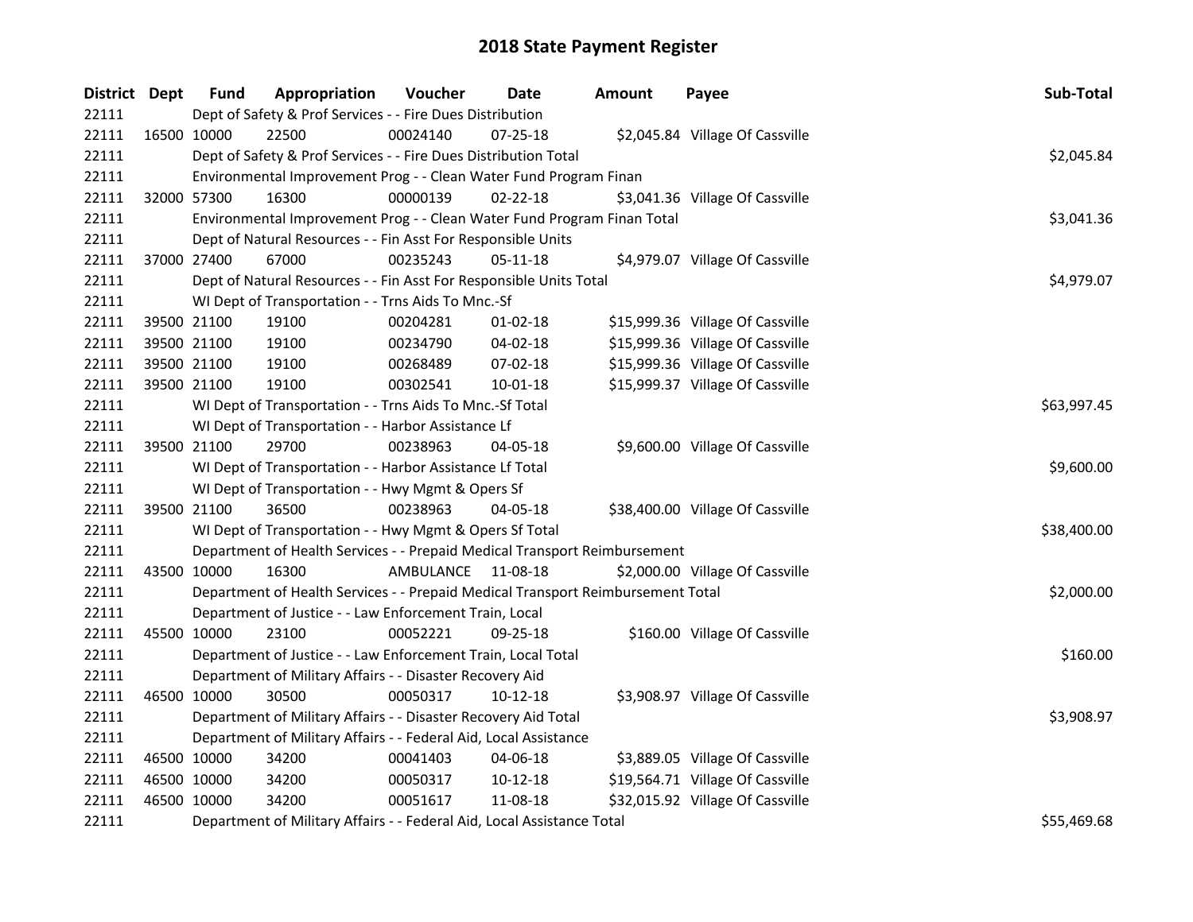# 2018 State Payment Register

| District | Dept | Fund | Appropriation | Voucher | Date | Amount | Payee | Sub-Total |
|---|---|---|---|---|---|---|---|---|
| 22111 | | Dept of Safety & Prof Services - - Fire Dues Distribution | | | | | | |
| 22111 | 16500 | 10000 | 22500 | 00024140 | 07-25-18 | $2,045.84 | Village Of Cassville | |
| 22111 | | Dept of Safety & Prof Services - - Fire Dues Distribution Total | | | | | | $2,045.84 |
| 22111 | | Environmental Improvement Prog - - Clean Water Fund Program Finan | | | | | | |
| 22111 | 32000 | 57300 | 16300 | 00000139 | 02-22-18 | $3,041.36 | Village Of Cassville | |
| 22111 | | Environmental Improvement Prog - - Clean Water Fund Program Finan Total | | | | | | $3,041.36 |
| 22111 | | Dept of Natural Resources - - Fin Asst For Responsible Units | | | | | | |
| 22111 | 37000 | 27400 | 67000 | 00235243 | 05-11-18 | $4,979.07 | Village Of Cassville | |
| 22111 | | Dept of Natural Resources - - Fin Asst For Responsible Units Total | | | | | | $4,979.07 |
| 22111 | | WI Dept of Transportation - - Trns Aids To Mnc.-Sf | | | | | | |
| 22111 | 39500 | 21100 | 19100 | 00204281 | 01-02-18 | $15,999.36 | Village Of Cassville | |
| 22111 | 39500 | 21100 | 19100 | 00234790 | 04-02-18 | $15,999.36 | Village Of Cassville | |
| 22111 | 39500 | 21100 | 19100 | 00268489 | 07-02-18 | $15,999.36 | Village Of Cassville | |
| 22111 | 39500 | 21100 | 19100 | 00302541 | 10-01-18 | $15,999.37 | Village Of Cassville | |
| 22111 | | WI Dept of Transportation - - Trns Aids To Mnc.-Sf Total | | | | | | $63,997.45 |
| 22111 | | WI Dept of Transportation - - Harbor Assistance Lf | | | | | | |
| 22111 | 39500 | 21100 | 29700 | 00238963 | 04-05-18 | $9,600.00 | Village Of Cassville | |
| 22111 | | WI Dept of Transportation - - Harbor Assistance Lf Total | | | | | | $9,600.00 |
| 22111 | | WI Dept of Transportation - - Hwy Mgmt & Opers Sf | | | | | | |
| 22111 | 39500 | 21100 | 36500 | 00238963 | 04-05-18 | $38,400.00 | Village Of Cassville | |
| 22111 | | WI Dept of Transportation - - Hwy Mgmt & Opers Sf Total | | | | | | $38,400.00 |
| 22111 | | Department of Health Services - - Prepaid Medical Transport Reimbursement | | | | | | |
| 22111 | 43500 | 10000 | 16300 | AMBULANCE | 11-08-18 | $2,000.00 | Village Of Cassville | |
| 22111 | | Department of Health Services - - Prepaid Medical Transport Reimbursement Total | | | | | | $2,000.00 |
| 22111 | | Department of Justice - - Law Enforcement Train, Local | | | | | | |
| 22111 | 45500 | 10000 | 23100 | 00052221 | 09-25-18 | $160.00 | Village Of Cassville | |
| 22111 | | Department of Justice - - Law Enforcement Train, Local Total | | | | | | $160.00 |
| 22111 | | Department of Military Affairs - - Disaster Recovery Aid | | | | | | |
| 22111 | 46500 | 10000 | 30500 | 00050317 | 10-12-18 | $3,908.97 | Village Of Cassville | |
| 22111 | | Department of Military Affairs - - Disaster Recovery Aid Total | | | | | | $3,908.97 |
| 22111 | | Department of Military Affairs - - Federal Aid, Local Assistance | | | | | | |
| 22111 | 46500 | 10000 | 34200 | 00041403 | 04-06-18 | $3,889.05 | Village Of Cassville | |
| 22111 | 46500 | 10000 | 34200 | 00050317 | 10-12-18 | $19,564.71 | Village Of Cassville | |
| 22111 | 46500 | 10000 | 34200 | 00051617 | 11-08-18 | $32,015.92 | Village Of Cassville | |
| 22111 | | Department of Military Affairs - - Federal Aid, Local Assistance Total | | | | | | $55,469.68 |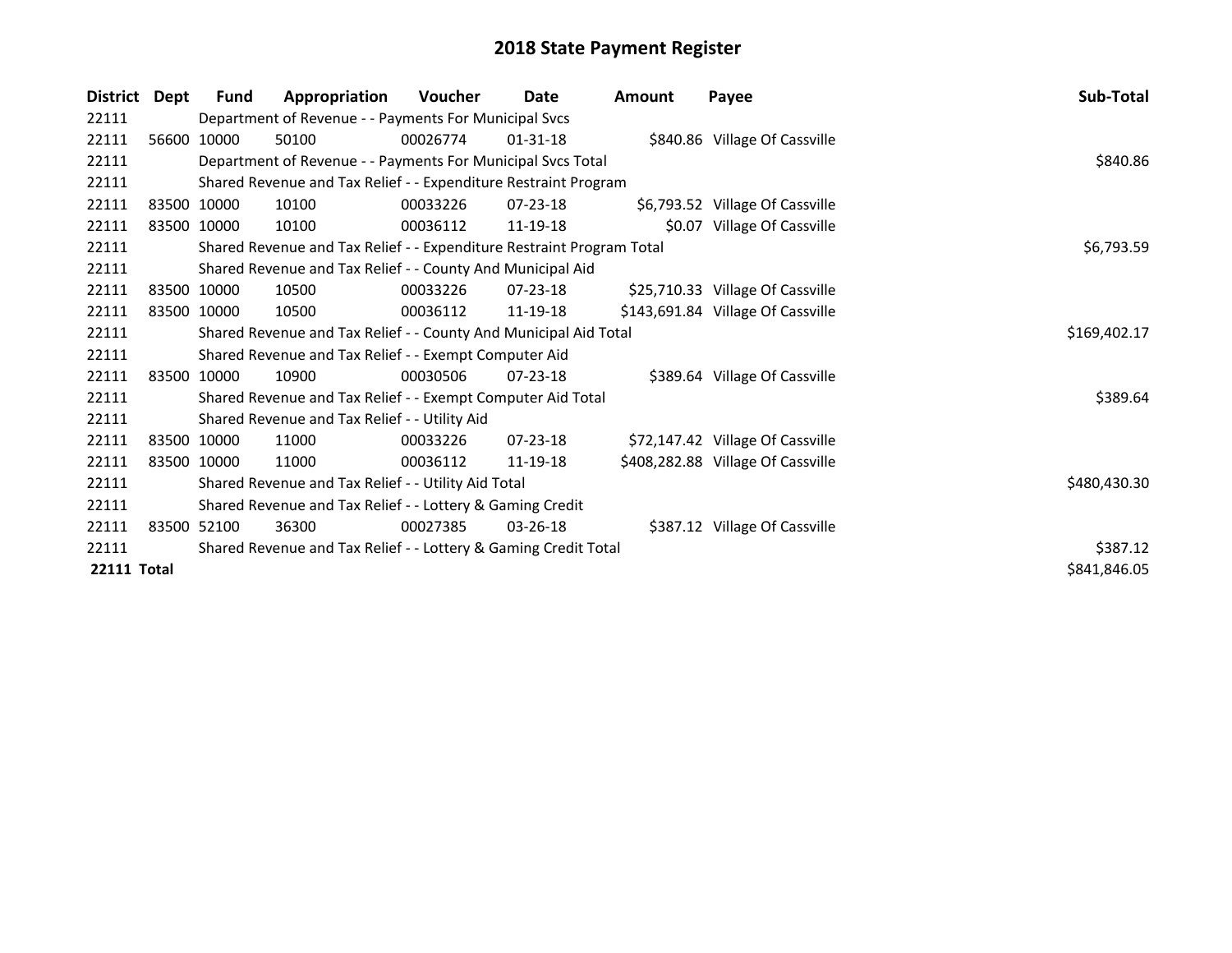# 2018 State Payment Register

| District | Dept | Fund | Appropriation | Voucher | Date | Amount | Payee | Sub-Total |
|---|---|---|---|---|---|---|---|---|
| 22111 | | Department of Revenue - - Payments For Municipal Svcs | | | | | | |
| 22111 | 56600 | 10000 | 50100 | 00026774 | 01-31-18 | $840.86 | Village Of Cassville | |
| 22111 | | Department of Revenue - - Payments For Municipal Svcs Total | | | | | | $840.86 |
| 22111 | | Shared Revenue and Tax Relief - - Expenditure Restraint Program | | | | | | |
| 22111 | 83500 | 10000 | 10100 | 00033226 | 07-23-18 | $6,793.52 | Village Of Cassville | |
| 22111 | 83500 | 10000 | 10100 | 00036112 | 11-19-18 | $0.07 | Village Of Cassville | |
| 22111 | | Shared Revenue and Tax Relief - - Expenditure Restraint Program Total | | | | | | $6,793.59 |
| 22111 | | Shared Revenue and Tax Relief - - County And Municipal Aid | | | | | | |
| 22111 | 83500 | 10000 | 10500 | 00033226 | 07-23-18 | $25,710.33 | Village Of Cassville | |
| 22111 | 83500 | 10000 | 10500 | 00036112 | 11-19-18 | $143,691.84 | Village Of Cassville | |
| 22111 | | Shared Revenue and Tax Relief - - County And Municipal Aid Total | | | | | | $169,402.17 |
| 22111 | | Shared Revenue and Tax Relief - - Exempt Computer Aid | | | | | | |
| 22111 | 83500 | 10000 | 10900 | 00030506 | 07-23-18 | $389.64 | Village Of Cassville | |
| 22111 | | Shared Revenue and Tax Relief - - Exempt Computer Aid Total | | | | | | $389.64 |
| 22111 | | Shared Revenue and Tax Relief - - Utility Aid | | | | | | |
| 22111 | 83500 | 10000 | 11000 | 00033226 | 07-23-18 | $72,147.42 | Village Of Cassville | |
| 22111 | 83500 | 10000 | 11000 | 00036112 | 11-19-18 | $408,282.88 | Village Of Cassville | |
| 22111 | | Shared Revenue and Tax Relief - - Utility Aid Total | | | | | | $480,430.30 |
| 22111 | | Shared Revenue and Tax Relief - - Lottery & Gaming Credit | | | | | | |
| 22111 | 83500 | 52100 | 36300 | 00027385 | 03-26-18 | $387.12 | Village Of Cassville | |
| 22111 | | Shared Revenue and Tax Relief - - Lottery & Gaming Credit Total | | | | | | $387.12 |
| **22111 Total** | | | | | | | | $841,846.05 |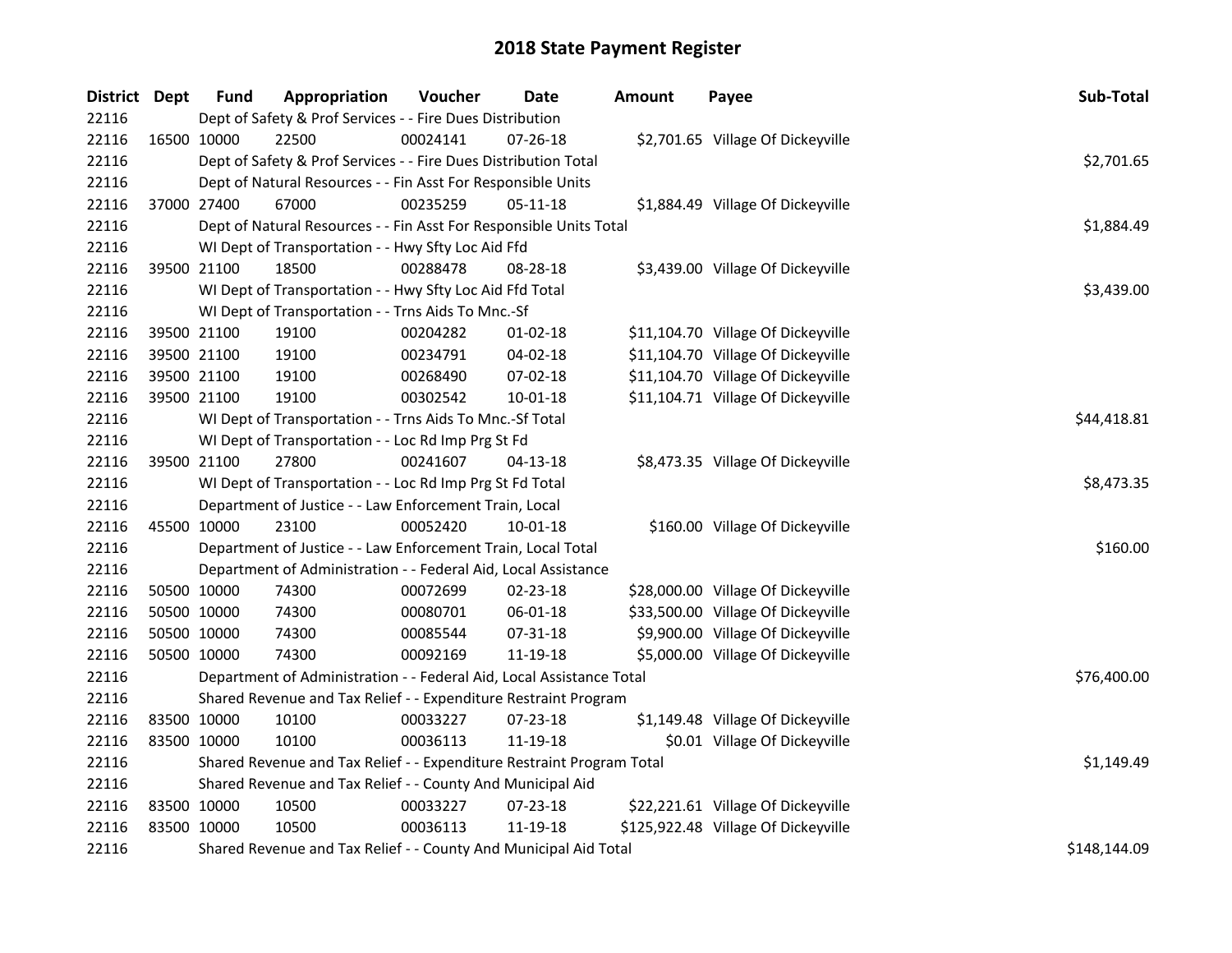# 2018 State Payment Register

| District | Dept | Fund | Appropriation | Voucher | Date | Amount | Payee | Sub-Total |
|---|---|---|---|---|---|---|---|---|
| 22116 | Dept of Safety & Prof Services - - Fire Dues Distribution | | | | | | | |
| 22116 | 16500 | 10000 | 22500 | 00024141 | 07-26-18 | $2,701.65 | Village Of Dickeyville | |
| 22116 | Dept of Safety & Prof Services - - Fire Dues Distribution Total | | | | | | | $2,701.65 |
| 22116 | Dept of Natural Resources - - Fin Asst For Responsible Units | | | | | | | |
| 22116 | 37000 | 27400 | 67000 | 00235259 | 05-11-18 | $1,884.49 | Village Of Dickeyville | |
| 22116 | Dept of Natural Resources - - Fin Asst For Responsible Units Total | | | | | | | $1,884.49 |
| 22116 | WI Dept of Transportation - - Hwy Sfty Loc Aid Ffd | | | | | | | |
| 22116 | 39500 | 21100 | 18500 | 00288478 | 08-28-18 | $3,439.00 | Village Of Dickeyville | |
| 22116 | WI Dept of Transportation - - Hwy Sfty Loc Aid Ffd Total | | | | | | | $3,439.00 |
| 22116 | WI Dept of Transportation - - Trns Aids To Mnc.-Sf | | | | | | | |
| 22116 | 39500 | 21100 | 19100 | 00204282 | 01-02-18 | $11,104.70 | Village Of Dickeyville | |
| 22116 | 39500 | 21100 | 19100 | 00234791 | 04-02-18 | $11,104.70 | Village Of Dickeyville | |
| 22116 | 39500 | 21100 | 19100 | 00268490 | 07-02-18 | $11,104.70 | Village Of Dickeyville | |
| 22116 | 39500 | 21100 | 19100 | 00302542 | 10-01-18 | $11,104.71 | Village Of Dickeyville | |
| 22116 | WI Dept of Transportation - - Trns Aids To Mnc.-Sf Total | | | | | | | $44,418.81 |
| 22116 | WI Dept of Transportation - - Loc Rd Imp Prg St Fd | | | | | | | |
| 22116 | 39500 | 21100 | 27800 | 00241607 | 04-13-18 | $8,473.35 | Village Of Dickeyville | |
| 22116 | WI Dept of Transportation - - Loc Rd Imp Prg St Fd Total | | | | | | | $8,473.35 |
| 22116 | Department of Justice - - Law Enforcement Train, Local | | | | | | | |
| 22116 | 45500 | 10000 | 23100 | 00052420 | 10-01-18 | $160.00 | Village Of Dickeyville | |
| 22116 | Department of Justice - - Law Enforcement Train, Local Total | | | | | | | $160.00 |
| 22116 | Department of Administration - - Federal Aid, Local Assistance | | | | | | | |
| 22116 | 50500 | 10000 | 74300 | 00072699 | 02-23-18 | $28,000.00 | Village Of Dickeyville | |
| 22116 | 50500 | 10000 | 74300 | 00080701 | 06-01-18 | $33,500.00 | Village Of Dickeyville | |
| 22116 | 50500 | 10000 | 74300 | 00085544 | 07-31-18 | $9,900.00 | Village Of Dickeyville | |
| 22116 | 50500 | 10000 | 74300 | 00092169 | 11-19-18 | $5,000.00 | Village Of Dickeyville | |
| 22116 | Department of Administration - - Federal Aid, Local Assistance Total | | | | | | | $76,400.00 |
| 22116 | Shared Revenue and Tax Relief - - Expenditure Restraint Program | | | | | | | |
| 22116 | 83500 | 10000 | 10100 | 00033227 | 07-23-18 | $1,149.48 | Village Of Dickeyville | |
| 22116 | 83500 | 10000 | 10100 | 00036113 | 11-19-18 | $0.01 | Village Of Dickeyville | |
| 22116 | Shared Revenue and Tax Relief - - Expenditure Restraint Program Total | | | | | | | $1,149.49 |
| 22116 | Shared Revenue and Tax Relief - - County And Municipal Aid | | | | | | | |
| 22116 | 83500 | 10000 | 10500 | 00033227 | 07-23-18 | $22,221.61 | Village Of Dickeyville | |
| 22116 | 83500 | 10000 | 10500 | 00036113 | 11-19-18 | $125,922.48 | Village Of Dickeyville | |
| 22116 | Shared Revenue and Tax Relief - - County And Municipal Aid Total | | | | | | | $148,144.09 |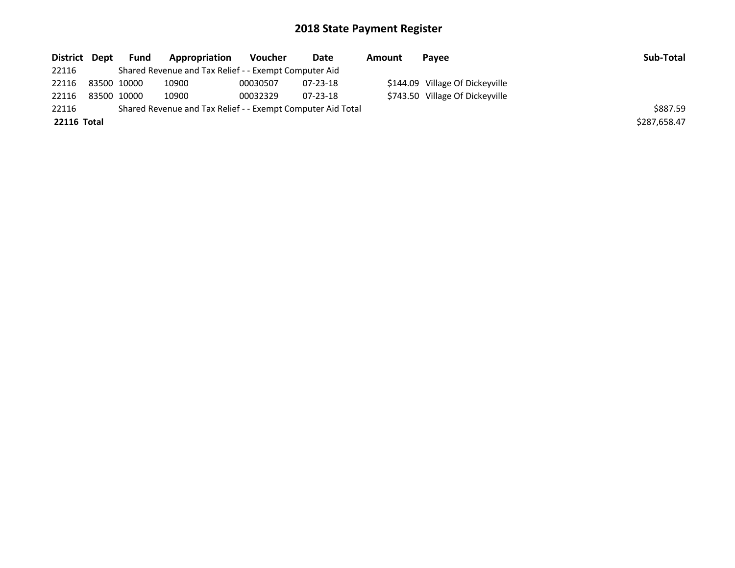# 2018 State Payment Register

| District | Dept | Fund | Appropriation | Voucher | Date | Amount | Payee | Sub-Total |
|---|---|---|---|---|---|---|---|---|
| 22116 | | Shared Revenue and Tax Relief - - Exempt Computer Aid | | | | | | |
| 22116 | 83500 | 10000 | 10900 | 00030507 | 07-23-18 | $144.09 | Village Of Dickeyville | |
| 22116 | 83500 | 10000 | 10900 | 00032329 | 07-23-18 | $743.50 | Village Of Dickeyville | |
| 22116 | | Shared Revenue and Tax Relief - - Exempt Computer Aid Total | | | | | | $887.59 |
| **22116** | **Total** | | | | | | | $287,658.47 |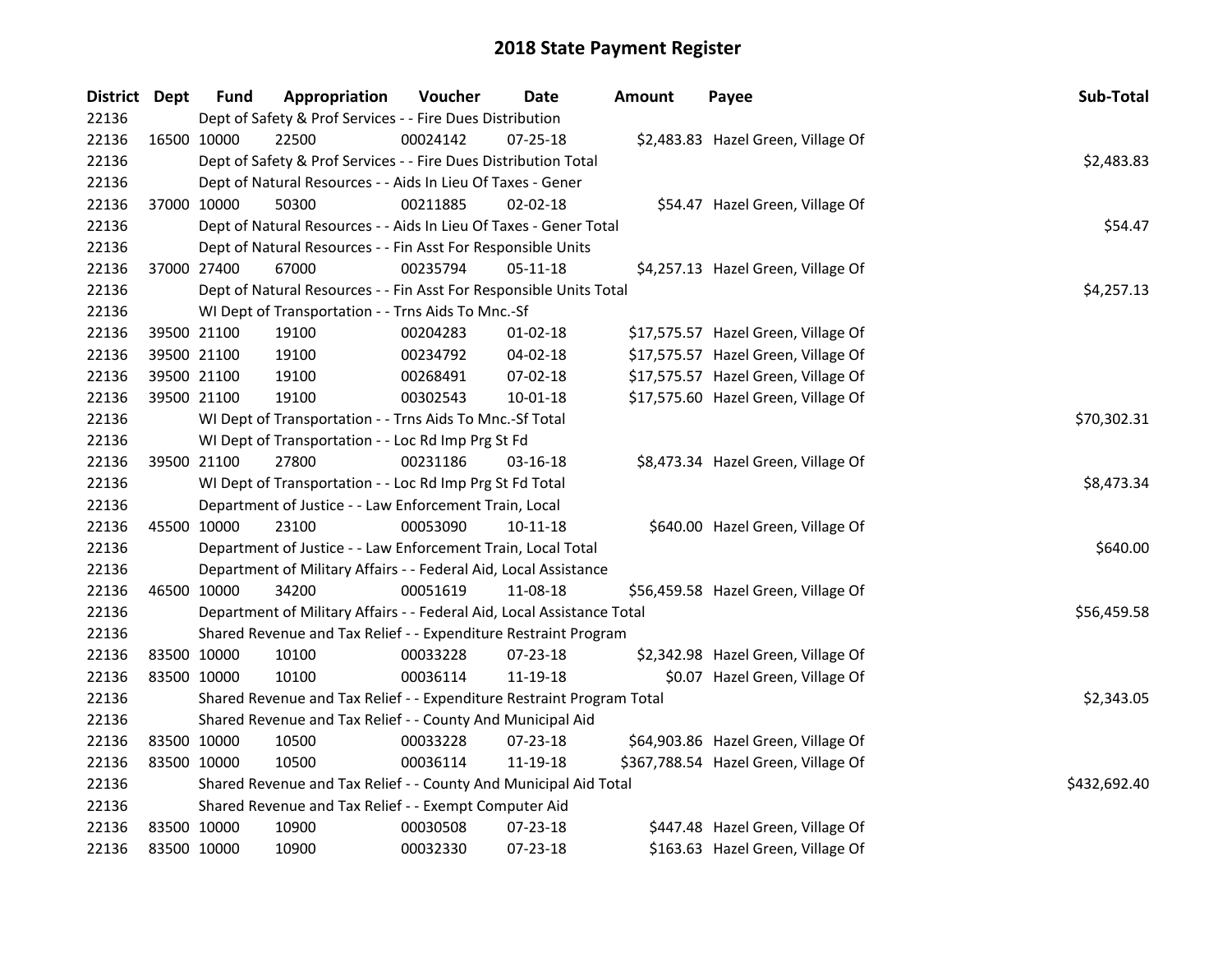# 2018 State Payment Register

| District | Dept | Fund | Appropriation | Voucher | Date | Amount | Payee | Sub-Total |
|---|---|---|---|---|---|---|---|---|
| 22136 | Dept of Safety & Prof Services - - Fire Dues Distribution | | | | | | | |
| 22136 | 16500 | 10000 | 22500 | 00024142 | 07-25-18 | $2,483.83 | Hazel Green, Village Of | |
| 22136 | Dept of Safety & Prof Services - - Fire Dues Distribution Total | | | | | | | $2,483.83 |
| 22136 | Dept of Natural Resources - - Aids In Lieu Of Taxes - Gener | | | | | | | |
| 22136 | 37000 | 10000 | 50300 | 00211885 | 02-02-18 | $54.47 | Hazel Green, Village Of | |
| 22136 | Dept of Natural Resources - - Aids In Lieu Of Taxes - Gener Total | | | | | | | $54.47 |
| 22136 | Dept of Natural Resources - - Fin Asst For Responsible Units | | | | | | | |
| 22136 | 37000 | 27400 | 67000 | 00235794 | 05-11-18 | $4,257.13 | Hazel Green, Village Of | |
| 22136 | Dept of Natural Resources - - Fin Asst For Responsible Units Total | | | | | | | $4,257.13 |
| 22136 | WI Dept of Transportation - - Trns Aids To Mnc.-Sf | | | | | | | |
| 22136 | 39500 | 21100 | 19100 | 00204283 | 01-02-18 | $17,575.57 | Hazel Green, Village Of | |
| 22136 | 39500 | 21100 | 19100 | 00234792 | 04-02-18 | $17,575.57 | Hazel Green, Village Of | |
| 22136 | 39500 | 21100 | 19100 | 00268491 | 07-02-18 | $17,575.57 | Hazel Green, Village Of | |
| 22136 | 39500 | 21100 | 19100 | 00302543 | 10-01-18 | $17,575.60 | Hazel Green, Village Of | |
| 22136 | WI Dept of Transportation - - Trns Aids To Mnc.-Sf Total | | | | | | | $70,302.31 |
| 22136 | WI Dept of Transportation - - Loc Rd Imp Prg St Fd | | | | | | | |
| 22136 | 39500 | 21100 | 27800 | 00231186 | 03-16-18 | $8,473.34 | Hazel Green, Village Of | |
| 22136 | WI Dept of Transportation - - Loc Rd Imp Prg St Fd Total | | | | | | | $8,473.34 |
| 22136 | Department of Justice - - Law Enforcement Train, Local | | | | | | | |
| 22136 | 45500 | 10000 | 23100 | 00053090 | 10-11-18 | $640.00 | Hazel Green, Village Of | |
| 22136 | Department of Justice - - Law Enforcement Train, Local Total | | | | | | | $640.00 |
| 22136 | Department of Military Affairs - - Federal Aid, Local Assistance | | | | | | | |
| 22136 | 46500 | 10000 | 34200 | 00051619 | 11-08-18 | $56,459.58 | Hazel Green, Village Of | |
| 22136 | Department of Military Affairs - - Federal Aid, Local Assistance Total | | | | | | | $56,459.58 |
| 22136 | Shared Revenue and Tax Relief - - Expenditure Restraint Program | | | | | | | |
| 22136 | 83500 | 10000 | 10100 | 00033228 | 07-23-18 | $2,342.98 | Hazel Green, Village Of | |
| 22136 | 83500 | 10000 | 10100 | 00036114 | 11-19-18 | $0.07 | Hazel Green, Village Of | |
| 22136 | Shared Revenue and Tax Relief - - Expenditure Restraint Program Total | | | | | | | $2,343.05 |
| 22136 | Shared Revenue and Tax Relief - - County And Municipal Aid | | | | | | | |
| 22136 | 83500 | 10000 | 10500 | 00033228 | 07-23-18 | $64,903.86 | Hazel Green, Village Of | |
| 22136 | 83500 | 10000 | 10500 | 00036114 | 11-19-18 | $367,788.54 | Hazel Green, Village Of | |
| 22136 | Shared Revenue and Tax Relief - - County And Municipal Aid Total | | | | | | | $432,692.40 |
| 22136 | Shared Revenue and Tax Relief - - Exempt Computer Aid | | | | | | | |
| 22136 | 83500 | 10000 | 10900 | 00030508 | 07-23-18 | $447.48 | Hazel Green, Village Of | |
| 22136 | 83500 | 10000 | 10900 | 00032330 | 07-23-18 | $163.63 | Hazel Green, Village Of | |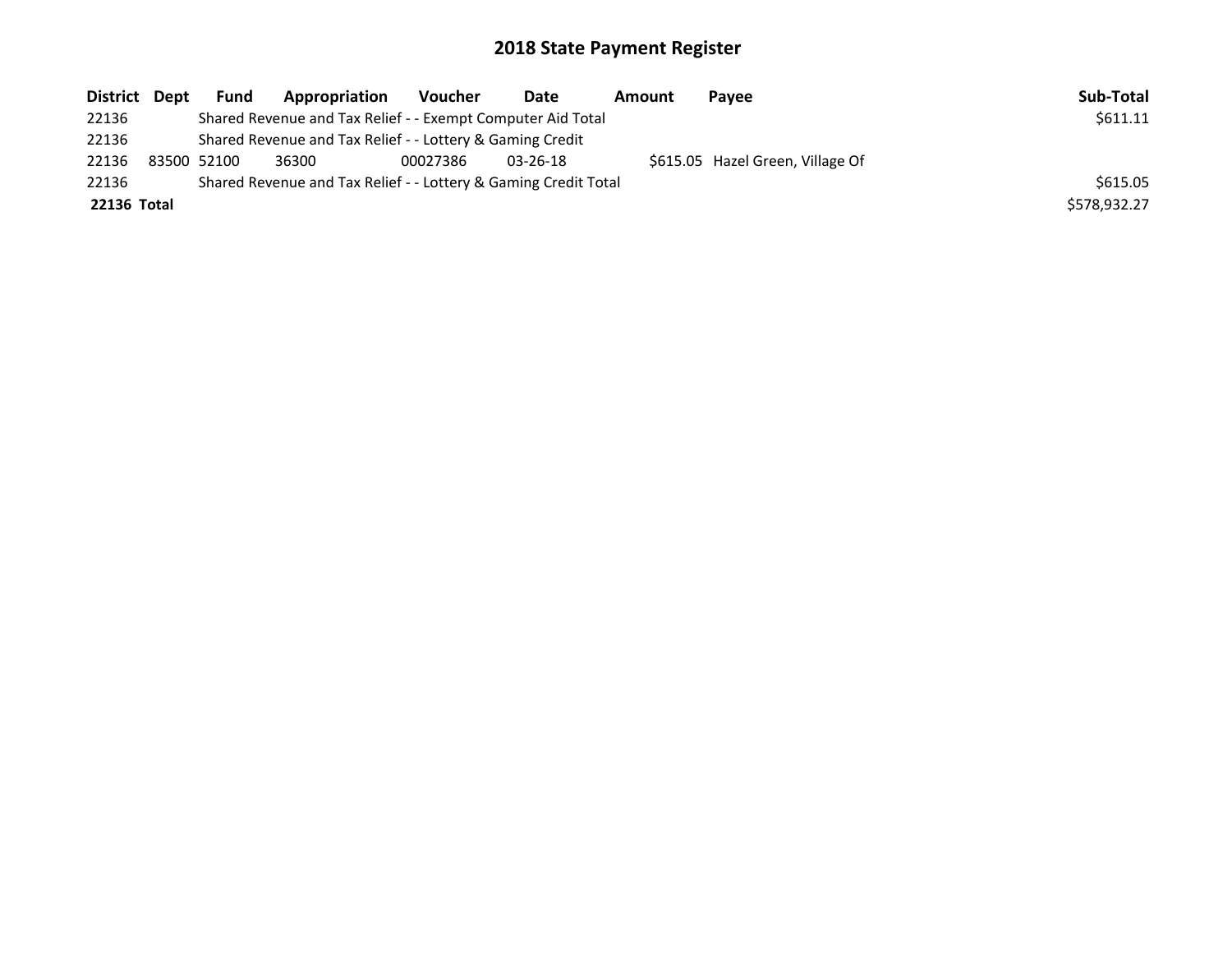# 2018 State Payment Register

| District | Dept | Fund | Appropriation | Voucher | Date | Amount | Payee | Sub-Total |
|---|---|---|---|---|---|---|---|---|
| 22136 | | Shared Revenue and Tax Relief - - Exempt Computer Aid Total | | | | | | $611.11 |
| 22136 | | Shared Revenue and Tax Relief - - Lottery & Gaming Credit | | | | | | |
| 22136 | 83500 | 52100 | 36300 | 00027386 | 03-26-18 | $615.05 | Hazel Green, Village Of | |
| 22136 | | Shared Revenue and Tax Relief - - Lottery & Gaming Credit Total | | | | | | $615.05 |
| **22136 Total** | | | | | | | | $578,932.27 |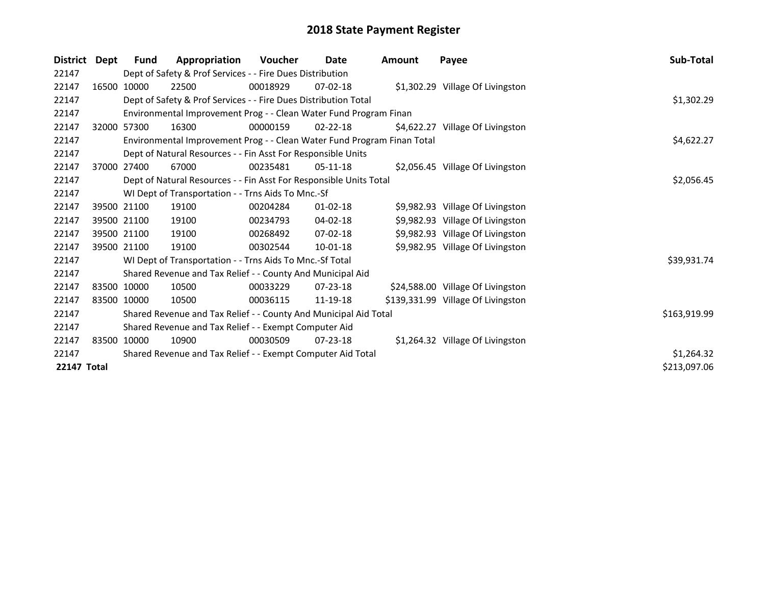# 2018 State Payment Register

| District | Dept | Fund | Appropriation | Voucher | Date | Amount | Payee | Sub-Total |
|---|---|---|---|---|---|---|---|---|
| 22147 | | Dept of Safety & Prof Services - - Fire Dues Distribution | | | | | | |
| 22147 | 16500 | 10000 | 22500 | 00018929 | 07-02-18 | $1,302.29 | Village Of Livingston | |
| 22147 | | Dept of Safety & Prof Services - - Fire Dues Distribution Total | | | | | | $1,302.29 |
| 22147 | | Environmental Improvement Prog - - Clean Water Fund Program Finan | | | | | | |
| 22147 | 32000 | 57300 | 16300 | 00000159 | 02-22-18 | $4,622.27 | Village Of Livingston | |
| 22147 | | Environmental Improvement Prog - - Clean Water Fund Program Finan Total | | | | | | $4,622.27 |
| 22147 | | Dept of Natural Resources - - Fin Asst For Responsible Units | | | | | | |
| 22147 | 37000 | 27400 | 67000 | 00235481 | 05-11-18 | $2,056.45 | Village Of Livingston | |
| 22147 | | Dept of Natural Resources - - Fin Asst For Responsible Units Total | | | | | | $2,056.45 |
| 22147 | | WI Dept of Transportation - - Trns Aids To Mnc.-Sf | | | | | | |
| 22147 | 39500 | 21100 | 19100 | 00204284 | 01-02-18 | $9,982.93 | Village Of Livingston | |
| 22147 | 39500 | 21100 | 19100 | 00234793 | 04-02-18 | $9,982.93 | Village Of Livingston | |
| 22147 | 39500 | 21100 | 19100 | 00268492 | 07-02-18 | $9,982.93 | Village Of Livingston | |
| 22147 | 39500 | 21100 | 19100 | 00302544 | 10-01-18 | $9,982.95 | Village Of Livingston | |
| 22147 | | WI Dept of Transportation - - Trns Aids To Mnc.-Sf Total | | | | | | $39,931.74 |
| 22147 | | Shared Revenue and Tax Relief - - County And Municipal Aid | | | | | | |
| 22147 | 83500 | 10000 | 10500 | 00033229 | 07-23-18 | $24,588.00 | Village Of Livingston | |
| 22147 | 83500 | 10000 | 10500 | 00036115 | 11-19-18 | $139,331.99 | Village Of Livingston | |
| 22147 | | Shared Revenue and Tax Relief - - County And Municipal Aid Total | | | | | | $163,919.99 |
| 22147 | | Shared Revenue and Tax Relief - - Exempt Computer Aid | | | | | | |
| 22147 | 83500 | 10000 | 10900 | 00030509 | 07-23-18 | $1,264.32 | Village Of Livingston | |
| 22147 | | Shared Revenue and Tax Relief - - Exempt Computer Aid Total | | | | | | $1,264.32 |
| **22147 Total** | | | | | | | | $213,097.06 |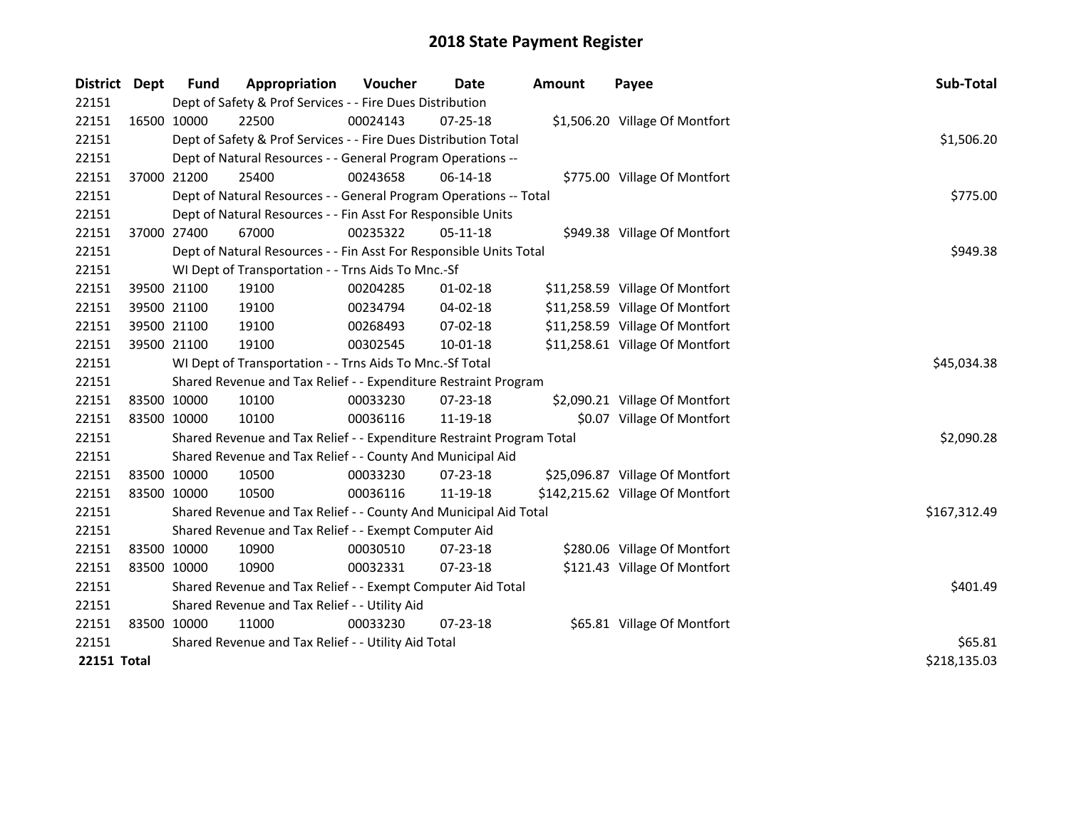# 2018 State Payment Register

| District | Dept | Fund | Appropriation | Voucher | Date | Amount | Payee | Sub-Total |
|---|---|---|---|---|---|---|---|---|
| 22151 | | Dept of Safety & Prof Services - - Fire Dues Distribution | | | | | | |
| 22151 | 16500 | 10000 | 22500 | 00024143 | 07-25-18 | $1,506.20 | Village Of Montfort | |
| 22151 | | Dept of Safety & Prof Services - - Fire Dues Distribution Total | | | | | | $1,506.20 |
| 22151 | | Dept of Natural Resources - - General Program Operations -- | | | | | | |
| 22151 | 37000 | 21200 | 25400 | 00243658 | 06-14-18 | $775.00 | Village Of Montfort | |
| 22151 | | Dept of Natural Resources - - General Program Operations -- Total | | | | | | $775.00 |
| 22151 | | Dept of Natural Resources - - Fin Asst For Responsible Units | | | | | | |
| 22151 | 37000 | 27400 | 67000 | 00235322 | 05-11-18 | $949.38 | Village Of Montfort | |
| 22151 | | Dept of Natural Resources - - Fin Asst For Responsible Units Total | | | | | | $949.38 |
| 22151 | | WI Dept of Transportation - - Trns Aids To Mnc.-Sf | | | | | | |
| 22151 | 39500 | 21100 | 19100 | 00204285 | 01-02-18 | $11,258.59 | Village Of Montfort | |
| 22151 | 39500 | 21100 | 19100 | 00234794 | 04-02-18 | $11,258.59 | Village Of Montfort | |
| 22151 | 39500 | 21100 | 19100 | 00268493 | 07-02-18 | $11,258.59 | Village Of Montfort | |
| 22151 | 39500 | 21100 | 19100 | 00302545 | 10-01-18 | $11,258.61 | Village Of Montfort | |
| 22151 | | WI Dept of Transportation - - Trns Aids To Mnc.-Sf Total | | | | | | $45,034.38 |
| 22151 | | Shared Revenue and Tax Relief - - Expenditure Restraint Program | | | | | | |
| 22151 | 83500 | 10000 | 10100 | 00033230 | 07-23-18 | $2,090.21 | Village Of Montfort | |
| 22151 | 83500 | 10000 | 10100 | 00036116 | 11-19-18 | $0.07 | Village Of Montfort | |
| 22151 | | Shared Revenue and Tax Relief - - Expenditure Restraint Program Total | | | | | | $2,090.28 |
| 22151 | | Shared Revenue and Tax Relief - - County And Municipal Aid | | | | | | |
| 22151 | 83500 | 10000 | 10500 | 00033230 | 07-23-18 | $25,096.87 | Village Of Montfort | |
| 22151 | 83500 | 10000 | 10500 | 00036116 | 11-19-18 | $142,215.62 | Village Of Montfort | |
| 22151 | | Shared Revenue and Tax Relief - - County And Municipal Aid Total | | | | | | $167,312.49 |
| 22151 | | Shared Revenue and Tax Relief - - Exempt Computer Aid | | | | | | |
| 22151 | 83500 | 10000 | 10900 | 00030510 | 07-23-18 | $280.06 | Village Of Montfort | |
| 22151 | 83500 | 10000 | 10900 | 00032331 | 07-23-18 | $121.43 | Village Of Montfort | |
| 22151 | | Shared Revenue and Tax Relief - - Exempt Computer Aid Total | | | | | | $401.49 |
| 22151 | | Shared Revenue and Tax Relief - - Utility Aid | | | | | | |
| 22151 | 83500 | 10000 | 11000 | 00033230 | 07-23-18 | $65.81 | Village Of Montfort | |
| 22151 | | Shared Revenue and Tax Relief - - Utility Aid Total | | | | | | $65.81 |
| **22151 Total** | | | | | | | | $218,135.03 |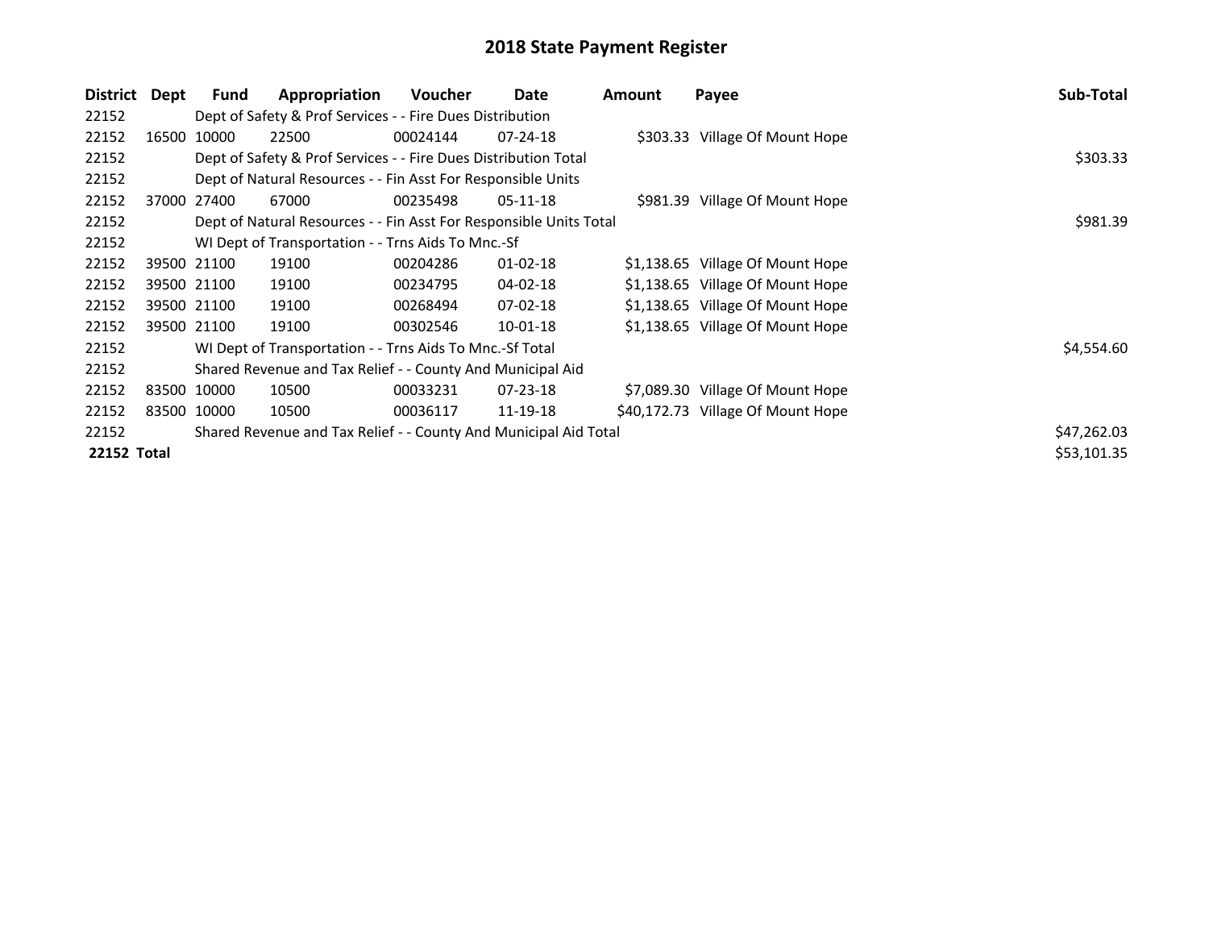# 2018 State Payment Register

| District | Dept | Fund | Appropriation | Voucher | Date | Amount | Payee | Sub-Total |
|---|---|---|---|---|---|---|---|---|
| 22152 | | Dept of Safety & Prof Services - - Fire Dues Distribution | | | | | | |
| 22152 | 16500 | 10000 | 22500 | 00024144 | 07-24-18 | $303.33 | Village Of Mount Hope | |
| 22152 | | Dept of Safety & Prof Services - - Fire Dues Distribution Total | | | | | | $303.33 |
| 22152 | | Dept of Natural Resources - - Fin Asst For Responsible Units | | | | | | |
| 22152 | 37000 | 27400 | 67000 | 00235498 | 05-11-18 | $981.39 | Village Of Mount Hope | |
| 22152 | | Dept of Natural Resources - - Fin Asst For Responsible Units Total | | | | | | $981.39 |
| 22152 | | WI Dept of Transportation - - Trns Aids To Mnc.-Sf | | | | | | |
| 22152 | 39500 | 21100 | 19100 | 00204286 | 01-02-18 | $1,138.65 | Village Of Mount Hope | |
| 22152 | 39500 | 21100 | 19100 | 00234795 | 04-02-18 | $1,138.65 | Village Of Mount Hope | |
| 22152 | 39500 | 21100 | 19100 | 00268494 | 07-02-18 | $1,138.65 | Village Of Mount Hope | |
| 22152 | 39500 | 21100 | 19100 | 00302546 | 10-01-18 | $1,138.65 | Village Of Mount Hope | |
| 22152 | | WI Dept of Transportation - - Trns Aids To Mnc.-Sf Total | | | | | | $4,554.60 |
| 22152 | | Shared Revenue and Tax Relief - - County And Municipal Aid | | | | | | |
| 22152 | 83500 | 10000 | 10500 | 00033231 | 07-23-18 | $7,089.30 | Village Of Mount Hope | |
| 22152 | 83500 | 10000 | 10500 | 00036117 | 11-19-18 | $40,172.73 | Village Of Mount Hope | |
| 22152 | | Shared Revenue and Tax Relief - - County And Municipal Aid Total | | | | | | $47,262.03 |
| **22152 Total** | | | | | | | | $53,101.35 |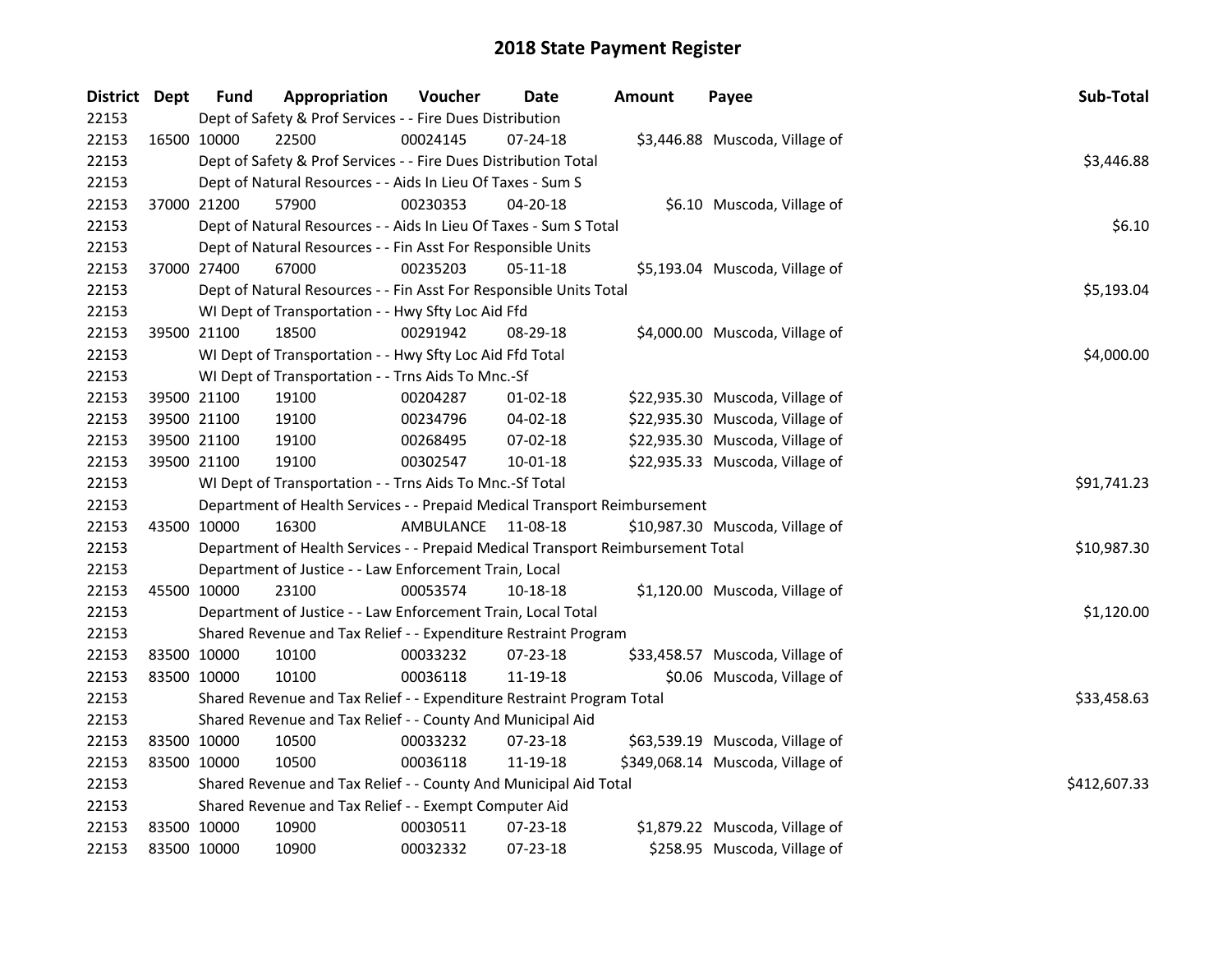# 2018 State Payment Register

| District | Dept | Fund | Appropriation | Voucher | Date | Amount | Payee | Sub-Total |
|---|---|---|---|---|---|---|---|---|
| 22153 | | Dept of Safety & Prof Services - - Fire Dues Distribution | | | | | | |
| 22153 | 16500 | 10000 | 22500 | 00024145 | 07-24-18 | $3,446.88 | Muscoda, Village of | |
| 22153 | | Dept of Safety & Prof Services - - Fire Dues Distribution Total | | | | | | $3,446.88 |
| 22153 | | Dept of Natural Resources - - Aids In Lieu Of Taxes - Sum S | | | | | | |
| 22153 | 37000 | 21200 | 57900 | 00230353 | 04-20-18 | $6.10 | Muscoda, Village of | |
| 22153 | | Dept of Natural Resources - - Aids In Lieu Of Taxes - Sum S Total | | | | | | $6.10 |
| 22153 | | Dept of Natural Resources - - Fin Asst For Responsible Units | | | | | | |
| 22153 | 37000 | 27400 | 67000 | 00235203 | 05-11-18 | $5,193.04 | Muscoda, Village of | |
| 22153 | | Dept of Natural Resources - - Fin Asst For Responsible Units Total | | | | | | $5,193.04 |
| 22153 | | WI Dept of Transportation - - Hwy Sfty Loc Aid Ffd | | | | | | |
| 22153 | 39500 | 21100 | 18500 | 00291942 | 08-29-18 | $4,000.00 | Muscoda, Village of | |
| 22153 | | WI Dept of Transportation - - Hwy Sfty Loc Aid Ffd Total | | | | | | $4,000.00 |
| 22153 | | WI Dept of Transportation - - Trns Aids To Mnc.-Sf | | | | | | |
| 22153 | 39500 | 21100 | 19100 | 00204287 | 01-02-18 | $22,935.30 | Muscoda, Village of | |
| 22153 | 39500 | 21100 | 19100 | 00234796 | 04-02-18 | $22,935.30 | Muscoda, Village of | |
| 22153 | 39500 | 21100 | 19100 | 00268495 | 07-02-18 | $22,935.30 | Muscoda, Village of | |
| 22153 | 39500 | 21100 | 19100 | 00302547 | 10-01-18 | $22,935.33 | Muscoda, Village of | |
| 22153 | | WI Dept of Transportation - - Trns Aids To Mnc.-Sf Total | | | | | | $91,741.23 |
| 22153 | | Department of Health Services - - Prepaid Medical Transport Reimbursement | | | | | | |
| 22153 | 43500 | 10000 | 16300 | AMBULANCE | 11-08-18 | $10,987.30 | Muscoda, Village of | |
| 22153 | | Department of Health Services - - Prepaid Medical Transport Reimbursement Total | | | | | | $10,987.30 |
| 22153 | | Department of Justice - - Law Enforcement Train, Local | | | | | | |
| 22153 | 45500 | 10000 | 23100 | 00053574 | 10-18-18 | $1,120.00 | Muscoda, Village of | |
| 22153 | | Department of Justice - - Law Enforcement Train, Local Total | | | | | | $1,120.00 |
| 22153 | | Shared Revenue and Tax Relief - - Expenditure Restraint Program | | | | | | |
| 22153 | 83500 | 10000 | 10100 | 00033232 | 07-23-18 | $33,458.57 | Muscoda, Village of | |
| 22153 | 83500 | 10000 | 10100 | 00036118 | 11-19-18 | $0.06 | Muscoda, Village of | |
| 22153 | | Shared Revenue and Tax Relief - - Expenditure Restraint Program Total | | | | | | $33,458.63 |
| 22153 | | Shared Revenue and Tax Relief - - County And Municipal Aid | | | | | | |
| 22153 | 83500 | 10000 | 10500 | 00033232 | 07-23-18 | $63,539.19 | Muscoda, Village of | |
| 22153 | 83500 | 10000 | 10500 | 00036118 | 11-19-18 | $349,068.14 | Muscoda, Village of | |
| 22153 | | Shared Revenue and Tax Relief - - County And Municipal Aid Total | | | | | | $412,607.33 |
| 22153 | | Shared Revenue and Tax Relief - - Exempt Computer Aid | | | | | | |
| 22153 | 83500 | 10000 | 10900 | 00030511 | 07-23-18 | $1,879.22 | Muscoda, Village of | |
| 22153 | 83500 | 10000 | 10900 | 00032332 | 07-23-18 | $258.95 | Muscoda, Village of | |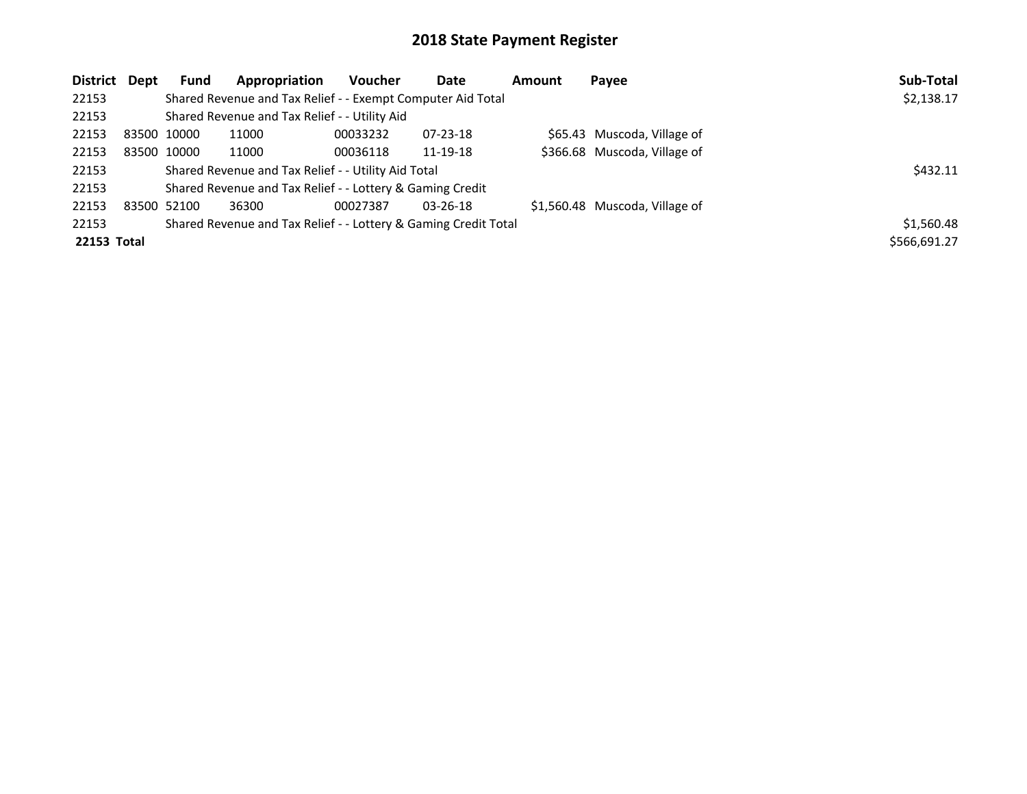# 2018 State Payment Register

| District | Dept | Fund | Appropriation | Voucher | Date | Amount | Payee | Sub-Total |
|---|---|---|---|---|---|---|---|---|
| 22153 | | Shared Revenue and Tax Relief - - Exempt Computer Aid Total | | | | | | $2,138.17 |
| 22153 | | Shared Revenue and Tax Relief - - Utility Aid | | | | | | |
| 22153 | 83500 | 10000 | 11000 | 00033232 | 07-23-18 | $65.43 | Muscoda, Village of | |
| 22153 | 83500 | 10000 | 11000 | 00036118 | 11-19-18 | $366.68 | Muscoda, Village of | |
| 22153 | | Shared Revenue and Tax Relief - - Utility Aid Total | | | | | | $432.11 |
| 22153 | | Shared Revenue and Tax Relief - - Lottery & Gaming Credit | | | | | | |
| 22153 | 83500 | 52100 | 36300 | 00027387 | 03-26-18 | $1,560.48 | Muscoda, Village of | |
| 22153 | | Shared Revenue and Tax Relief - - Lottery & Gaming Credit Total | | | | | | $1,560.48 |
| **22153** | **Total** | | | | | | | $566,691.27 |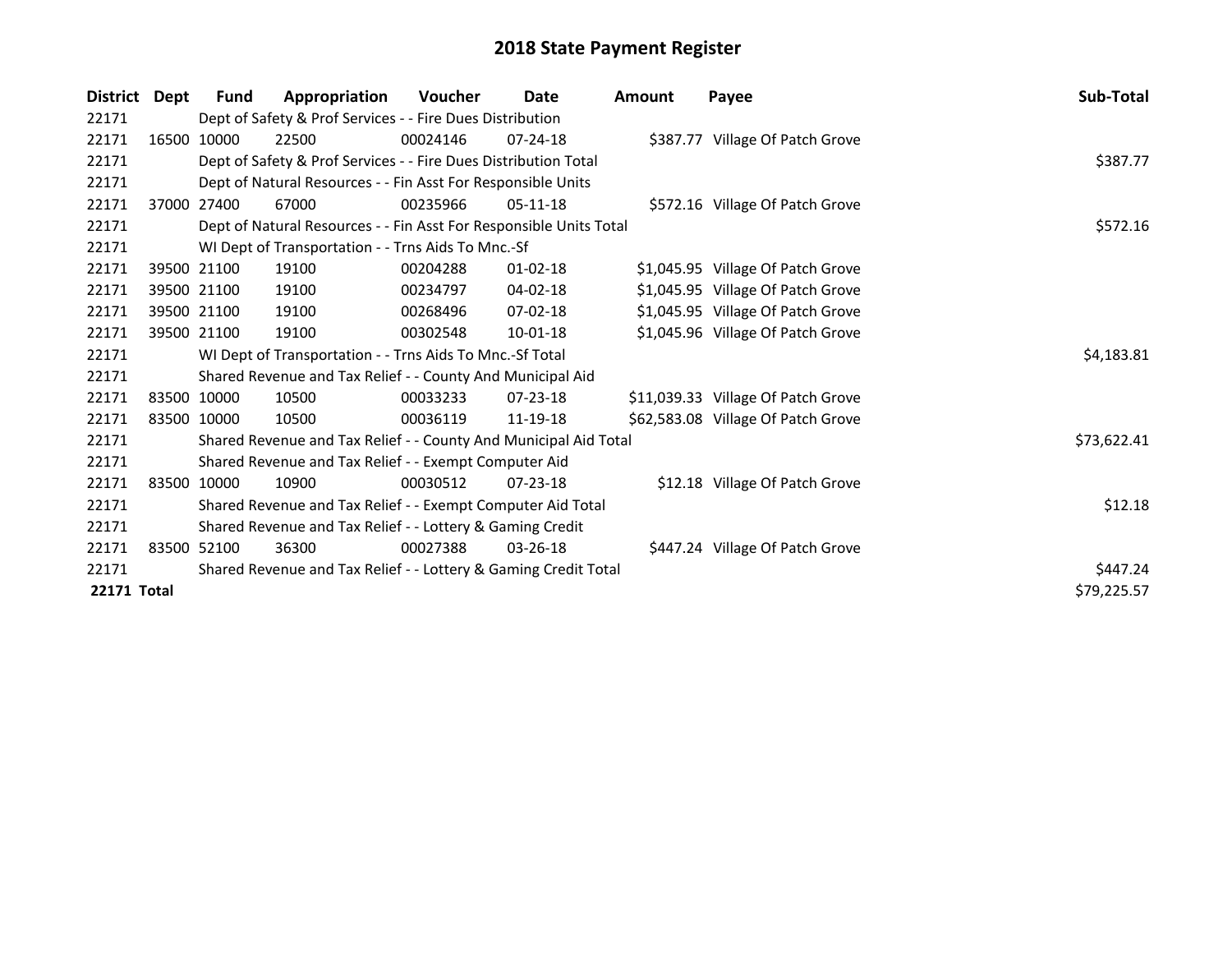# 2018 State Payment Register

| District | Dept | Fund | Appropriation | Voucher | Date | Amount | Payee | Sub-Total |
|---|---|---|---|---|---|---|---|---|
| 22171 | | Dept of Safety & Prof Services - - Fire Dues Distribution | | | | | | |
| 22171 | 16500 | 10000 | 22500 | 00024146 | 07-24-18 | $387.77 | Village Of Patch Grove | |
| 22171 | | Dept of Safety & Prof Services - - Fire Dues Distribution Total | | | | | | $387.77 |
| 22171 | | Dept of Natural Resources - - Fin Asst For Responsible Units | | | | | | |
| 22171 | 37000 | 27400 | 67000 | 00235966 | 05-11-18 | $572.16 | Village Of Patch Grove | |
| 22171 | | Dept of Natural Resources - - Fin Asst For Responsible Units Total | | | | | | $572.16 |
| 22171 | | WI Dept of Transportation - - Trns Aids To Mnc.-Sf | | | | | | |
| 22171 | 39500 | 21100 | 19100 | 00204288 | 01-02-18 | $1,045.95 | Village Of Patch Grove | |
| 22171 | 39500 | 21100 | 19100 | 00234797 | 04-02-18 | $1,045.95 | Village Of Patch Grove | |
| 22171 | 39500 | 21100 | 19100 | 00268496 | 07-02-18 | $1,045.95 | Village Of Patch Grove | |
| 22171 | 39500 | 21100 | 19100 | 00302548 | 10-01-18 | $1,045.96 | Village Of Patch Grove | |
| 22171 | | WI Dept of Transportation - - Trns Aids To Mnc.-Sf Total | | | | | | $4,183.81 |
| 22171 | | Shared Revenue and Tax Relief - - County And Municipal Aid | | | | | | |
| 22171 | 83500 | 10000 | 10500 | 00033233 | 07-23-18 | $11,039.33 | Village Of Patch Grove | |
| 22171 | 83500 | 10000 | 10500 | 00036119 | 11-19-18 | $62,583.08 | Village Of Patch Grove | |
| 22171 | | Shared Revenue and Tax Relief - - County And Municipal Aid Total | | | | | | $73,622.41 |
| 22171 | | Shared Revenue and Tax Relief - - Exempt Computer Aid | | | | | | |
| 22171 | 83500 | 10000 | 10900 | 00030512 | 07-23-18 | $12.18 | Village Of Patch Grove | |
| 22171 | | Shared Revenue and Tax Relief - - Exempt Computer Aid Total | | | | | | $12.18 |
| 22171 | | Shared Revenue and Tax Relief - - Lottery & Gaming Credit | | | | | | |
| 22171 | 83500 | 52100 | 36300 | 00027388 | 03-26-18 | $447.24 | Village Of Patch Grove | |
| 22171 | | Shared Revenue and Tax Relief - - Lottery & Gaming Credit Total | | | | | | $447.24 |
| **22171 Total** | | | | | | | | $79,225.57 |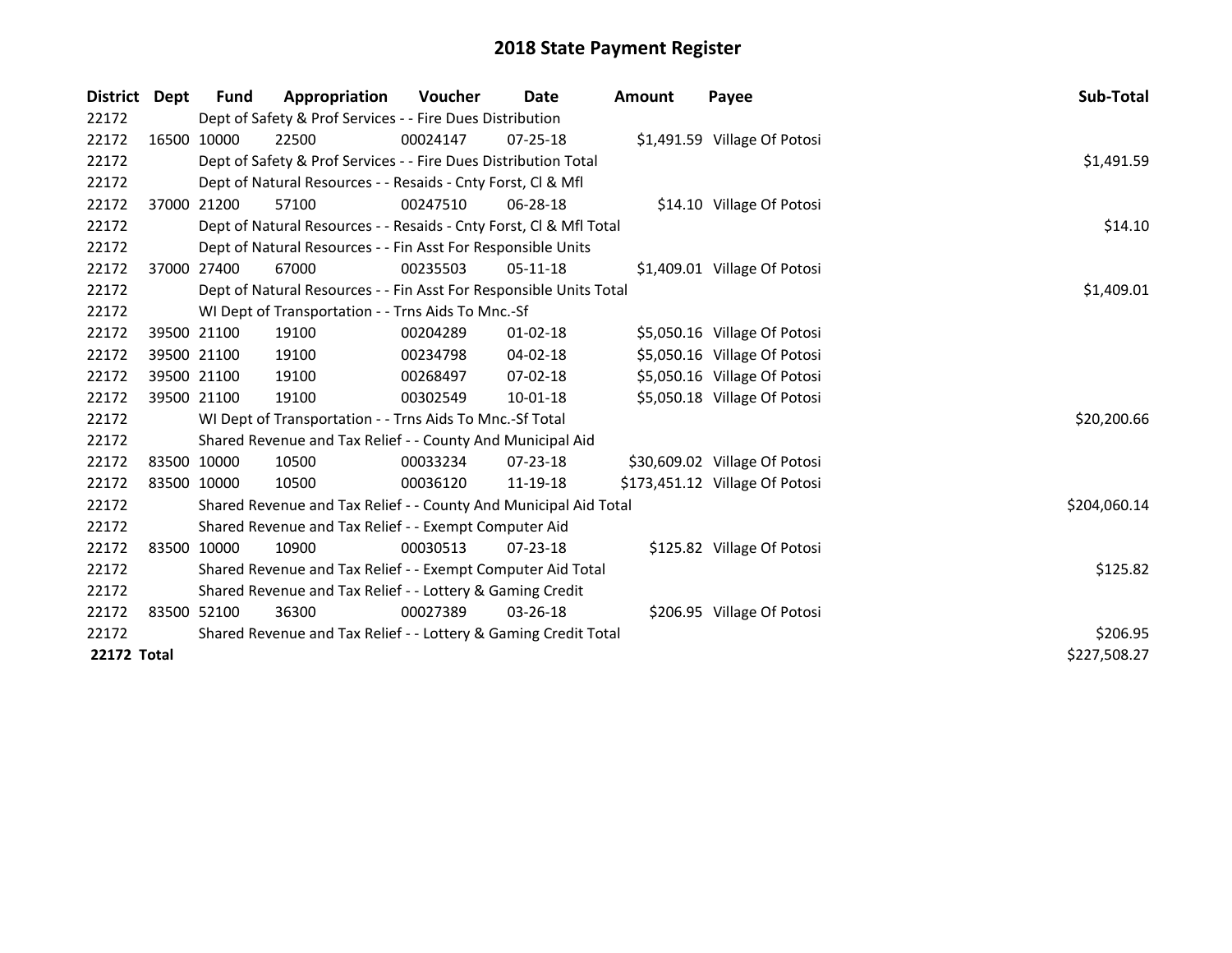# 2018 State Payment Register

| District | Dept | Fund | Appropriation | Voucher | Date | Amount | Payee | Sub-Total |
|---|---|---|---|---|---|---|---|---|
| 22172 | | Dept of Safety & Prof Services - - Fire Dues Distribution | | | | | | |
| 22172 | 16500 | 10000 | 22500 | 00024147 | 07-25-18 | $1,491.59 | Village Of Potosi | |
| 22172 | | Dept of Safety & Prof Services - - Fire Dues Distribution Total | | | | | | $1,491.59 |
| 22172 | | Dept of Natural Resources - - Resaids - Cnty Forst, Cl & Mfl | | | | | | |
| 22172 | 37000 | 21200 | 57100 | 00247510 | 06-28-18 | $14.10 | Village Of Potosi | |
| 22172 | | Dept of Natural Resources - - Resaids - Cnty Forst, Cl & Mfl Total | | | | | | $14.10 |
| 22172 | | Dept of Natural Resources - - Fin Asst For Responsible Units | | | | | | |
| 22172 | 37000 | 27400 | 67000 | 00235503 | 05-11-18 | $1,409.01 | Village Of Potosi | |
| 22172 | | Dept of Natural Resources - - Fin Asst For Responsible Units Total | | | | | | $1,409.01 |
| 22172 | | WI Dept of Transportation - - Trns Aids To Mnc.-Sf | | | | | | |
| 22172 | 39500 | 21100 | 19100 | 00204289 | 01-02-18 | $5,050.16 | Village Of Potosi | |
| 22172 | 39500 | 21100 | 19100 | 00234798 | 04-02-18 | $5,050.16 | Village Of Potosi | |
| 22172 | 39500 | 21100 | 19100 | 00268497 | 07-02-18 | $5,050.16 | Village Of Potosi | |
| 22172 | 39500 | 21100 | 19100 | 00302549 | 10-01-18 | $5,050.18 | Village Of Potosi | |
| 22172 | | WI Dept of Transportation - - Trns Aids To Mnc.-Sf Total | | | | | | $20,200.66 |
| 22172 | | Shared Revenue and Tax Relief - - County And Municipal Aid | | | | | | |
| 22172 | 83500 | 10000 | 10500 | 00033234 | 07-23-18 | $30,609.02 | Village Of Potosi | |
| 22172 | 83500 | 10000 | 10500 | 00036120 | 11-19-18 | $173,451.12 | Village Of Potosi | |
| 22172 | | Shared Revenue and Tax Relief - - County And Municipal Aid Total | | | | | | $204,060.14 |
| 22172 | | Shared Revenue and Tax Relief - - Exempt Computer Aid | | | | | | |
| 22172 | 83500 | 10000 | 10900 | 00030513 | 07-23-18 | $125.82 | Village Of Potosi | |
| 22172 | | Shared Revenue and Tax Relief - - Exempt Computer Aid Total | | | | | | $125.82 |
| 22172 | | Shared Revenue and Tax Relief - - Lottery & Gaming Credit | | | | | | |
| 22172 | 83500 | 52100 | 36300 | 00027389 | 03-26-18 | $206.95 | Village Of Potosi | |
| 22172 | | Shared Revenue and Tax Relief - - Lottery & Gaming Credit Total | | | | | | $206.95 |
| **22172 Total** | | | | | | | | $227,508.27 |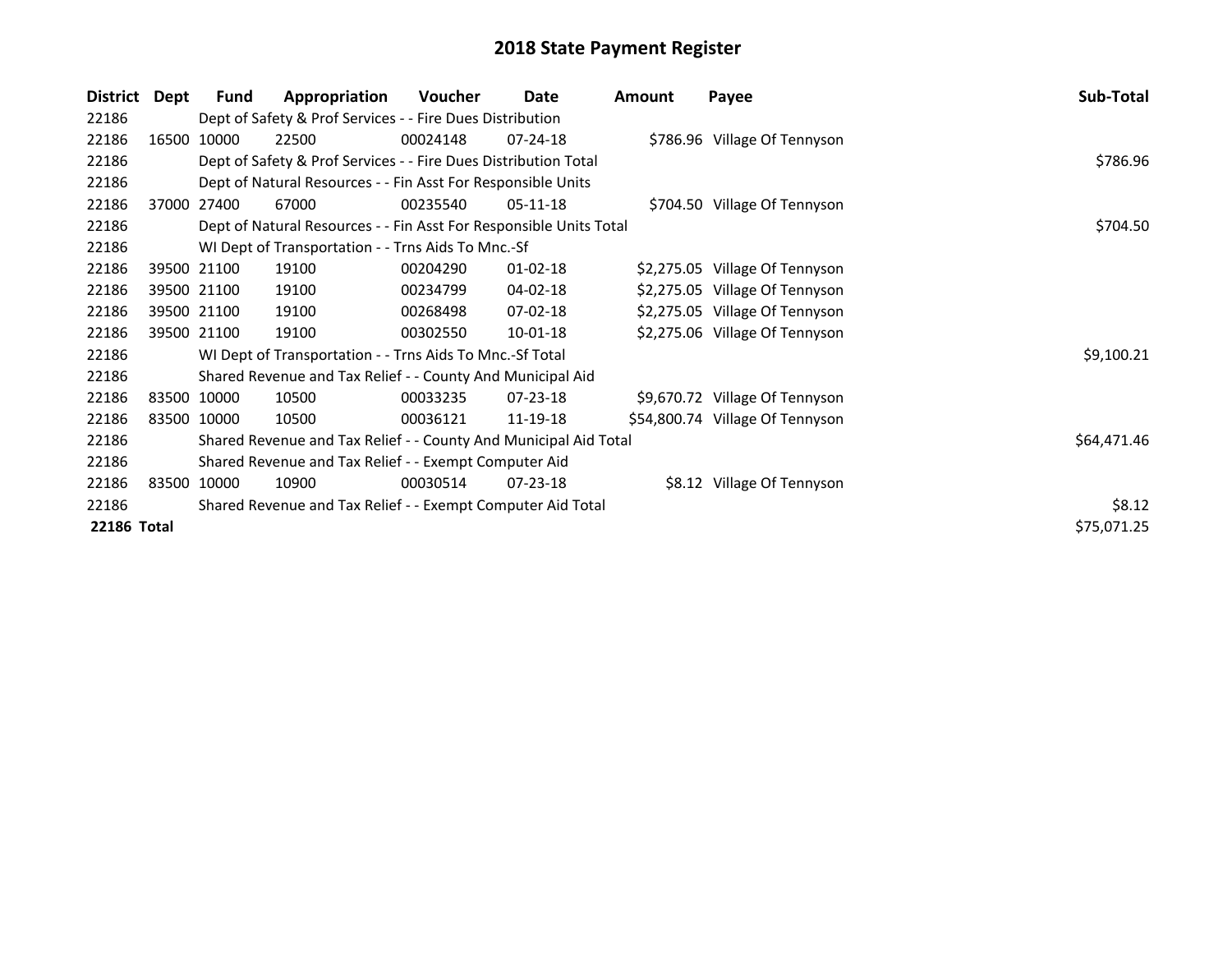# 2018 State Payment Register

| District | Dept | Fund | Appropriation | Voucher | Date | Amount | Payee | Sub-Total |
|---|---|---|---|---|---|---|---|---|
| 22186 | | Dept of Safety & Prof Services - - Fire Dues Distribution | | | | | | |
| 22186 | 16500 | 10000 | 22500 | 00024148 | 07-24-18 | $786.96 | Village Of Tennyson | |
| 22186 | | Dept of Safety & Prof Services - - Fire Dues Distribution Total | | | | | | $786.96 |
| 22186 | | Dept of Natural Resources - - Fin Asst For Responsible Units | | | | | | |
| 22186 | 37000 | 27400 | 67000 | 00235540 | 05-11-18 | $704.50 | Village Of Tennyson | |
| 22186 | | Dept of Natural Resources - - Fin Asst For Responsible Units Total | | | | | | $704.50 |
| 22186 | | WI Dept of Transportation - - Trns Aids To Mnc.-Sf | | | | | | |
| 22186 | 39500 | 21100 | 19100 | 00204290 | 01-02-18 | $2,275.05 | Village Of Tennyson | |
| 22186 | 39500 | 21100 | 19100 | 00234799 | 04-02-18 | $2,275.05 | Village Of Tennyson | |
| 22186 | 39500 | 21100 | 19100 | 00268498 | 07-02-18 | $2,275.05 | Village Of Tennyson | |
| 22186 | 39500 | 21100 | 19100 | 00302550 | 10-01-18 | $2,275.06 | Village Of Tennyson | |
| 22186 | | WI Dept of Transportation - - Trns Aids To Mnc.-Sf Total | | | | | | $9,100.21 |
| 22186 | | Shared Revenue and Tax Relief - - County And Municipal Aid | | | | | | |
| 22186 | 83500 | 10000 | 10500 | 00033235 | 07-23-18 | $9,670.72 | Village Of Tennyson | |
| 22186 | 83500 | 10000 | 10500 | 00036121 | 11-19-18 | $54,800.74 | Village Of Tennyson | |
| 22186 | | Shared Revenue and Tax Relief - - County And Municipal Aid Total | | | | | | $64,471.46 |
| 22186 | | Shared Revenue and Tax Relief - - Exempt Computer Aid | | | | | | |
| 22186 | 83500 | 10000 | 10900 | 00030514 | 07-23-18 | $8.12 | Village Of Tennyson | |
| 22186 | | Shared Revenue and Tax Relief - - Exempt Computer Aid Total | | | | | | $8.12 |
| **22186** | **Total** | | | | | | | $75,071.25 |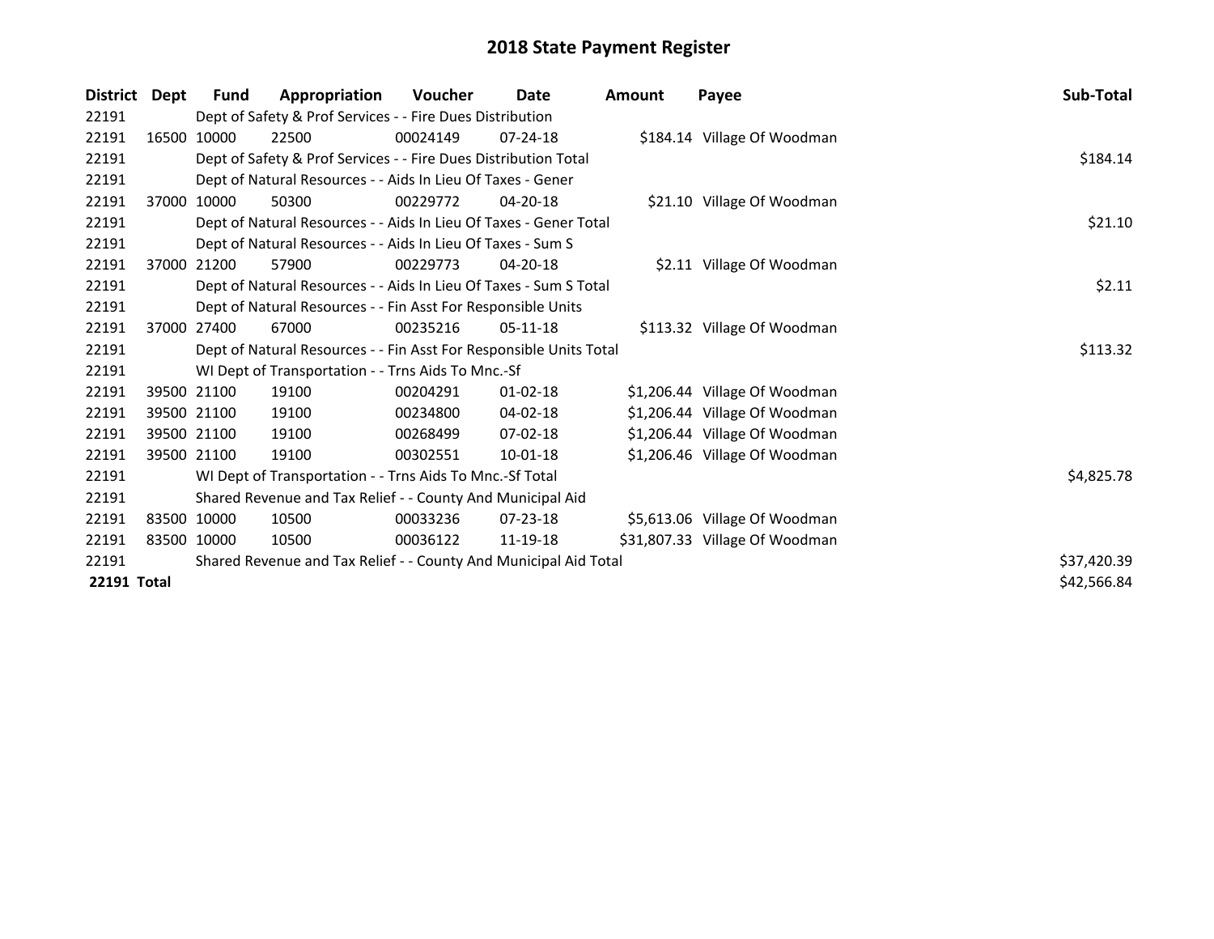# 2018 State Payment Register

| District | Dept | Fund | Appropriation | Voucher | Date | Amount | Payee | Sub-Total |
|---|---|---|---|---|---|---|---|---|
| 22191 | | Dept of Safety & Prof Services - - Fire Dues Distribution | | | | | | |
| 22191 | 16500 | 10000 | 22500 | 00024149 | 07-24-18 | $184.14 | Village Of Woodman | |
| 22191 | | Dept of Safety & Prof Services - - Fire Dues Distribution Total | | | | | | $184.14 |
| 22191 | | Dept of Natural Resources - - Aids In Lieu Of Taxes - Gener | | | | | | |
| 22191 | 37000 | 10000 | 50300 | 00229772 | 04-20-18 | $21.10 | Village Of Woodman | |
| 22191 | | Dept of Natural Resources - - Aids In Lieu Of Taxes - Gener Total | | | | | | $21.10 |
| 22191 | | Dept of Natural Resources - - Aids In Lieu Of Taxes - Sum S | | | | | | |
| 22191 | 37000 | 21200 | 57900 | 00229773 | 04-20-18 | $2.11 | Village Of Woodman | |
| 22191 | | Dept of Natural Resources - - Aids In Lieu Of Taxes - Sum S Total | | | | | | $2.11 |
| 22191 | | Dept of Natural Resources - - Fin Asst For Responsible Units | | | | | | |
| 22191 | 37000 | 27400 | 67000 | 00235216 | 05-11-18 | $113.32 | Village Of Woodman | |
| 22191 | | Dept of Natural Resources - - Fin Asst For Responsible Units Total | | | | | | $113.32 |
| 22191 | | WI Dept of Transportation - - Trns Aids To Mnc.-Sf | | | | | | |
| 22191 | 39500 | 21100 | 19100 | 00204291 | 01-02-18 | $1,206.44 | Village Of Woodman | |
| 22191 | 39500 | 21100 | 19100 | 00234800 | 04-02-18 | $1,206.44 | Village Of Woodman | |
| 22191 | 39500 | 21100 | 19100 | 00268499 | 07-02-18 | $1,206.44 | Village Of Woodman | |
| 22191 | 39500 | 21100 | 19100 | 00302551 | 10-01-18 | $1,206.46 | Village Of Woodman | |
| 22191 | | WI Dept of Transportation - - Trns Aids To Mnc.-Sf Total | | | | | | $4,825.78 |
| 22191 | | Shared Revenue and Tax Relief - - County And Municipal Aid | | | | | | |
| 22191 | 83500 | 10000 | 10500 | 00033236 | 07-23-18 | $5,613.06 | Village Of Woodman | |
| 22191 | 83500 | 10000 | 10500 | 00036122 | 11-19-18 | $31,807.33 | Village Of Woodman | |
| 22191 | | Shared Revenue and Tax Relief - - County And Municipal Aid Total | | | | | | $37,420.39 |
| **22191** | **Total** | | | | | | | $42,566.84 |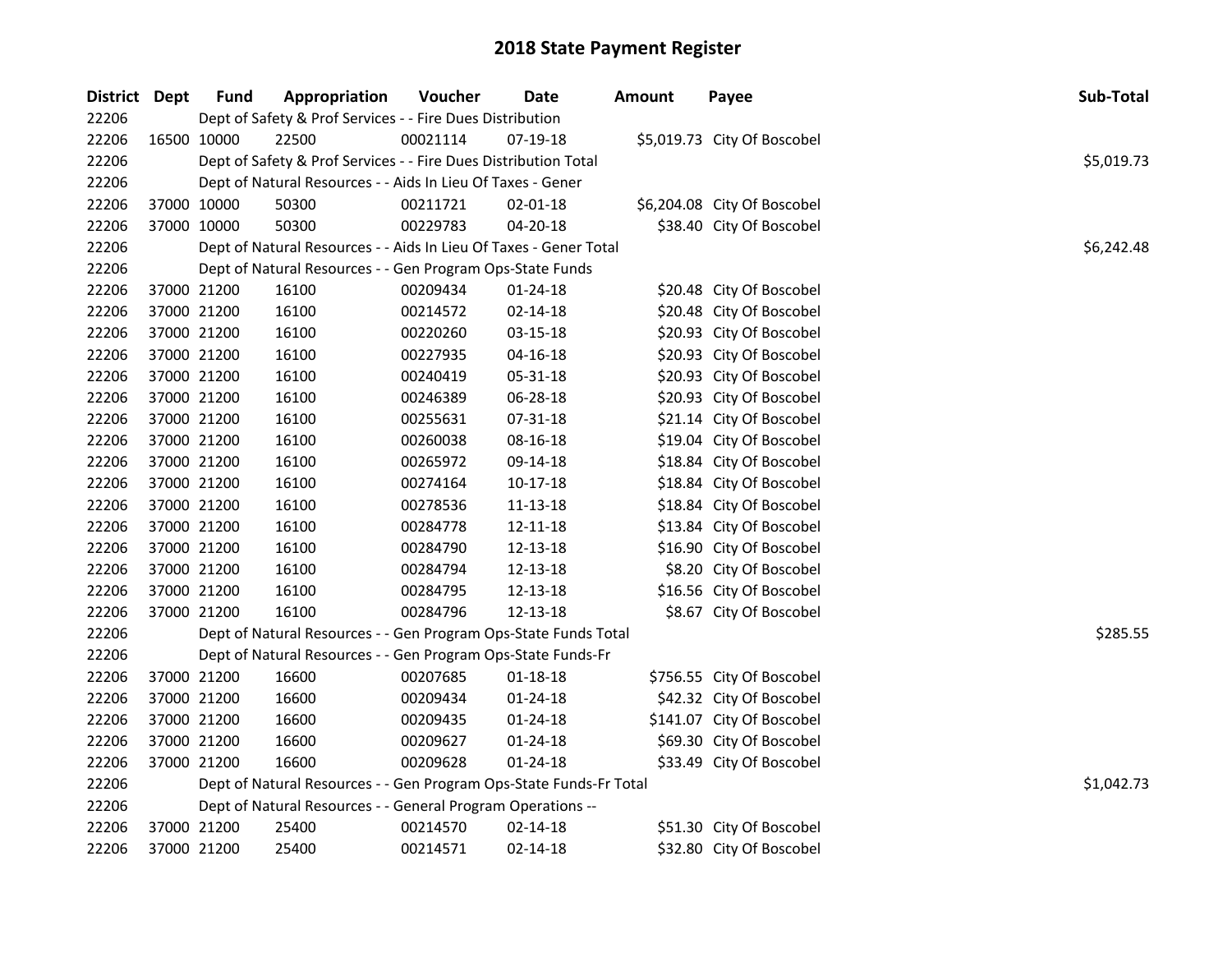# 2018 State Payment Register

| District | Dept | Fund | Appropriation | Voucher | Date | Amount | Payee | Sub-Total |
|---|---|---|---|---|---|---|---|---|
| 22206 | | Dept of Safety & Prof Services - - Fire Dues Distribution | | | | | | |
| 22206 | 16500 | 10000 | 22500 | 00021114 | 07-19-18 | $5,019.73 | City Of Boscobel | |
| 22206 | | Dept of Safety & Prof Services - - Fire Dues Distribution Total | | | | | | $5,019.73 |
| 22206 | | Dept of Natural Resources - - Aids In Lieu Of Taxes - Gener | | | | | | |
| 22206 | 37000 | 10000 | 50300 | 00211721 | 02-01-18 | $6,204.08 | City Of Boscobel | |
| 22206 | 37000 | 10000 | 50300 | 00229783 | 04-20-18 | $38.40 | City Of Boscobel | |
| 22206 | | Dept of Natural Resources - - Aids In Lieu Of Taxes - Gener Total | | | | | | $6,242.48 |
| 22206 | | Dept of Natural Resources - - Gen Program Ops-State Funds | | | | | | |
| 22206 | 37000 | 21200 | 16100 | 00209434 | 01-24-18 | $20.48 | City Of Boscobel | |
| 22206 | 37000 | 21200 | 16100 | 00214572 | 02-14-18 | $20.48 | City Of Boscobel | |
| 22206 | 37000 | 21200 | 16100 | 00220260 | 03-15-18 | $20.93 | City Of Boscobel | |
| 22206 | 37000 | 21200 | 16100 | 00227935 | 04-16-18 | $20.93 | City Of Boscobel | |
| 22206 | 37000 | 21200 | 16100 | 00240419 | 05-31-18 | $20.93 | City Of Boscobel | |
| 22206 | 37000 | 21200 | 16100 | 00246389 | 06-28-18 | $20.93 | City Of Boscobel | |
| 22206 | 37000 | 21200 | 16100 | 00255631 | 07-31-18 | $21.14 | City Of Boscobel | |
| 22206 | 37000 | 21200 | 16100 | 00260038 | 08-16-18 | $19.04 | City Of Boscobel | |
| 22206 | 37000 | 21200 | 16100 | 00265972 | 09-14-18 | $18.84 | City Of Boscobel | |
| 22206 | 37000 | 21200 | 16100 | 00274164 | 10-17-18 | $18.84 | City Of Boscobel | |
| 22206 | 37000 | 21200 | 16100 | 00278536 | 11-13-18 | $18.84 | City Of Boscobel | |
| 22206 | 37000 | 21200 | 16100 | 00284778 | 12-11-18 | $13.84 | City Of Boscobel | |
| 22206 | 37000 | 21200 | 16100 | 00284790 | 12-13-18 | $16.90 | City Of Boscobel | |
| 22206 | 37000 | 21200 | 16100 | 00284794 | 12-13-18 | $8.20 | City Of Boscobel | |
| 22206 | 37000 | 21200 | 16100 | 00284795 | 12-13-18 | $16.56 | City Of Boscobel | |
| 22206 | 37000 | 21200 | 16100 | 00284796 | 12-13-18 | $8.67 | City Of Boscobel | |
| 22206 | | Dept of Natural Resources - - Gen Program Ops-State Funds Total | | | | | | $285.55 |
| 22206 | | Dept of Natural Resources - - Gen Program Ops-State Funds-Fr | | | | | | |
| 22206 | 37000 | 21200 | 16600 | 00207685 | 01-18-18 | $756.55 | City Of Boscobel | |
| 22206 | 37000 | 21200 | 16600 | 00209434 | 01-24-18 | $42.32 | City Of Boscobel | |
| 22206 | 37000 | 21200 | 16600 | 00209435 | 01-24-18 | $141.07 | City Of Boscobel | |
| 22206 | 37000 | 21200 | 16600 | 00209627 | 01-24-18 | $69.30 | City Of Boscobel | |
| 22206 | 37000 | 21200 | 16600 | 00209628 | 01-24-18 | $33.49 | City Of Boscobel | |
| 22206 | | Dept of Natural Resources - - Gen Program Ops-State Funds-Fr Total | | | | | | $1,042.73 |
| 22206 | | Dept of Natural Resources - - General Program Operations -- | | | | | | |
| 22206 | 37000 | 21200 | 25400 | 00214570 | 02-14-18 | $51.30 | City Of Boscobel | |
| 22206 | 37000 | 21200 | 25400 | 00214571 | 02-14-18 | $32.80 | City Of Boscobel | |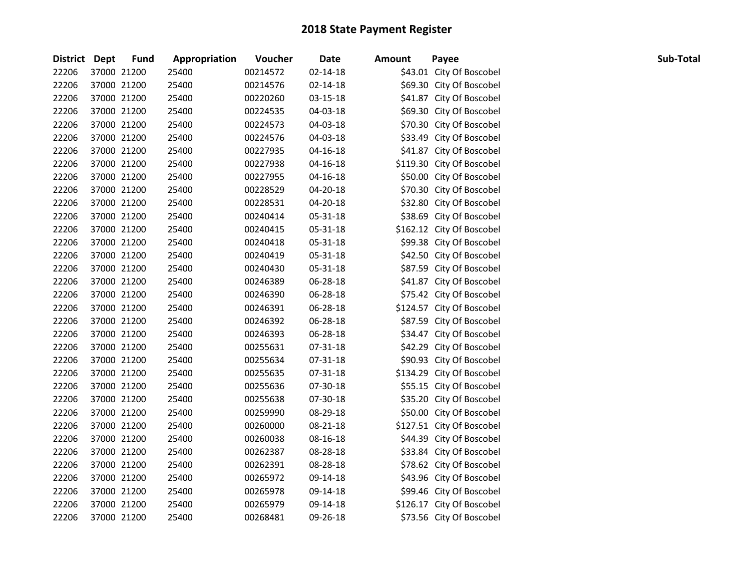# 2018 State Payment Register

| District | Dept | Fund | Appropriation | Voucher | Date | Amount | Payee | Sub-Total |
|---|---|---|---|---|---|---|---|---|
| 22206 | 37000 | 21200 | 25400 | 00214572 | 02-14-18 | $43.01 | City Of Boscobel | |
| 22206 | 37000 | 21200 | 25400 | 00214576 | 02-14-18 | $69.30 | City Of Boscobel | |
| 22206 | 37000 | 21200 | 25400 | 00220260 | 03-15-18 | $41.87 | City Of Boscobel | |
| 22206 | 37000 | 21200 | 25400 | 00224535 | 04-03-18 | $69.30 | City Of Boscobel | |
| 22206 | 37000 | 21200 | 25400 | 00224573 | 04-03-18 | $70.30 | City Of Boscobel | |
| 22206 | 37000 | 21200 | 25400 | 00224576 | 04-03-18 | $33.49 | City Of Boscobel | |
| 22206 | 37000 | 21200 | 25400 | 00227935 | 04-16-18 | $41.87 | City Of Boscobel | |
| 22206 | 37000 | 21200 | 25400 | 00227938 | 04-16-18 | $119.30 | City Of Boscobel | |
| 22206 | 37000 | 21200 | 25400 | 00227955 | 04-16-18 | $50.00 | City Of Boscobel | |
| 22206 | 37000 | 21200 | 25400 | 00228529 | 04-20-18 | $70.30 | City Of Boscobel | |
| 22206 | 37000 | 21200 | 25400 | 00228531 | 04-20-18 | $32.80 | City Of Boscobel | |
| 22206 | 37000 | 21200 | 25400 | 00240414 | 05-31-18 | $38.69 | City Of Boscobel | |
| 22206 | 37000 | 21200 | 25400 | 00240415 | 05-31-18 | $162.12 | City Of Boscobel | |
| 22206 | 37000 | 21200 | 25400 | 00240418 | 05-31-18 | $99.38 | City Of Boscobel | |
| 22206 | 37000 | 21200 | 25400 | 00240419 | 05-31-18 | $42.50 | City Of Boscobel | |
| 22206 | 37000 | 21200 | 25400 | 00240430 | 05-31-18 | $87.59 | City Of Boscobel | |
| 22206 | 37000 | 21200 | 25400 | 00246389 | 06-28-18 | $41.87 | City Of Boscobel | |
| 22206 | 37000 | 21200 | 25400 | 00246390 | 06-28-18 | $75.42 | City Of Boscobel | |
| 22206 | 37000 | 21200 | 25400 | 00246391 | 06-28-18 | $124.57 | City Of Boscobel | |
| 22206 | 37000 | 21200 | 25400 | 00246392 | 06-28-18 | $87.59 | City Of Boscobel | |
| 22206 | 37000 | 21200 | 25400 | 00246393 | 06-28-18 | $34.47 | City Of Boscobel | |
| 22206 | 37000 | 21200 | 25400 | 00255631 | 07-31-18 | $42.29 | City Of Boscobel | |
| 22206 | 37000 | 21200 | 25400 | 00255634 | 07-31-18 | $90.93 | City Of Boscobel | |
| 22206 | 37000 | 21200 | 25400 | 00255635 | 07-31-18 | $134.29 | City Of Boscobel | |
| 22206 | 37000 | 21200 | 25400 | 00255636 | 07-30-18 | $55.15 | City Of Boscobel | |
| 22206 | 37000 | 21200 | 25400 | 00255638 | 07-30-18 | $35.20 | City Of Boscobel | |
| 22206 | 37000 | 21200 | 25400 | 00259990 | 08-29-18 | $50.00 | City Of Boscobel | |
| 22206 | 37000 | 21200 | 25400 | 00260000 | 08-21-18 | $127.51 | City Of Boscobel | |
| 22206 | 37000 | 21200 | 25400 | 00260038 | 08-16-18 | $44.39 | City Of Boscobel | |
| 22206 | 37000 | 21200 | 25400 | 00262387 | 08-28-18 | $33.84 | City Of Boscobel | |
| 22206 | 37000 | 21200 | 25400 | 00262391 | 08-28-18 | $78.62 | City Of Boscobel | |
| 22206 | 37000 | 21200 | 25400 | 00265972 | 09-14-18 | $43.96 | City Of Boscobel | |
| 22206 | 37000 | 21200 | 25400 | 00265978 | 09-14-18 | $99.46 | City Of Boscobel | |
| 22206 | 37000 | 21200 | 25400 | 00265979 | 09-14-18 | $126.17 | City Of Boscobel | |
| 22206 | 37000 | 21200 | 25400 | 00268481 | 09-26-18 | $73.56 | City Of Boscobel | |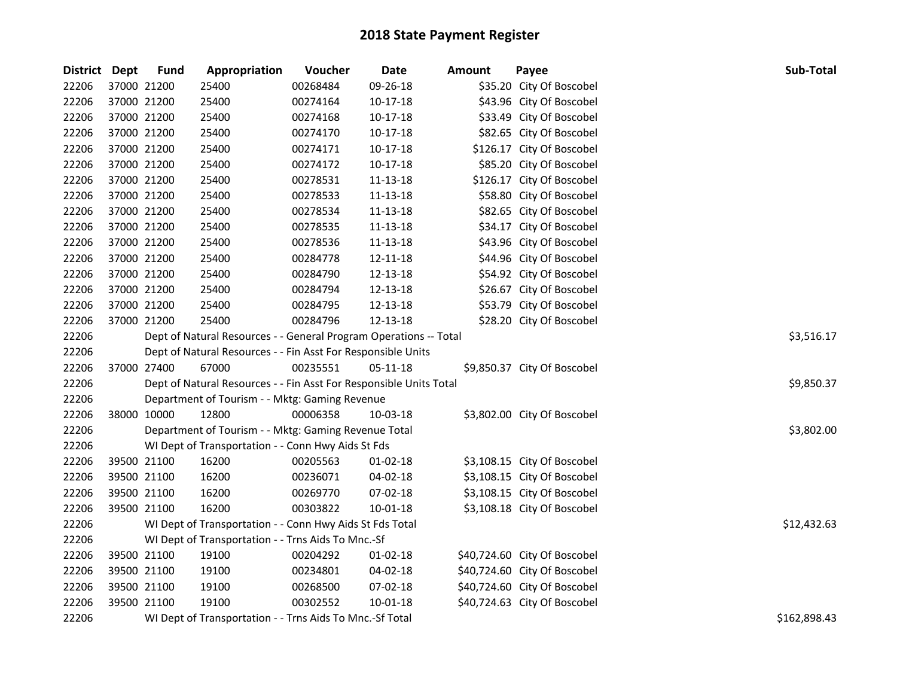# 2018 State Payment Register

| District | Dept | Fund | Appropriation | Voucher | Date | Amount | Payee | Sub-Total |
|---|---|---|---|---|---|---|---|---|
| 22206 | 37000 | 21200 | 25400 | 00268484 | 09-26-18 | $35.20 | City Of Boscobel | |
| 22206 | 37000 | 21200 | 25400 | 00274164 | 10-17-18 | $43.96 | City Of Boscobel | |
| 22206 | 37000 | 21200 | 25400 | 00274168 | 10-17-18 | $33.49 | City Of Boscobel | |
| 22206 | 37000 | 21200 | 25400 | 00274170 | 10-17-18 | $82.65 | City Of Boscobel | |
| 22206 | 37000 | 21200 | 25400 | 00274171 | 10-17-18 | $126.17 | City Of Boscobel | |
| 22206 | 37000 | 21200 | 25400 | 00274172 | 10-17-18 | $85.20 | City Of Boscobel | |
| 22206 | 37000 | 21200 | 25400 | 00278531 | 11-13-18 | $126.17 | City Of Boscobel | |
| 22206 | 37000 | 21200 | 25400 | 00278533 | 11-13-18 | $58.80 | City Of Boscobel | |
| 22206 | 37000 | 21200 | 25400 | 00278534 | 11-13-18 | $82.65 | City Of Boscobel | |
| 22206 | 37000 | 21200 | 25400 | 00278535 | 11-13-18 | $34.17 | City Of Boscobel | |
| 22206 | 37000 | 21200 | 25400 | 00278536 | 11-13-18 | $43.96 | City Of Boscobel | |
| 22206 | 37000 | 21200 | 25400 | 00284778 | 12-11-18 | $44.96 | City Of Boscobel | |
| 22206 | 37000 | 21200 | 25400 | 00284790 | 12-13-18 | $54.92 | City Of Boscobel | |
| 22206 | 37000 | 21200 | 25400 | 00284794 | 12-13-18 | $26.67 | City Of Boscobel | |
| 22206 | 37000 | 21200 | 25400 | 00284795 | 12-13-18 | $53.79 | City Of Boscobel | |
| 22206 | 37000 | 21200 | 25400 | 00284796 | 12-13-18 | $28.20 | City Of Boscobel | |
| 22206 | | Dept of Natural Resources - - General Program Operations -- Total | | | | | | $3,516.17 |
| 22206 | | Dept of Natural Resources - - Fin Asst For Responsible Units | | | | | | |
| 22206 | 37000 | 27400 | 67000 | 00235551 | 05-11-18 | $9,850.37 | City Of Boscobel | |
| 22206 | | Dept of Natural Resources - - Fin Asst For Responsible Units Total | | | | | | $9,850.37 |
| 22206 | | Department of Tourism - - Mktg: Gaming Revenue | | | | | | |
| 22206 | 38000 | 10000 | 12800 | 00006358 | 10-03-18 | $3,802.00 | City Of Boscobel | |
| 22206 | | Department of Tourism - - Mktg: Gaming Revenue Total | | | | | | $3,802.00 |
| 22206 | | WI Dept of Transportation - - Conn Hwy Aids St Fds | | | | | | |
| 22206 | 39500 | 21100 | 16200 | 00205563 | 01-02-18 | $3,108.15 | City Of Boscobel | |
| 22206 | 39500 | 21100 | 16200 | 00236071 | 04-02-18 | $3,108.15 | City Of Boscobel | |
| 22206 | 39500 | 21100 | 16200 | 00269770 | 07-02-18 | $3,108.15 | City Of Boscobel | |
| 22206 | 39500 | 21100 | 16200 | 00303822 | 10-01-18 | $3,108.18 | City Of Boscobel | |
| 22206 | | WI Dept of Transportation - - Conn Hwy Aids St Fds Total | | | | | | $12,432.63 |
| 22206 | | WI Dept of Transportation - - Trns Aids To Mnc.-Sf | | | | | | |
| 22206 | 39500 | 21100 | 19100 | 00204292 | 01-02-18 | $40,724.60 | City Of Boscobel | |
| 22206 | 39500 | 21100 | 19100 | 00234801 | 04-02-18 | $40,724.60 | City Of Boscobel | |
| 22206 | 39500 | 21100 | 19100 | 00268500 | 07-02-18 | $40,724.60 | City Of Boscobel | |
| 22206 | 39500 | 21100 | 19100 | 00302552 | 10-01-18 | $40,724.63 | City Of Boscobel | |
| 22206 | | WI Dept of Transportation - - Trns Aids To Mnc.-Sf Total | | | | | | $162,898.43 |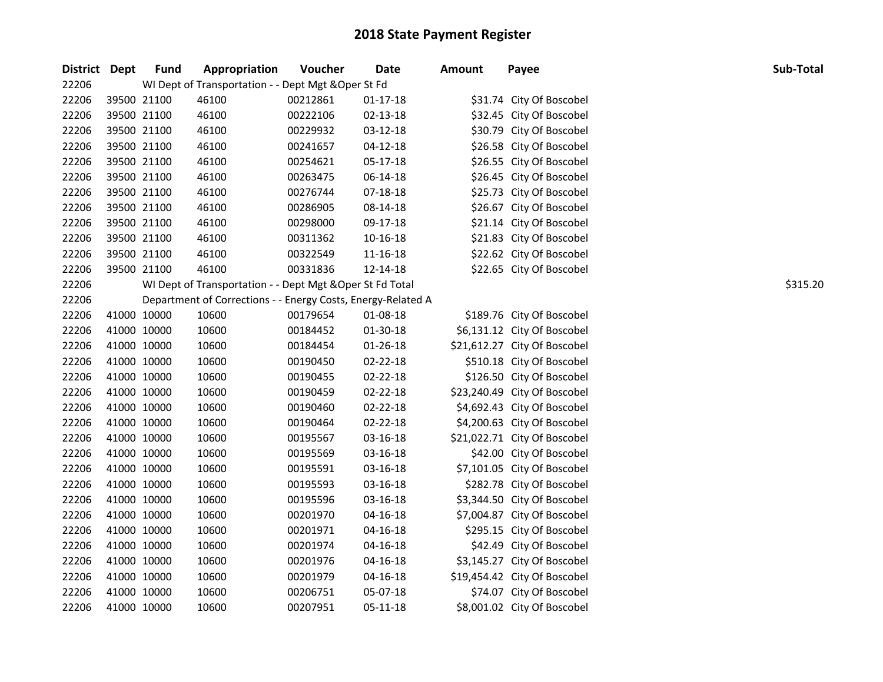## 2018 State Payment Register

| District | Dept | Fund | Appropriation | Voucher | Date | Amount | Payee | Sub-Total |
|---|---|---|---|---|---|---|---|---|
| 22206 | | WI Dept of Transportation - - Dept Mgt &Oper St Fd | | | | | | |
| 22206 | 39500 | 21100 | 46100 | 00212861 | 01-17-18 | $31.74 | City Of Boscobel | |
| 22206 | 39500 | 21100 | 46100 | 00222106 | 02-13-18 | $32.45 | City Of Boscobel | |
| 22206 | 39500 | 21100 | 46100 | 00229932 | 03-12-18 | $30.79 | City Of Boscobel | |
| 22206 | 39500 | 21100 | 46100 | 00241657 | 04-12-18 | $26.58 | City Of Boscobel | |
| 22206 | 39500 | 21100 | 46100 | 00254621 | 05-17-18 | $26.55 | City Of Boscobel | |
| 22206 | 39500 | 21100 | 46100 | 00263475 | 06-14-18 | $26.45 | City Of Boscobel | |
| 22206 | 39500 | 21100 | 46100 | 00276744 | 07-18-18 | $25.73 | City Of Boscobel | |
| 22206 | 39500 | 21100 | 46100 | 00286905 | 08-14-18 | $26.67 | City Of Boscobel | |
| 22206 | 39500 | 21100 | 46100 | 00298000 | 09-17-18 | $21.14 | City Of Boscobel | |
| 22206 | 39500 | 21100 | 46100 | 00311362 | 10-16-18 | $21.83 | City Of Boscobel | |
| 22206 | 39500 | 21100 | 46100 | 00322549 | 11-16-18 | $22.62 | City Of Boscobel | |
| 22206 | 39500 | 21100 | 46100 | 00331836 | 12-14-18 | $22.65 | City Of Boscobel | |
| 22206 | | WI Dept of Transportation - - Dept Mgt &Oper St Fd Total | | | | | | $315.20 |
| 22206 | | Department of Corrections - - Energy Costs, Energy-Related A | | | | | | |
| 22206 | 41000 | 10000 | 10600 | 00179654 | 01-08-18 | $189.76 | City Of Boscobel | |
| 22206 | 41000 | 10000 | 10600 | 00184452 | 01-30-18 | $6,131.12 | City Of Boscobel | |
| 22206 | 41000 | 10000 | 10600 | 00184454 | 01-26-18 | $21,612.27 | City Of Boscobel | |
| 22206 | 41000 | 10000 | 10600 | 00190450 | 02-22-18 | $510.18 | City Of Boscobel | |
| 22206 | 41000 | 10000 | 10600 | 00190455 | 02-22-18 | $126.50 | City Of Boscobel | |
| 22206 | 41000 | 10000 | 10600 | 00190459 | 02-22-18 | $23,240.49 | City Of Boscobel | |
| 22206 | 41000 | 10000 | 10600 | 00190460 | 02-22-18 | $4,692.43 | City Of Boscobel | |
| 22206 | 41000 | 10000 | 10600 | 00190464 | 02-22-18 | $4,200.63 | City Of Boscobel | |
| 22206 | 41000 | 10000 | 10600 | 00195567 | 03-16-18 | $21,022.71 | City Of Boscobel | |
| 22206 | 41000 | 10000 | 10600 | 00195569 | 03-16-18 | $42.00 | City Of Boscobel | |
| 22206 | 41000 | 10000 | 10600 | 00195591 | 03-16-18 | $7,101.05 | City Of Boscobel | |
| 22206 | 41000 | 10000 | 10600 | 00195593 | 03-16-18 | $282.78 | City Of Boscobel | |
| 22206 | 41000 | 10000 | 10600 | 00195596 | 03-16-18 | $3,344.50 | City Of Boscobel | |
| 22206 | 41000 | 10000 | 10600 | 00201970 | 04-16-18 | $7,004.87 | City Of Boscobel | |
| 22206 | 41000 | 10000 | 10600 | 00201971 | 04-16-18 | $295.15 | City Of Boscobel | |
| 22206 | 41000 | 10000 | 10600 | 00201974 | 04-16-18 | $42.49 | City Of Boscobel | |
| 22206 | 41000 | 10000 | 10600 | 00201976 | 04-16-18 | $3,145.27 | City Of Boscobel | |
| 22206 | 41000 | 10000 | 10600 | 00201979 | 04-16-18 | $19,454.42 | City Of Boscobel | |
| 22206 | 41000 | 10000 | 10600 | 00206751 | 05-07-18 | $74.07 | City Of Boscobel | |
| 22206 | 41000 | 10000 | 10600 | 00207951 | 05-11-18 | $8,001.02 | City Of Boscobel | |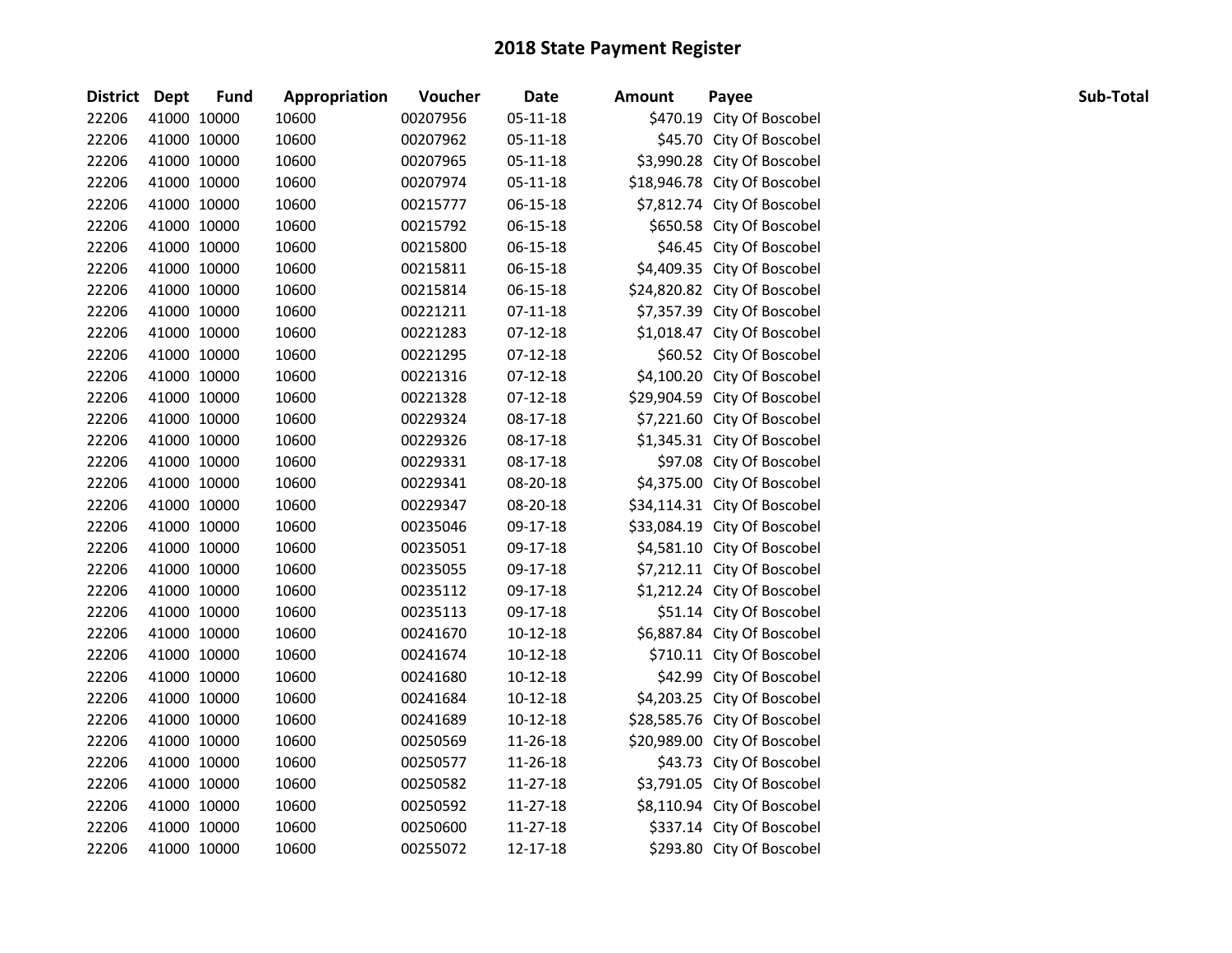# 2018 State Payment Register

| District | Dept | Fund | Appropriation | Voucher | Date | Amount | Payee | Sub-Total |
|---|---|---|---|---|---|---|---|---|
| 22206 | 41000 | 10000 | 10600 | 00207956 | 05-11-18 | $470.19 | City Of Boscobel | |
| 22206 | 41000 | 10000 | 10600 | 00207962 | 05-11-18 | $45.70 | City Of Boscobel | |
| 22206 | 41000 | 10000 | 10600 | 00207965 | 05-11-18 | $3,990.28 | City Of Boscobel | |
| 22206 | 41000 | 10000 | 10600 | 00207974 | 05-11-18 | $18,946.78 | City Of Boscobel | |
| 22206 | 41000 | 10000 | 10600 | 00215777 | 06-15-18 | $7,812.74 | City Of Boscobel | |
| 22206 | 41000 | 10000 | 10600 | 00215792 | 06-15-18 | $650.58 | City Of Boscobel | |
| 22206 | 41000 | 10000 | 10600 | 00215800 | 06-15-18 | $46.45 | City Of Boscobel | |
| 22206 | 41000 | 10000 | 10600 | 00215811 | 06-15-18 | $4,409.35 | City Of Boscobel | |
| 22206 | 41000 | 10000 | 10600 | 00215814 | 06-15-18 | $24,820.82 | City Of Boscobel | |
| 22206 | 41000 | 10000 | 10600 | 00221211 | 07-11-18 | $7,357.39 | City Of Boscobel | |
| 22206 | 41000 | 10000 | 10600 | 00221283 | 07-12-18 | $1,018.47 | City Of Boscobel | |
| 22206 | 41000 | 10000 | 10600 | 00221295 | 07-12-18 | $60.52 | City Of Boscobel | |
| 22206 | 41000 | 10000 | 10600 | 00221316 | 07-12-18 | $4,100.20 | City Of Boscobel | |
| 22206 | 41000 | 10000 | 10600 | 00221328 | 07-12-18 | $29,904.59 | City Of Boscobel | |
| 22206 | 41000 | 10000 | 10600 | 00229324 | 08-17-18 | $7,221.60 | City Of Boscobel | |
| 22206 | 41000 | 10000 | 10600 | 00229326 | 08-17-18 | $1,345.31 | City Of Boscobel | |
| 22206 | 41000 | 10000 | 10600 | 00229331 | 08-17-18 | $97.08 | City Of Boscobel | |
| 22206 | 41000 | 10000 | 10600 | 00229341 | 08-20-18 | $4,375.00 | City Of Boscobel | |
| 22206 | 41000 | 10000 | 10600 | 00229347 | 08-20-18 | $34,114.31 | City Of Boscobel | |
| 22206 | 41000 | 10000 | 10600 | 00235046 | 09-17-18 | $33,084.19 | City Of Boscobel | |
| 22206 | 41000 | 10000 | 10600 | 00235051 | 09-17-18 | $4,581.10 | City Of Boscobel | |
| 22206 | 41000 | 10000 | 10600 | 00235055 | 09-17-18 | $7,212.11 | City Of Boscobel | |
| 22206 | 41000 | 10000 | 10600 | 00235112 | 09-17-18 | $1,212.24 | City Of Boscobel | |
| 22206 | 41000 | 10000 | 10600 | 00235113 | 09-17-18 | $51.14 | City Of Boscobel | |
| 22206 | 41000 | 10000 | 10600 | 00241670 | 10-12-18 | $6,887.84 | City Of Boscobel | |
| 22206 | 41000 | 10000 | 10600 | 00241674 | 10-12-18 | $710.11 | City Of Boscobel | |
| 22206 | 41000 | 10000 | 10600 | 00241680 | 10-12-18 | $42.99 | City Of Boscobel | |
| 22206 | 41000 | 10000 | 10600 | 00241684 | 10-12-18 | $4,203.25 | City Of Boscobel | |
| 22206 | 41000 | 10000 | 10600 | 00241689 | 10-12-18 | $28,585.76 | City Of Boscobel | |
| 22206 | 41000 | 10000 | 10600 | 00250569 | 11-26-18 | $20,989.00 | City Of Boscobel | |
| 22206 | 41000 | 10000 | 10600 | 00250577 | 11-26-18 | $43.73 | City Of Boscobel | |
| 22206 | 41000 | 10000 | 10600 | 00250582 | 11-27-18 | $3,791.05 | City Of Boscobel | |
| 22206 | 41000 | 10000 | 10600 | 00250592 | 11-27-18 | $8,110.94 | City Of Boscobel | |
| 22206 | 41000 | 10000 | 10600 | 00250600 | 11-27-18 | $337.14 | City Of Boscobel | |
| 22206 | 41000 | 10000 | 10600 | 00255072 | 12-17-18 | $293.80 | City Of Boscobel | |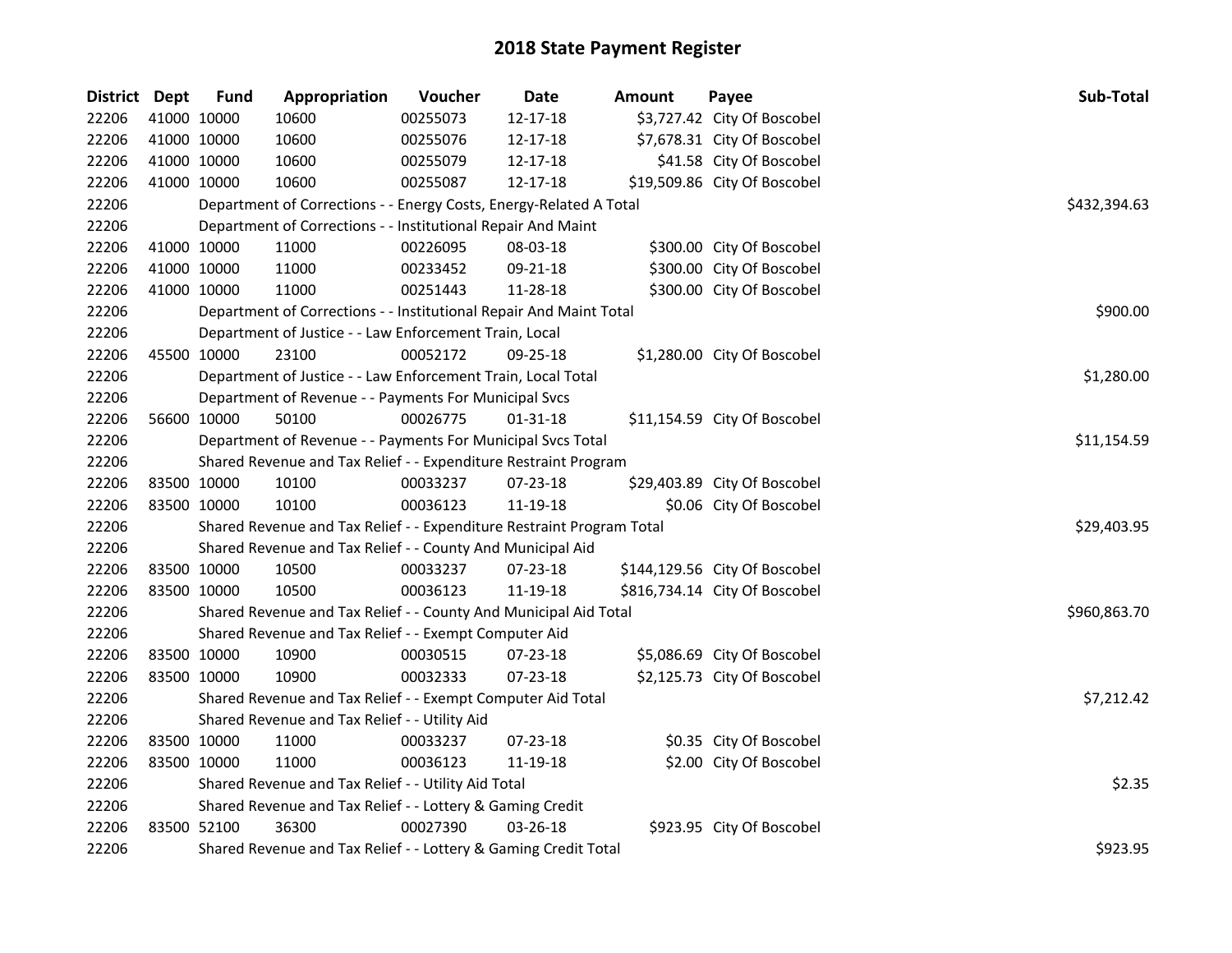# 2018 State Payment Register

| District | Dept | Fund | Appropriation | Voucher | Date | Amount | Payee | Sub-Total |
|---|---|---|---|---|---|---|---|---|
| 22206 | 41000 | 10000 | 10600 | 00255073 | 12-17-18 | $3,727.42 | City Of Boscobel | |
| 22206 | 41000 | 10000 | 10600 | 00255076 | 12-17-18 | $7,678.31 | City Of Boscobel | |
| 22206 | 41000 | 10000 | 10600 | 00255079 | 12-17-18 | $41.58 | City Of Boscobel | |
| 22206 | 41000 | 10000 | 10600 | 00255087 | 12-17-18 | $19,509.86 | City Of Boscobel | |
| 22206 | | Department of Corrections - - Energy Costs, Energy-Related A Total | | | | | | $432,394.63 |
| 22206 | | Department of Corrections - - Institutional Repair And Maint | | | | | | |
| 22206 | 41000 | 10000 | 11000 | 00226095 | 08-03-18 | $300.00 | City Of Boscobel | |
| 22206 | 41000 | 10000 | 11000 | 00233452 | 09-21-18 | $300.00 | City Of Boscobel | |
| 22206 | 41000 | 10000 | 11000 | 00251443 | 11-28-18 | $300.00 | City Of Boscobel | |
| 22206 | | Department of Corrections - - Institutional Repair And Maint Total | | | | | | $900.00 |
| 22206 | | Department of Justice - - Law Enforcement Train, Local | | | | | | |
| 22206 | 45500 | 10000 | 23100 | 00052172 | 09-25-18 | $1,280.00 | City Of Boscobel | |
| 22206 | | Department of Justice - - Law Enforcement Train, Local Total | | | | | | $1,280.00 |
| 22206 | | Department of Revenue - - Payments For Municipal Svcs | | | | | | |
| 22206 | 56600 | 10000 | 50100 | 00026775 | 01-31-18 | $11,154.59 | City Of Boscobel | |
| 22206 | | Department of Revenue - - Payments For Municipal Svcs Total | | | | | | $11,154.59 |
| 22206 | | Shared Revenue and Tax Relief - - Expenditure Restraint Program | | | | | | |
| 22206 | 83500 | 10000 | 10100 | 00033237 | 07-23-18 | $29,403.89 | City Of Boscobel | |
| 22206 | 83500 | 10000 | 10100 | 00036123 | 11-19-18 | $0.06 | City Of Boscobel | |
| 22206 | | Shared Revenue and Tax Relief - - Expenditure Restraint Program Total | | | | | | $29,403.95 |
| 22206 | | Shared Revenue and Tax Relief - - County And Municipal Aid | | | | | | |
| 22206 | 83500 | 10000 | 10500 | 00033237 | 07-23-18 | $144,129.56 | City Of Boscobel | |
| 22206 | 83500 | 10000 | 10500 | 00036123 | 11-19-18 | $816,734.14 | City Of Boscobel | |
| 22206 | | Shared Revenue and Tax Relief - - County And Municipal Aid Total | | | | | | $960,863.70 |
| 22206 | | Shared Revenue and Tax Relief - - Exempt Computer Aid | | | | | | |
| 22206 | 83500 | 10000 | 10900 | 00030515 | 07-23-18 | $5,086.69 | City Of Boscobel | |
| 22206 | 83500 | 10000 | 10900 | 00032333 | 07-23-18 | $2,125.73 | City Of Boscobel | |
| 22206 | | Shared Revenue and Tax Relief - - Exempt Computer Aid Total | | | | | | $7,212.42 |
| 22206 | | Shared Revenue and Tax Relief - - Utility Aid | | | | | | |
| 22206 | 83500 | 10000 | 11000 | 00033237 | 07-23-18 | $0.35 | City Of Boscobel | |
| 22206 | 83500 | 10000 | 11000 | 00036123 | 11-19-18 | $2.00 | City Of Boscobel | |
| 22206 | | Shared Revenue and Tax Relief - - Utility Aid Total | | | | | | $2.35 |
| 22206 | | Shared Revenue and Tax Relief - - Lottery & Gaming Credit | | | | | | |
| 22206 | 83500 | 52100 | 36300 | 00027390 | 03-26-18 | $923.95 | City Of Boscobel | |
| 22206 | | Shared Revenue and Tax Relief - - Lottery & Gaming Credit Total | | | | | | $923.95 |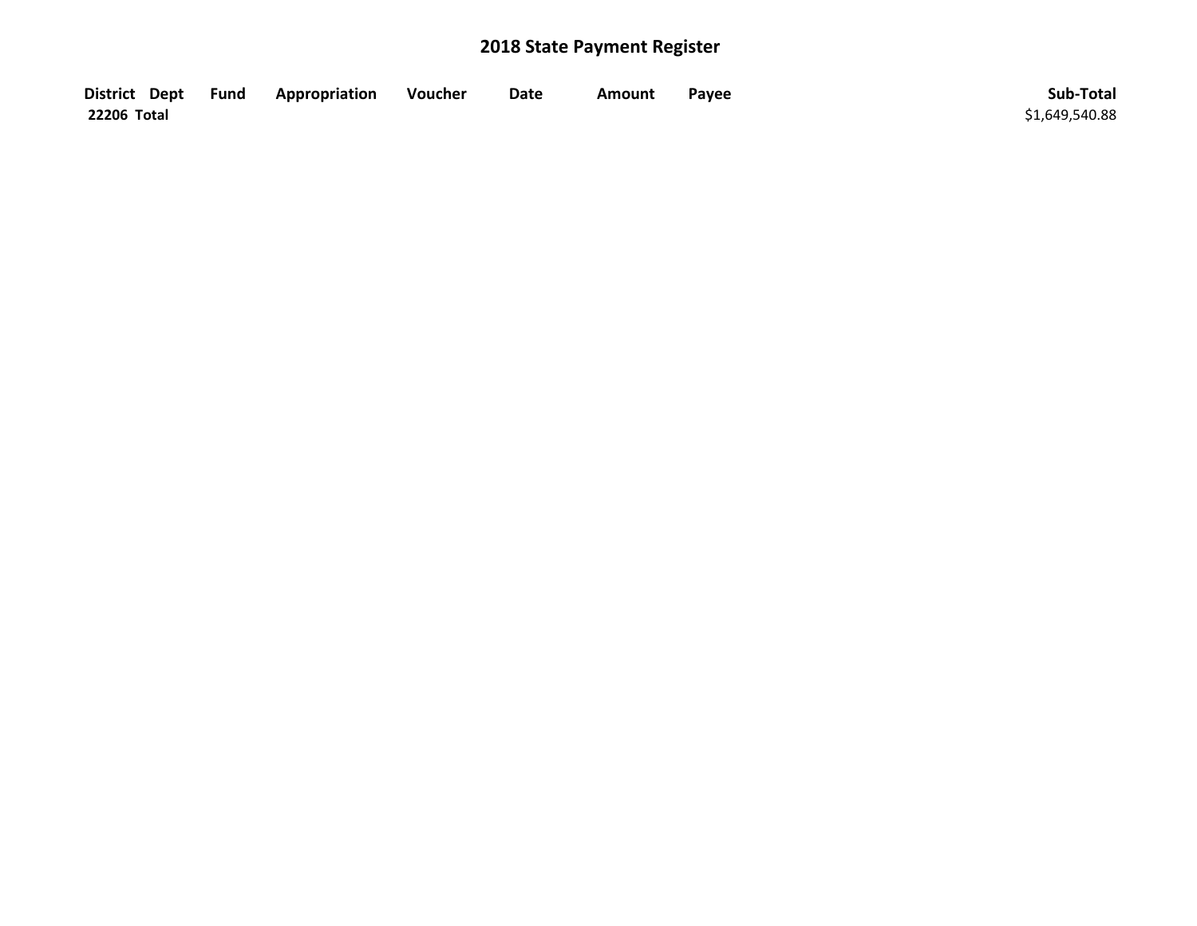## 2018 State Payment Register

| District | Dept | Fund | Appropriation | Voucher | Date | Amount | Payee | Sub-Total |
|---|---|---|---|---|---|---|---|---|
| **22206 Total** | | | | | | | | $1,649,540.88 |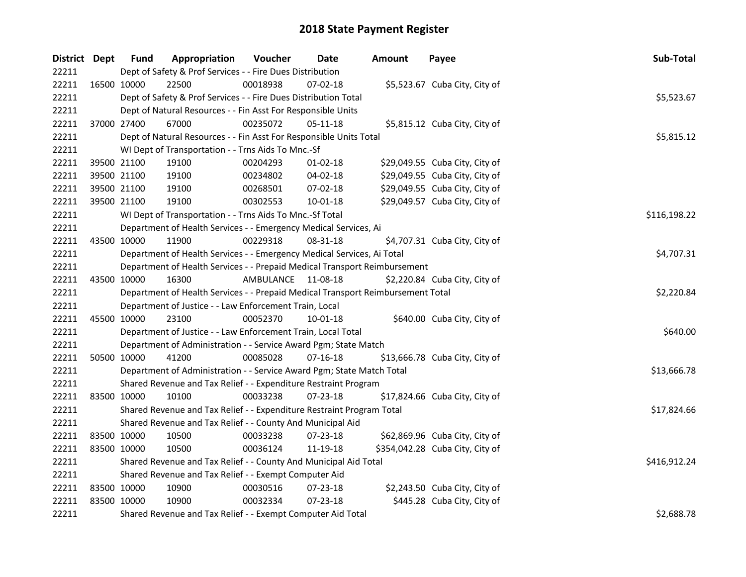# 2018 State Payment Register

| District | Dept | Fund | Appropriation | Voucher | Date | Amount | Payee | Sub-Total |
|---|---|---|---|---|---|---|---|---|
| 22211 | | Dept of Safety & Prof Services - - Fire Dues Distribution | | | | | | |
| 22211 | 16500 | 10000 | 22500 | 00018938 | 07-02-18 | $5,523.67 | Cuba City, City of | |
| 22211 | | Dept of Safety & Prof Services - - Fire Dues Distribution Total | | | | | | $5,523.67 |
| 22211 | | Dept of Natural Resources - - Fin Asst For Responsible Units | | | | | | |
| 22211 | 37000 | 27400 | 67000 | 00235072 | 05-11-18 | $5,815.12 | Cuba City, City of | |
| 22211 | | Dept of Natural Resources - - Fin Asst For Responsible Units Total | | | | | | $5,815.12 |
| 22211 | | WI Dept of Transportation - - Trns Aids To Mnc.-Sf | | | | | | |
| 22211 | 39500 | 21100 | 19100 | 00204293 | 01-02-18 | $29,049.55 | Cuba City, City of | |
| 22211 | 39500 | 21100 | 19100 | 00234802 | 04-02-18 | $29,049.55 | Cuba City, City of | |
| 22211 | 39500 | 21100 | 19100 | 00268501 | 07-02-18 | $29,049.55 | Cuba City, City of | |
| 22211 | 39500 | 21100 | 19100 | 00302553 | 10-01-18 | $29,049.57 | Cuba City, City of | |
| 22211 | | WI Dept of Transportation - - Trns Aids To Mnc.-Sf Total | | | | | | $116,198.22 |
| 22211 | | Department of Health Services - - Emergency Medical Services, Ai | | | | | | |
| 22211 | 43500 | 10000 | 11900 | 00229318 | 08-31-18 | $4,707.31 | Cuba City, City of | |
| 22211 | | Department of Health Services - - Emergency Medical Services, Ai Total | | | | | | $4,707.31 |
| 22211 | | Department of Health Services - - Prepaid Medical Transport Reimbursement | | | | | | |
| 22211 | 43500 | 10000 | 16300 | AMBULANCE | 11-08-18 | $2,220.84 | Cuba City, City of | |
| 22211 | | Department of Health Services - - Prepaid Medical Transport Reimbursement Total | | | | | | $2,220.84 |
| 22211 | | Department of Justice - - Law Enforcement Train, Local | | | | | | |
| 22211 | 45500 | 10000 | 23100 | 00052370 | 10-01-18 | $640.00 | Cuba City, City of | |
| 22211 | | Department of Justice - - Law Enforcement Train, Local Total | | | | | | $640.00 |
| 22211 | | Department of Administration - - Service Award Pgm; State Match | | | | | | |
| 22211 | 50500 | 10000 | 41200 | 00085028 | 07-16-18 | $13,666.78 | Cuba City, City of | |
| 22211 | | Department of Administration - - Service Award Pgm; State Match Total | | | | | | $13,666.78 |
| 22211 | | Shared Revenue and Tax Relief - - Expenditure Restraint Program | | | | | | |
| 22211 | 83500 | 10000 | 10100 | 00033238 | 07-23-18 | $17,824.66 | Cuba City, City of | |
| 22211 | | Shared Revenue and Tax Relief - - Expenditure Restraint Program Total | | | | | | $17,824.66 |
| 22211 | | Shared Revenue and Tax Relief - - County And Municipal Aid | | | | | | |
| 22211 | 83500 | 10000 | 10500 | 00033238 | 07-23-18 | $62,869.96 | Cuba City, City of | |
| 22211 | 83500 | 10000 | 10500 | 00036124 | 11-19-18 | $354,042.28 | Cuba City, City of | |
| 22211 | | Shared Revenue and Tax Relief - - County And Municipal Aid Total | | | | | | $416,912.24 |
| 22211 | | Shared Revenue and Tax Relief - - Exempt Computer Aid | | | | | | |
| 22211 | 83500 | 10000 | 10900 | 00030516 | 07-23-18 | $2,243.50 | Cuba City, City of | |
| 22211 | 83500 | 10000 | 10900 | 00032334 | 07-23-18 | $445.28 | Cuba City, City of | |
| 22211 | | Shared Revenue and Tax Relief - - Exempt Computer Aid Total | | | | | | $2,688.78 |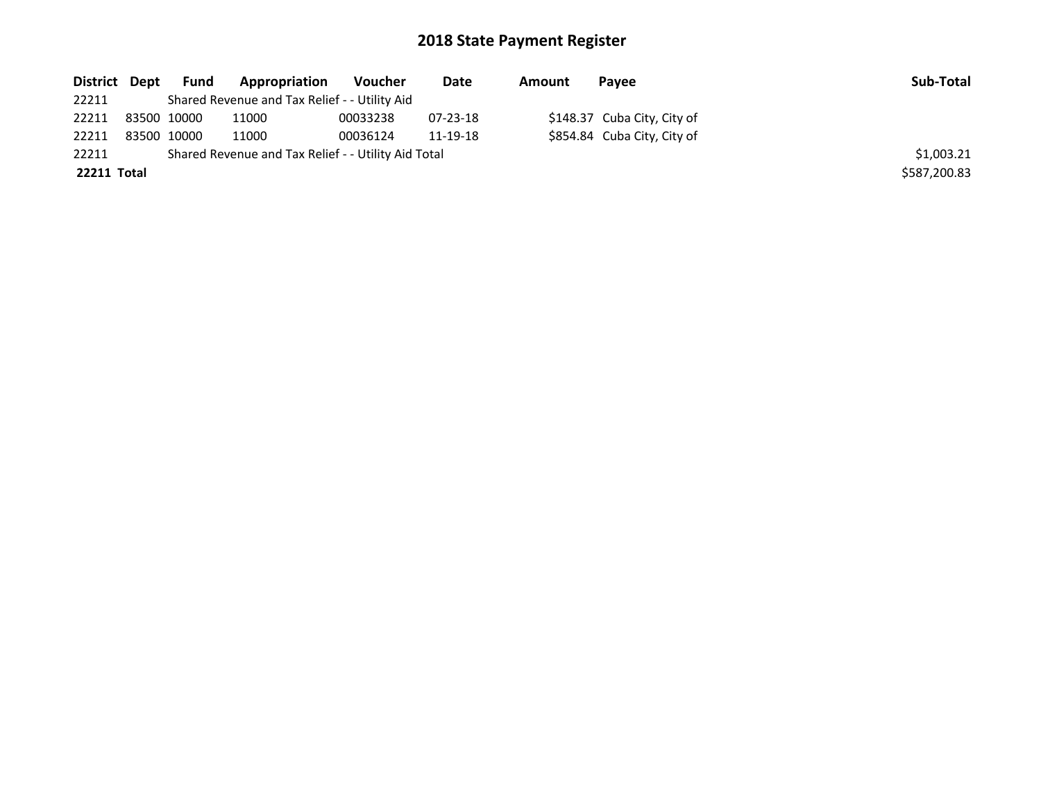# 2018 State Payment Register

| District | Dept | Fund | Appropriation | Voucher | Date | Amount | Payee | Sub-Total |
|---|---|---|---|---|---|---|---|---|
| 22211 | | Shared Revenue and Tax Relief - - Utility Aid | | | | | | |
| 22211 | 83500 | 10000 | 11000 | 00033238 | 07-23-18 | $148.37 | Cuba City, City of | |
| 22211 | 83500 | 10000 | 11000 | 00036124 | 11-19-18 | $854.84 | Cuba City, City of | |
| 22211 | | Shared Revenue and Tax Relief - - Utility Aid Total | | | | | | $1,003.21 |
| **22211** | **Total** | | | | | | | $587,200.83 |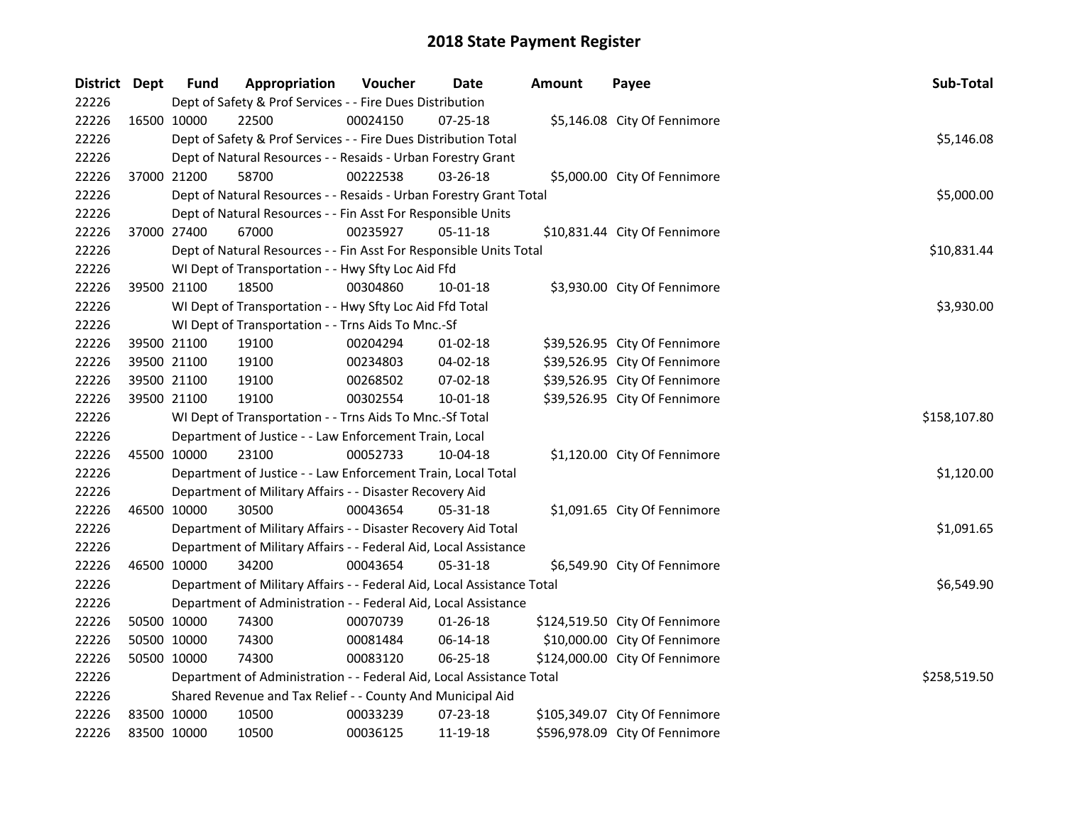# 2018 State Payment Register

| District | Dept | Fund | Appropriation | Voucher | Date | Amount | Payee | Sub-Total |
|---|---|---|---|---|---|---|---|---|
| 22226 | | | Dept of Safety & Prof Services - - Fire Dues Distribution | | | | | |
| 22226 | 16500 | 10000 | 22500 | 00024150 | 07-25-18 | $5,146.08 | City Of Fennimore | |
| 22226 | | | Dept of Safety & Prof Services - - Fire Dues Distribution Total | | | | | $5,146.08 |
| 22226 | | | Dept of Natural Resources - - Resaids - Urban Forestry Grant | | | | | |
| 22226 | 37000 | 21200 | 58700 | 00222538 | 03-26-18 | $5,000.00 | City Of Fennimore | |
| 22226 | | | Dept of Natural Resources - - Resaids - Urban Forestry Grant Total | | | | | $5,000.00 |
| 22226 | | | Dept of Natural Resources - - Fin Asst For Responsible Units | | | | | |
| 22226 | 37000 | 27400 | 67000 | 00235927 | 05-11-18 | $10,831.44 | City Of Fennimore | |
| 22226 | | | Dept of Natural Resources - - Fin Asst For Responsible Units Total | | | | | $10,831.44 |
| 22226 | | | WI Dept of Transportation - - Hwy Sfty Loc Aid Ffd | | | | | |
| 22226 | 39500 | 21100 | 18500 | 00304860 | 10-01-18 | $3,930.00 | City Of Fennimore | |
| 22226 | | | WI Dept of Transportation - - Hwy Sfty Loc Aid Ffd Total | | | | | $3,930.00 |
| 22226 | | | WI Dept of Transportation - - Trns Aids To Mnc.-Sf | | | | | |
| 22226 | 39500 | 21100 | 19100 | 00204294 | 01-02-18 | $39,526.95 | City Of Fennimore | |
| 22226 | 39500 | 21100 | 19100 | 00234803 | 04-02-18 | $39,526.95 | City Of Fennimore | |
| 22226 | 39500 | 21100 | 19100 | 00268502 | 07-02-18 | $39,526.95 | City Of Fennimore | |
| 22226 | 39500 | 21100 | 19100 | 00302554 | 10-01-18 | $39,526.95 | City Of Fennimore | |
| 22226 | | | WI Dept of Transportation - - Trns Aids To Mnc.-Sf Total | | | | | $158,107.80 |
| 22226 | | | Department of Justice - - Law Enforcement Train, Local | | | | | |
| 22226 | 45500 | 10000 | 23100 | 00052733 | 10-04-18 | $1,120.00 | City Of Fennimore | |
| 22226 | | | Department of Justice - - Law Enforcement Train, Local Total | | | | | $1,120.00 |
| 22226 | | | Department of Military Affairs - - Disaster Recovery Aid | | | | | |
| 22226 | 46500 | 10000 | 30500 | 00043654 | 05-31-18 | $1,091.65 | City Of Fennimore | |
| 22226 | | | Department of Military Affairs - - Disaster Recovery Aid Total | | | | | $1,091.65 |
| 22226 | | | Department of Military Affairs - - Federal Aid, Local Assistance | | | | | |
| 22226 | 46500 | 10000 | 34200 | 00043654 | 05-31-18 | $6,549.90 | City Of Fennimore | |
| 22226 | | | Department of Military Affairs - - Federal Aid, Local Assistance Total | | | | | $6,549.90 |
| 22226 | | | Department of Administration - - Federal Aid, Local Assistance | | | | | |
| 22226 | 50500 | 10000 | 74300 | 00070739 | 01-26-18 | $124,519.50 | City Of Fennimore | |
| 22226 | 50500 | 10000 | 74300 | 00081484 | 06-14-18 | $10,000.00 | City Of Fennimore | |
| 22226 | 50500 | 10000 | 74300 | 00083120 | 06-25-18 | $124,000.00 | City Of Fennimore | |
| 22226 | | | Department of Administration - - Federal Aid, Local Assistance Total | | | | | $258,519.50 |
| 22226 | | | Shared Revenue and Tax Relief - - County And Municipal Aid | | | | | |
| 22226 | 83500 | 10000 | 10500 | 00033239 | 07-23-18 | $105,349.07 | City Of Fennimore | |
| 22226 | 83500 | 10000 | 10500 | 00036125 | 11-19-18 | $596,978.09 | City Of Fennimore | |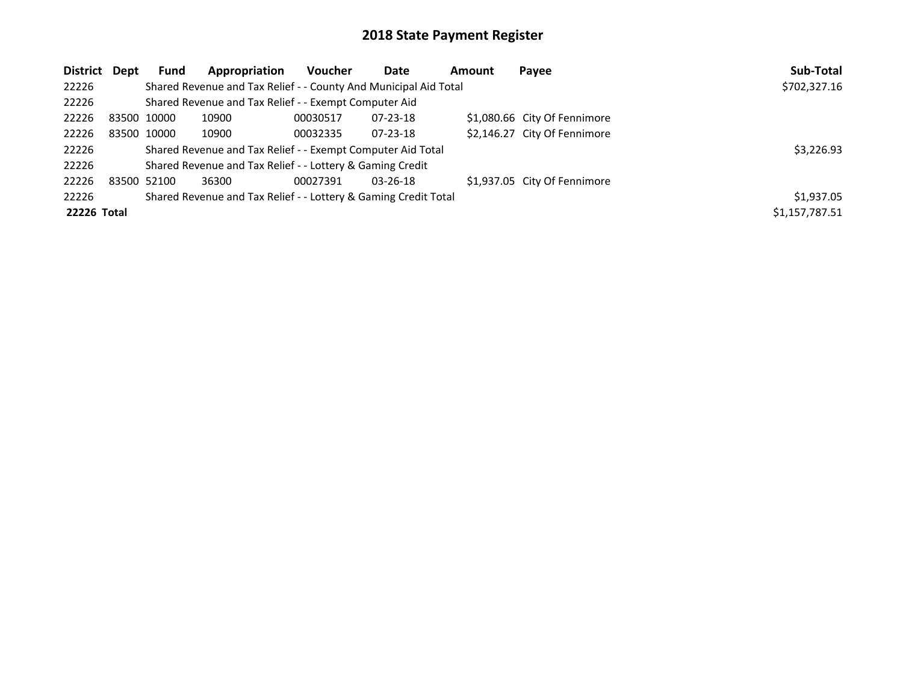# 2018 State Payment Register

| District | Dept | Fund | Appropriation | Voucher | Date | Amount | Payee | Sub-Total |
|---|---|---|---|---|---|---|---|---|
| 22226 | | Shared Revenue and Tax Relief - - County And Municipal Aid Total | | | | | | $702,327.16 |
| 22226 | | Shared Revenue and Tax Relief - - Exempt Computer Aid | | | | | | |
| 22226 | 83500 | 10000 | 10900 | 00030517 | 07-23-18 | $1,080.66 | City Of Fennimore | |
| 22226 | 83500 | 10000 | 10900 | 00032335 | 07-23-18 | $2,146.27 | City Of Fennimore | |
| 22226 | | Shared Revenue and Tax Relief - - Exempt Computer Aid Total | | | | | | $3,226.93 |
| 22226 | | Shared Revenue and Tax Relief - - Lottery & Gaming Credit | | | | | | |
| 22226 | 83500 | 52100 | 36300 | 00027391 | 03-26-18 | $1,937.05 | City Of Fennimore | |
| 22226 | | Shared Revenue and Tax Relief - - Lottery & Gaming Credit Total | | | | | | $1,937.05 |
| **22226 Total** | | | | | | | | $1,157,787.51 |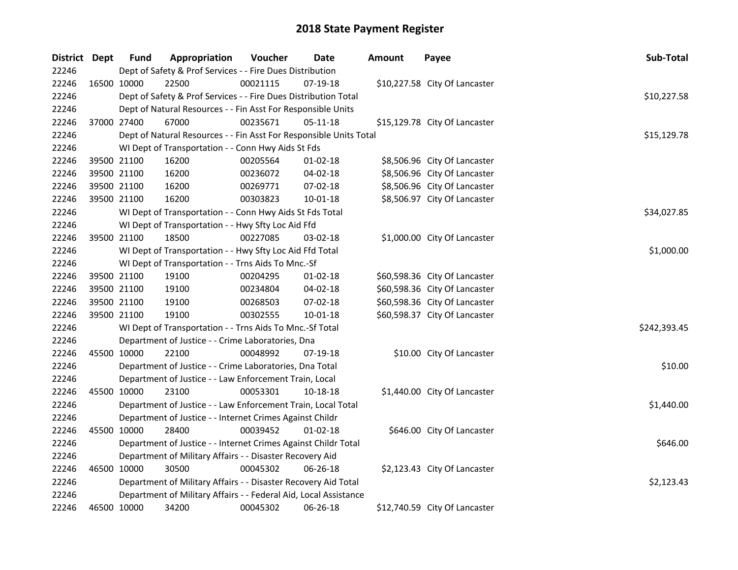# 2018 State Payment Register

| District | Dept | Fund | Appropriation | Voucher | Date | Amount | Payee | Sub-Total |
|---|---|---|---|---|---|---|---|---|
| 22246 | | Dept of Safety & Prof Services - - Fire Dues Distribution | | | | | | |
| 22246 | 16500 | 10000 | 22500 | 00021115 | 07-19-18 | $10,227.58 | City Of Lancaster | |
| 22246 | | Dept of Safety & Prof Services - - Fire Dues Distribution Total | | | | | | $10,227.58 |
| 22246 | | Dept of Natural Resources - - Fin Asst For Responsible Units | | | | | | |
| 22246 | 37000 | 27400 | 67000 | 00235671 | 05-11-18 | $15,129.78 | City Of Lancaster | |
| 22246 | | Dept of Natural Resources - - Fin Asst For Responsible Units Total | | | | | | $15,129.78 |
| 22246 | | WI Dept of Transportation - - Conn Hwy Aids St Fds | | | | | | |
| 22246 | 39500 | 21100 | 16200 | 00205564 | 01-02-18 | $8,506.96 | City Of Lancaster | |
| 22246 | 39500 | 21100 | 16200 | 00236072 | 04-02-18 | $8,506.96 | City Of Lancaster | |
| 22246 | 39500 | 21100 | 16200 | 00269771 | 07-02-18 | $8,506.96 | City Of Lancaster | |
| 22246 | 39500 | 21100 | 16200 | 00303823 | 10-01-18 | $8,506.97 | City Of Lancaster | |
| 22246 | | WI Dept of Transportation - - Conn Hwy Aids St Fds Total | | | | | | $34,027.85 |
| 22246 | | WI Dept of Transportation - - Hwy Sfty Loc Aid Ffd | | | | | | |
| 22246 | 39500 | 21100 | 18500 | 00227085 | 03-02-18 | $1,000.00 | City Of Lancaster | |
| 22246 | | WI Dept of Transportation - - Hwy Sfty Loc Aid Ffd Total | | | | | | $1,000.00 |
| 22246 | | WI Dept of Transportation - - Trns Aids To Mnc.-Sf | | | | | | |
| 22246 | 39500 | 21100 | 19100 | 00204295 | 01-02-18 | $60,598.36 | City Of Lancaster | |
| 22246 | 39500 | 21100 | 19100 | 00234804 | 04-02-18 | $60,598.36 | City Of Lancaster | |
| 22246 | 39500 | 21100 | 19100 | 00268503 | 07-02-18 | $60,598.36 | City Of Lancaster | |
| 22246 | 39500 | 21100 | 19100 | 00302555 | 10-01-18 | $60,598.37 | City Of Lancaster | |
| 22246 | | WI Dept of Transportation - - Trns Aids To Mnc.-Sf Total | | | | | | $242,393.45 |
| 22246 | | Department of Justice - - Crime Laboratories, Dna | | | | | | |
| 22246 | 45500 | 10000 | 22100 | 00048992 | 07-19-18 | $10.00 | City Of Lancaster | |
| 22246 | | Department of Justice - - Crime Laboratories, Dna Total | | | | | | $10.00 |
| 22246 | | Department of Justice - - Law Enforcement Train, Local | | | | | | |
| 22246 | 45500 | 10000 | 23100 | 00053301 | 10-18-18 | $1,440.00 | City Of Lancaster | |
| 22246 | | Department of Justice - - Law Enforcement Train, Local Total | | | | | | $1,440.00 |
| 22246 | | Department of Justice - - Internet Crimes Against Childr | | | | | | |
| 22246 | 45500 | 10000 | 28400 | 00039452 | 01-02-18 | $646.00 | City Of Lancaster | |
| 22246 | | Department of Justice - - Internet Crimes Against Childr Total | | | | | | $646.00 |
| 22246 | | Department of Military Affairs - - Disaster Recovery Aid | | | | | | |
| 22246 | 46500 | 10000 | 30500 | 00045302 | 06-26-18 | $2,123.43 | City Of Lancaster | |
| 22246 | | Department of Military Affairs - - Disaster Recovery Aid Total | | | | | | $2,123.43 |
| 22246 | | Department of Military Affairs - - Federal Aid, Local Assistance | | | | | | |
| 22246 | 46500 | 10000 | 34200 | 00045302 | 06-26-18 | $12,740.59 | City Of Lancaster | |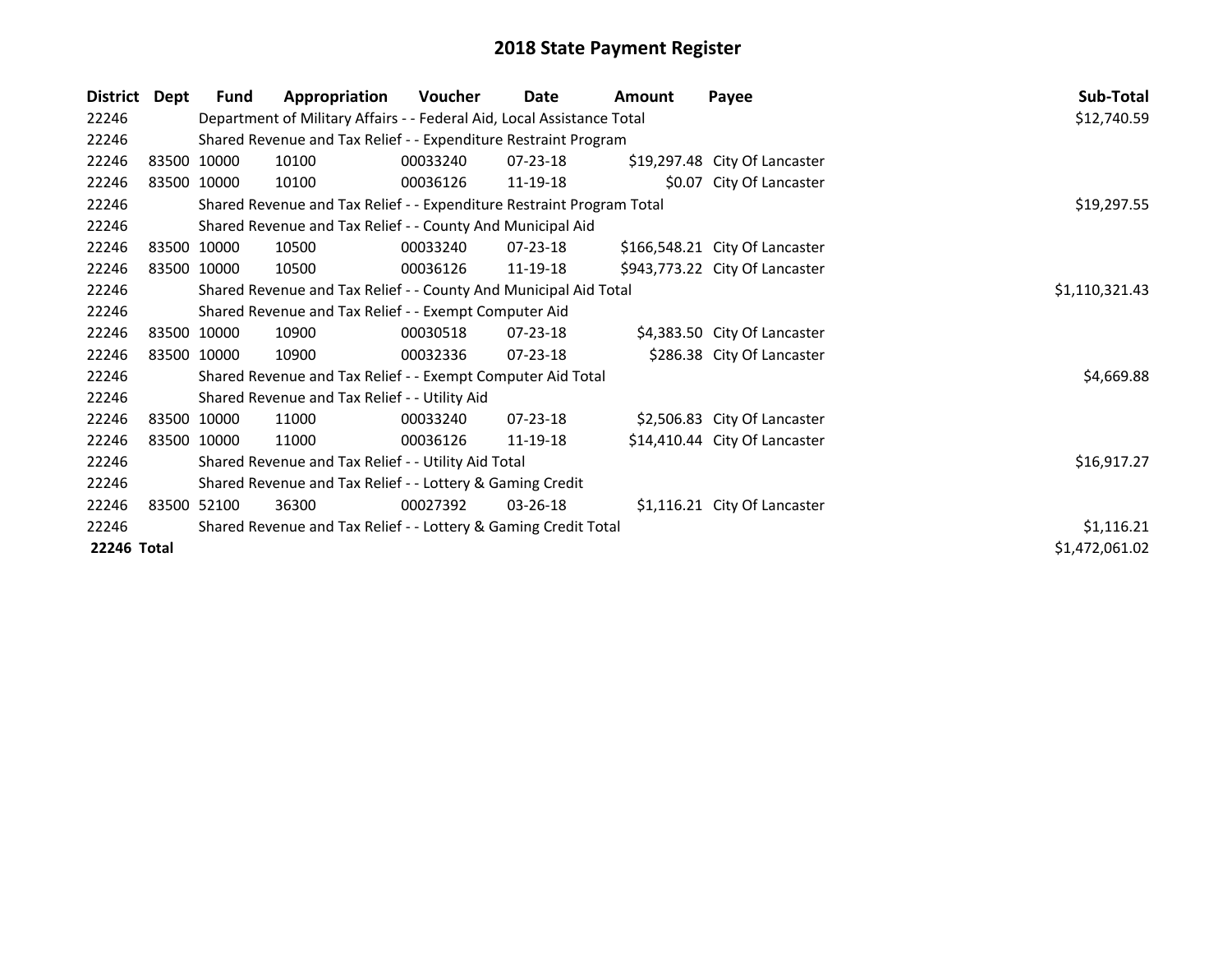# 2018 State Payment Register

| District | Dept | Fund | Appropriation | Voucher | Date | Amount | Payee | Sub-Total |
|---|---|---|---|---|---|---|---|---|
| 22246 | | Department of Military Affairs - - Federal Aid, Local Assistance Total | | | | | | $12,740.59 |
| 22246 | | Shared Revenue and Tax Relief - - Expenditure Restraint Program | | | | | | |
| 22246 | 83500 | 10000 | 10100 | 00033240 | 07-23-18 | $19,297.48 | City Of Lancaster | |
| 22246 | 83500 | 10000 | 10100 | 00036126 | 11-19-18 | $0.07 | City Of Lancaster | |
| 22246 | | Shared Revenue and Tax Relief - - Expenditure Restraint Program Total | | | | | | $19,297.55 |
| 22246 | | Shared Revenue and Tax Relief - - County And Municipal Aid | | | | | | |
| 22246 | 83500 | 10000 | 10500 | 00033240 | 07-23-18 | $166,548.21 | City Of Lancaster | |
| 22246 | 83500 | 10000 | 10500 | 00036126 | 11-19-18 | $943,773.22 | City Of Lancaster | |
| 22246 | | Shared Revenue and Tax Relief - - County And Municipal Aid Total | | | | | | $1,110,321.43 |
| 22246 | | Shared Revenue and Tax Relief - - Exempt Computer Aid | | | | | | |
| 22246 | 83500 | 10000 | 10900 | 00030518 | 07-23-18 | $4,383.50 | City Of Lancaster | |
| 22246 | 83500 | 10000 | 10900 | 00032336 | 07-23-18 | $286.38 | City Of Lancaster | |
| 22246 | | Shared Revenue and Tax Relief - - Exempt Computer Aid Total | | | | | | $4,669.88 |
| 22246 | | Shared Revenue and Tax Relief - - Utility Aid | | | | | | |
| 22246 | 83500 | 10000 | 11000 | 00033240 | 07-23-18 | $2,506.83 | City Of Lancaster | |
| 22246 | 83500 | 10000 | 11000 | 00036126 | 11-19-18 | $14,410.44 | City Of Lancaster | |
| 22246 | | Shared Revenue and Tax Relief - - Utility Aid Total | | | | | | $16,917.27 |
| 22246 | | Shared Revenue and Tax Relief - - Lottery & Gaming Credit | | | | | | |
| 22246 | 83500 | 52100 | 36300 | 00027392 | 03-26-18 | $1,116.21 | City Of Lancaster | |
| 22246 | | Shared Revenue and Tax Relief - - Lottery & Gaming Credit Total | | | | | | $1,116.21 |
| **22246 Total** | | | | | | | | $1,472,061.02 |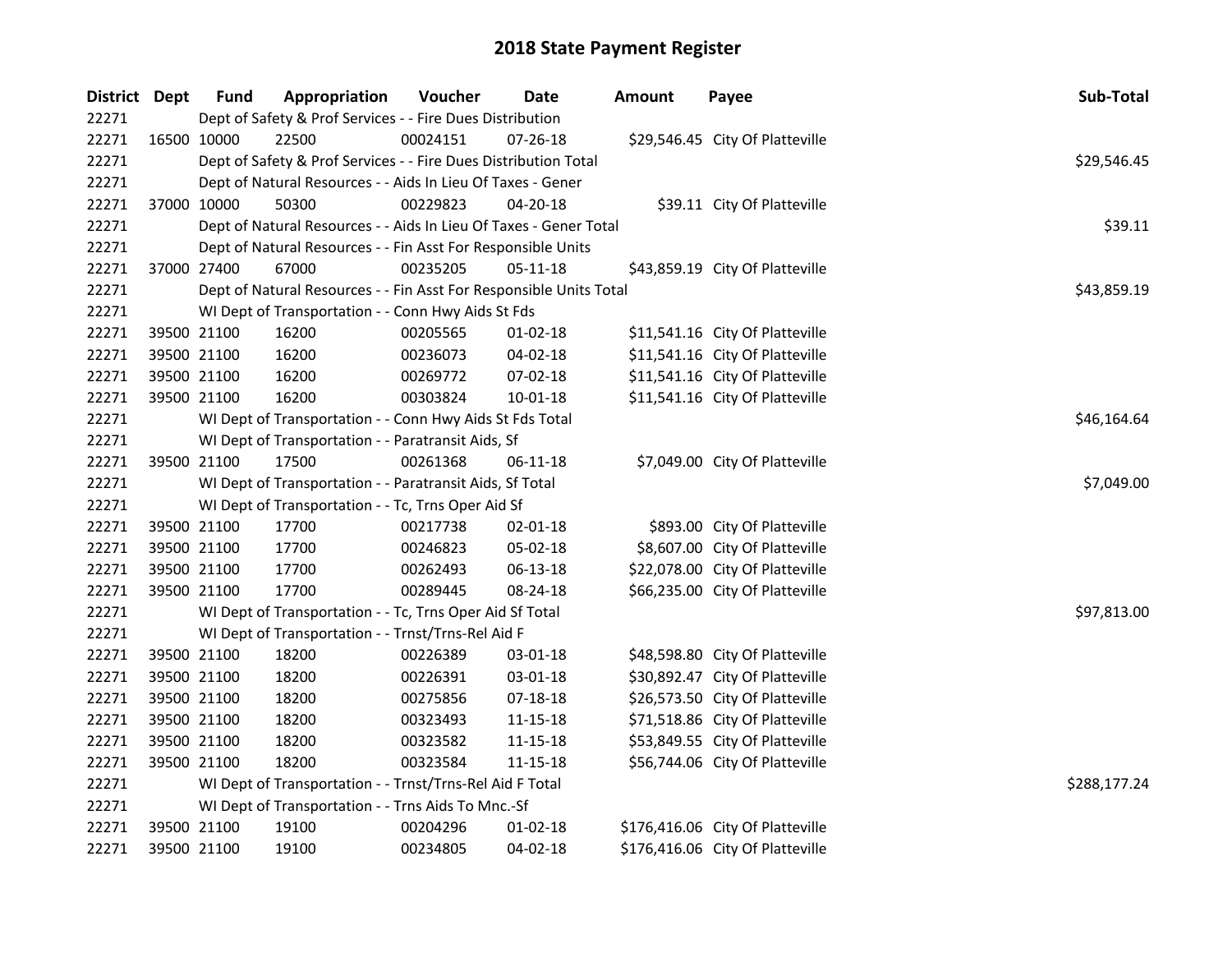# 2018 State Payment Register

| District | Dept | Fund | Appropriation | Voucher | Date | Amount | Payee | Sub-Total |
|---|---|---|---|---|---|---|---|---|
| 22271 | | Dept of Safety & Prof Services - - Fire Dues Distribution | | | | | | |
| 22271 | 16500 | 10000 | 22500 | 00024151 | 07-26-18 | $29,546.45 | City Of Platteville | |
| 22271 | | Dept of Safety & Prof Services - - Fire Dues Distribution Total | | | | | | $29,546.45 |
| 22271 | | Dept of Natural Resources - - Aids In Lieu Of Taxes - Gener | | | | | | |
| 22271 | 37000 | 10000 | 50300 | 00229823 | 04-20-18 | $39.11 | City Of Platteville | |
| 22271 | | Dept of Natural Resources - - Aids In Lieu Of Taxes - Gener Total | | | | | | $39.11 |
| 22271 | | Dept of Natural Resources - - Fin Asst For Responsible Units | | | | | | |
| 22271 | 37000 | 27400 | 67000 | 00235205 | 05-11-18 | $43,859.19 | City Of Platteville | |
| 22271 | | Dept of Natural Resources - - Fin Asst For Responsible Units Total | | | | | | $43,859.19 |
| 22271 | | WI Dept of Transportation - - Conn Hwy Aids St Fds | | | | | | |
| 22271 | 39500 | 21100 | 16200 | 00205565 | 01-02-18 | $11,541.16 | City Of Platteville | |
| 22271 | 39500 | 21100 | 16200 | 00236073 | 04-02-18 | $11,541.16 | City Of Platteville | |
| 22271 | 39500 | 21100 | 16200 | 00269772 | 07-02-18 | $11,541.16 | City Of Platteville | |
| 22271 | 39500 | 21100 | 16200 | 00303824 | 10-01-18 | $11,541.16 | City Of Platteville | |
| 22271 | | WI Dept of Transportation - - Conn Hwy Aids St Fds Total | | | | | | $46,164.64 |
| 22271 | | WI Dept of Transportation - - Paratransit Aids, Sf | | | | | | |
| 22271 | 39500 | 21100 | 17500 | 00261368 | 06-11-18 | $7,049.00 | City Of Platteville | |
| 22271 | | WI Dept of Transportation - - Paratransit Aids, Sf Total | | | | | | $7,049.00 |
| 22271 | | WI Dept of Transportation - - Tc, Trns Oper Aid Sf | | | | | | |
| 22271 | 39500 | 21100 | 17700 | 00217738 | 02-01-18 | $893.00 | City Of Platteville | |
| 22271 | 39500 | 21100 | 17700 | 00246823 | 05-02-18 | $8,607.00 | City Of Platteville | |
| 22271 | 39500 | 21100 | 17700 | 00262493 | 06-13-18 | $22,078.00 | City Of Platteville | |
| 22271 | 39500 | 21100 | 17700 | 00289445 | 08-24-18 | $66,235.00 | City Of Platteville | |
| 22271 | | WI Dept of Transportation - - Tc, Trns Oper Aid Sf Total | | | | | | $97,813.00 |
| 22271 | | WI Dept of Transportation - - Trnst/Trns-Rel Aid F | | | | | | |
| 22271 | 39500 | 21100 | 18200 | 00226389 | 03-01-18 | $48,598.80 | City Of Platteville | |
| 22271 | 39500 | 21100 | 18200 | 00226391 | 03-01-18 | $30,892.47 | City Of Platteville | |
| 22271 | 39500 | 21100 | 18200 | 00275856 | 07-18-18 | $26,573.50 | City Of Platteville | |
| 22271 | 39500 | 21100 | 18200 | 00323493 | 11-15-18 | $71,518.86 | City Of Platteville | |
| 22271 | 39500 | 21100 | 18200 | 00323582 | 11-15-18 | $53,849.55 | City Of Platteville | |
| 22271 | 39500 | 21100 | 18200 | 00323584 | 11-15-18 | $56,744.06 | City Of Platteville | |
| 22271 | | WI Dept of Transportation - - Trnst/Trns-Rel Aid F Total | | | | | | $288,177.24 |
| 22271 | | WI Dept of Transportation - - Trns Aids To Mnc.-Sf | | | | | | |
| 22271 | 39500 | 21100 | 19100 | 00204296 | 01-02-18 | $176,416.06 | City Of Platteville | |
| 22271 | 39500 | 21100 | 19100 | 00234805 | 04-02-18 | $176,416.06 | City Of Platteville | |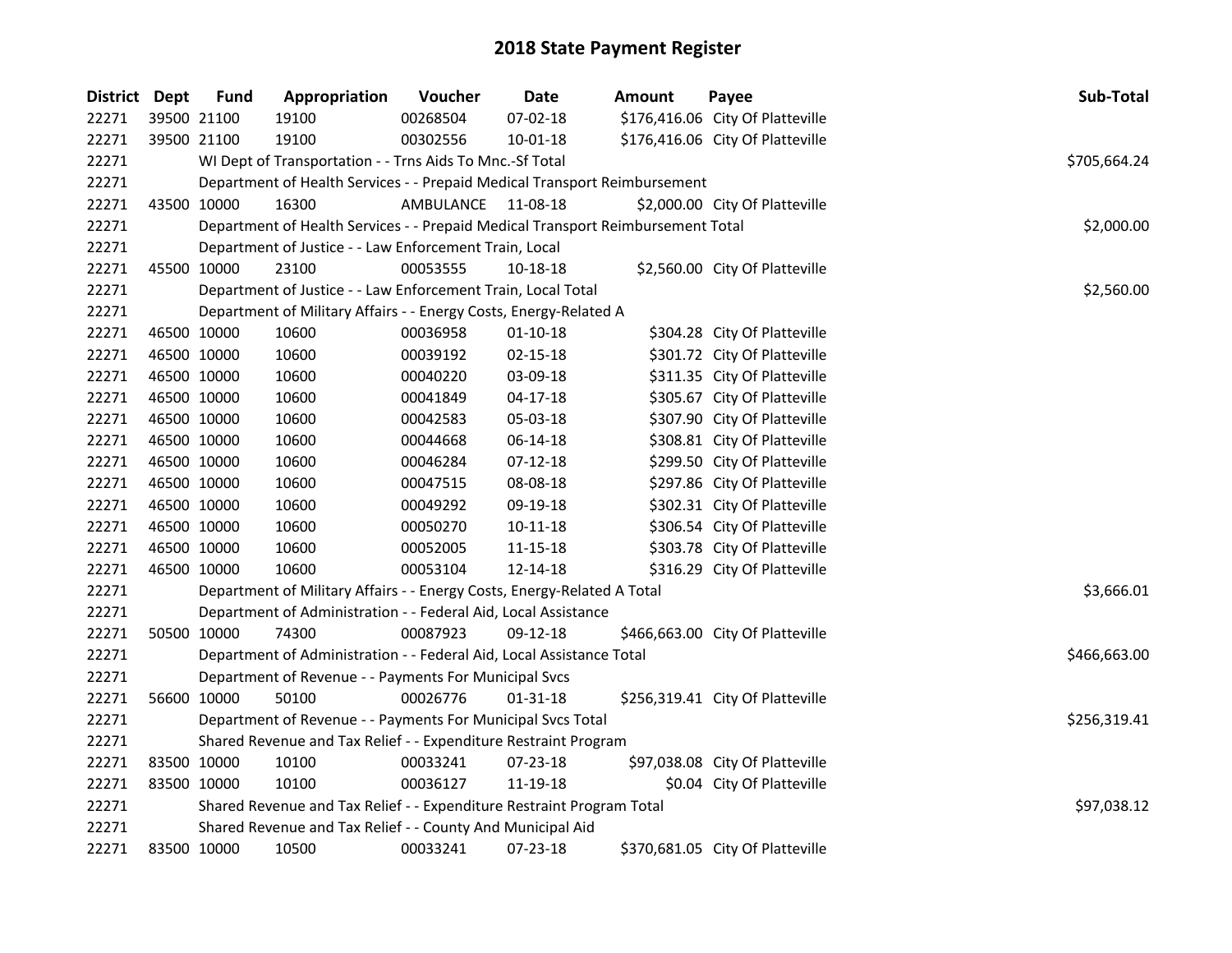# 2018 State Payment Register

| District | Dept | Fund | Appropriation | Voucher | Date | Amount | Payee | Sub-Total |
|---|---|---|---|---|---|---|---|---|
| 22271 | 39500 | 21100 | 19100 | 00268504 | 07-02-18 | $176,416.06 | City Of Platteville | |
| 22271 | 39500 | 21100 | 19100 | 00302556 | 10-01-18 | $176,416.06 | City Of Platteville | |
| 22271 | | | WI Dept of Transportation - - Trns Aids To Mnc.-Sf Total | | | | | $705,664.24 |
| 22271 | | | Department of Health Services - - Prepaid Medical Transport Reimbursement | | | | | |
| 22271 | 43500 | 10000 | 16300 | AMBULANCE | 11-08-18 | $2,000.00 | City Of Platteville | |
| 22271 | | | Department of Health Services - - Prepaid Medical Transport Reimbursement Total | | | | | $2,000.00 |
| 22271 | | | Department of Justice - - Law Enforcement Train, Local | | | | | |
| 22271 | 45500 | 10000 | 23100 | 00053555 | 10-18-18 | $2,560.00 | City Of Platteville | |
| 22271 | | | Department of Justice - - Law Enforcement Train, Local Total | | | | | $2,560.00 |
| 22271 | | | Department of Military Affairs - - Energy Costs, Energy-Related A | | | | | |
| 22271 | 46500 | 10000 | 10600 | 00036958 | 01-10-18 | $304.28 | City Of Platteville | |
| 22271 | 46500 | 10000 | 10600 | 00039192 | 02-15-18 | $301.72 | City Of Platteville | |
| 22271 | 46500 | 10000 | 10600 | 00040220 | 03-09-18 | $311.35 | City Of Platteville | |
| 22271 | 46500 | 10000 | 10600 | 00041849 | 04-17-18 | $305.67 | City Of Platteville | |
| 22271 | 46500 | 10000 | 10600 | 00042583 | 05-03-18 | $307.90 | City Of Platteville | |
| 22271 | 46500 | 10000 | 10600 | 00044668 | 06-14-18 | $308.81 | City Of Platteville | |
| 22271 | 46500 | 10000 | 10600 | 00046284 | 07-12-18 | $299.50 | City Of Platteville | |
| 22271 | 46500 | 10000 | 10600 | 00047515 | 08-08-18 | $297.86 | City Of Platteville | |
| 22271 | 46500 | 10000 | 10600 | 00049292 | 09-19-18 | $302.31 | City Of Platteville | |
| 22271 | 46500 | 10000 | 10600 | 00050270 | 10-11-18 | $306.54 | City Of Platteville | |
| 22271 | 46500 | 10000 | 10600 | 00052005 | 11-15-18 | $303.78 | City Of Platteville | |
| 22271 | 46500 | 10000 | 10600 | 00053104 | 12-14-18 | $316.29 | City Of Platteville | |
| 22271 | | | Department of Military Affairs - - Energy Costs, Energy-Related A Total | | | | | $3,666.01 |
| 22271 | | | Department of Administration - - Federal Aid, Local Assistance | | | | | |
| 22271 | 50500 | 10000 | 74300 | 00087923 | 09-12-18 | $466,663.00 | City Of Platteville | |
| 22271 | | | Department of Administration - - Federal Aid, Local Assistance Total | | | | | $466,663.00 |
| 22271 | | | Department of Revenue - - Payments For Municipal Svcs | | | | | |
| 22271 | 56600 | 10000 | 50100 | 00026776 | 01-31-18 | $256,319.41 | City Of Platteville | |
| 22271 | | | Department of Revenue - - Payments For Municipal Svcs Total | | | | | $256,319.41 |
| 22271 | | | Shared Revenue and Tax Relief - - Expenditure Restraint Program | | | | | |
| 22271 | 83500 | 10000 | 10100 | 00033241 | 07-23-18 | $97,038.08 | City Of Platteville | |
| 22271 | 83500 | 10000 | 10100 | 00036127 | 11-19-18 | $0.04 | City Of Platteville | |
| 22271 | | | Shared Revenue and Tax Relief - - Expenditure Restraint Program Total | | | | | $97,038.12 |
| 22271 | | | Shared Revenue and Tax Relief - - County And Municipal Aid | | | | | |
| 22271 | 83500 | 10000 | 10500 | 00033241 | 07-23-18 | $370,681.05 | City Of Platteville | |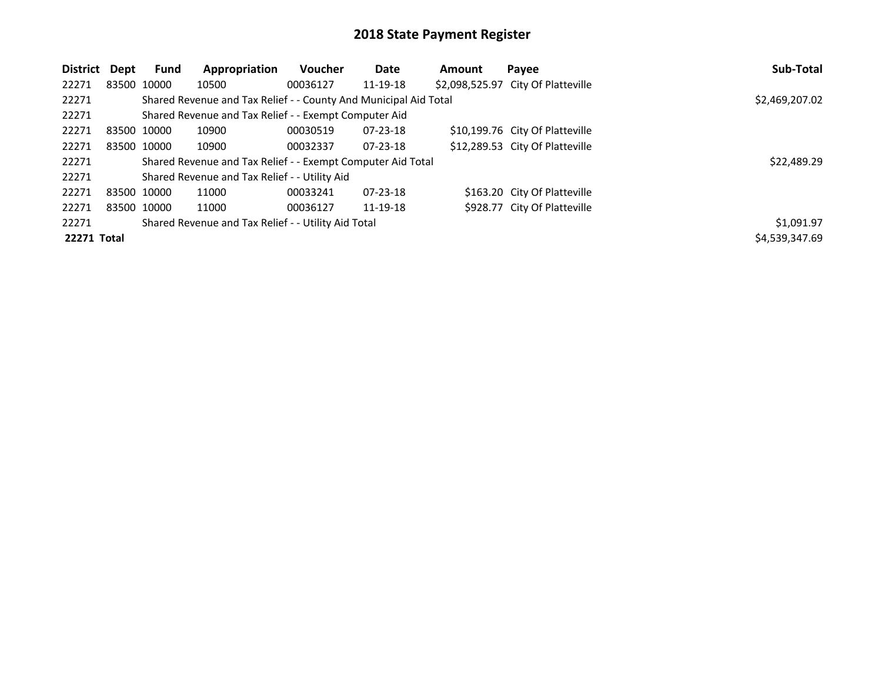# 2018 State Payment Register

| District | Dept | Fund | Appropriation | Voucher | Date | Amount | Payee | Sub-Total |
|---|---|---|---|---|---|---|---|---|
| 22271 | 83500 | 10000 | 10500 | 00036127 | 11-19-18 | $2,098,525.97 | City Of Platteville | |
| 22271 | | Shared Revenue and Tax Relief - - County And Municipal Aid Total | | | | | | $2,469,207.02 |
| 22271 | | Shared Revenue and Tax Relief - - Exempt Computer Aid | | | | | | |
| 22271 | 83500 | 10000 | 10900 | 00030519 | 07-23-18 | $10,199.76 | City Of Platteville | |
| 22271 | 83500 | 10000 | 10900 | 00032337 | 07-23-18 | $12,289.53 | City Of Platteville | |
| 22271 | | Shared Revenue and Tax Relief - - Exempt Computer Aid Total | | | | | | $22,489.29 |
| 22271 | | Shared Revenue and Tax Relief - - Utility Aid | | | | | | |
| 22271 | 83500 | 10000 | 11000 | 00033241 | 07-23-18 | $163.20 | City Of Platteville | |
| 22271 | 83500 | 10000 | 11000 | 00036127 | 11-19-18 | $928.77 | City Of Platteville | |
| 22271 | | Shared Revenue and Tax Relief - - Utility Aid Total | | | | | | $1,091.97 |
| **22271 Total** | | | | | | | | $4,539,347.69 |